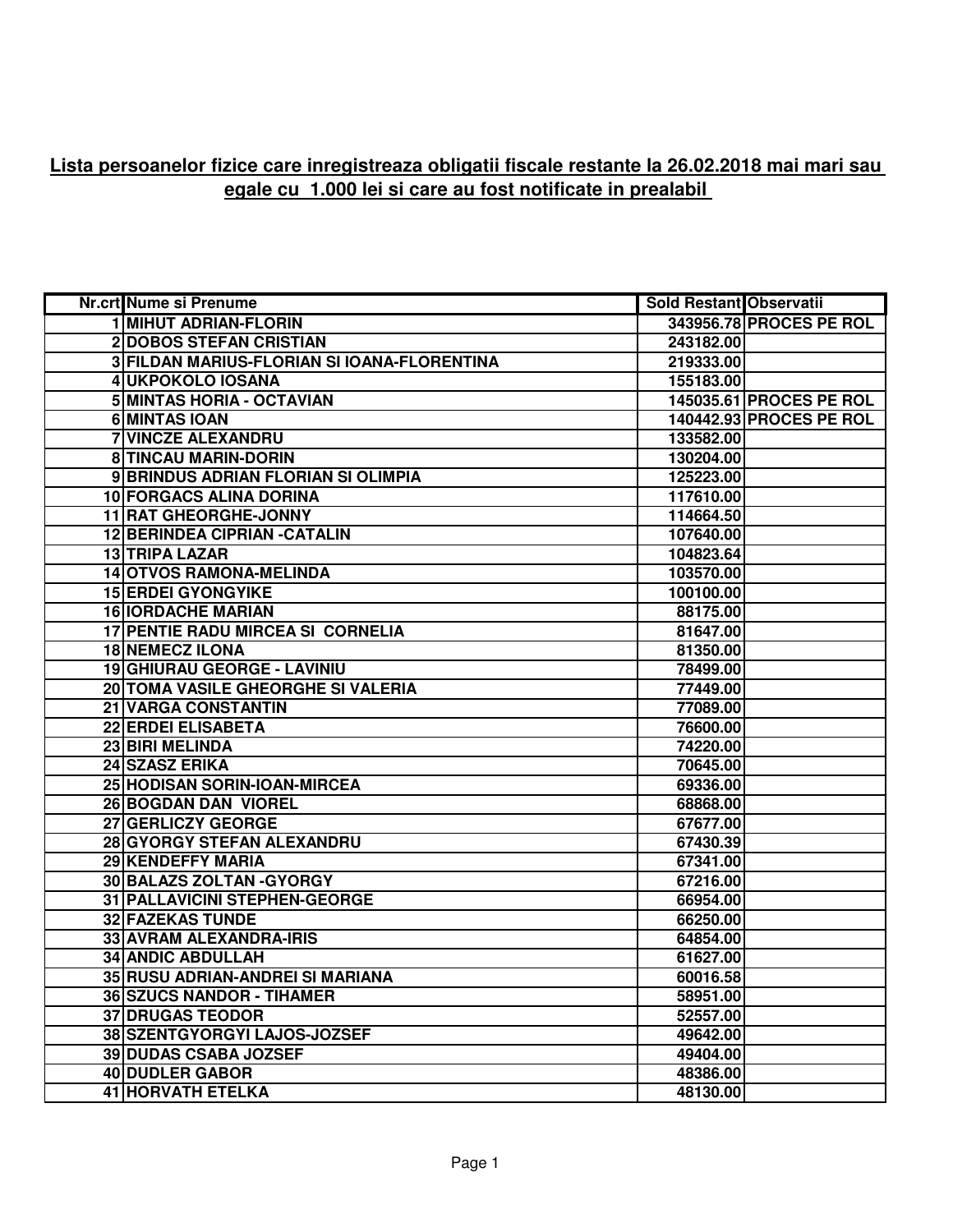## Lista persoanelor fizice care inregistreaza obligatii fiscale restante la 26.02.2018 mai mari sau egale cu 1.000 lei si care au fost notificate in prealabil

| Nr.crt | Nume si Prenume | Sold Restant | Observatii |
|---|---|---|---|
| 1 | MIHUT ADRIAN-FLORIN | 343956.78 | PROCES PE ROL |
| 2 | DOBOS STEFAN CRISTIAN | 243182.00 | |
| 3 | FILDAN MARIUS-FLORIAN SI IOANA-FLORENTINA | 219333.00 | |
| 4 | UKPOKOLO IOSANA | 155183.00 | |
| 5 | MINTAS HORIA - OCTAVIAN | 145035.61 | PROCES PE ROL |
| 6 | MINTAS IOAN | 140442.93 | PROCES PE ROL |
| 7 | VINCZE ALEXANDRU | 133582.00 | |
| 8 | TINCAU MARIN-DORIN | 130204.00 | |
| 9 | BRINDUS ADRIAN FLORIAN SI OLIMPIA | 125223.00 | |
| 10 | FORGACS ALINA DORINA | 117610.00 | |
| 11 | RAT GHEORGHE-JONNY | 114664.50 | |
| 12 | BERINDEA CIPRIAN -CATALIN | 107640.00 | |
| 13 | TRIPA LAZAR | 104823.64 | |
| 14 | OTVOS RAMONA-MELINDA | 103570.00 | |
| 15 | ERDEI GYONGYIKE | 100100.00 | |
| 16 | IORDACHE MARIAN | 88175.00 | |
| 17 | PENTIE RADU MIRCEA SI CORNELIA | 81647.00 | |
| 18 | NEMECZ ILONA | 81350.00 | |
| 19 | GHIURAU GEORGE - LAVINIU | 78499.00 | |
| 20 | TOMA VASILE GHEORGHE SI VALERIA | 77449.00 | |
| 21 | VARGA CONSTANTIN | 77089.00 | |
| 22 | ERDEI ELISABETA | 76600.00 | |
| 23 | BIRI MELINDA | 74220.00 | |
| 24 | SZASZ ERIKA | 70645.00 | |
| 25 | HODISAN SORIN-IOAN-MIRCEA | 69336.00 | |
| 26 | BOGDAN DAN VIOREL | 68868.00 | |
| 27 | GERLICZY GEORGE | 67677.00 | |
| 28 | GYORGY STEFAN ALEXANDRU | 67430.39 | |
| 29 | KENDEFFY MARIA | 67341.00 | |
| 30 | BALAZS ZOLTAN -GYORGY | 67216.00 | |
| 31 | PALLAVICINI STEPHEN-GEORGE | 66954.00 | |
| 32 | FAZEKAS TUNDE | 66250.00 | |
| 33 | AVRAM ALEXANDRA-IRIS | 64854.00 | |
| 34 | ANDIC ABDULLAH | 61627.00 | |
| 35 | RUSU ADRIAN-ANDREI SI MARIANA | 60016.58 | |
| 36 | SZUCS NANDOR - TIHAMER | 58951.00 | |
| 37 | DRUGAS TEODOR | 52557.00 | |
| 38 | SZENTGYORGYI LAJOS-JOZSEF | 49642.00 | |
| 39 | DUDAS CSABA JOZSEF | 49404.00 | |
| 40 | DUDLER GABOR | 48386.00 | |
| 41 | HORVATH ETELKA | 48130.00 | |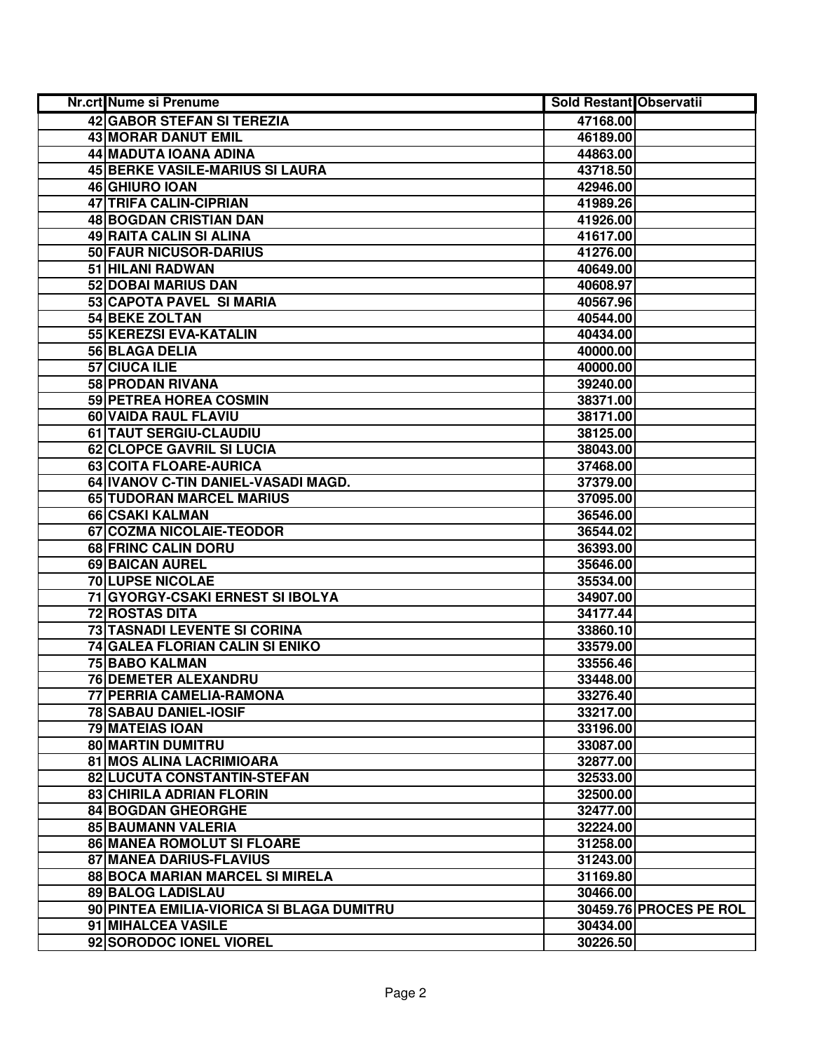| Nr.crt | Nume si Prenume | Sold Restant | Observatii |
|---|---|---|---|
| 42 | GABOR STEFAN SI TEREZIA | 47168.00 | |
| 43 | MORAR DANUT EMIL | 46189.00 | |
| 44 | MADUTA IOANA ADINA | 44863.00 | |
| 45 | BERKE VASILE-MARIUS SI LAURA | 43718.50 | |
| 46 | GHIURO IOAN | 42946.00 | |
| 47 | TRIFA CALIN-CIPRIAN | 41989.26 | |
| 48 | BOGDAN CRISTIAN DAN | 41926.00 | |
| 49 | RAITA CALIN SI ALINA | 41617.00 | |
| 50 | FAUR NICUSOR-DARIUS | 41276.00 | |
| 51 | HILANI RADWAN | 40649.00 | |
| 52 | DOBAI MARIUS DAN | 40608.97 | |
| 53 | CAPOTA PAVEL  SI MARIA | 40567.96 | |
| 54 | BEKE ZOLTAN | 40544.00 | |
| 55 | KEREZSI EVA-KATALIN | 40434.00 | |
| 56 | BLAGA DELIA | 40000.00 | |
| 57 | CIUCA ILIE | 40000.00 | |
| 58 | PRODAN RIVANA | 39240.00 | |
| 59 | PETREA HOREA COSMIN | 38371.00 | |
| 60 | VAIDA RAUL FLAVIU | 38171.00 | |
| 61 | TAUT SERGIU-CLAUDIU | 38125.00 | |
| 62 | CLOPCE GAVRIL SI LUCIA | 38043.00 | |
| 63 | COITA FLOARE-AURICA | 37468.00 | |
| 64 | IVANOV C-TIN DANIEL-VASADI MAGD. | 37379.00 | |
| 65 | TUDORAN MARCEL MARIUS | 37095.00 | |
| 66 | CSAKI KALMAN | 36546.00 | |
| 67 | COZMA NICOLAIE-TEODOR | 36544.02 | |
| 68 | FRINC CALIN DORU | 36393.00 | |
| 69 | BAICAN AUREL | 35646.00 | |
| 70 | LUPSE NICOLAE | 35534.00 | |
| 71 | GYORGY-CSAKI ERNEST SI IBOLYA | 34907.00 | |
| 72 | ROSTAS DITA | 34177.44 | |
| 73 | TASNADI LEVENTE SI CORINA | 33860.10 | |
| 74 | GALEA FLORIAN CALIN SI ENIKO | 33579.00 | |
| 75 | BABO KALMAN | 33556.46 | |
| 76 | DEMETER ALEXANDRU | 33448.00 | |
| 77 | PERRIA CAMELIA-RAMONA | 33276.40 | |
| 78 | SABAU DANIEL-IOSIF | 33217.00 | |
| 79 | MATEIAS IOAN | 33196.00 | |
| 80 | MARTIN DUMITRU | 33087.00 | |
| 81 | MOS ALINA LACRIMIOARA | 32877.00 | |
| 82 | LUCUTA CONSTANTIN-STEFAN | 32533.00 | |
| 83 | CHIRILA ADRIAN FLORIN | 32500.00 | |
| 84 | BOGDAN GHEORGHE | 32477.00 | |
| 85 | BAUMANN VALERIA | 32224.00 | |
| 86 | MANEA ROMOLUT SI FLOARE | 31258.00 | |
| 87 | MANEA DARIUS-FLAVIUS | 31243.00 | |
| 88 | BOCA MARIAN MARCEL SI MIRELA | 31169.80 | |
| 89 | BALOG LADISLAU | 30466.00 | |
| 90 | PINTEA EMILIA-VIORICA SI BLAGA DUMITRU | 30459.76 | PROCES PE ROL |
| 91 | MIHALCEA VASILE | 30434.00 | |
| 92 | SORODOC IONEL VIOREL | 30226.50 | |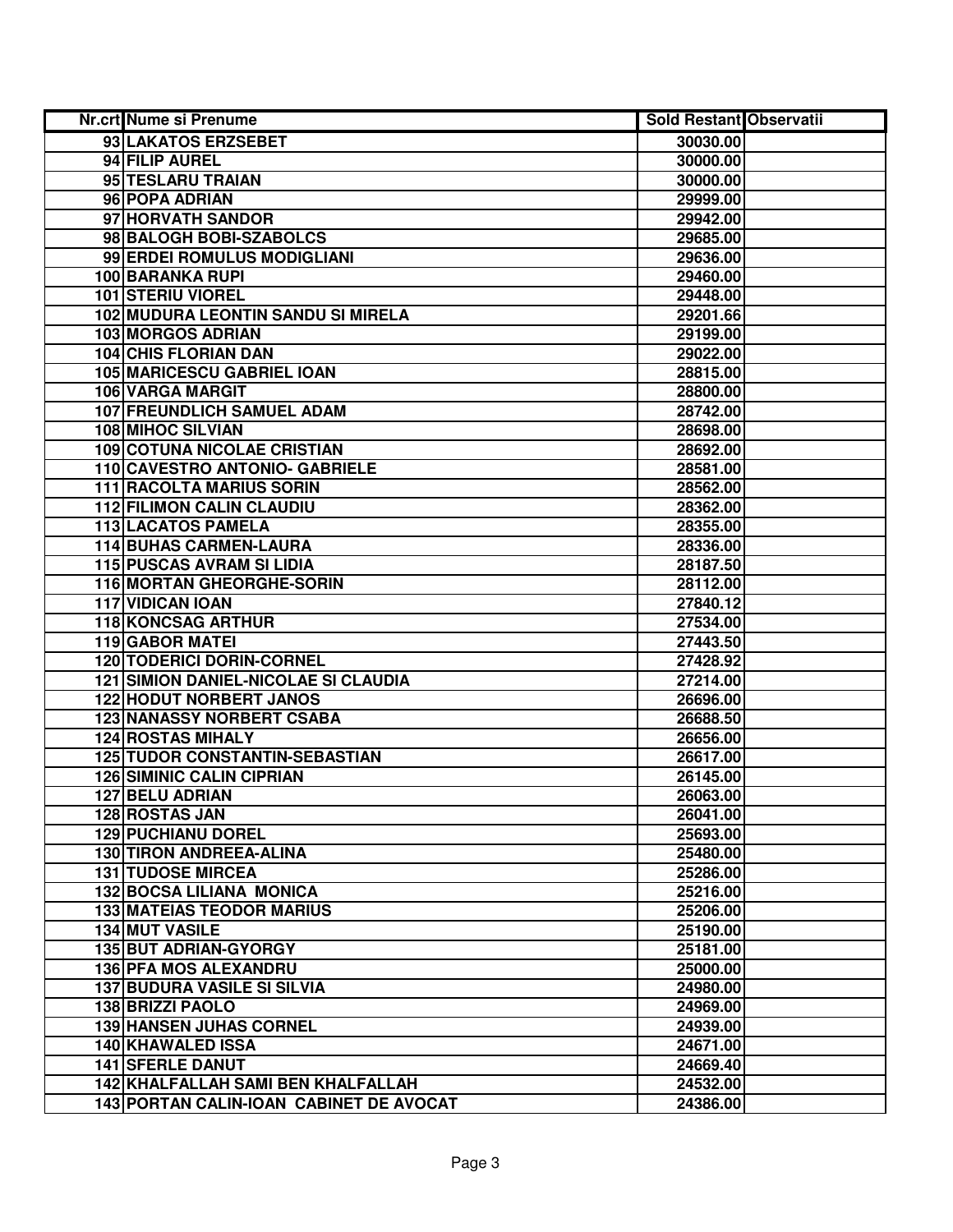| Nr.crt | Nume si Prenume | Sold Restant | Observatii |
|---|---|---|---|
| 93 | LAKATOS ERZSEBET | 30030.00 | |
| 94 | FILIP AUREL | 30000.00 | |
| 95 | TESLARU TRAIAN | 30000.00 | |
| 96 | POPA ADRIAN | 29999.00 | |
| 97 | HORVATH SANDOR | 29942.00 | |
| 98 | BALOGH BOBI-SZABOLCS | 29685.00 | |
| 99 | ERDEI ROMULUS MODIGLIANI | 29636.00 | |
| 100 | BARANKA RUPI | 29460.00 | |
| 101 | STERIU VIOREL | 29448.00 | |
| 102 | MUDURA LEONTIN SANDU SI MIRELA | 29201.66 | |
| 103 | MORGOS ADRIAN | 29199.00 | |
| 104 | CHIS FLORIAN DAN | 29022.00 | |
| 105 | MARICESCU GABRIEL IOAN | 28815.00 | |
| 106 | VARGA MARGIT | 28800.00 | |
| 107 | FREUNDLICH SAMUEL ADAM | 28742.00 | |
| 108 | MIHOC SILVIAN | 28698.00 | |
| 109 | COTUNA NICOLAE CRISTIAN | 28692.00 | |
| 110 | CAVESTRO ANTONIO- GABRIELE | 28581.00 | |
| 111 | RACOLTA MARIUS SORIN | 28562.00 | |
| 112 | FILIMON CALIN CLAUDIU | 28362.00 | |
| 113 | LACATOS PAMELA | 28355.00 | |
| 114 | BUHAS CARMEN-LAURA | 28336.00 | |
| 115 | PUSCAS AVRAM SI LIDIA | 28187.50 | |
| 116 | MORTAN GHEORGHE-SORIN | 28112.00 | |
| 117 | VIDICAN IOAN | 27840.12 | |
| 118 | KONCSAG ARTHUR | 27534.00 | |
| 119 | GABOR MATEI | 27443.50 | |
| 120 | TODERICI DORIN-CORNEL | 27428.92 | |
| 121 | SIMION DANIEL-NICOLAE SI CLAUDIA | 27214.00 | |
| 122 | HODUT NORBERT JANOS | 26696.00 | |
| 123 | NANASSY NORBERT CSABA | 26688.50 | |
| 124 | ROSTAS MIHALY | 26656.00 | |
| 125 | TUDOR CONSTANTIN-SEBASTIAN | 26617.00 | |
| 126 | SIMINIC CALIN CIPRIAN | 26145.00 | |
| 127 | BELU ADRIAN | 26063.00 | |
| 128 | ROSTAS JAN | 26041.00 | |
| 129 | PUCHIANU DOREL | 25693.00 | |
| 130 | TIRON ANDREEA-ALINA | 25480.00 | |
| 131 | TUDOSE MIRCEA | 25286.00 | |
| 132 | BOCSA LILIANA MONICA | 25216.00 | |
| 133 | MATEIAS TEODOR MARIUS | 25206.00 | |
| 134 | MUT VASILE | 25190.00 | |
| 135 | BUT ADRIAN-GYORGY | 25181.00 | |
| 136 | PFA MOS ALEXANDRU | 25000.00 | |
| 137 | BUDURA VASILE SI SILVIA | 24980.00 | |
| 138 | BRIZZI PAOLO | 24969.00 | |
| 139 | HANSEN JUHAS CORNEL | 24939.00 | |
| 140 | KHAWALED ISSA | 24671.00 | |
| 141 | SFERLE DANUT | 24669.40 | |
| 142 | KHALFALLAH SAMI BEN KHALFALLAH | 24532.00 | |
| 143 | PORTAN CALIN-IOAN CABINET DE AVOCAT | 24386.00 | |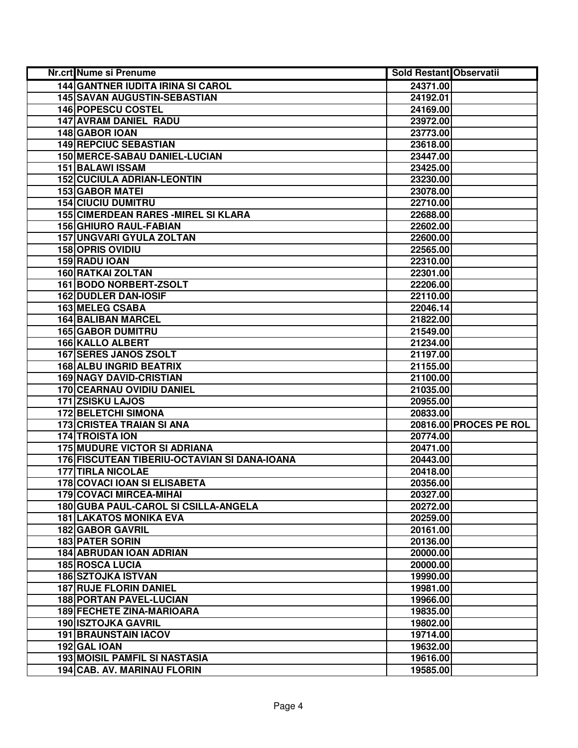| Nr.crt | Nume si Prenume | Sold Restant | Observatii |
|---|---|---|---|
| 144 | GANTNER IUDITA IRINA SI CAROL | 24371.00 | |
| 145 | SAVAN AUGUSTIN-SEBASTIAN | 24192.01 | |
| 146 | POPESCU COSTEL | 24169.00 | |
| 147 | AVRAM DANIEL RADU | 23972.00 | |
| 148 | GABOR IOAN | 23773.00 | |
| 149 | REPCIUC SEBASTIAN | 23618.00 | |
| 150 | MERCE-SABAU DANIEL-LUCIAN | 23447.00 | |
| 151 | BALAWI ISSAM | 23425.00 | |
| 152 | CUCIULA ADRIAN-LEONTIN | 23230.00 | |
| 153 | GABOR MATEI | 23078.00 | |
| 154 | CIUCIU DUMITRU | 22710.00 | |
| 155 | CIMERDEAN RARES -MIREL SI KLARA | 22688.00 | |
| 156 | GHIURO RAUL-FABIAN | 22602.00 | |
| 157 | UNGVARI GYULA ZOLTAN | 22600.00 | |
| 158 | OPRIS OVIDIU | 22565.00 | |
| 159 | RADU IOAN | 22310.00 | |
| 160 | RATKAI ZOLTAN | 22301.00 | |
| 161 | BODO NORBERT-ZSOLT | 22206.00 | |
| 162 | DUDLER DAN-IOSIF | 22110.00 | |
| 163 | MELEG CSABA | 22046.14 | |
| 164 | BALIBAN MARCEL | 21822.00 | |
| 165 | GABOR DUMITRU | 21549.00 | |
| 166 | KALLO ALBERT | 21234.00 | |
| 167 | SERES JANOS ZSOLT | 21197.00 | |
| 168 | ALBU INGRID BEATRIX | 21155.00 | |
| 169 | NAGY DAVID-CRISTIAN | 21100.00 | |
| 170 | CEARNAU OVIDIU DANIEL | 21035.00 | |
| 171 | ZSISKU LAJOS | 20955.00 | |
| 172 | BELETCHI SIMONA | 20833.00 | |
| 173 | CRISTEA TRAIAN SI ANA | 20816.00 | PROCES PE ROL |
| 174 | TROISTA ION | 20774.00 | |
| 175 | MUDURE VICTOR SI ADRIANA | 20471.00 | |
| 176 | FISCUTEAN TIBERIU-OCTAVIAN SI DANA-IOANA | 20443.00 | |
| 177 | TIRLA NICOLAE | 20418.00 | |
| 178 | COVACI IOAN SI ELISABETA | 20356.00 | |
| 179 | COVACI MIRCEA-MIHAI | 20327.00 | |
| 180 | GUBA PAUL-CAROL SI CSILLA-ANGELA | 20272.00 | |
| 181 | LAKATOS MONIKA EVA | 20259.00 | |
| 182 | GABOR GAVRIL | 20161.00 | |
| 183 | PATER SORIN | 20136.00 | |
| 184 | ABRUDAN IOAN ADRIAN | 20000.00 | |
| 185 | ROSCA LUCIA | 20000.00 | |
| 186 | SZTOJKA ISTVAN | 19990.00 | |
| 187 | RUJE FLORIN DANIEL | 19981.00 | |
| 188 | PORTAN PAVEL-LUCIAN | 19966.00 | |
| 189 | FECHETE ZINA-MARIOARA | 19835.00 | |
| 190 | ISZTOJKA GAVRIL | 19802.00 | |
| 191 | BRAUNSTAIN IACOV | 19714.00 | |
| 192 | GAL IOAN | 19632.00 | |
| 193 | MOISIL PAMFIL SI NASTASIA | 19616.00 | |
| 194 | CAB. AV. MARINAU FLORIN | 19585.00 | |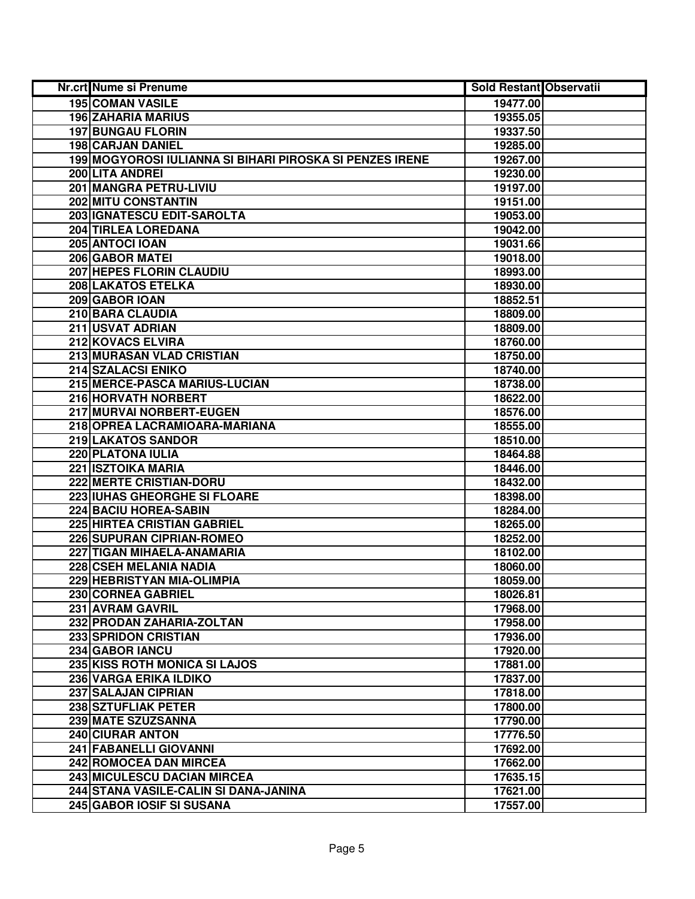| Nr.crt | Nume si Prenume | Sold Restant | Observatii |
|---|---|---|---|
| 195 | COMAN VASILE | 19477.00 | |
| 196 | ZAHARIA MARIUS | 19355.05 | |
| 197 | BUNGAU FLORIN | 19337.50 | |
| 198 | CARJAN DANIEL | 19285.00 | |
| 199 | MOGYOROSI IULIANNA SI BIHARI PIROSKA SI PENZES IRENE | 19267.00 | |
| 200 | LITA ANDREI | 19230.00 | |
| 201 | MANGRA PETRU-LIVIU | 19197.00 | |
| 202 | MITU CONSTANTIN | 19151.00 | |
| 203 | IGNATESCU EDIT-SAROLTA | 19053.00 | |
| 204 | TIRLEA LOREDANA | 19042.00 | |
| 205 | ANTOCI IOAN | 19031.66 | |
| 206 | GABOR MATEI | 19018.00 | |
| 207 | HEPES FLORIN CLAUDIU | 18993.00 | |
| 208 | LAKATOS ETELKA | 18930.00 | |
| 209 | GABOR IOAN | 18852.51 | |
| 210 | BARA CLAUDIA | 18809.00 | |
| 211 | USVAT ADRIAN | 18809.00 | |
| 212 | KOVACS ELVIRA | 18760.00 | |
| 213 | MURASAN VLAD CRISTIAN | 18750.00 | |
| 214 | SZALACSI ENIKO | 18740.00 | |
| 215 | MERCE-PASCA MARIUS-LUCIAN | 18738.00 | |
| 216 | HORVATH NORBERT | 18622.00 | |
| 217 | MURVAI NORBERT-EUGEN | 18576.00 | |
| 218 | OPREA LACRAMIOARA-MARIANA | 18555.00 | |
| 219 | LAKATOS SANDOR | 18510.00 | |
| 220 | PLATONA IULIA | 18464.88 | |
| 221 | ISZTOIKA MARIA | 18446.00 | |
| 222 | MERTE CRISTIAN-DORU | 18432.00 | |
| 223 | IUHAS GHEORGHE SI FLOARE | 18398.00 | |
| 224 | BACIU HOREA-SABIN | 18284.00 | |
| 225 | HIRTEA CRISTIAN GABRIEL | 18265.00 | |
| 226 | SUPURAN CIPRIAN-ROMEO | 18252.00 | |
| 227 | TIGAN MIHAELA-ANAMARIA | 18102.00 | |
| 228 | CSEH MELANIA NADIA | 18060.00 | |
| 229 | HEBRISTYAN MIA-OLIMPIA | 18059.00 | |
| 230 | CORNEA GABRIEL | 18026.81 | |
| 231 | AVRAM GAVRIL | 17968.00 | |
| 232 | PRODAN ZAHARIA-ZOLTAN | 17958.00 | |
| 233 | SPRIDON CRISTIAN | 17936.00 | |
| 234 | GABOR IANCU | 17920.00 | |
| 235 | KISS ROTH MONICA SI LAJOS | 17881.00 | |
| 236 | VARGA ERIKA ILDIKO | 17837.00 | |
| 237 | SALAJAN CIPRIAN | 17818.00 | |
| 238 | SZTUFLIAK PETER | 17800.00 | |
| 239 | MATE SZUZSANNA | 17790.00 | |
| 240 | CIURAR ANTON | 17776.50 | |
| 241 | FABANELLI GIOVANNI | 17692.00 | |
| 242 | ROMOCEA DAN MIRCEA | 17662.00 | |
| 243 | MICULESCU DACIAN MIRCEA | 17635.15 | |
| 244 | STANA VASILE-CALIN SI DANA-JANINA | 17621.00 | |
| 245 | GABOR IOSIF SI SUSANA | 17557.00 | |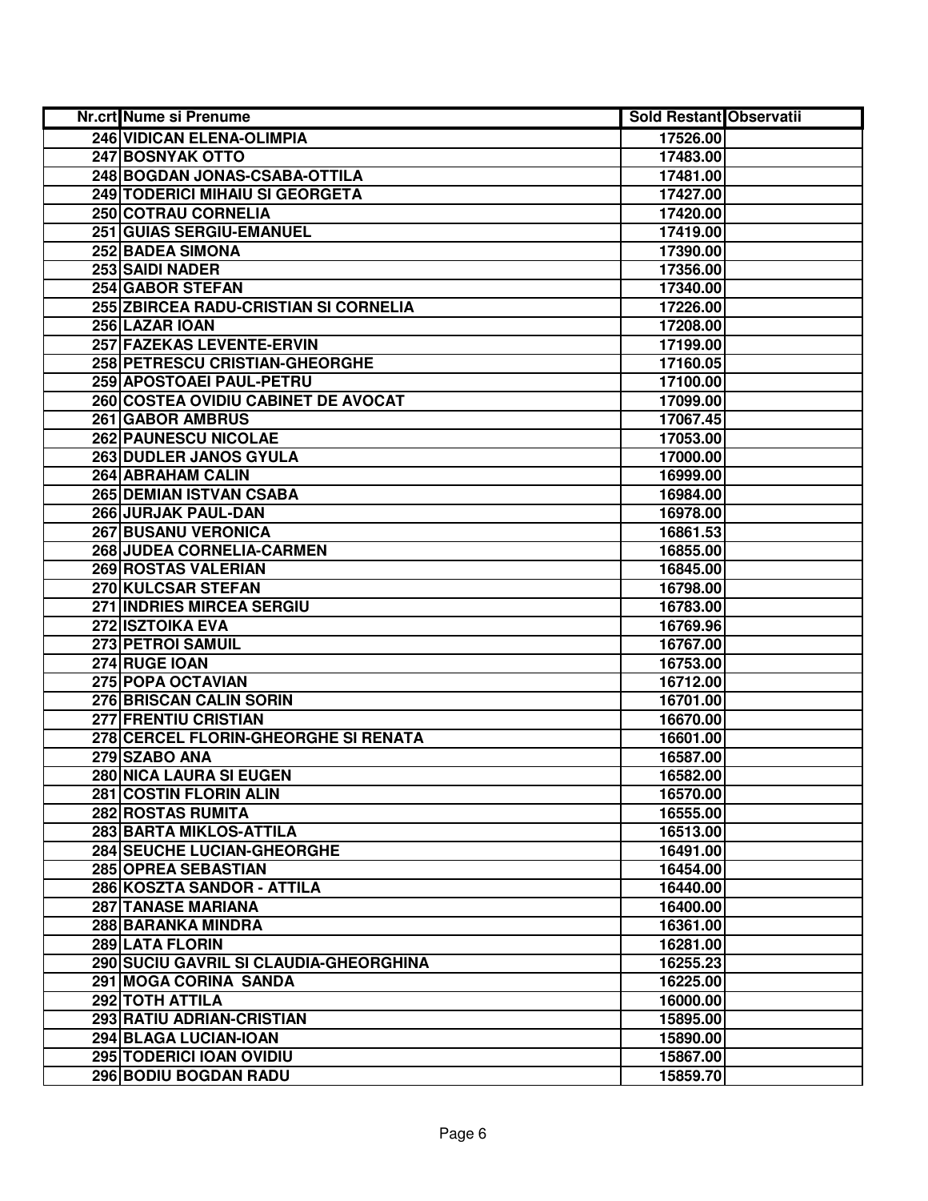| Nr.crt | Nume si Prenume | Sold Restant | Observatii |
|---|---|---|---|
| 246 | VIDICAN ELENA-OLIMPIA | 17526.00 | |
| 247 | BOSNYAK OTTO | 17483.00 | |
| 248 | BOGDAN JONAS-CSABA-OTTILA | 17481.00 | |
| 249 | TODERICI MIHAIU SI GEORGETA | 17427.00 | |
| 250 | COTRAU CORNELIA | 17420.00 | |
| 251 | GUIAS SERGIU-EMANUEL | 17419.00 | |
| 252 | BADEA SIMONA | 17390.00 | |
| 253 | SAIDI NADER | 17356.00 | |
| 254 | GABOR STEFAN | 17340.00 | |
| 255 | ZBIRCEA RADU-CRISTIAN SI CORNELIA | 17226.00 | |
| 256 | LAZAR IOAN | 17208.00 | |
| 257 | FAZEKAS LEVENTE-ERVIN | 17199.00 | |
| 258 | PETRESCU CRISTIAN-GHEORGHE | 17160.05 | |
| 259 | APOSTOAEI PAUL-PETRU | 17100.00 | |
| 260 | COSTEA OVIDIU CABINET DE AVOCAT | 17099.00 | |
| 261 | GABOR AMBRUS | 17067.45 | |
| 262 | PAUNESCU NICOLAE | 17053.00 | |
| 263 | DUDLER JANOS GYULA | 17000.00 | |
| 264 | ABRAHAM CALIN | 16999.00 | |
| 265 | DEMIAN ISTVAN CSABA | 16984.00 | |
| 266 | JURJAK PAUL-DAN | 16978.00 | |
| 267 | BUSANU VERONICA | 16861.53 | |
| 268 | JUDEA CORNELIA-CARMEN | 16855.00 | |
| 269 | ROSTAS VALERIAN | 16845.00 | |
| 270 | KULCSAR STEFAN | 16798.00 | |
| 271 | INDRIES MIRCEA SERGIU | 16783.00 | |
| 272 | ISZTOIKA EVA | 16769.96 | |
| 273 | PETROI SAMUIL | 16767.00 | |
| 274 | RUGE IOAN | 16753.00 | |
| 275 | POPA OCTAVIAN | 16712.00 | |
| 276 | BRISCAN CALIN SORIN | 16701.00 | |
| 277 | FRENTIU CRISTIAN | 16670.00 | |
| 278 | CERCEL FLORIN-GHEORGHE SI RENATA | 16601.00 | |
| 279 | SZABO ANA | 16587.00 | |
| 280 | NICA LAURA SI EUGEN | 16582.00 | |
| 281 | COSTIN FLORIN ALIN | 16570.00 | |
| 282 | ROSTAS RUMITA | 16555.00 | |
| 283 | BARTA MIKLOS-ATTILA | 16513.00 | |
| 284 | SEUCHE LUCIAN-GHEORGHE | 16491.00 | |
| 285 | OPREA SEBASTIAN | 16454.00 | |
| 286 | KOSZTA SANDOR - ATTILA | 16440.00 | |
| 287 | TANASE MARIANA | 16400.00 | |
| 288 | BARANKA MINDRA | 16361.00 | |
| 289 | LATA FLORIN | 16281.00 | |
| 290 | SUCIU GAVRIL SI CLAUDIA-GHEORGHINA | 16255.23 | |
| 291 | MOGA CORINA SANDA | 16225.00 | |
| 292 | TOTH ATTILA | 16000.00 | |
| 293 | RATIU ADRIAN-CRISTIAN | 15895.00 | |
| 294 | BLAGA LUCIAN-IOAN | 15890.00 | |
| 295 | TODERICI IOAN OVIDIU | 15867.00 | |
| 296 | BODIU BOGDAN RADU | 15859.70 | |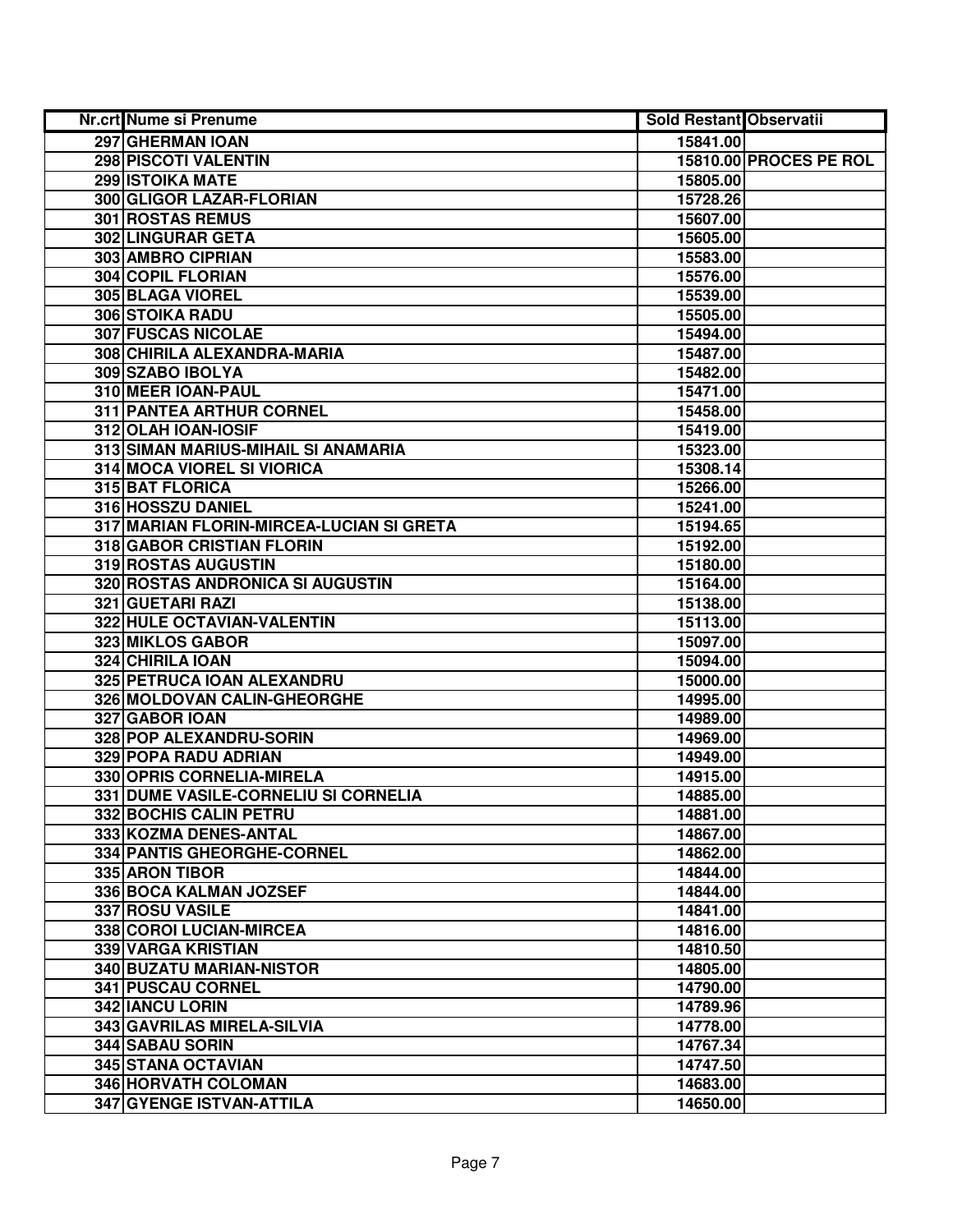| Nr.crt | Nume si Prenume | Sold Restant | Observatii |
|---|---|---|---|
| 297 | GHERMAN IOAN | 15841.00 | |
| 298 | PISCOTI VALENTIN | 15810.00 | PROCES PE ROL |
| 299 | ISTOIKA MATE | 15805.00 | |
| 300 | GLIGOR LAZAR-FLORIAN | 15728.26 | |
| 301 | ROSTAS REMUS | 15607.00 | |
| 302 | LINGURAR GETA | 15605.00 | |
| 303 | AMBRO CIPRIAN | 15583.00 | |
| 304 | COPIL FLORIAN | 15576.00 | |
| 305 | BLAGA VIOREL | 15539.00 | |
| 306 | STOIKA RADU | 15505.00 | |
| 307 | FUSCAS NICOLAE | 15494.00 | |
| 308 | CHIRILA ALEXANDRA-MARIA | 15487.00 | |
| 309 | SZABO IBOLYA | 15482.00 | |
| 310 | MEER IOAN-PAUL | 15471.00 | |
| 311 | PANTEA ARTHUR CORNEL | 15458.00 | |
| 312 | OLAH IOAN-IOSIF | 15419.00 | |
| 313 | SIMAN MARIUS-MIHAIL SI ANAMARIA | 15323.00 | |
| 314 | MOCA VIOREL SI VIORICA | 15308.14 | |
| 315 | BAT FLORICA | 15266.00 | |
| 316 | HOSSZU DANIEL | 15241.00 | |
| 317 | MARIAN FLORIN-MIRCEA-LUCIAN SI GRETA | 15194.65 | |
| 318 | GABOR CRISTIAN FLORIN | 15192.00 | |
| 319 | ROSTAS AUGUSTIN | 15180.00 | |
| 320 | ROSTAS ANDRONICA SI AUGUSTIN | 15164.00 | |
| 321 | GUETARI RAZI | 15138.00 | |
| 322 | HULE OCTAVIAN-VALENTIN | 15113.00 | |
| 323 | MIKLOS GABOR | 15097.00 | |
| 324 | CHIRILA IOAN | 15094.00 | |
| 325 | PETRUCA IOAN ALEXANDRU | 15000.00 | |
| 326 | MOLDOVAN CALIN-GHEORGHE | 14995.00 | |
| 327 | GABOR IOAN | 14989.00 | |
| 328 | POP ALEXANDRU-SORIN | 14969.00 | |
| 329 | POPA RADU ADRIAN | 14949.00 | |
| 330 | OPRIS CORNELIA-MIRELA | 14915.00 | |
| 331 | DUME VASILE-CORNELIU SI CORNELIA | 14885.00 | |
| 332 | BOCHIS CALIN PETRU | 14881.00 | |
| 333 | KOZMA DENES-ANTAL | 14867.00 | |
| 334 | PANTIS GHEORGHE-CORNEL | 14862.00 | |
| 335 | ARON TIBOR | 14844.00 | |
| 336 | BOCA KALMAN JOZSEF | 14844.00 | |
| 337 | ROSU VASILE | 14841.00 | |
| 338 | COROI LUCIAN-MIRCEA | 14816.00 | |
| 339 | VARGA KRISTIAN | 14810.50 | |
| 340 | BUZATU MARIAN-NISTOR | 14805.00 | |
| 341 | PUSCAU CORNEL | 14790.00 | |
| 342 | IANCU LORIN | 14789.96 | |
| 343 | GAVRILAS MIRELA-SILVIA | 14778.00 | |
| 344 | SABAU SORIN | 14767.34 | |
| 345 | STANA OCTAVIAN | 14747.50 | |
| 346 | HORVATH COLOMAN | 14683.00 | |
| 347 | GYENGE ISTVAN-ATTILA | 14650.00 | |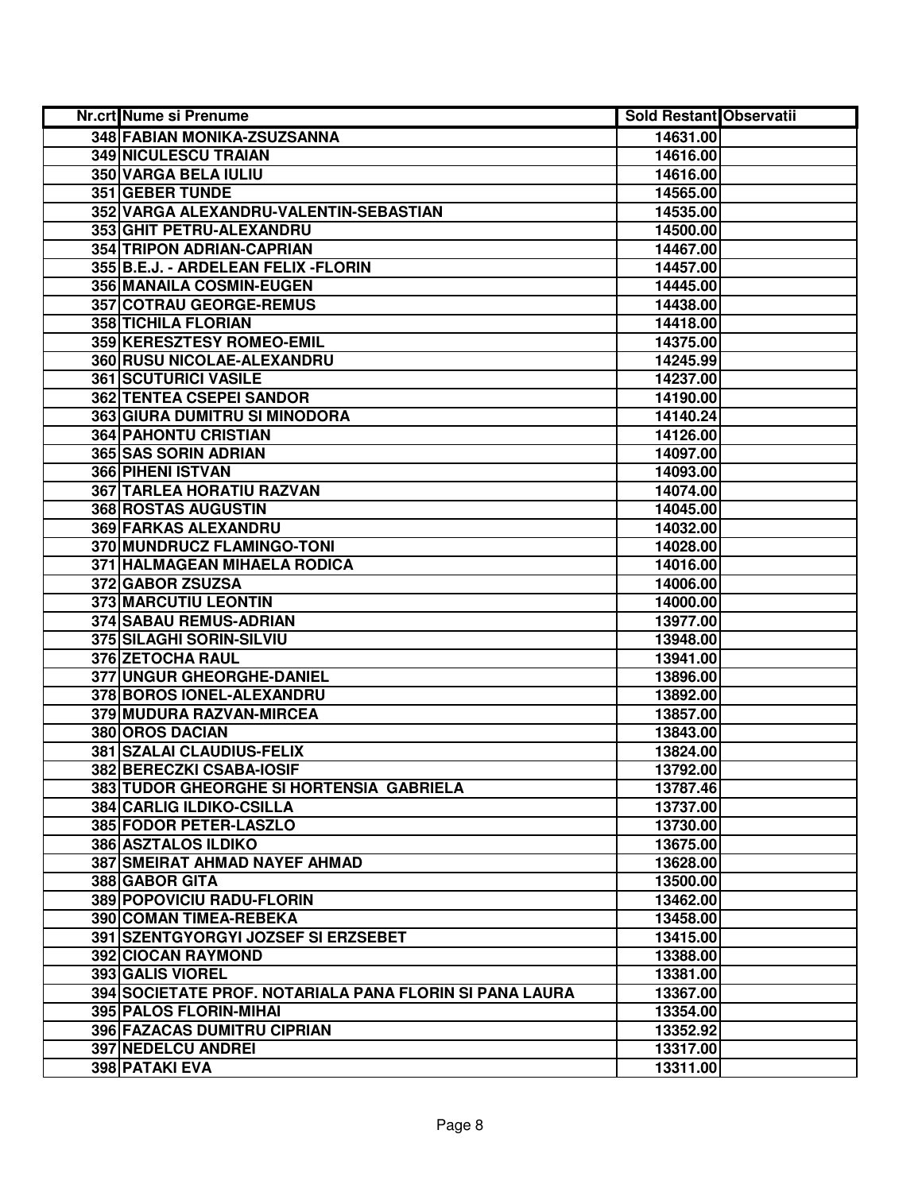| Nr.crt | Nume si Prenume | Sold Restant | Observatii |
| --- | --- | --- | --- |
| 348 | FABIAN MONIKA-ZSUZSANNA | 14631.00 | |
| 349 | NICULESCU TRAIAN | 14616.00 | |
| 350 | VARGA BELA IULIU | 14616.00 | |
| 351 | GEBER TUNDE | 14565.00 | |
| 352 | VARGA ALEXANDRU-VALENTIN-SEBASTIAN | 14535.00 | |
| 353 | GHIT PETRU-ALEXANDRU | 14500.00 | |
| 354 | TRIPON ADRIAN-CAPRIAN | 14467.00 | |
| 355 | B.E.J. - ARDELEAN FELIX -FLORIN | 14457.00 | |
| 356 | MANAILA COSMIN-EUGEN | 14445.00 | |
| 357 | COTRAU GEORGE-REMUS | 14438.00 | |
| 358 | TICHILA FLORIAN | 14418.00 | |
| 359 | KERESZTESY ROMEO-EMIL | 14375.00 | |
| 360 | RUSU NICOLAE-ALEXANDRU | 14245.99 | |
| 361 | SCUTURICI VASILE | 14237.00 | |
| 362 | TENTEA CSEPEI SANDOR | 14190.00 | |
| 363 | GIURA DUMITRU SI MINODORA | 14140.24 | |
| 364 | PAHONTU CRISTIAN | 14126.00 | |
| 365 | SAS SORIN ADRIAN | 14097.00 | |
| 366 | PIHENI ISTVAN | 14093.00 | |
| 367 | TARLEA HORATIU RAZVAN | 14074.00 | |
| 368 | ROSTAS AUGUSTIN | 14045.00 | |
| 369 | FARKAS ALEXANDRU | 14032.00 | |
| 370 | MUNDRUCZ FLAMINGO-TONI | 14028.00 | |
| 371 | HALMAGEAN MIHAELA RODICA | 14016.00 | |
| 372 | GABOR ZSUZSA | 14006.00 | |
| 373 | MARCUTIU LEONTIN | 14000.00 | |
| 374 | SABAU REMUS-ADRIAN | 13977.00 | |
| 375 | SILAGHI SORIN-SILVIU | 13948.00 | |
| 376 | ZETOCHA RAUL | 13941.00 | |
| 377 | UNGUR GHEORGHE-DANIEL | 13896.00 | |
| 378 | BOROS IONEL-ALEXANDRU | 13892.00 | |
| 379 | MUDURA RAZVAN-MIRCEA | 13857.00 | |
| 380 | OROS DACIAN | 13843.00 | |
| 381 | SZALAI CLAUDIUS-FELIX | 13824.00 | |
| 382 | BERECZKI CSABA-IOSIF | 13792.00 | |
| 383 | TUDOR GHEORGHE SI HORTENSIA GABRIELA | 13787.46 | |
| 384 | CARLIG ILDIKO-CSILLA | 13737.00 | |
| 385 | FODOR PETER-LASZLO | 13730.00 | |
| 386 | ASZTALOS ILDIKO | 13675.00 | |
| 387 | SMEIRAT AHMAD NAYEF AHMAD | 13628.00 | |
| 388 | GABOR GITA | 13500.00 | |
| 389 | POPOVICIU RADU-FLORIN | 13462.00 | |
| 390 | COMAN TIMEA-REBEKA | 13458.00 | |
| 391 | SZENTGYORGYI JOZSEF SI ERZSEBET | 13415.00 | |
| 392 | CIOCAN RAYMOND | 13388.00 | |
| 393 | GALIS VIOREL | 13381.00 | |
| 394 | SOCIETATE PROF. NOTARIALA PANA FLORIN SI PANA LAURA | 13367.00 | |
| 395 | PALOS FLORIN-MIHAI | 13354.00 | |
| 396 | FAZACAS DUMITRU CIPRIAN | 13352.92 | |
| 397 | NEDELCU ANDREI | 13317.00 | |
| 398 | PATAKI EVA | 13311.00 | |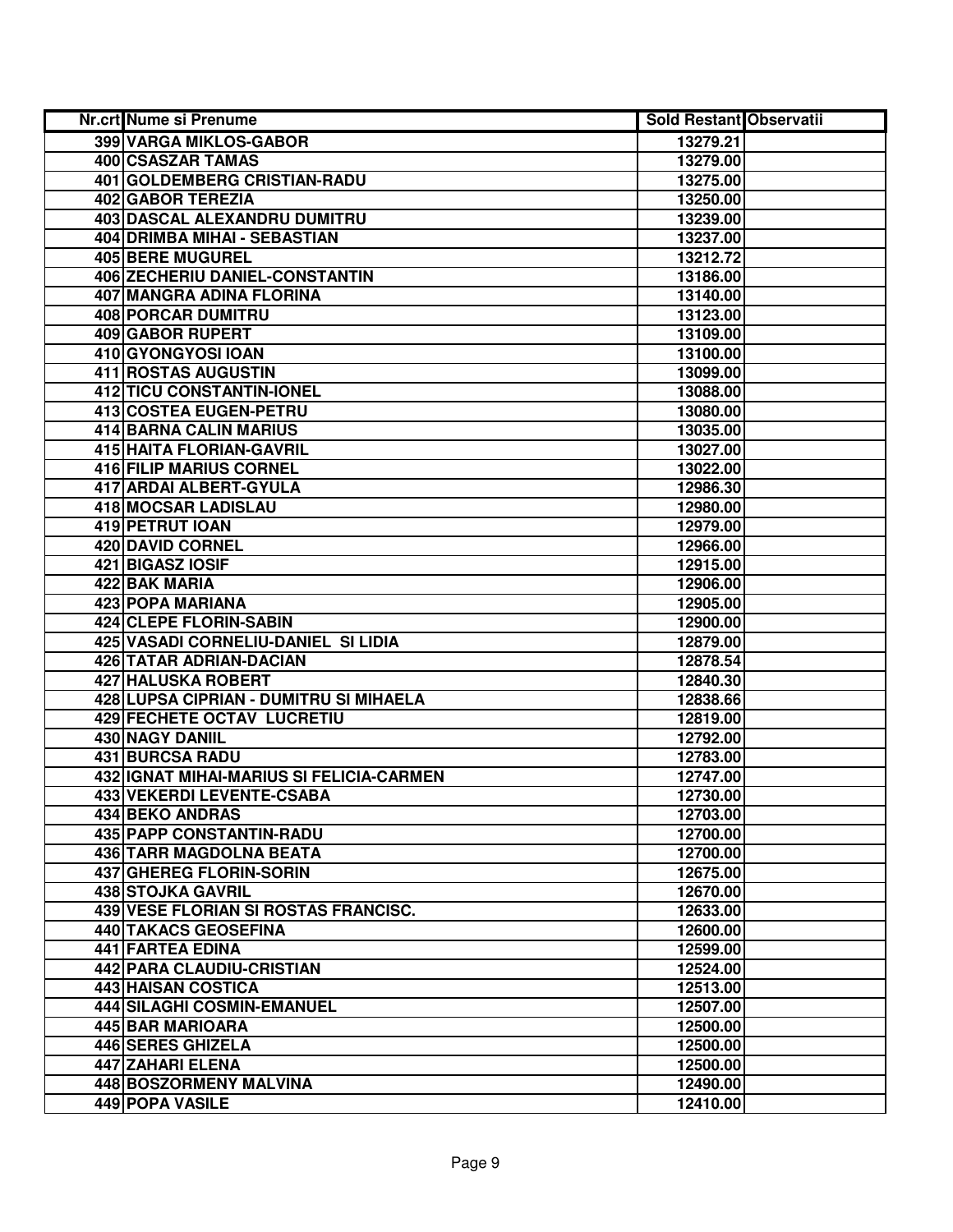| Nr.crt | Nume si Prenume | Sold Restant | Observatii |
|---|---|---|---|
| 399 | VARGA MIKLOS-GABOR | 13279.21 | |
| 400 | CSASZAR TAMAS | 13279.00 | |
| 401 | GOLDEMBERG CRISTIAN-RADU | 13275.00 | |
| 402 | GABOR TEREZIA | 13250.00 | |
| 403 | DASCAL ALEXANDRU DUMITRU | 13239.00 | |
| 404 | DRIMBA MIHAI - SEBASTIAN | 13237.00 | |
| 405 | BERE MUGUREL | 13212.72 | |
| 406 | ZECHERIU DANIEL-CONSTANTIN | 13186.00 | |
| 407 | MANGRA ADINA FLORINA | 13140.00 | |
| 408 | PORCAR DUMITRU | 13123.00 | |
| 409 | GABOR RUPERT | 13109.00 | |
| 410 | GYONGYOSI IOAN | 13100.00 | |
| 411 | ROSTAS AUGUSTIN | 13099.00 | |
| 412 | TICU CONSTANTIN-IONEL | 13088.00 | |
| 413 | COSTEA EUGEN-PETRU | 13080.00 | |
| 414 | BARNA CALIN MARIUS | 13035.00 | |
| 415 | HAITA FLORIAN-GAVRIL | 13027.00 | |
| 416 | FILIP MARIUS CORNEL | 13022.00 | |
| 417 | ARDAI ALBERT-GYULA | 12986.30 | |
| 418 | MOCSAR LADISLAU | 12980.00 | |
| 419 | PETRUT IOAN | 12979.00 | |
| 420 | DAVID CORNEL | 12966.00 | |
| 421 | BIGASZ IOSIF | 12915.00 | |
| 422 | BAK MARIA | 12906.00 | |
| 423 | POPA MARIANA | 12905.00 | |
| 424 | CLEPE FLORIN-SABIN | 12900.00 | |
| 425 | VASADI CORNELIU-DANIEL SI LIDIA | 12879.00 | |
| 426 | TATAR ADRIAN-DACIAN | 12878.54 | |
| 427 | HALUSKA ROBERT | 12840.30 | |
| 428 | LUPSA CIPRIAN - DUMITRU SI MIHAELA | 12838.66 | |
| 429 | FECHETE OCTAV LUCRETIU | 12819.00 | |
| 430 | NAGY DANIIL | 12792.00 | |
| 431 | BURCSA RADU | 12783.00 | |
| 432 | IGNAT MIHAI-MARIUS SI FELICIA-CARMEN | 12747.00 | |
| 433 | VEKERDI LEVENTE-CSABA | 12730.00 | |
| 434 | BEKO ANDRAS | 12703.00 | |
| 435 | PAPP CONSTANTIN-RADU | 12700.00 | |
| 436 | TARR MAGDOLNA BEATA | 12700.00 | |
| 437 | GHEREG FLORIN-SORIN | 12675.00 | |
| 438 | STOJKA GAVRIL | 12670.00 | |
| 439 | VESE FLORIAN SI ROSTAS FRANCISC. | 12633.00 | |
| 440 | TAKACS GEOSEFINA | 12600.00 | |
| 441 | FARTEA EDINA | 12599.00 | |
| 442 | PARA CLAUDIU-CRISTIAN | 12524.00 | |
| 443 | HAISAN COSTICA | 12513.00 | |
| 444 | SILAGHI COSMIN-EMANUEL | 12507.00 | |
| 445 | BAR MARIOARA | 12500.00 | |
| 446 | SERES GHIZELA | 12500.00 | |
| 447 | ZAHARI ELENA | 12500.00 | |
| 448 | BOSZORMENY MALVINA | 12490.00 | |
| 449 | POPA VASILE | 12410.00 | |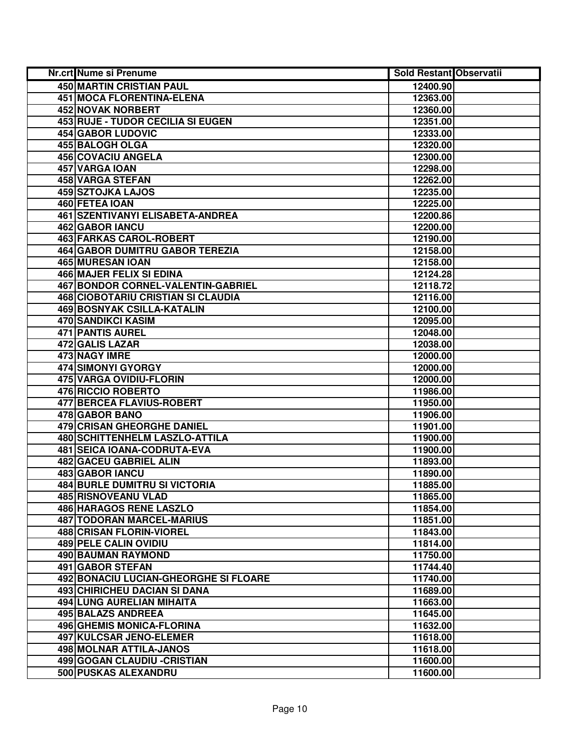| Nr.crt | Nume si Prenume | Sold Restant | Observatii |
|---|---|---|---|
| 450 | MARTIN CRISTIAN PAUL | 12400.90 | |
| 451 | MOCA FLORENTINA-ELENA | 12363.00 | |
| 452 | NOVAK NORBERT | 12360.00 | |
| 453 | RUJE - TUDOR CECILIA SI EUGEN | 12351.00 | |
| 454 | GABOR LUDOVIC | 12333.00 | |
| 455 | BALOGH OLGA | 12320.00 | |
| 456 | COVACIU ANGELA | 12300.00 | |
| 457 | VARGA IOAN | 12298.00 | |
| 458 | VARGA STEFAN | 12262.00 | |
| 459 | SZTOJKA LAJOS | 12235.00 | |
| 460 | FETEA IOAN | 12225.00 | |
| 461 | SZENTIVANYI ELISABETA-ANDREA | 12200.86 | |
| 462 | GABOR IANCU | 12200.00 | |
| 463 | FARKAS CAROL-ROBERT | 12190.00 | |
| 464 | GABOR DUMITRU GABOR TEREZIA | 12158.00 | |
| 465 | MURESAN IOAN | 12158.00 | |
| 466 | MAJER FELIX SI EDINA | 12124.28 | |
| 467 | BONDOR CORNEL-VALENTIN-GABRIEL | 12118.72 | |
| 468 | CIOBOTARIU CRISTIAN SI CLAUDIA | 12116.00 | |
| 469 | BOSNYAK CSILLA-KATALIN | 12100.00 | |
| 470 | SANDIKCI KASIM | 12095.00 | |
| 471 | PANTIS AUREL | 12048.00 | |
| 472 | GALIS LAZAR | 12038.00 | |
| 473 | NAGY IMRE | 12000.00 | |
| 474 | SIMONYI GYORGY | 12000.00 | |
| 475 | VARGA OVIDIU-FLORIN | 12000.00 | |
| 476 | RICCIO ROBERTO | 11986.00 | |
| 477 | BERCEA FLAVIUS-ROBERT | 11950.00 | |
| 478 | GABOR BANO | 11906.00 | |
| 479 | CRISAN GHEORGHE DANIEL | 11901.00 | |
| 480 | SCHITTENHELM LASZLO-ATTILA | 11900.00 | |
| 481 | SEICA IOANA-CODRUTA-EVA | 11900.00 | |
| 482 | GACEU GABRIEL ALIN | 11893.00 | |
| 483 | GABOR IANCU | 11890.00 | |
| 484 | BURLE DUMITRU SI VICTORIA | 11885.00 | |
| 485 | RISNOVEANU VLAD | 11865.00 | |
| 486 | HARAGOS RENE LASZLO | 11854.00 | |
| 487 | TODORAN MARCEL-MARIUS | 11851.00 | |
| 488 | CRISAN FLORIN-VIOREL | 11843.00 | |
| 489 | PELE CALIN OVIDIU | 11814.00 | |
| 490 | BAUMAN RAYMOND | 11750.00 | |
| 491 | GABOR STEFAN | 11744.40 | |
| 492 | BONACIU LUCIAN-GHEORGHE SI FLOARE | 11740.00 | |
| 493 | CHIRICHEU DACIAN SI DANA | 11689.00 | |
| 494 | LUNG AURELIAN MIHAITA | 11663.00 | |
| 495 | BALAZS ANDREEA | 11645.00 | |
| 496 | GHEMIS MONICA-FLORINA | 11632.00 | |
| 497 | KULCSAR JENO-ELEMER | 11618.00 | |
| 498 | MOLNAR ATTILA-JANOS | 11618.00 | |
| 499 | GOGAN CLAUDIU -CRISTIAN | 11600.00 | |
| 500 | PUSKAS ALEXANDRU | 11600.00 | |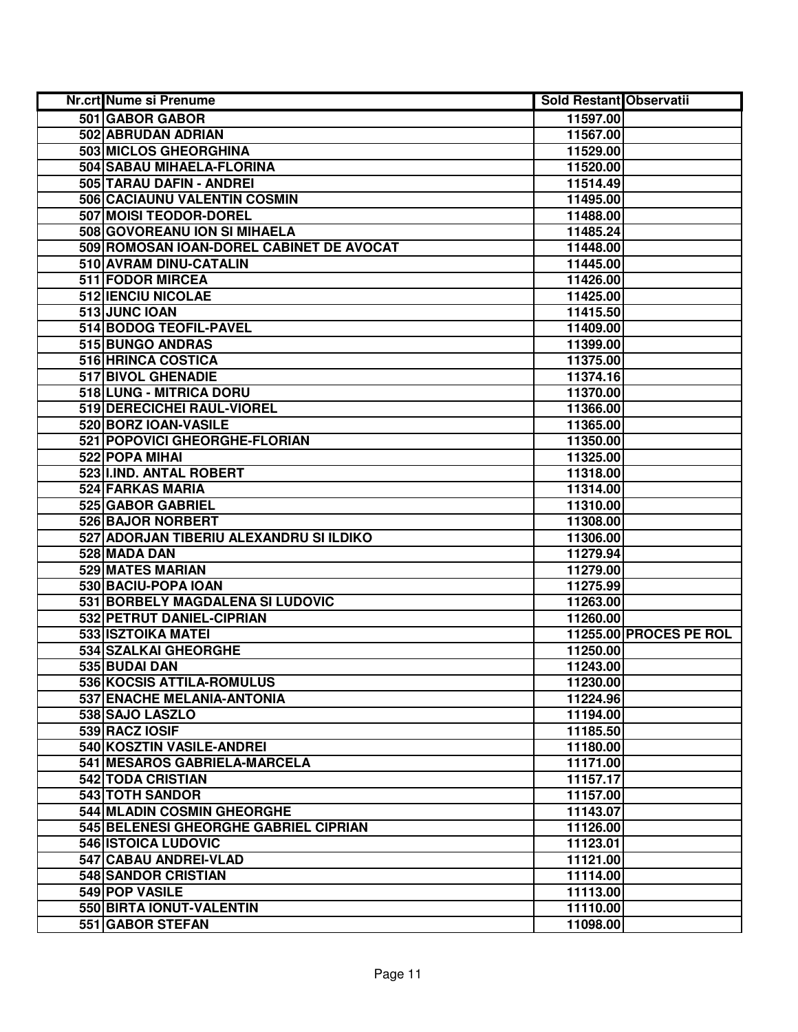| Nr.crt | Nume si Prenume | Sold Restant | Observatii |
|---|---|---|---|
| 501 | GABOR GABOR | 11597.00 | |
| 502 | ABRUDAN ADRIAN | 11567.00 | |
| 503 | MICLOS GHEORGHINA | 11529.00 | |
| 504 | SABAU MIHAELA-FLORINA | 11520.00 | |
| 505 | TARAU DAFIN - ANDREI | 11514.49 | |
| 506 | CACIAUNU VALENTIN COSMIN | 11495.00 | |
| 507 | MOISI TEODOR-DOREL | 11488.00 | |
| 508 | GOVOREANU ION SI MIHAELA | 11485.24 | |
| 509 | ROMOSAN IOAN-DOREL CABINET DE AVOCAT | 11448.00 | |
| 510 | AVRAM DINU-CATALIN | 11445.00 | |
| 511 | FODOR MIRCEA | 11426.00 | |
| 512 | IENCIU NICOLAE | 11425.00 | |
| 513 | JUNC IOAN | 11415.50 | |
| 514 | BODOG TEOFIL-PAVEL | 11409.00 | |
| 515 | BUNGO ANDRAS | 11399.00 | |
| 516 | HRINCA COSTICA | 11375.00 | |
| 517 | BIVOL GHENADIE | 11374.16 | |
| 518 | LUNG - MITRICA DORU | 11370.00 | |
| 519 | DERECICHEI RAUL-VIOREL | 11366.00 | |
| 520 | BORZ IOAN-VASILE | 11365.00 | |
| 521 | POPOVICI GHEORGHE-FLORIAN | 11350.00 | |
| 522 | POPA MIHAI | 11325.00 | |
| 523 | I.IND. ANTAL ROBERT | 11318.00 | |
| 524 | FARKAS MARIA | 11314.00 | |
| 525 | GABOR GABRIEL | 11310.00 | |
| 526 | BAJOR NORBERT | 11308.00 | |
| 527 | ADORJAN TIBERIU ALEXANDRU SI ILDIKO | 11306.00 | |
| 528 | MADA DAN | 11279.94 | |
| 529 | MATES MARIAN | 11279.00 | |
| 530 | BACIU-POPA IOAN | 11275.99 | |
| 531 | BORBELY MAGDALENA SI LUDOVIC | 11263.00 | |
| 532 | PETRUT DANIEL-CIPRIAN | 11260.00 | |
| 533 | ISZTOIKA MATEI | 11255.00 | PROCES PE ROL |
| 534 | SZALKAI GHEORGHE | 11250.00 | |
| 535 | BUDAI DAN | 11243.00 | |
| 536 | KOCSIS ATTILA-ROMULUS | 11230.00 | |
| 537 | ENACHE MELANIA-ANTONIA | 11224.96 | |
| 538 | SAJO LASZLO | 11194.00 | |
| 539 | RACZ IOSIF | 11185.50 | |
| 540 | KOSZTIN VASILE-ANDREI | 11180.00 | |
| 541 | MESAROS GABRIELA-MARCELA | 11171.00 | |
| 542 | TODA CRISTIAN | 11157.17 | |
| 543 | TOTH SANDOR | 11157.00 | |
| 544 | MLADIN COSMIN GHEORGHE | 11143.07 | |
| 545 | BELENESI GHEORGHE GABRIEL CIPRIAN | 11126.00 | |
| 546 | ISTOICA LUDOVIC | 11123.01 | |
| 547 | CABAU ANDREI-VLAD | 11121.00 | |
| 548 | SANDOR CRISTIAN | 11114.00 | |
| 549 | POP VASILE | 11113.00 | |
| 550 | BIRTA IONUT-VALENTIN | 11110.00 | |
| 551 | GABOR STEFAN | 11098.00 | |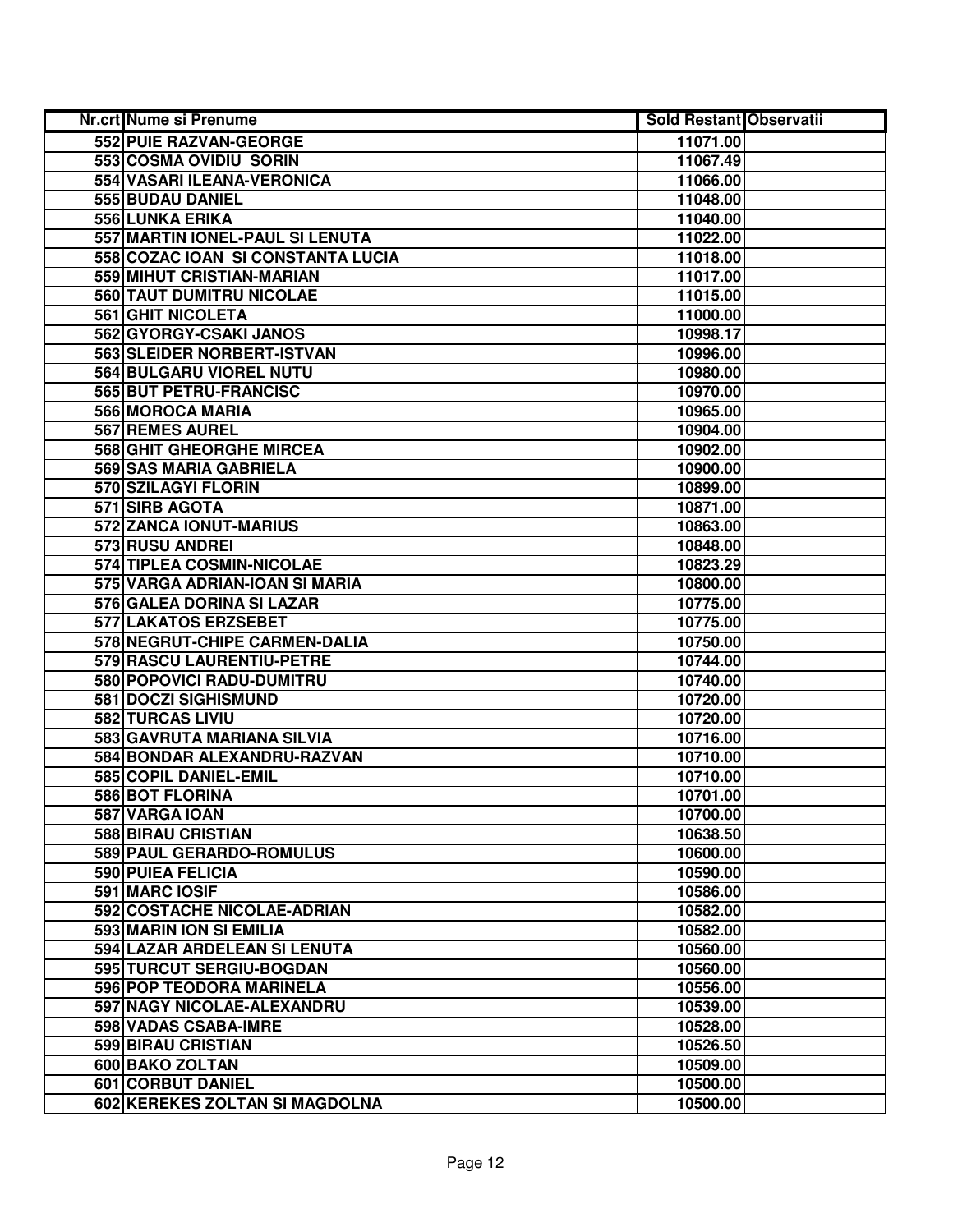| Nr.crt | Nume si Prenume | Sold Restant | Observatii |
|---|---|---|---|
| 552 | PUIE RAZVAN-GEORGE | 11071.00 | |
| 553 | COSMA OVIDIU SORIN | 11067.49 | |
| 554 | VASARI ILEANA-VERONICA | 11066.00 | |
| 555 | BUDAU DANIEL | 11048.00 | |
| 556 | LUNKA ERIKA | 11040.00 | |
| 557 | MARTIN IONEL-PAUL SI LENUTA | 11022.00 | |
| 558 | COZAC IOAN SI CONSTANTA LUCIA | 11018.00 | |
| 559 | MIHUT CRISTIAN-MARIAN | 11017.00 | |
| 560 | TAUT DUMITRU NICOLAE | 11015.00 | |
| 561 | GHIT NICOLETA | 11000.00 | |
| 562 | GYORGY-CSAKI JANOS | 10998.17 | |
| 563 | SLEIDER NORBERT-ISTVAN | 10996.00 | |
| 564 | BULGARU VIOREL NUTU | 10980.00 | |
| 565 | BUT PETRU-FRANCISC | 10970.00 | |
| 566 | MOROCA MARIA | 10965.00 | |
| 567 | REMES AUREL | 10904.00 | |
| 568 | GHIT GHEORGHE MIRCEA | 10902.00 | |
| 569 | SAS MARIA GABRIELA | 10900.00 | |
| 570 | SZILAGYI FLORIN | 10899.00 | |
| 571 | SIRB AGOTA | 10871.00 | |
| 572 | ZANCA IONUT-MARIUS | 10863.00 | |
| 573 | RUSU ANDREI | 10848.00 | |
| 574 | TIPLEA COSMIN-NICOLAE | 10823.29 | |
| 575 | VARGA ADRIAN-IOAN SI MARIA | 10800.00 | |
| 576 | GALEA DORINA SI LAZAR | 10775.00 | |
| 577 | LAKATOS ERZSEBET | 10775.00 | |
| 578 | NEGRUT-CHIPE CARMEN-DALIA | 10750.00 | |
| 579 | RASCU LAURENTIU-PETRE | 10744.00 | |
| 580 | POPOVICI RADU-DUMITRU | 10740.00 | |
| 581 | DOCZI SIGHISMUND | 10720.00 | |
| 582 | TURCAS LIVIU | 10720.00 | |
| 583 | GAVRUTA MARIANA SILVIA | 10716.00 | |
| 584 | BONDAR ALEXANDRU-RAZVAN | 10710.00 | |
| 585 | COPIL DANIEL-EMIL | 10710.00 | |
| 586 | BOT FLORINA | 10701.00 | |
| 587 | VARGA IOAN | 10700.00 | |
| 588 | BIRAU CRISTIAN | 10638.50 | |
| 589 | PAUL GERARDO-ROMULUS | 10600.00 | |
| 590 | PUIEA FELICIA | 10590.00 | |
| 591 | MARC IOSIF | 10586.00 | |
| 592 | COSTACHE NICOLAE-ADRIAN | 10582.00 | |
| 593 | MARIN ION SI EMILIA | 10582.00 | |
| 594 | LAZAR ARDELEAN SI LENUTA | 10560.00 | |
| 595 | TURCUT SERGIU-BOGDAN | 10560.00 | |
| 596 | POP TEODORA MARINELA | 10556.00 | |
| 597 | NAGY NICOLAE-ALEXANDRU | 10539.00 | |
| 598 | VADAS CSABA-IMRE | 10528.00 | |
| 599 | BIRAU CRISTIAN | 10526.50 | |
| 600 | BAKO ZOLTAN | 10509.00 | |
| 601 | CORBUT DANIEL | 10500.00 | |
| 602 | KEREKES ZOLTAN SI MAGDOLNA | 10500.00 | |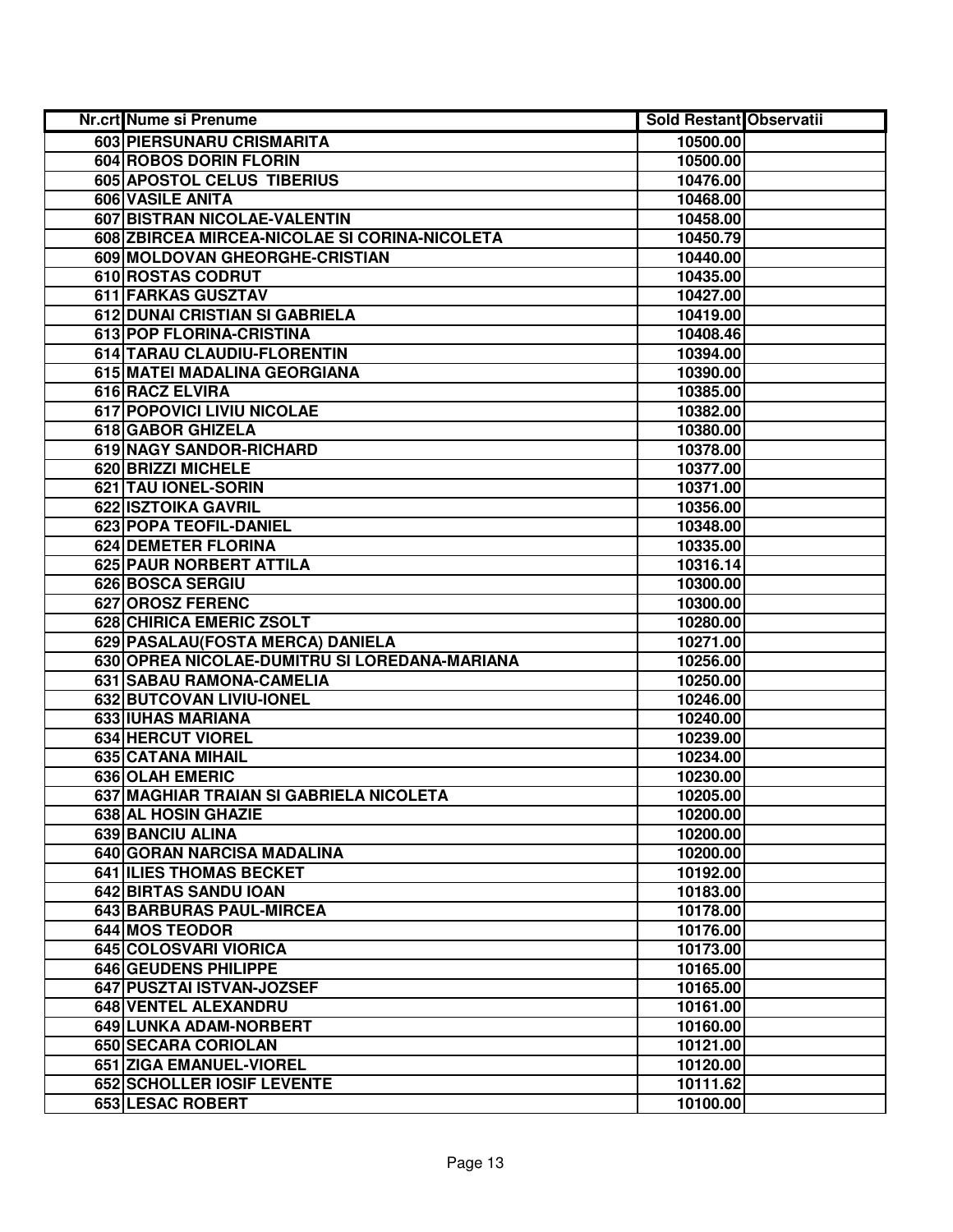| Nr.crt | Nume si Prenume | Sold Restant | Observatii |
|---|---|---|---|
| 603 | PIERSUNARU CRISMARITA | 10500.00 | |
| 604 | ROBOS DORIN FLORIN | 10500.00 | |
| 605 | APOSTOL CELUS TIBERIUS | 10476.00 | |
| 606 | VASILE ANITA | 10468.00 | |
| 607 | BISTRAN NICOLAE-VALENTIN | 10458.00 | |
| 608 | ZBIRCEA MIRCEA-NICOLAE SI CORINA-NICOLETA | 10450.79 | |
| 609 | MOLDOVAN GHEORGHE-CRISTIAN | 10440.00 | |
| 610 | ROSTAS CODRUT | 10435.00 | |
| 611 | FARKAS GUSZTAV | 10427.00 | |
| 612 | DUNAI CRISTIAN SI GABRIELA | 10419.00 | |
| 613 | POP FLORINA-CRISTINA | 10408.46 | |
| 614 | TARAU CLAUDIU-FLORENTIN | 10394.00 | |
| 615 | MATEI MADALINA GEORGIANA | 10390.00 | |
| 616 | RACZ ELVIRA | 10385.00 | |
| 617 | POPOVICI LIVIU NICOLAE | 10382.00 | |
| 618 | GABOR GHIZELA | 10380.00 | |
| 619 | NAGY SANDOR-RICHARD | 10378.00 | |
| 620 | BRIZZI MICHELE | 10377.00 | |
| 621 | TAU IONEL-SORIN | 10371.00 | |
| 622 | ISZTOIKA GAVRIL | 10356.00 | |
| 623 | POPA TEOFIL-DANIEL | 10348.00 | |
| 624 | DEMETER FLORINA | 10335.00 | |
| 625 | PAUR NORBERT ATTILA | 10316.14 | |
| 626 | BOSCA SERGIU | 10300.00 | |
| 627 | OROSZ FERENC | 10300.00 | |
| 628 | CHIRICA EMERIC ZSOLT | 10280.00 | |
| 629 | PASALAU(FOSTA MERCA) DANIELA | 10271.00 | |
| 630 | OPREA NICOLAE-DUMITRU SI LOREDANA-MARIANA | 10256.00 | |
| 631 | SABAU RAMONA-CAMELIA | 10250.00 | |
| 632 | BUTCOVAN LIVIU-IONEL | 10246.00 | |
| 633 | IUHAS MARIANA | 10240.00 | |
| 634 | HERCUT VIOREL | 10239.00 | |
| 635 | CATANA MIHAIL | 10234.00 | |
| 636 | OLAH EMERIC | 10230.00 | |
| 637 | MAGHIAR TRAIAN SI GABRIELA NICOLETA | 10205.00 | |
| 638 | AL HOSIN GHAZIE | 10200.00 | |
| 639 | BANCIU ALINA | 10200.00 | |
| 640 | GORAN NARCISA MADALINA | 10200.00 | |
| 641 | ILIES THOMAS BECKET | 10192.00 | |
| 642 | BIRTAS SANDU IOAN | 10183.00 | |
| 643 | BARBURAS PAUL-MIRCEA | 10178.00 | |
| 644 | MOS TEODOR | 10176.00 | |
| 645 | COLOSVARI VIORICA | 10173.00 | |
| 646 | GEUDENS PHILIPPE | 10165.00 | |
| 647 | PUSZTAI ISTVAN-JOZSEF | 10165.00 | |
| 648 | VENTEL ALEXANDRU | 10161.00 | |
| 649 | LUNKA ADAM-NORBERT | 10160.00 | |
| 650 | SECARA CORIOLAN | 10121.00 | |
| 651 | ZIGA EMANUEL-VIOREL | 10120.00 | |
| 652 | SCHOLLER IOSIF LEVENTE | 10111.62 | |
| 653 | LESAC ROBERT | 10100.00 | |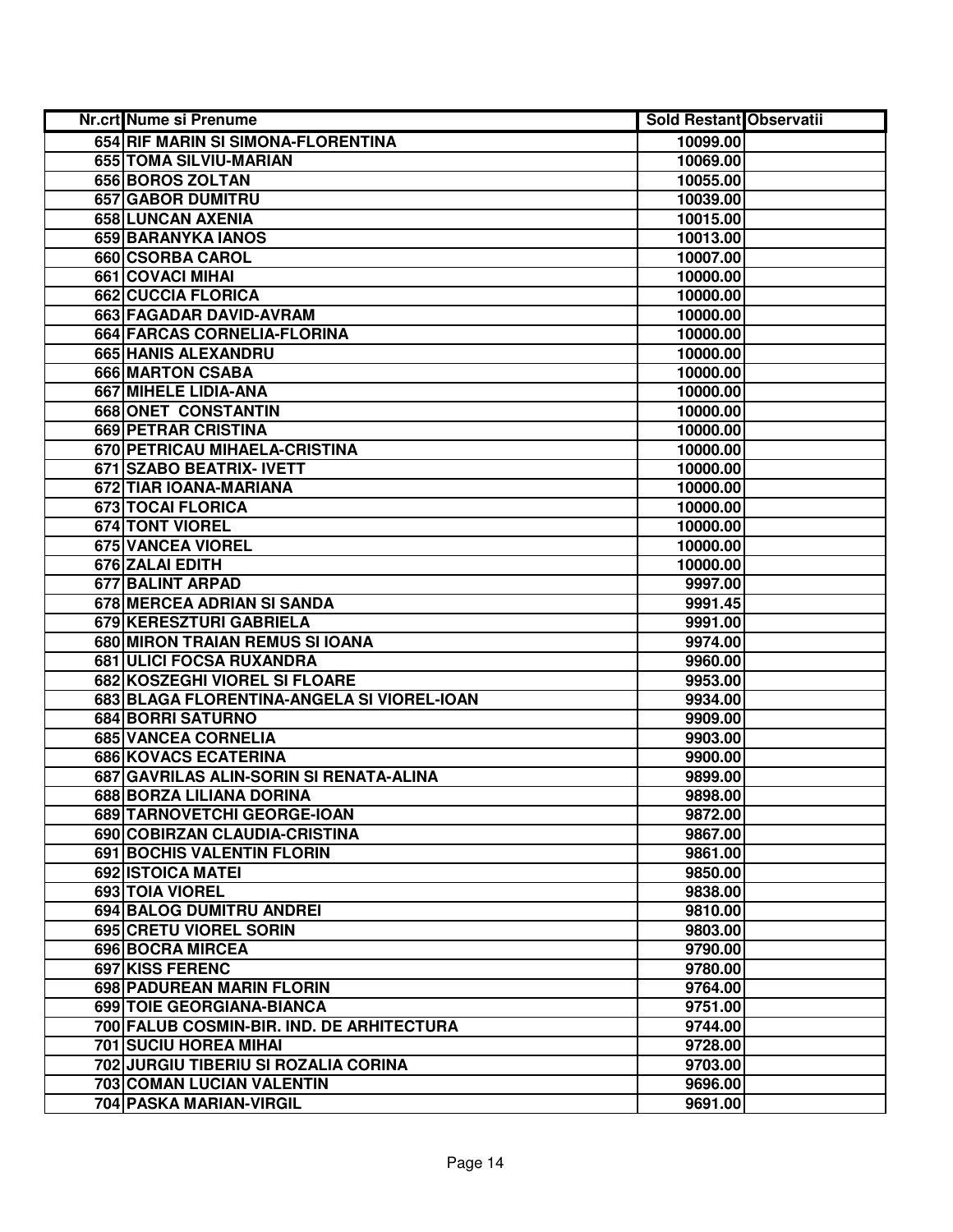| Nr.crt | Nume si Prenume | Sold Restant | Observatii |
|---|---|---|---|
| 654 | RIF MARIN SI SIMONA-FLORENTINA | 10099.00 | |
| 655 | TOMA SILVIU-MARIAN | 10069.00 | |
| 656 | BOROS ZOLTAN | 10055.00 | |
| 657 | GABOR DUMITRU | 10039.00 | |
| 658 | LUNCAN AXENIA | 10015.00 | |
| 659 | BARANYKA IANOS | 10013.00 | |
| 660 | CSORBA CAROL | 10007.00 | |
| 661 | COVACI MIHAI | 10000.00 | |
| 662 | CUCCIA FLORICA | 10000.00 | |
| 663 | FAGADAR DAVID-AVRAM | 10000.00 | |
| 664 | FARCAS CORNELIA-FLORINA | 10000.00 | |
| 665 | HANIS ALEXANDRU | 10000.00 | |
| 666 | MARTON CSABA | 10000.00 | |
| 667 | MIHELE LIDIA-ANA | 10000.00 | |
| 668 | ONET CONSTANTIN | 10000.00 | |
| 669 | PETRAR CRISTINA | 10000.00 | |
| 670 | PETRICAU MIHAELA-CRISTINA | 10000.00 | |
| 671 | SZABO BEATRIX- IVETT | 10000.00 | |
| 672 | TIAR IOANA-MARIANA | 10000.00 | |
| 673 | TOCAI FLORICA | 10000.00 | |
| 674 | TONT VIOREL | 10000.00 | |
| 675 | VANCEA VIOREL | 10000.00 | |
| 676 | ZALAI EDITH | 10000.00 | |
| 677 | BALINT ARPAD | 9997.00 | |
| 678 | MERCEA ADRIAN SI SANDA | 9991.45 | |
| 679 | KERESZTURI GABRIELA | 9991.00 | |
| 680 | MIRON TRAIAN REMUS SI IOANA | 9974.00 | |
| 681 | ULICI FOCSA RUXANDRA | 9960.00 | |
| 682 | KOSZEGHI VIOREL SI FLOARE | 9953.00 | |
| 683 | BLAGA FLORENTINA-ANGELA SI VIOREL-IOAN | 9934.00 | |
| 684 | BORRI SATURNO | 9909.00 | |
| 685 | VANCEA CORNELIA | 9903.00 | |
| 686 | KOVACS ECATERINA | 9900.00 | |
| 687 | GAVRILAS ALIN-SORIN SI RENATA-ALINA | 9899.00 | |
| 688 | BORZA LILIANA DORINA | 9898.00 | |
| 689 | TARNOVETCHI GEORGE-IOAN | 9872.00 | |
| 690 | COBIRZAN CLAUDIA-CRISTINA | 9867.00 | |
| 691 | BOCHIS VALENTIN FLORIN | 9861.00 | |
| 692 | ISTOICA MATEI | 9850.00 | |
| 693 | TOIA VIOREL | 9838.00 | |
| 694 | BALOG DUMITRU ANDREI | 9810.00 | |
| 695 | CRETU VIOREL SORIN | 9803.00 | |
| 696 | BOCRA MIRCEA | 9790.00 | |
| 697 | KISS FERENC | 9780.00 | |
| 698 | PADUREAN MARIN FLORIN | 9764.00 | |
| 699 | TOIE GEORGIANA-BIANCA | 9751.00 | |
| 700 | FALUB COSMIN-BIR. IND. DE ARHITECTURA | 9744.00 | |
| 701 | SUCIU HOREA MIHAI | 9728.00 | |
| 702 | JURGIU TIBERIU SI ROZALIA CORINA | 9703.00 | |
| 703 | COMAN LUCIAN VALENTIN | 9696.00 | |
| 704 | PASKA MARIAN-VIRGIL | 9691.00 | |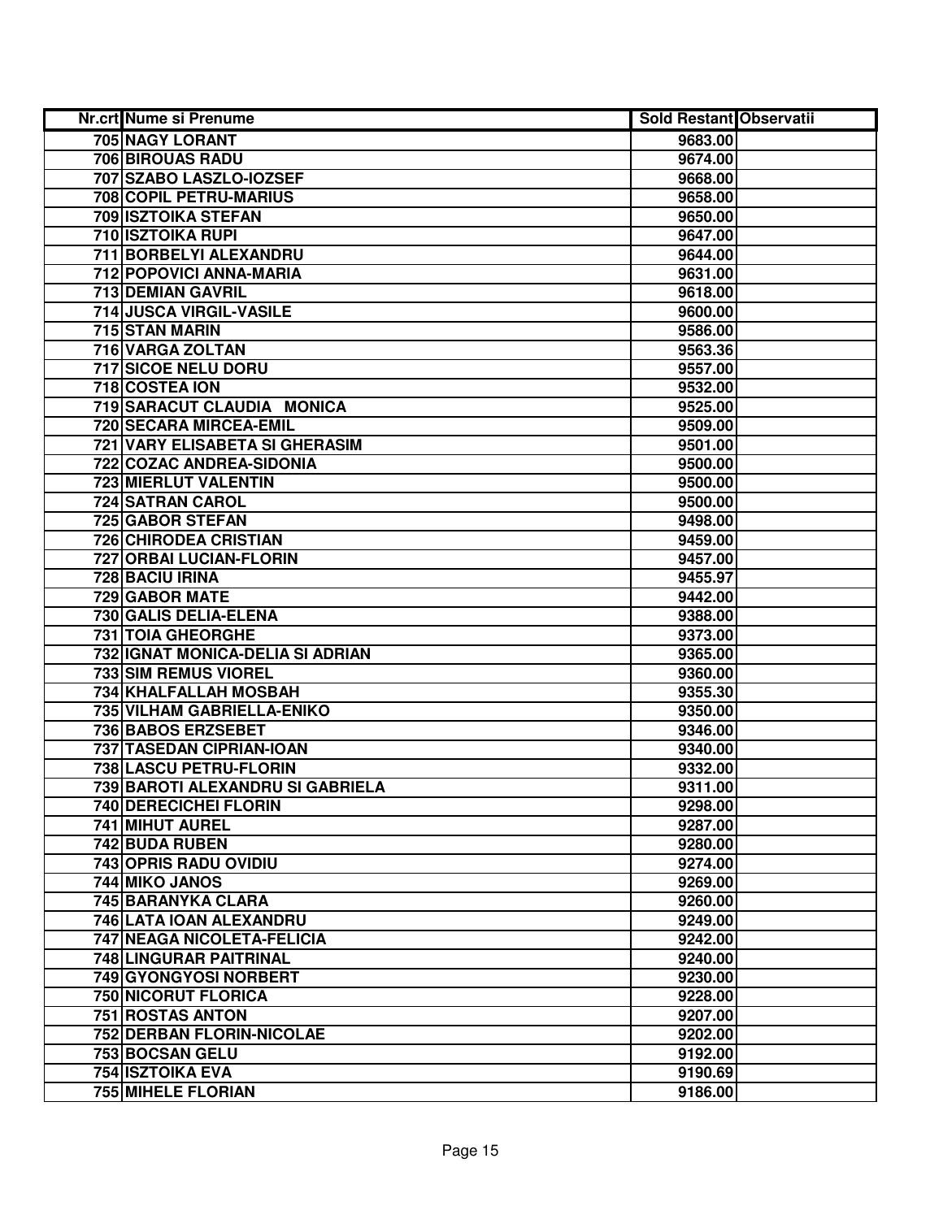| Nr.crt | Nume si Prenume | Sold Restant | Observatii |
|---|---|---|---|
| 705 | NAGY LORANT | 9683.00 | |
| 706 | BIROUAS RADU | 9674.00 | |
| 707 | SZABO LASZLO-IOZSEF | 9668.00 | |
| 708 | COPIL PETRU-MARIUS | 9658.00 | |
| 709 | ISZTOIKA STEFAN | 9650.00 | |
| 710 | ISZTOIKA RUPI | 9647.00 | |
| 711 | BORBELYI ALEXANDRU | 9644.00 | |
| 712 | POPOVICI ANNA-MARIA | 9631.00 | |
| 713 | DEMIAN GAVRIL | 9618.00 | |
| 714 | JUSCA VIRGIL-VASILE | 9600.00 | |
| 715 | STAN MARIN | 9586.00 | |
| 716 | VARGA ZOLTAN | 9563.36 | |
| 717 | SICOE NELU DORU | 9557.00 | |
| 718 | COSTEA ION | 9532.00 | |
| 719 | SARACUT CLAUDIA MONICA | 9525.00 | |
| 720 | SECARA MIRCEA-EMIL | 9509.00 | |
| 721 | VARY ELISABETA SI GHERASIM | 9501.00 | |
| 722 | COZAC ANDREA-SIDONIA | 9500.00 | |
| 723 | MIERLUT VALENTIN | 9500.00 | |
| 724 | SATRAN CAROL | 9500.00 | |
| 725 | GABOR STEFAN | 9498.00 | |
| 726 | CHIRODEA CRISTIAN | 9459.00 | |
| 727 | ORBAI LUCIAN-FLORIN | 9457.00 | |
| 728 | BACIU IRINA | 9455.97 | |
| 729 | GABOR MATE | 9442.00 | |
| 730 | GALIS DELIA-ELENA | 9388.00 | |
| 731 | TOIA GHEORGHE | 9373.00 | |
| 732 | IGNAT MONICA-DELIA SI ADRIAN | 9365.00 | |
| 733 | SIM REMUS VIOREL | 9360.00 | |
| 734 | KHALFALLAH MOSBAH | 9355.30 | |
| 735 | VILHAM GABRIELLA-ENIKO | 9350.00 | |
| 736 | BABOS ERZSEBET | 9346.00 | |
| 737 | TASEDAN CIPRIAN-IOAN | 9340.00 | |
| 738 | LASCU PETRU-FLORIN | 9332.00 | |
| 739 | BAROTI ALEXANDRU SI GABRIELA | 9311.00 | |
| 740 | DERECICHEI FLORIN | 9298.00 | |
| 741 | MIHUT AUREL | 9287.00 | |
| 742 | BUDA RUBEN | 9280.00 | |
| 743 | OPRIS RADU OVIDIU | 9274.00 | |
| 744 | MIKO JANOS | 9269.00 | |
| 745 | BARANYKA CLARA | 9260.00 | |
| 746 | LATA IOAN ALEXANDRU | 9249.00 | |
| 747 | NEAGA NICOLETA-FELICIA | 9242.00 | |
| 748 | LINGURAR PAITRINAL | 9240.00 | |
| 749 | GYONGYOSI NORBERT | 9230.00 | |
| 750 | NICORUT FLORICA | 9228.00 | |
| 751 | ROSTAS ANTON | 9207.00 | |
| 752 | DERBAN FLORIN-NICOLAE | 9202.00 | |
| 753 | BOCSAN GELU | 9192.00 | |
| 754 | ISZTOIKA EVA | 9190.69 | |
| 755 | MIHELE FLORIAN | 9186.00 | |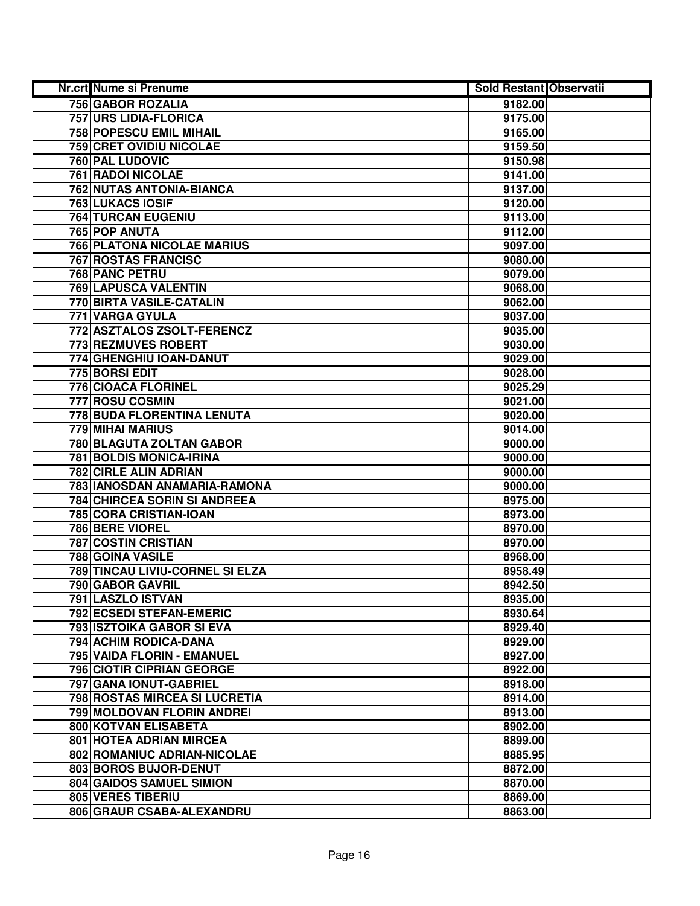| Nr.crt | Nume si Prenume | Sold Restant | Observatii |
|---|---|---|---|
| 756 | GABOR ROZALIA | 9182.00 | |
| 757 | URS LIDIA-FLORICA | 9175.00 | |
| 758 | POPESCU EMIL MIHAIL | 9165.00 | |
| 759 | CRET OVIDIU NICOLAE | 9159.50 | |
| 760 | PAL LUDOVIC | 9150.98 | |
| 761 | RADOI NICOLAE | 9141.00 | |
| 762 | NUTAS ANTONIA-BIANCA | 9137.00 | |
| 763 | LUKACS IOSIF | 9120.00 | |
| 764 | TURCAN EUGENIU | 9113.00 | |
| 765 | POP ANUTA | 9112.00 | |
| 766 | PLATONA NICOLAE MARIUS | 9097.00 | |
| 767 | ROSTAS FRANCISC | 9080.00 | |
| 768 | PANC PETRU | 9079.00 | |
| 769 | LAPUSCA VALENTIN | 9068.00 | |
| 770 | BIRTA VASILE-CATALIN | 9062.00 | |
| 771 | VARGA GYULA | 9037.00 | |
| 772 | ASZTALOS ZSOLT-FERENCZ | 9035.00 | |
| 773 | REZMUVES ROBERT | 9030.00 | |
| 774 | GHENGHIU IOAN-DANUT | 9029.00 | |
| 775 | BORSI EDIT | 9028.00 | |
| 776 | CIOACA FLORINEL | 9025.29 | |
| 777 | ROSU COSMIN | 9021.00 | |
| 778 | BUDA FLORENTINA LENUTA | 9020.00 | |
| 779 | MIHAI MARIUS | 9014.00 | |
| 780 | BLAGUTA ZOLTAN GABOR | 9000.00 | |
| 781 | BOLDIS MONICA-IRINA | 9000.00 | |
| 782 | CIRLE ALIN ADRIAN | 9000.00 | |
| 783 | IANOSDAN ANAMARIA-RAMONA | 9000.00 | |
| 784 | CHIRCEA SORIN SI ANDREEA | 8975.00 | |
| 785 | CORA CRISTIAN-IOAN | 8973.00 | |
| 786 | BERE VIOREL | 8970.00 | |
| 787 | COSTIN CRISTIAN | 8970.00 | |
| 788 | GOINA VASILE | 8968.00 | |
| 789 | TINCAU LIVIU-CORNEL SI ELZA | 8958.49 | |
| 790 | GABOR GAVRIL | 8942.50 | |
| 791 | LASZLO ISTVAN | 8935.00 | |
| 792 | ECSEDI STEFAN-EMERIC | 8930.64 | |
| 793 | ISZTOIKA GABOR SI EVA | 8929.40 | |
| 794 | ACHIM RODICA-DANA | 8929.00 | |
| 795 | VAIDA FLORIN - EMANUEL | 8927.00 | |
| 796 | CIOTIR CIPRIAN GEORGE | 8922.00 | |
| 797 | GANA IONUT-GABRIEL | 8918.00 | |
| 798 | ROSTAS MIRCEA SI LUCRETIA | 8914.00 | |
| 799 | MOLDOVAN FLORIN ANDREI | 8913.00 | |
| 800 | KOTVAN ELISABETA | 8902.00 | |
| 801 | HOTEA ADRIAN MIRCEA | 8899.00 | |
| 802 | ROMANIUC ADRIAN-NICOLAE | 8885.95 | |
| 803 | BOROS BUJOR-DENUT | 8872.00 | |
| 804 | GAIDOS SAMUEL SIMION | 8870.00 | |
| 805 | VERES TIBERIU | 8869.00 | |
| 806 | GRAUR CSABA-ALEXANDRU | 8863.00 | |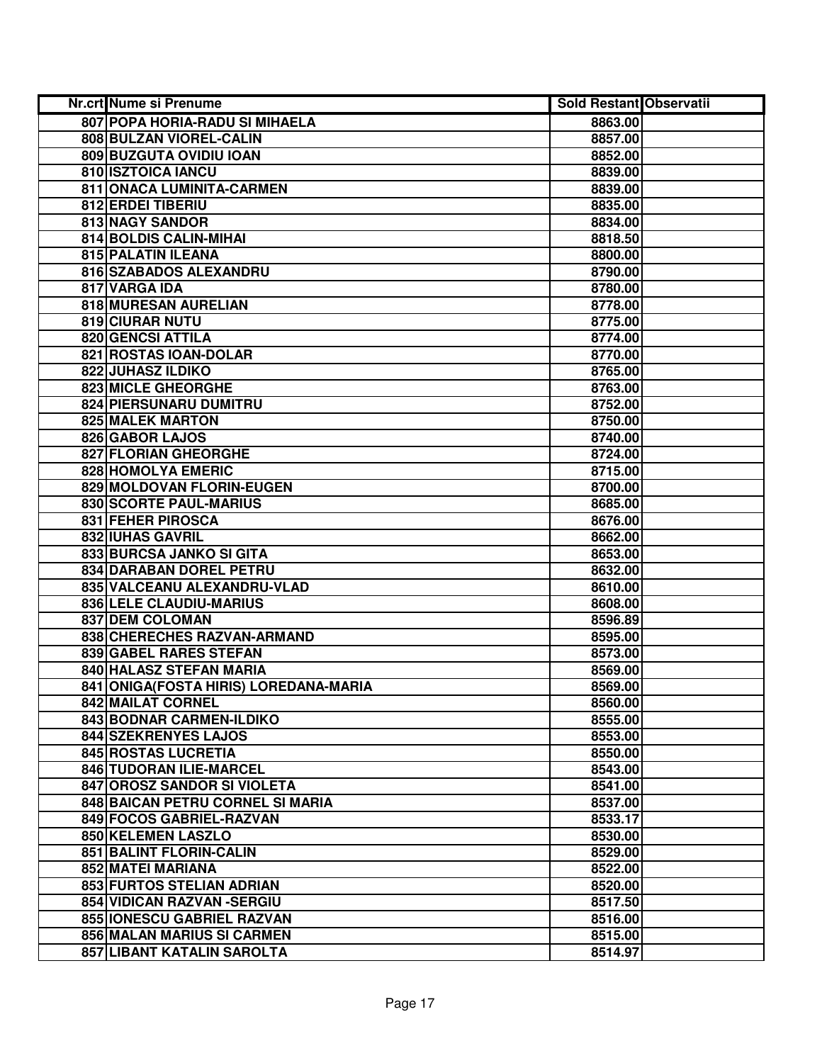| Nr.crt | Nume si Prenume | Sold Restant | Observatii |
|---|---|---|---|
| 807 | POPA HORIA-RADU SI MIHAELA | 8863.00 | |
| 808 | BULZAN VIOREL-CALIN | 8857.00 | |
| 809 | BUZGUTA OVIDIU IOAN | 8852.00 | |
| 810 | ISZTOICA IANCU | 8839.00 | |
| 811 | ONACA LUMINITA-CARMEN | 8839.00 | |
| 812 | ERDEI TIBERIU | 8835.00 | |
| 813 | NAGY SANDOR | 8834.00 | |
| 814 | BOLDIS CALIN-MIHAI | 8818.50 | |
| 815 | PALATIN ILEANA | 8800.00 | |
| 816 | SZABADOS ALEXANDRU | 8790.00 | |
| 817 | VARGA IDA | 8780.00 | |
| 818 | MURESAN AURELIAN | 8778.00 | |
| 819 | CIURAR NUTU | 8775.00 | |
| 820 | GENCSI ATTILA | 8774.00 | |
| 821 | ROSTAS IOAN-DOLAR | 8770.00 | |
| 822 | JUHASZ ILDIKO | 8765.00 | |
| 823 | MICLE GHEORGHE | 8763.00 | |
| 824 | PIERSUNARU DUMITRU | 8752.00 | |
| 825 | MALEK MARTON | 8750.00 | |
| 826 | GABOR LAJOS | 8740.00 | |
| 827 | FLORIAN GHEORGHE | 8724.00 | |
| 828 | HOMOLYA EMERIC | 8715.00 | |
| 829 | MOLDOVAN FLORIN-EUGEN | 8700.00 | |
| 830 | SCORTE PAUL-MARIUS | 8685.00 | |
| 831 | FEHER PIROSCA | 8676.00 | |
| 832 | IUHAS GAVRIL | 8662.00 | |
| 833 | BURCSA JANKO SI GITA | 8653.00 | |
| 834 | DARABAN DOREL PETRU | 8632.00 | |
| 835 | VALCEANU ALEXANDRU-VLAD | 8610.00 | |
| 836 | LELE CLAUDIU-MARIUS | 8608.00 | |
| 837 | DEM COLOMAN | 8596.89 | |
| 838 | CHERECHES RAZVAN-ARMAND | 8595.00 | |
| 839 | GABEL RARES STEFAN | 8573.00 | |
| 840 | HALASZ STEFAN MARIA | 8569.00 | |
| 841 | ONIGA(FOSTA HIRIS) LOREDANA-MARIA | 8569.00 | |
| 842 | MAILAT CORNEL | 8560.00 | |
| 843 | BODNAR CARMEN-ILDIKO | 8555.00 | |
| 844 | SZEKRENYES LAJOS | 8553.00 | |
| 845 | ROSTAS LUCRETIA | 8550.00 | |
| 846 | TUDORAN ILIE-MARCEL | 8543.00 | |
| 847 | OROSZ SANDOR SI VIOLETA | 8541.00 | |
| 848 | BAICAN PETRU CORNEL SI MARIA | 8537.00 | |
| 849 | FOCOS GABRIEL-RAZVAN | 8533.17 | |
| 850 | KELEMEN LASZLO | 8530.00 | |
| 851 | BALINT FLORIN-CALIN | 8529.00 | |
| 852 | MATEI MARIANA | 8522.00 | |
| 853 | FURTOS STELIAN ADRIAN | 8520.00 | |
| 854 | VIDICAN RAZVAN -SERGIU | 8517.50 | |
| 855 | IONESCU GABRIEL RAZVAN | 8516.00 | |
| 856 | MALAN MARIUS SI CARMEN | 8515.00 | |
| 857 | LIBANT KATALIN SAROLTA | 8514.97 | |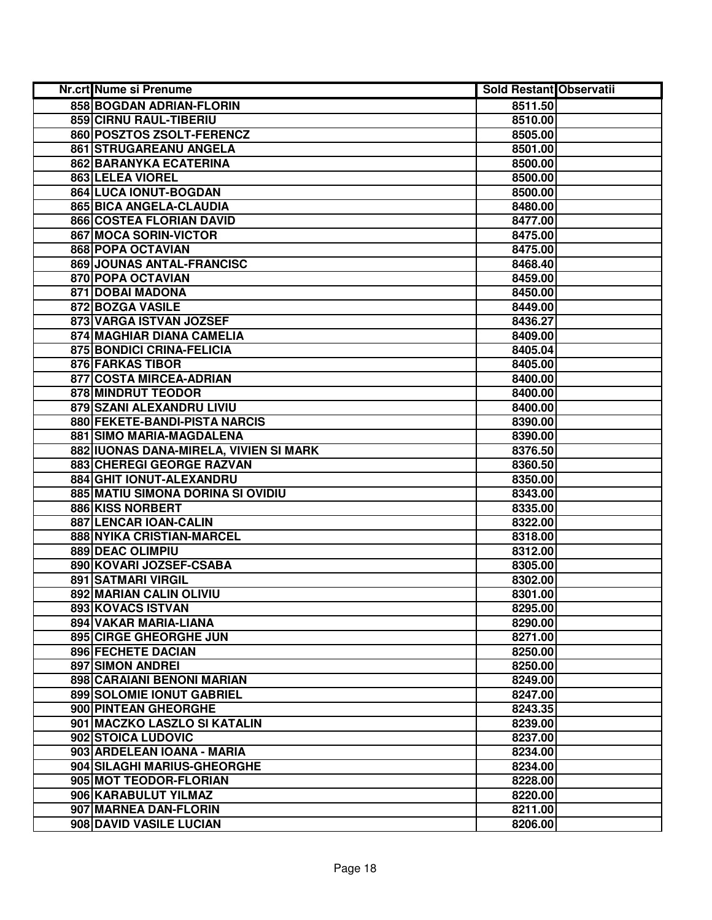| Nr.crt | Nume si Prenume | Sold Restant | Observatii |
|---|---|---|---|
| 858 | BOGDAN ADRIAN-FLORIN | 8511.50 | |
| 859 | CIRNU RAUL-TIBERIU | 8510.00 | |
| 860 | POSZTOS ZSOLT-FERENCZ | 8505.00 | |
| 861 | STRUGAREANU ANGELA | 8501.00 | |
| 862 | BARANYKA ECATERINA | 8500.00 | |
| 863 | LELEA VIOREL | 8500.00 | |
| 864 | LUCA IONUT-BOGDAN | 8500.00 | |
| 865 | BICA ANGELA-CLAUDIA | 8480.00 | |
| 866 | COSTEA FLORIAN DAVID | 8477.00 | |
| 867 | MOCA SORIN-VICTOR | 8475.00 | |
| 868 | POPA OCTAVIAN | 8475.00 | |
| 869 | JOUNAS ANTAL-FRANCISC | 8468.40 | |
| 870 | POPA OCTAVIAN | 8459.00 | |
| 871 | DOBAI MADONA | 8450.00 | |
| 872 | BOZGA VASILE | 8449.00 | |
| 873 | VARGA ISTVAN JOZSEF | 8436.27 | |
| 874 | MAGHIAR DIANA CAMELIA | 8409.00 | |
| 875 | BONDICI CRINA-FELICIA | 8405.04 | |
| 876 | FARKAS TIBOR | 8405.00 | |
| 877 | COSTA MIRCEA-ADRIAN | 8400.00 | |
| 878 | MINDRUT TEODOR | 8400.00 | |
| 879 | SZANI ALEXANDRU LIVIU | 8400.00 | |
| 880 | FEKETE-BANDI-PISTA NARCIS | 8390.00 | |
| 881 | SIMO MARIA-MAGDALENA | 8390.00 | |
| 882 | IUONAS DANA-MIRELA, VIVIEN SI MARK | 8376.50 | |
| 883 | CHEREGI GEORGE RAZVAN | 8360.50 | |
| 884 | GHIT IONUT-ALEXANDRU | 8350.00 | |
| 885 | MATIU SIMONA DORINA SI OVIDIU | 8343.00 | |
| 886 | KISS NORBERT | 8335.00 | |
| 887 | LENCAR IOAN-CALIN | 8322.00 | |
| 888 | NYIKA CRISTIAN-MARCEL | 8318.00 | |
| 889 | DEAC OLIMPIU | 8312.00 | |
| 890 | KOVARI JOZSEF-CSABA | 8305.00 | |
| 891 | SATMARI VIRGIL | 8302.00 | |
| 892 | MARIAN CALIN OLIVIU | 8301.00 | |
| 893 | KOVACS ISTVAN | 8295.00 | |
| 894 | VAKAR MARIA-LIANA | 8290.00 | |
| 895 | CIRGE GHEORGHE JUN | 8271.00 | |
| 896 | FECHETE DACIAN | 8250.00 | |
| 897 | SIMON ANDREI | 8250.00 | |
| 898 | CARAIANI BENONI MARIAN | 8249.00 | |
| 899 | SOLOMIE IONUT GABRIEL | 8247.00 | |
| 900 | PINTEAN GHEORGHE | 8243.35 | |
| 901 | MACZKO LASZLO SI KATALIN | 8239.00 | |
| 902 | STOICA LUDOVIC | 8237.00 | |
| 903 | ARDELEAN IOANA - MARIA | 8234.00 | |
| 904 | SILAGHI MARIUS-GHEORGHE | 8234.00 | |
| 905 | MOT TEODOR-FLORIAN | 8228.00 | |
| 906 | KARABULUT YILMAZ | 8220.00 | |
| 907 | MARNEA DAN-FLORIN | 8211.00 | |
| 908 | DAVID VASILE LUCIAN | 8206.00 | |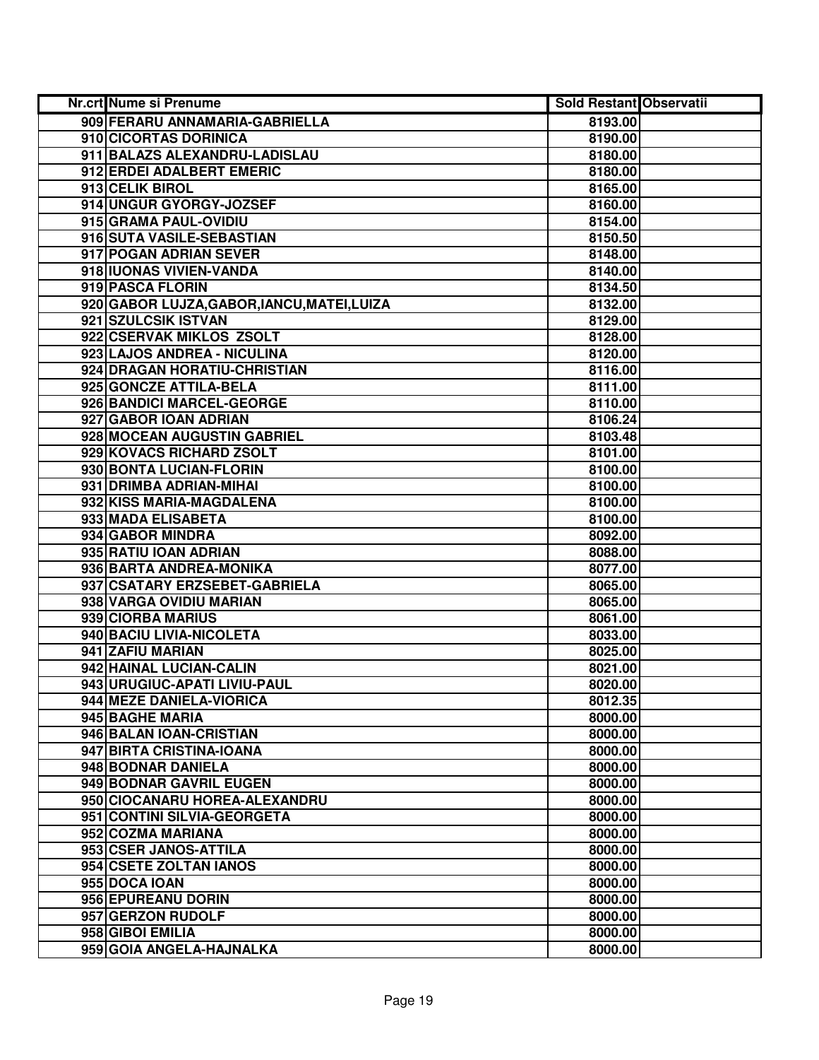| Nr.crt | Nume si Prenume | Sold Restant | Observatii |
|---|---|---|---|
| 909 | FERARU ANNAMARIA-GABRIELLA | 8193.00 | |
| 910 | CICORTAS DORINICA | 8190.00 | |
| 911 | BALAZS ALEXANDRU-LADISLAU | 8180.00 | |
| 912 | ERDEI ADALBERT EMERIC | 8180.00 | |
| 913 | CELIK BIROL | 8165.00 | |
| 914 | UNGUR GYORGY-JOZSEF | 8160.00 | |
| 915 | GRAMA PAUL-OVIDIU | 8154.00 | |
| 916 | SUTA VASILE-SEBASTIAN | 8150.50 | |
| 917 | POGAN ADRIAN SEVER | 8148.00 | |
| 918 | IUONAS VIVIEN-VANDA | 8140.00 | |
| 919 | PASCA FLORIN | 8134.50 | |
| 920 | GABOR LUJZA,GABOR,IANCU,MATEI,LUIZA | 8132.00 | |
| 921 | SZULCSIK ISTVAN | 8129.00 | |
| 922 | CSERVAK MIKLOS ZSOLT | 8128.00 | |
| 923 | LAJOS ANDREA - NICULINA | 8120.00 | |
| 924 | DRAGAN HORATIU-CHRISTIAN | 8116.00 | |
| 925 | GONCZE ATTILA-BELA | 8111.00 | |
| 926 | BANDICI MARCEL-GEORGE | 8110.00 | |
| 927 | GABOR IOAN ADRIAN | 8106.24 | |
| 928 | MOCEAN AUGUSTIN GABRIEL | 8103.48 | |
| 929 | KOVACS RICHARD ZSOLT | 8101.00 | |
| 930 | BONTA LUCIAN-FLORIN | 8100.00 | |
| 931 | DRIMBA ADRIAN-MIHAI | 8100.00 | |
| 932 | KISS MARIA-MAGDALENA | 8100.00 | |
| 933 | MADA ELISABETA | 8100.00 | |
| 934 | GABOR MINDRA | 8092.00 | |
| 935 | RATIU IOAN ADRIAN | 8088.00 | |
| 936 | BARTA ANDREA-MONIKA | 8077.00 | |
| 937 | CSATARY ERZSEBET-GABRIELA | 8065.00 | |
| 938 | VARGA OVIDIU MARIAN | 8065.00 | |
| 939 | CIORBA MARIUS | 8061.00 | |
| 940 | BACIU LIVIA-NICOLETA | 8033.00 | |
| 941 | ZAFIU MARIAN | 8025.00 | |
| 942 | HAINAL LUCIAN-CALIN | 8021.00 | |
| 943 | URUGIUC-APATI LIVIU-PAUL | 8020.00 | |
| 944 | MEZE DANIELA-VIORICA | 8012.35 | |
| 945 | BAGHE MARIA | 8000.00 | |
| 946 | BALAN IOAN-CRISTIAN | 8000.00 | |
| 947 | BIRTA CRISTINA-IOANA | 8000.00 | |
| 948 | BODNAR DANIELA | 8000.00 | |
| 949 | BODNAR GAVRIL EUGEN | 8000.00 | |
| 950 | CIOCANARU HOREA-ALEXANDRU | 8000.00 | |
| 951 | CONTINI SILVIA-GEORGETA | 8000.00 | |
| 952 | COZMA MARIANA | 8000.00 | |
| 953 | CSER JANOS-ATTILA | 8000.00 | |
| 954 | CSETE ZOLTAN IANOS | 8000.00 | |
| 955 | DOCA IOAN | 8000.00 | |
| 956 | EPUREANU DORIN | 8000.00 | |
| 957 | GERZON RUDOLF | 8000.00 | |
| 958 | GIBOI EMILIA | 8000.00 | |
| 959 | GOIA ANGELA-HAJNALKA | 8000.00 | |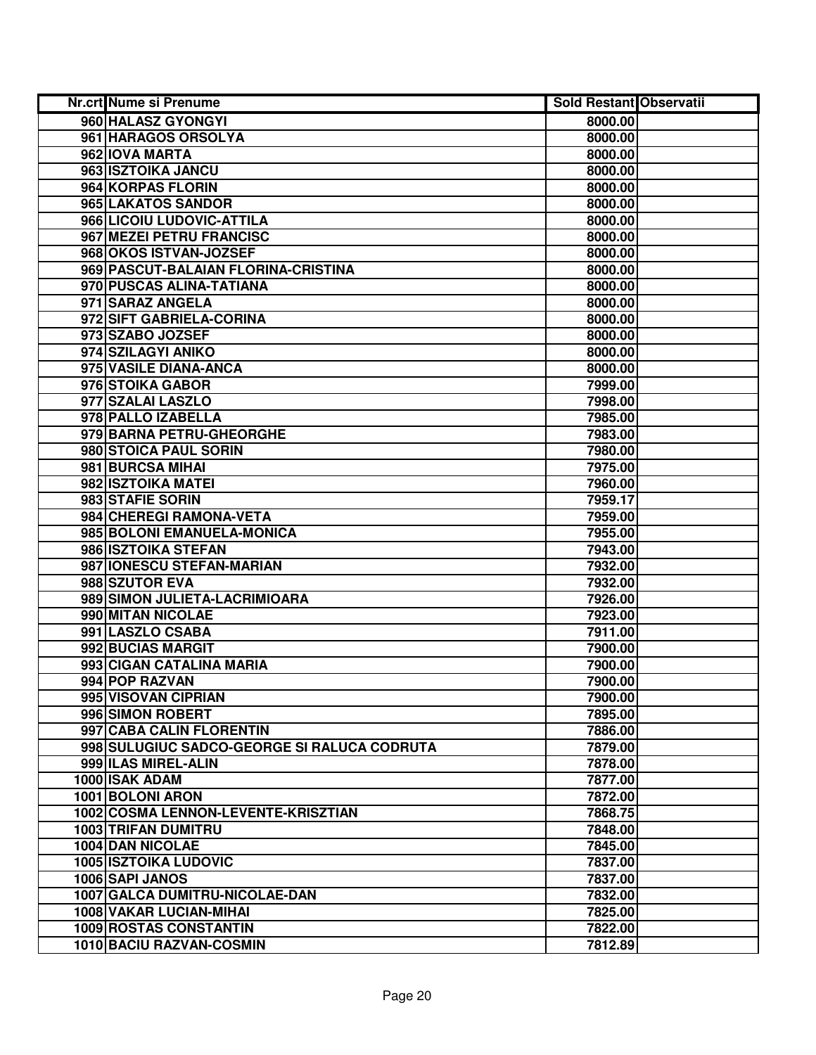| Nr.crt | Nume si Prenume | Sold Restant | Observatii |
| --- | --- | --- | --- |
| 960 | HALASZ GYONGYI | 8000.00 | |
| 961 | HARAGOS ORSOLYA | 8000.00 | |
| 962 | IOVA MARTA | 8000.00 | |
| 963 | ISZTOIKA JANCU | 8000.00 | |
| 964 | KORPAS FLORIN | 8000.00 | |
| 965 | LAKATOS SANDOR | 8000.00 | |
| 966 | LICOIU LUDOVIC-ATTILA | 8000.00 | |
| 967 | MEZEI PETRU FRANCISC | 8000.00 | |
| 968 | OKOS ISTVAN-JOZSEF | 8000.00 | |
| 969 | PASCUT-BALAIAN FLORINA-CRISTINA | 8000.00 | |
| 970 | PUSCAS ALINA-TATIANA | 8000.00 | |
| 971 | SARAZ ANGELA | 8000.00 | |
| 972 | SIFT GABRIELA-CORINA | 8000.00 | |
| 973 | SZABO JOZSEF | 8000.00 | |
| 974 | SZILAGYI ANIKO | 8000.00 | |
| 975 | VASILE DIANA-ANCA | 8000.00 | |
| 976 | STOIKA GABOR | 7999.00 | |
| 977 | SZALAI LASZLO | 7998.00 | |
| 978 | PALLO IZABELLA | 7985.00 | |
| 979 | BARNA PETRU-GHEORGHE | 7983.00 | |
| 980 | STOICA PAUL SORIN | 7980.00 | |
| 981 | BURCSA MIHAI | 7975.00 | |
| 982 | ISZTOIKA MATEI | 7960.00 | |
| 983 | STAFIE SORIN | 7959.17 | |
| 984 | CHEREGI RAMONA-VETA | 7959.00 | |
| 985 | BOLONI EMANUELA-MONICA | 7955.00 | |
| 986 | ISZTOIKA STEFAN | 7943.00 | |
| 987 | IONESCU STEFAN-MARIAN | 7932.00 | |
| 988 | SZUTOR EVA | 7932.00 | |
| 989 | SIMON JULIETA-LACRIMIOARA | 7926.00 | |
| 990 | MITAN NICOLAE | 7923.00 | |
| 991 | LASZLO CSABA | 7911.00 | |
| 992 | BUCIAS MARGIT | 7900.00 | |
| 993 | CIGAN CATALINA MARIA | 7900.00 | |
| 994 | POP RAZVAN | 7900.00 | |
| 995 | VISOVAN CIPRIAN | 7900.00 | |
| 996 | SIMON ROBERT | 7895.00 | |
| 997 | CABA CALIN FLORENTIN | 7886.00 | |
| 998 | SULUGIUC SADCO-GEORGE SI RALUCA CODRUTA | 7879.00 | |
| 999 | ILAS MIREL-ALIN | 7878.00 | |
| 1000 | ISAK ADAM | 7877.00 | |
| 1001 | BOLONI ARON | 7872.00 | |
| 1002 | COSMA LENNON-LEVENTE-KRISZTIAN | 7868.75 | |
| 1003 | TRIFAN DUMITRU | 7848.00 | |
| 1004 | DAN NICOLAE | 7845.00 | |
| 1005 | ISZTOIKA LUDOVIC | 7837.00 | |
| 1006 | SAPI JANOS | 7837.00 | |
| 1007 | GALCA DUMITRU-NICOLAE-DAN | 7832.00 | |
| 1008 | VAKAR LUCIAN-MIHAI | 7825.00 | |
| 1009 | ROSTAS CONSTANTIN | 7822.00 | |
| 1010 | BACIU RAZVAN-COSMIN | 7812.89 | |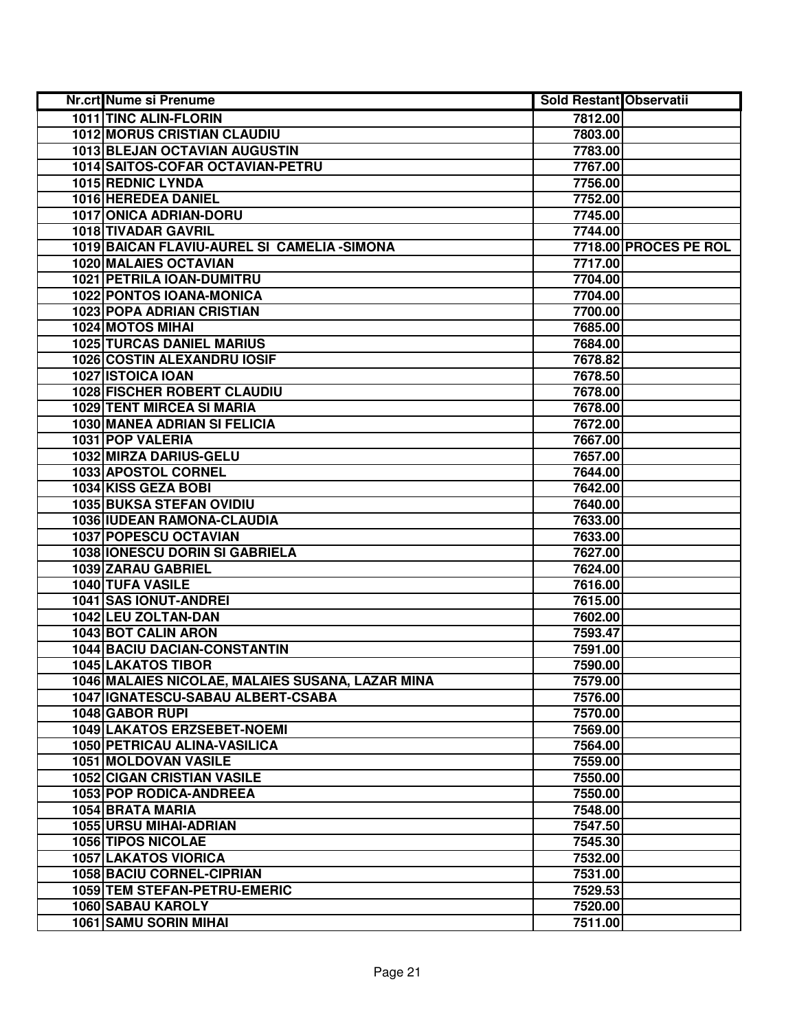| Nr.crt | Nume si Prenume | Sold Restant | Observatii |
|---|---|---|---|
| 1011 | TINC ALIN-FLORIN | 7812.00 | |
| 1012 | MORUS CRISTIAN CLAUDIU | 7803.00 | |
| 1013 | BLEJAN OCTAVIAN AUGUSTIN | 7783.00 | |
| 1014 | SAITOS-COFAR OCTAVIAN-PETRU | 7767.00 | |
| 1015 | REDNIC LYNDA | 7756.00 | |
| 1016 | HEREDEA DANIEL | 7752.00 | |
| 1017 | ONICA ADRIAN-DORU | 7745.00 | |
| 1018 | TIVADAR GAVRIL | 7744.00 | |
| 1019 | BAICAN FLAVIU-AUREL SI CAMELIA -SIMONA | 7718.00 | PROCES PE ROL |
| 1020 | MALAIES OCTAVIAN | 7717.00 | |
| 1021 | PETRILA IOAN-DUMITRU | 7704.00 | |
| 1022 | PONTOS IOANA-MONICA | 7704.00 | |
| 1023 | POPA ADRIAN CRISTIAN | 7700.00 | |
| 1024 | MOTOS MIHAI | 7685.00 | |
| 1025 | TURCAS DANIEL MARIUS | 7684.00 | |
| 1026 | COSTIN ALEXANDRU IOSIF | 7678.82 | |
| 1027 | ISTOICA IOAN | 7678.50 | |
| 1028 | FISCHER ROBERT CLAUDIU | 7678.00 | |
| 1029 | TENT MIRCEA SI MARIA | 7678.00 | |
| 1030 | MANEA ADRIAN SI FELICIA | 7672.00 | |
| 1031 | POP VALERIA | 7667.00 | |
| 1032 | MIRZA DARIUS-GELU | 7657.00 | |
| 1033 | APOSTOL CORNEL | 7644.00 | |
| 1034 | KISS GEZA BOBI | 7642.00 | |
| 1035 | BUKSA STEFAN OVIDIU | 7640.00 | |
| 1036 | IUDEAN RAMONA-CLAUDIA | 7633.00 | |
| 1037 | POPESCU OCTAVIAN | 7633.00 | |
| 1038 | IONESCU DORIN SI GABRIELA | 7627.00 | |
| 1039 | ZARAU GABRIEL | 7624.00 | |
| 1040 | TUFA VASILE | 7616.00 | |
| 1041 | SAS IONUT-ANDREI | 7615.00 | |
| 1042 | LEU ZOLTAN-DAN | 7602.00 | |
| 1043 | BOT CALIN ARON | 7593.47 | |
| 1044 | BACIU DACIAN-CONSTANTIN | 7591.00 | |
| 1045 | LAKATOS TIBOR | 7590.00 | |
| 1046 | MALAIES NICOLAE, MALAIES SUSANA, LAZAR MINA | 7579.00 | |
| 1047 | IGNATESCU-SABAU ALBERT-CSABA | 7576.00 | |
| 1048 | GABOR RUPI | 7570.00 | |
| 1049 | LAKATOS ERZSEBET-NOEMI | 7569.00 | |
| 1050 | PETRICAU ALINA-VASILICA | 7564.00 | |
| 1051 | MOLDOVAN VASILE | 7559.00 | |
| 1052 | CIGAN CRISTIAN VASILE | 7550.00 | |
| 1053 | POP RODICA-ANDREEA | 7550.00 | |
| 1054 | BRATA MARIA | 7548.00 | |
| 1055 | URSU MIHAI-ADRIAN | 7547.50 | |
| 1056 | TIPOS NICOLAE | 7545.30 | |
| 1057 | LAKATOS VIORICA | 7532.00 | |
| 1058 | BACIU CORNEL-CIPRIAN | 7531.00 | |
| 1059 | TEM STEFAN-PETRU-EMERIC | 7529.53 | |
| 1060 | SABAU KAROLY | 7520.00 | |
| 1061 | SAMU SORIN MIHAI | 7511.00 | |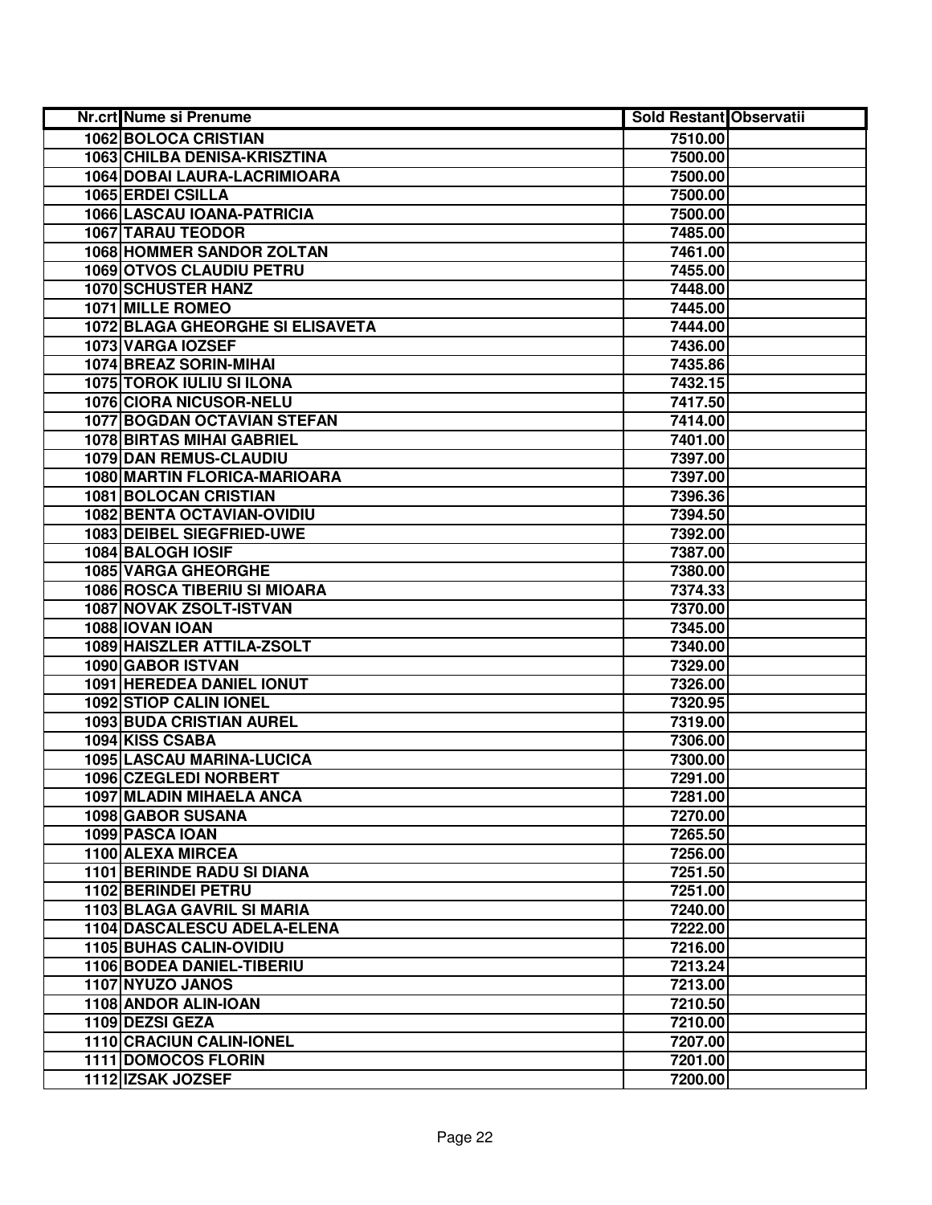| Nr.crt | Nume si Prenume | Sold Restant | Observatii |
|---|---|---|---|
| 1062 | BOLOCA CRISTIAN | 7510.00 | |
| 1063 | CHILBA DENISA-KRISZTINA | 7500.00 | |
| 1064 | DOBAI LAURA-LACRIMIOARA | 7500.00 | |
| 1065 | ERDEI CSILLA | 7500.00 | |
| 1066 | LASCAU IOANA-PATRICIA | 7500.00 | |
| 1067 | TARAU TEODOR | 7485.00 | |
| 1068 | HOMMER SANDOR ZOLTAN | 7461.00 | |
| 1069 | OTVOS CLAUDIU PETRU | 7455.00 | |
| 1070 | SCHUSTER HANZ | 7448.00 | |
| 1071 | MILLE ROMEO | 7445.00 | |
| 1072 | BLAGA GHEORGHE SI ELISAVETA | 7444.00 | |
| 1073 | VARGA IOZSEF | 7436.00 | |
| 1074 | BREAZ SORIN-MIHAI | 7435.86 | |
| 1075 | TOROK IULIU SI ILONA | 7432.15 | |
| 1076 | CIORA NICUSOR-NELU | 7417.50 | |
| 1077 | BOGDAN OCTAVIAN STEFAN | 7414.00 | |
| 1078 | BIRTAS MIHAI GABRIEL | 7401.00 | |
| 1079 | DAN REMUS-CLAUDIU | 7397.00 | |
| 1080 | MARTIN FLORICA-MARIOARA | 7397.00 | |
| 1081 | BOLOCAN CRISTIAN | 7396.36 | |
| 1082 | BENTA OCTAVIAN-OVIDIU | 7394.50 | |
| 1083 | DEIBEL SIEGFRIED-UWE | 7392.00 | |
| 1084 | BALOGH IOSIF | 7387.00 | |
| 1085 | VARGA GHEORGHE | 7380.00 | |
| 1086 | ROSCA TIBERIU SI MIOARA | 7374.33 | |
| 1087 | NOVAK ZSOLT-ISTVAN | 7370.00 | |
| 1088 | IOVAN IOAN | 7345.00 | |
| 1089 | HAISZLER ATTILA-ZSOLT | 7340.00 | |
| 1090 | GABOR ISTVAN | 7329.00 | |
| 1091 | HEREDEA DANIEL IONUT | 7326.00 | |
| 1092 | STIOP CALIN IONEL | 7320.95 | |
| 1093 | BUDA CRISTIAN AUREL | 7319.00 | |
| 1094 | KISS CSABA | 7306.00 | |
| 1095 | LASCAU MARINA-LUCICA | 7300.00 | |
| 1096 | CZEGLEDI NORBERT | 7291.00 | |
| 1097 | MLADIN MIHAELA ANCA | 7281.00 | |
| 1098 | GABOR SUSANA | 7270.00 | |
| 1099 | PASCA IOAN | 7265.50 | |
| 1100 | ALEXA MIRCEA | 7256.00 | |
| 1101 | BERINDE RADU SI DIANA | 7251.50 | |
| 1102 | BERINDEI PETRU | 7251.00 | |
| 1103 | BLAGA GAVRIL SI MARIA | 7240.00 | |
| 1104 | DASCALESCU ADELA-ELENA | 7222.00 | |
| 1105 | BUHAS CALIN-OVIDIU | 7216.00 | |
| 1106 | BODEA DANIEL-TIBERIU | 7213.24 | |
| 1107 | NYUZO JANOS | 7213.00 | |
| 1108 | ANDOR ALIN-IOAN | 7210.50 | |
| 1109 | DEZSI GEZA | 7210.00 | |
| 1110 | CRACIUN CALIN-IONEL | 7207.00 | |
| 1111 | DOMOCOS FLORIN | 7201.00 | |
| 1112 | IZSAK JOZSEF | 7200.00 | |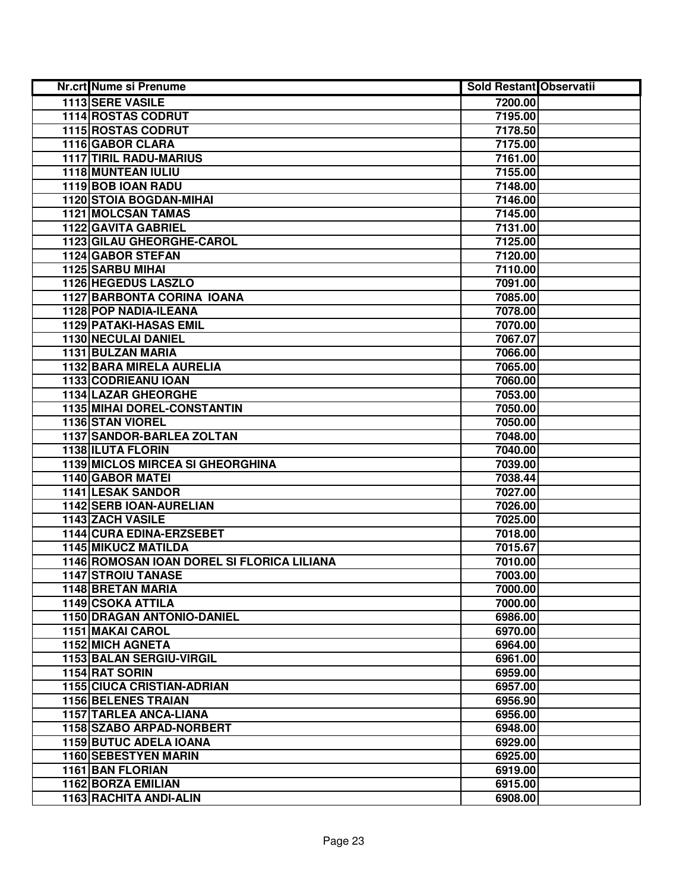| Nr.crt | Nume si Prenume | Sold Restant | Observatii |
|---|---|---|---|
| 1113 | SERE VASILE | 7200.00 | |
| 1114 | ROSTAS CODRUT | 7195.00 | |
| 1115 | ROSTAS CODRUT | 7178.50 | |
| 1116 | GABOR CLARA | 7175.00 | |
| 1117 | TIRIL RADU-MARIUS | 7161.00 | |
| 1118 | MUNTEAN IULIU | 7155.00 | |
| 1119 | BOB IOAN RADU | 7148.00 | |
| 1120 | STOIA BOGDAN-MIHAI | 7146.00 | |
| 1121 | MOLCSAN TAMAS | 7145.00 | |
| 1122 | GAVITA GABRIEL | 7131.00 | |
| 1123 | GILAU GHEORGHE-CAROL | 7125.00 | |
| 1124 | GABOR STEFAN | 7120.00 | |
| 1125 | SARBU MIHAI | 7110.00 | |
| 1126 | HEGEDUS LASZLO | 7091.00 | |
| 1127 | BARBONTA CORINA IOANA | 7085.00 | |
| 1128 | POP NADIA-ILEANA | 7078.00 | |
| 1129 | PATAKI-HASAS EMIL | 7070.00 | |
| 1130 | NECULAI DANIEL | 7067.07 | |
| 1131 | BULZAN MARIA | 7066.00 | |
| 1132 | BARA MIRELA AURELIA | 7065.00 | |
| 1133 | CODRIEANU IOAN | 7060.00 | |
| 1134 | LAZAR GHEORGHE | 7053.00 | |
| 1135 | MIHAI DOREL-CONSTANTIN | 7050.00 | |
| 1136 | STAN VIOREL | 7050.00 | |
| 1137 | SANDOR-BARLEA ZOLTAN | 7048.00 | |
| 1138 | ILUTA FLORIN | 7040.00 | |
| 1139 | MICLOS MIRCEA SI GHEORGHINA | 7039.00 | |
| 1140 | GABOR MATEI | 7038.44 | |
| 1141 | LESAK SANDOR | 7027.00 | |
| 1142 | SERB IOAN-AURELIAN | 7026.00 | |
| 1143 | ZACH VASILE | 7025.00 | |
| 1144 | CURA EDINA-ERZSEBET | 7018.00 | |
| 1145 | MIKUCZ MATILDA | 7015.67 | |
| 1146 | ROMOSAN IOAN DOREL SI FLORICA LILIANA | 7010.00 | |
| 1147 | STROIU TANASE | 7003.00 | |
| 1148 | BRETAN MARIA | 7000.00 | |
| 1149 | CSOKA ATTILA | 7000.00 | |
| 1150 | DRAGAN ANTONIO-DANIEL | 6986.00 | |
| 1151 | MAKAI CAROL | 6970.00 | |
| 1152 | MICH AGNETA | 6964.00 | |
| 1153 | BALAN SERGIU-VIRGIL | 6961.00 | |
| 1154 | RAT SORIN | 6959.00 | |
| 1155 | CIUCA CRISTIAN-ADRIAN | 6957.00 | |
| 1156 | BELENES TRAIAN | 6956.90 | |
| 1157 | TARLEA ANCA-LIANA | 6956.00 | |
| 1158 | SZABO ARPAD-NORBERT | 6948.00 | |
| 1159 | BUTUC ADELA IOANA | 6929.00 | |
| 1160 | SEBESTYEN MARIN | 6925.00 | |
| 1161 | BAN FLORIAN | 6919.00 | |
| 1162 | BORZA EMILIAN | 6915.00 | |
| 1163 | RACHITA ANDI-ALIN | 6908.00 | |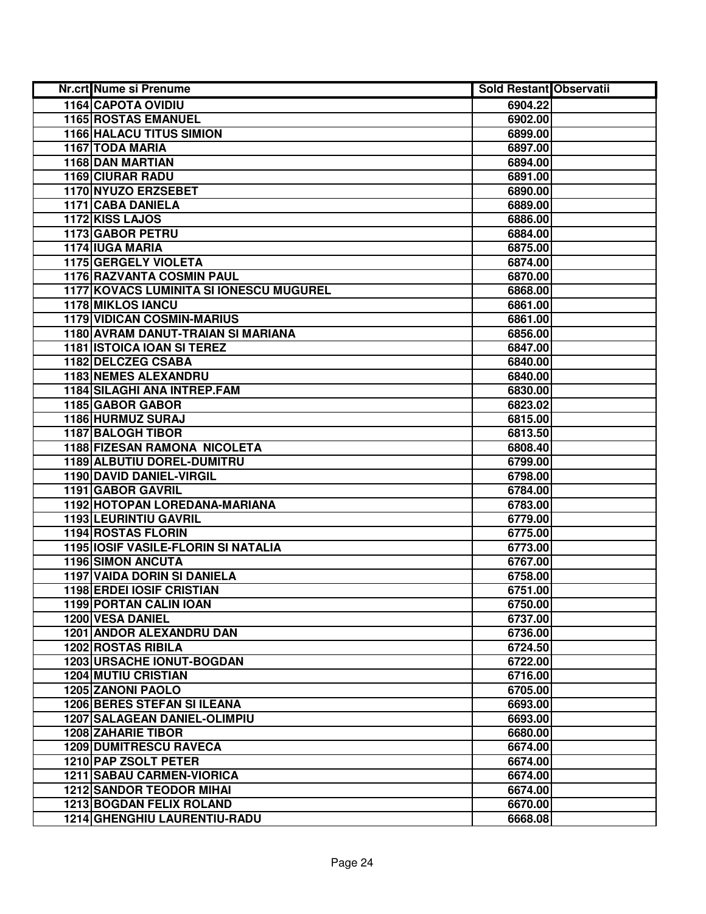| Nr.crt | Nume si Prenume | Sold Restant | Observatii |
|---|---|---|---|
| 1164 | CAPOTA OVIDIU | 6904.22 | |
| 1165 | ROSTAS EMANUEL | 6902.00 | |
| 1166 | HALACU TITUS SIMION | 6899.00 | |
| 1167 | TODA MARIA | 6897.00 | |
| 1168 | DAN MARTIAN | 6894.00 | |
| 1169 | CIURAR RADU | 6891.00 | |
| 1170 | NYUZO ERZSEBET | 6890.00 | |
| 1171 | CABA DANIELA | 6889.00 | |
| 1172 | KISS LAJOS | 6886.00 | |
| 1173 | GABOR PETRU | 6884.00 | |
| 1174 | IUGA MARIA | 6875.00 | |
| 1175 | GERGELY VIOLETA | 6874.00 | |
| 1176 | RAZVANTA COSMIN PAUL | 6870.00 | |
| 1177 | KOVACS LUMINITA SI IONESCU MUGUREL | 6868.00 | |
| 1178 | MIKLOS IANCU | 6861.00 | |
| 1179 | VIDICAN COSMIN-MARIUS | 6861.00 | |
| 1180 | AVRAM DANUT-TRAIAN SI MARIANA | 6856.00 | |
| 1181 | ISTOICA IOAN SI TEREZ | 6847.00 | |
| 1182 | DELCZEG CSABA | 6840.00 | |
| 1183 | NEMES ALEXANDRU | 6840.00 | |
| 1184 | SILAGHI ANA INTREP.FAM | 6830.00 | |
| 1185 | GABOR GABOR | 6823.02 | |
| 1186 | HURMUZ SURAJ | 6815.00 | |
| 1187 | BALOGH TIBOR | 6813.50 | |
| 1188 | FIZESAN RAMONA NICOLETA | 6808.40 | |
| 1189 | ALBUTIU DOREL-DUMITRU | 6799.00 | |
| 1190 | DAVID DANIEL-VIRGIL | 6798.00 | |
| 1191 | GABOR GAVRIL | 6784.00 | |
| 1192 | HOTOPAN LOREDANA-MARIANA | 6783.00 | |
| 1193 | LEURINTIU GAVRIL | 6779.00 | |
| 1194 | ROSTAS FLORIN | 6775.00 | |
| 1195 | IOSIF VASILE-FLORIN SI NATALIA | 6773.00 | |
| 1196 | SIMON ANCUTA | 6767.00 | |
| 1197 | VAIDA DORIN SI DANIELA | 6758.00 | |
| 1198 | ERDEI IOSIF CRISTIAN | 6751.00 | |
| 1199 | PORTAN CALIN IOAN | 6750.00 | |
| 1200 | VESA DANIEL | 6737.00 | |
| 1201 | ANDOR ALEXANDRU DAN | 6736.00 | |
| 1202 | ROSTAS RIBILA | 6724.50 | |
| 1203 | URSACHE IONUT-BOGDAN | 6722.00 | |
| 1204 | MUTIU CRISTIAN | 6716.00 | |
| 1205 | ZANONI PAOLO | 6705.00 | |
| 1206 | BERES STEFAN SI ILEANA | 6693.00 | |
| 1207 | SALAGEAN DANIEL-OLIMPIU | 6693.00 | |
| 1208 | ZAHARIE TIBOR | 6680.00 | |
| 1209 | DUMITRESCU RAVECA | 6674.00 | |
| 1210 | PAP ZSOLT PETER | 6674.00 | |
| 1211 | SABAU CARMEN-VIORICA | 6674.00 | |
| 1212 | SANDOR TEODOR MIHAI | 6674.00 | |
| 1213 | BOGDAN FELIX ROLAND | 6670.00 | |
| 1214 | GHENGHIU LAURENTIU-RADU | 6668.08 | |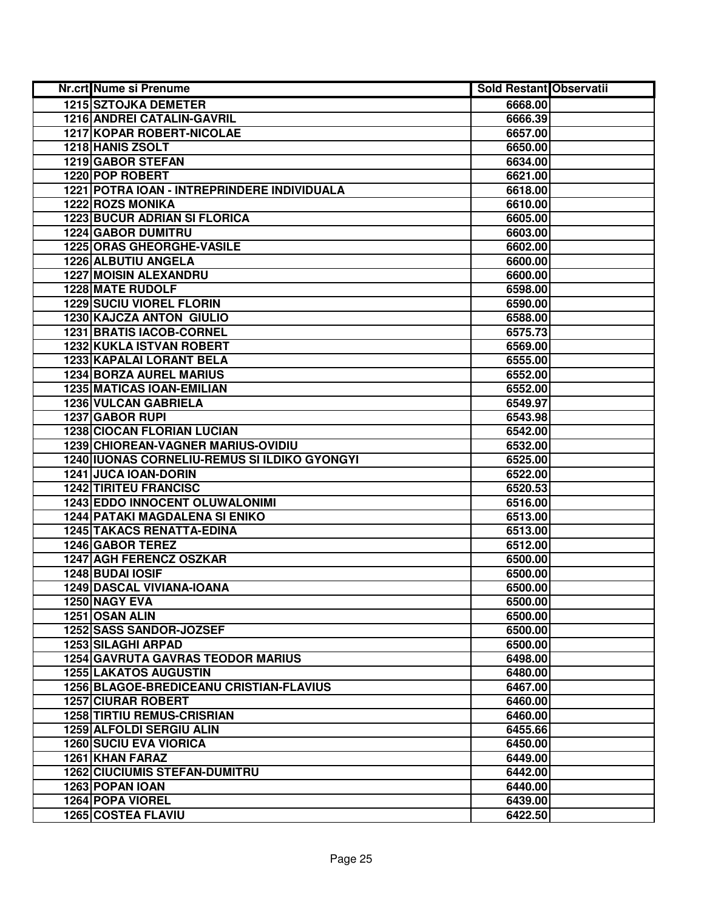| Nr.crt | Nume si Prenume | Sold Restant | Observatii |
|---|---|---|---|
| 1215 | SZTOJKA DEMETER | 6668.00 | |
| 1216 | ANDREI CATALIN-GAVRIL | 6666.39 | |
| 1217 | KOPAR ROBERT-NICOLAE | 6657.00 | |
| 1218 | HANIS ZSOLT | 6650.00 | |
| 1219 | GABOR STEFAN | 6634.00 | |
| 1220 | POP ROBERT | 6621.00 | |
| 1221 | POTRA IOAN - INTREPRINDERE INDIVIDUALA | 6618.00 | |
| 1222 | ROZS MONIKA | 6610.00 | |
| 1223 | BUCUR ADRIAN SI FLORICA | 6605.00 | |
| 1224 | GABOR DUMITRU | 6603.00 | |
| 1225 | ORAS GHEORGHE-VASILE | 6602.00 | |
| 1226 | ALBUTIU ANGELA | 6600.00 | |
| 1227 | MOISIN ALEXANDRU | 6600.00 | |
| 1228 | MATE RUDOLF | 6598.00 | |
| 1229 | SUCIU VIOREL FLORIN | 6590.00 | |
| 1230 | KAJCZA ANTON GIULIO | 6588.00 | |
| 1231 | BRATIS IACOB-CORNEL | 6575.73 | |
| 1232 | KUKLA ISTVAN ROBERT | 6569.00 | |
| 1233 | KAPALAI LORANT BELA | 6555.00 | |
| 1234 | BORZA AUREL MARIUS | 6552.00 | |
| 1235 | MATICAS IOAN-EMILIAN | 6552.00 | |
| 1236 | VULCAN GABRIELA | 6549.97 | |
| 1237 | GABOR RUPI | 6543.98 | |
| 1238 | CIOCAN FLORIAN LUCIAN | 6542.00 | |
| 1239 | CHIOREAN-VAGNER MARIUS-OVIDIU | 6532.00 | |
| 1240 | IUONAS CORNELIU-REMUS SI ILDIKO GYONGYI | 6525.00 | |
| 1241 | JUCA IOAN-DORIN | 6522.00 | |
| 1242 | TIRITEU FRANCISC | 6520.53 | |
| 1243 | EDDO INNOCENT OLUWALONIMI | 6516.00 | |
| 1244 | PATAKI MAGDALENA SI ENIKO | 6513.00 | |
| 1245 | TAKACS RENATTA-EDINA | 6513.00 | |
| 1246 | GABOR TEREZ | 6512.00 | |
| 1247 | AGH FERENCZ OSZKAR | 6500.00 | |
| 1248 | BUDAI IOSIF | 6500.00 | |
| 1249 | DASCAL VIVIANA-IOANA | 6500.00 | |
| 1250 | NAGY EVA | 6500.00 | |
| 1251 | OSAN ALIN | 6500.00 | |
| 1252 | SASS SANDOR-JOZSEF | 6500.00 | |
| 1253 | SILAGHI ARPAD | 6500.00 | |
| 1254 | GAVRUTA GAVRAS TEODOR MARIUS | 6498.00 | |
| 1255 | LAKATOS AUGUSTIN | 6480.00 | |
| 1256 | BLAGOE-BREDICEANU CRISTIAN-FLAVIUS | 6467.00 | |
| 1257 | CIURAR ROBERT | 6460.00 | |
| 1258 | TIRTIU REMUS-CRISRIAN | 6460.00 | |
| 1259 | ALFOLDI SERGIU ALIN | 6455.66 | |
| 1260 | SUCIU EVA VIORICA | 6450.00 | |
| 1261 | KHAN FARAZ | 6449.00 | |
| 1262 | CIUCIUMIS STEFAN-DUMITRU | 6442.00 | |
| 1263 | POPAN IOAN | 6440.00 | |
| 1264 | POPA VIOREL | 6439.00 | |
| 1265 | COSTEA FLAVIU | 6422.50 | |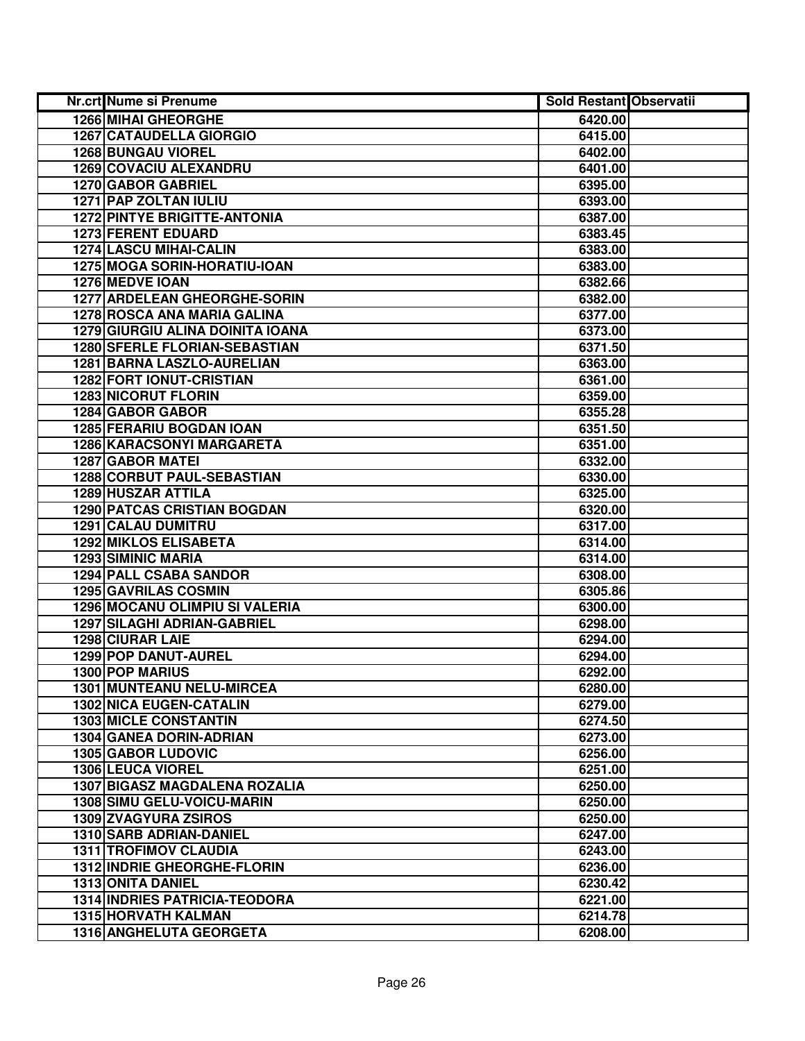| Nr.crt | Nume si Prenume | Sold Restant | Observatii |
|---|---|---|---|
| 1266 | MIHAI GHEORGHE | 6420.00 | |
| 1267 | CATAUDELLA GIORGIO | 6415.00 | |
| 1268 | BUNGAU VIOREL | 6402.00 | |
| 1269 | COVACIU ALEXANDRU | 6401.00 | |
| 1270 | GABOR GABRIEL | 6395.00 | |
| 1271 | PAP ZOLTAN IULIU | 6393.00 | |
| 1272 | PINTYE BRIGITTE-ANTONIA | 6387.00 | |
| 1273 | FERENT EDUARD | 6383.45 | |
| 1274 | LASCU MIHAI-CALIN | 6383.00 | |
| 1275 | MOGA SORIN-HORATIU-IOAN | 6383.00 | |
| 1276 | MEDVE IOAN | 6382.66 | |
| 1277 | ARDELEAN GHEORGHE-SORIN | 6382.00 | |
| 1278 | ROSCA ANA MARIA GALINA | 6377.00 | |
| 1279 | GIURGIU ALINA DOINITA IOANA | 6373.00 | |
| 1280 | SFERLE FLORIAN-SEBASTIAN | 6371.50 | |
| 1281 | BARNA LASZLO-AURELIAN | 6363.00 | |
| 1282 | FORT IONUT-CRISTIAN | 6361.00 | |
| 1283 | NICORUT FLORIN | 6359.00 | |
| 1284 | GABOR GABOR | 6355.28 | |
| 1285 | FERARIU BOGDAN IOAN | 6351.50 | |
| 1286 | KARACSONYI MARGARETA | 6351.00 | |
| 1287 | GABOR MATEI | 6332.00 | |
| 1288 | CORBUT PAUL-SEBASTIAN | 6330.00 | |
| 1289 | HUSZAR ATTILA | 6325.00 | |
| 1290 | PATCAS CRISTIAN BOGDAN | 6320.00 | |
| 1291 | CALAU DUMITRU | 6317.00 | |
| 1292 | MIKLOS ELISABETA | 6314.00 | |
| 1293 | SIMINIC MARIA | 6314.00 | |
| 1294 | PALL CSABA SANDOR | 6308.00 | |
| 1295 | GAVRILAS COSMIN | 6305.86 | |
| 1296 | MOCANU OLIMPIU SI VALERIA | 6300.00 | |
| 1297 | SILAGHI ADRIAN-GABRIEL | 6298.00 | |
| 1298 | CIURAR LAIE | 6294.00 | |
| 1299 | POP DANUT-AUREL | 6294.00 | |
| 1300 | POP MARIUS | 6292.00 | |
| 1301 | MUNTEANU NELU-MIRCEA | 6280.00 | |
| 1302 | NICA EUGEN-CATALIN | 6279.00 | |
| 1303 | MICLE CONSTANTIN | 6274.50 | |
| 1304 | GANEA DORIN-ADRIAN | 6273.00 | |
| 1305 | GABOR LUDOVIC | 6256.00 | |
| 1306 | LEUCA VIOREL | 6251.00 | |
| 1307 | BIGASZ MAGDALENA ROZALIA | 6250.00 | |
| 1308 | SIMU GELU-VOICU-MARIN | 6250.00 | |
| 1309 | ZVAGYURA ZSIROS | 6250.00 | |
| 1310 | SARB ADRIAN-DANIEL | 6247.00 | |
| 1311 | TROFIMOV CLAUDIA | 6243.00 | |
| 1312 | INDRIE GHEORGHE-FLORIN | 6236.00 | |
| 1313 | ONITA DANIEL | 6230.42 | |
| 1314 | INDRIES PATRICIA-TEODORA | 6221.00 | |
| 1315 | HORVATH KALMAN | 6214.78 | |
| 1316 | ANGHELUTA GEORGETA | 6208.00 | |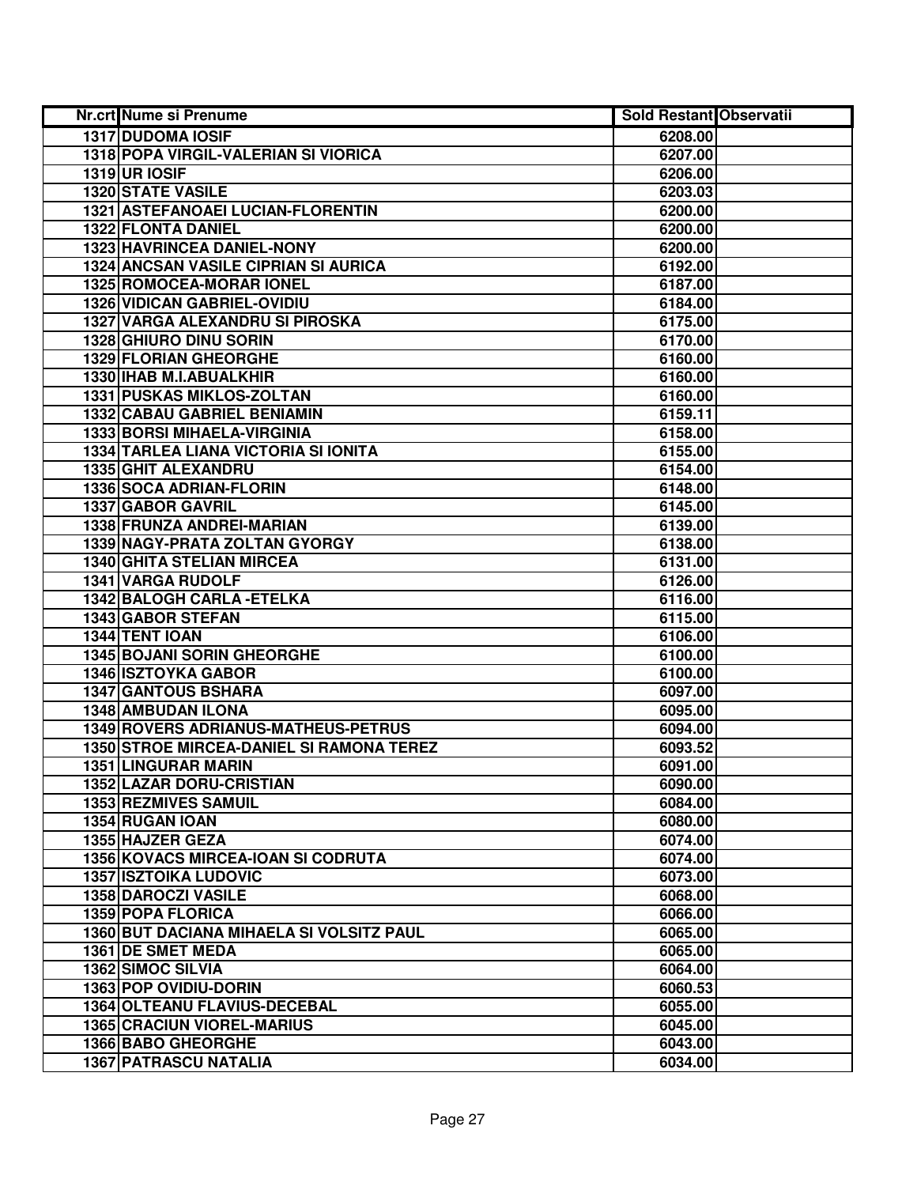| Nr.crt | Nume si Prenume | Sold Restant | Observatii |
|---|---|---|---|
| 1317 | DUDOMA IOSIF | 6208.00 | |
| 1318 | POPA VIRGIL-VALERIAN SI VIORICA | 6207.00 | |
| 1319 | UR IOSIF | 6206.00 | |
| 1320 | STATE VASILE | 6203.03 | |
| 1321 | ASTEFANOAEI LUCIAN-FLORENTIN | 6200.00 | |
| 1322 | FLONTA DANIEL | 6200.00 | |
| 1323 | HAVRINCEA DANIEL-NONY | 6200.00 | |
| 1324 | ANCSAN VASILE CIPRIAN SI AURICA | 6192.00 | |
| 1325 | ROMOCEA-MORAR IONEL | 6187.00 | |
| 1326 | VIDICAN GABRIEL-OVIDIU | 6184.00 | |
| 1327 | VARGA ALEXANDRU SI PIROSKA | 6175.00 | |
| 1328 | GHIURO DINU SORIN | 6170.00 | |
| 1329 | FLORIAN GHEORGHE | 6160.00 | |
| 1330 | IHAB M.I.ABUALKHIR | 6160.00 | |
| 1331 | PUSKAS MIKLOS-ZOLTAN | 6160.00 | |
| 1332 | CABAU GABRIEL BENIAMIN | 6159.11 | |
| 1333 | BORSI MIHAELA-VIRGINIA | 6158.00 | |
| 1334 | TARLEA LIANA VICTORIA SI IONITA | 6155.00 | |
| 1335 | GHIT ALEXANDRU | 6154.00 | |
| 1336 | SOCA ADRIAN-FLORIN | 6148.00 | |
| 1337 | GABOR GAVRIL | 6145.00 | |
| 1338 | FRUNZA ANDREI-MARIAN | 6139.00 | |
| 1339 | NAGY-PRATA ZOLTAN GYORGY | 6138.00 | |
| 1340 | GHITA STELIAN MIRCEA | 6131.00 | |
| 1341 | VARGA RUDOLF | 6126.00 | |
| 1342 | BALOGH CARLA -ETELKA | 6116.00 | |
| 1343 | GABOR STEFAN | 6115.00 | |
| 1344 | TENT IOAN | 6106.00 | |
| 1345 | BOJANI SORIN GHEORGHE | 6100.00 | |
| 1346 | ISZTOYKA GABOR | 6100.00 | |
| 1347 | GANTOUS BSHARA | 6097.00 | |
| 1348 | AMBUDAN ILONA | 6095.00 | |
| 1349 | ROVERS ADRIANUS-MATHEUS-PETRUS | 6094.00 | |
| 1350 | STROE MIRCEA-DANIEL SI RAMONA TEREZ | 6093.52 | |
| 1351 | LINGURAR MARIN | 6091.00 | |
| 1352 | LAZAR DORU-CRISTIAN | 6090.00 | |
| 1353 | REZMIVES SAMUIL | 6084.00 | |
| 1354 | RUGAN IOAN | 6080.00 | |
| 1355 | HAJZER GEZA | 6074.00 | |
| 1356 | KOVACS MIRCEA-IOAN SI CODRUTA | 6074.00 | |
| 1357 | ISZTOIKA LUDOVIC | 6073.00 | |
| 1358 | DAROCZI VASILE | 6068.00 | |
| 1359 | POPA FLORICA | 6066.00 | |
| 1360 | BUT DACIANA MIHAELA SI VOLSITZ PAUL | 6065.00 | |
| 1361 | DE SMET MEDA | 6065.00 | |
| 1362 | SIMOC SILVIA | 6064.00 | |
| 1363 | POP OVIDIU-DORIN | 6060.53 | |
| 1364 | OLTEANU FLAVIUS-DECEBAL | 6055.00 | |
| 1365 | CRACIUN VIOREL-MARIUS | 6045.00 | |
| 1366 | BABO GHEORGHE | 6043.00 | |
| 1367 | PATRASCU NATALIA | 6034.00 | |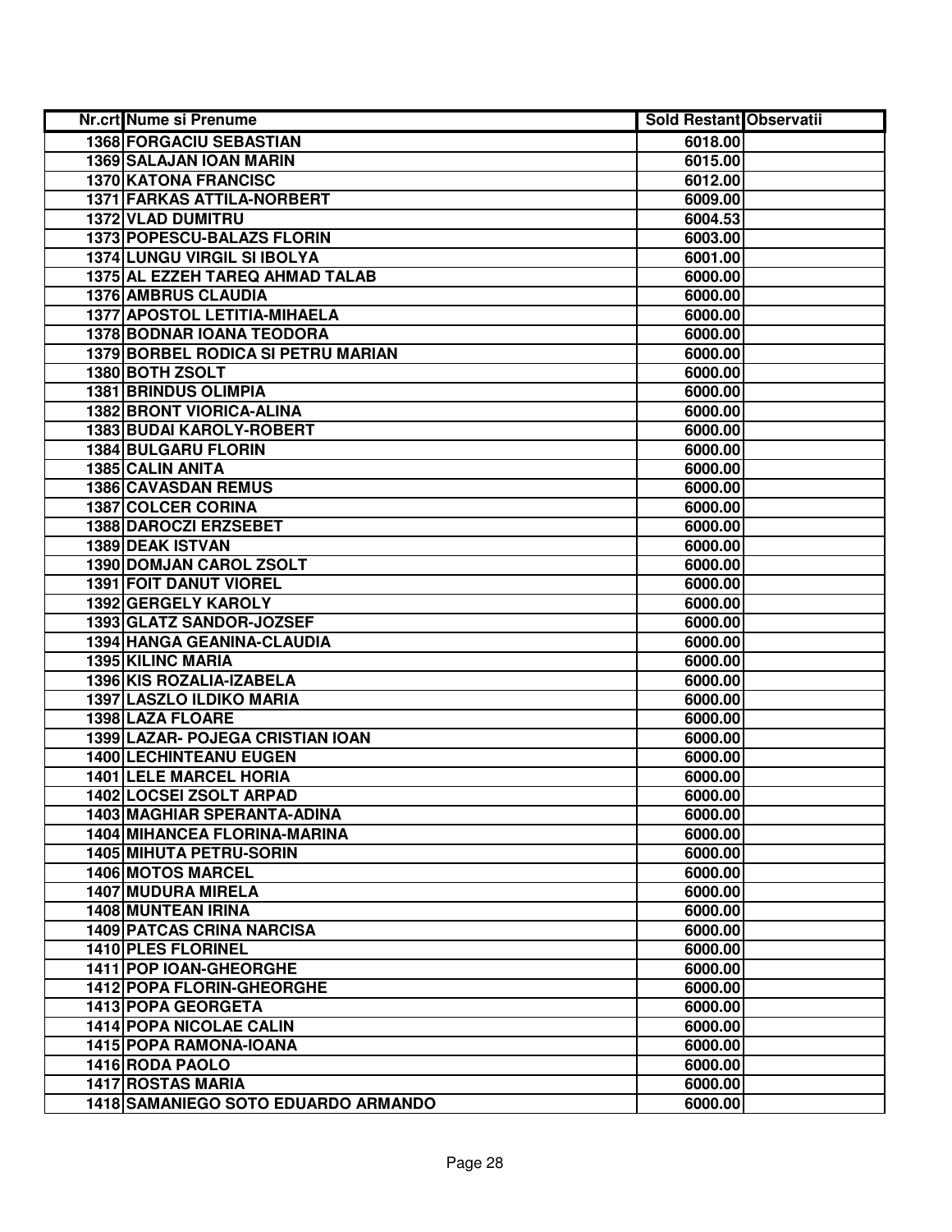| Nr.crt | Nume si Prenume | Sold Restant | Observatii |
|---|---|---|---|
| 1368 | FORGACIU SEBASTIAN | 6018.00 | |
| 1369 | SALAJAN IOAN MARIN | 6015.00 | |
| 1370 | KATONA FRANCISC | 6012.00 | |
| 1371 | FARKAS ATTILA-NORBERT | 6009.00 | |
| 1372 | VLAD DUMITRU | 6004.53 | |
| 1373 | POPESCU-BALAZS FLORIN | 6003.00 | |
| 1374 | LUNGU VIRGIL SI IBOLYA | 6001.00 | |
| 1375 | AL EZZEH TAREQ AHMAD TALAB | 6000.00 | |
| 1376 | AMBRUS CLAUDIA | 6000.00 | |
| 1377 | APOSTOL LETITIA-MIHAELA | 6000.00 | |
| 1378 | BODNAR IOANA TEODORA | 6000.00 | |
| 1379 | BORBEL RODICA SI PETRU MARIAN | 6000.00 | |
| 1380 | BOTH ZSOLT | 6000.00 | |
| 1381 | BRINDUS OLIMPIA | 6000.00 | |
| 1382 | BRONT VIORICA-ALINA | 6000.00 | |
| 1383 | BUDAI KAROLY-ROBERT | 6000.00 | |
| 1384 | BULGARU FLORIN | 6000.00 | |
| 1385 | CALIN ANITA | 6000.00 | |
| 1386 | CAVASDAN REMUS | 6000.00 | |
| 1387 | COLCER CORINA | 6000.00 | |
| 1388 | DAROCZI ERZSEBET | 6000.00 | |
| 1389 | DEAK ISTVAN | 6000.00 | |
| 1390 | DOMJAN CAROL ZSOLT | 6000.00 | |
| 1391 | FOIT DANUT VIOREL | 6000.00 | |
| 1392 | GERGELY KAROLY | 6000.00 | |
| 1393 | GLATZ SANDOR-JOZSEF | 6000.00 | |
| 1394 | HANGA GEANINA-CLAUDIA | 6000.00 | |
| 1395 | KILINC MARIA | 6000.00 | |
| 1396 | KIS ROZALIA-IZABELA | 6000.00 | |
| 1397 | LASZLO ILDIKO MARIA | 6000.00 | |
| 1398 | LAZA FLOARE | 6000.00 | |
| 1399 | LAZAR- POJEGA CRISTIAN IOAN | 6000.00 | |
| 1400 | LECHINTEANU EUGEN | 6000.00 | |
| 1401 | LELE MARCEL HORIA | 6000.00 | |
| 1402 | LOCSEI ZSOLT ARPAD | 6000.00 | |
| 1403 | MAGHIAR SPERANTA-ADINA | 6000.00 | |
| 1404 | MIHANCEA FLORINA-MARINA | 6000.00 | |
| 1405 | MIHUTA PETRU-SORIN | 6000.00 | |
| 1406 | MOTOS MARCEL | 6000.00 | |
| 1407 | MUDURA MIRELA | 6000.00 | |
| 1408 | MUNTEAN IRINA | 6000.00 | |
| 1409 | PATCAS CRINA NARCISA | 6000.00 | |
| 1410 | PLES FLORINEL | 6000.00 | |
| 1411 | POP IOAN-GHEORGHE | 6000.00 | |
| 1412 | POPA FLORIN-GHEORGHE | 6000.00 | |
| 1413 | POPA GEORGETA | 6000.00 | |
| 1414 | POPA NICOLAE CALIN | 6000.00 | |
| 1415 | POPA RAMONA-IOANA | 6000.00 | |
| 1416 | RODA PAOLO | 6000.00 | |
| 1417 | ROSTAS MARIA | 6000.00 | |
| 1418 | SAMANIEGO SOTO EDUARDO ARMANDO | 6000.00 | |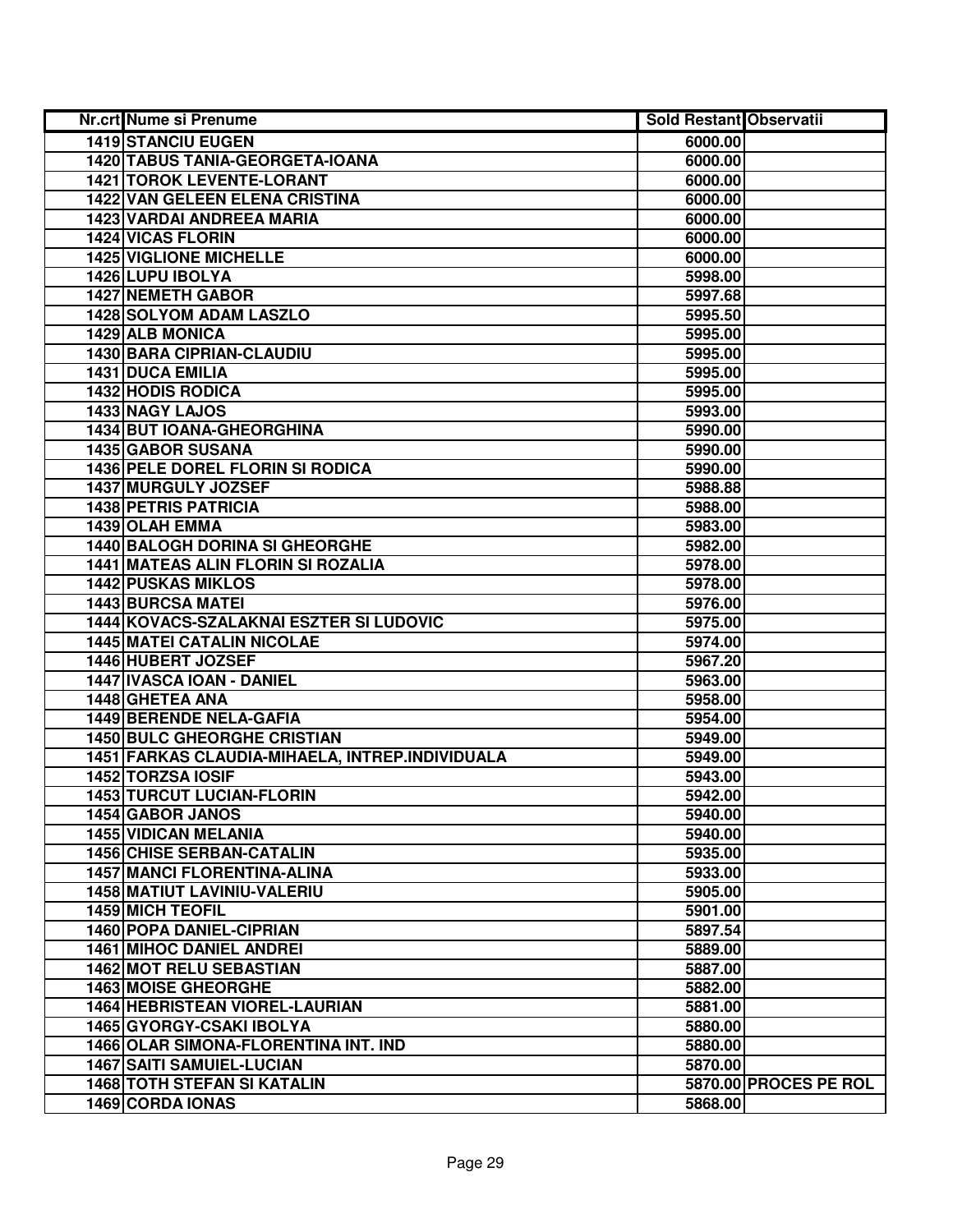| Nr.crt | Nume si Prenume | Sold Restant | Observatii |
|---|---|---|---|
| 1419 | STANCIU EUGEN | 6000.00 | |
| 1420 | TABUS TANIA-GEORGETA-IOANA | 6000.00 | |
| 1421 | TOROK LEVENTE-LORANT | 6000.00 | |
| 1422 | VAN GELEEN ELENA CRISTINA | 6000.00 | |
| 1423 | VARDAI ANDREEA MARIA | 6000.00 | |
| 1424 | VICAS FLORIN | 6000.00 | |
| 1425 | VIGLIONE MICHELLE | 6000.00 | |
| 1426 | LUPU IBOLYA | 5998.00 | |
| 1427 | NEMETH GABOR | 5997.68 | |
| 1428 | SOLYOM ADAM LASZLO | 5995.50 | |
| 1429 | ALB MONICA | 5995.00 | |
| 1430 | BARA CIPRIAN-CLAUDIU | 5995.00 | |
| 1431 | DUCA EMILIA | 5995.00 | |
| 1432 | HODIS RODICA | 5995.00 | |
| 1433 | NAGY LAJOS | 5993.00 | |
| 1434 | BUT IOANA-GHEORGHINA | 5990.00 | |
| 1435 | GABOR SUSANA | 5990.00 | |
| 1436 | PELE DOREL FLORIN SI RODICA | 5990.00 | |
| 1437 | MURGULY JOZSEF | 5988.88 | |
| 1438 | PETRIS PATRICIA | 5988.00 | |
| 1439 | OLAH EMMA | 5983.00 | |
| 1440 | BALOGH DORINA SI GHEORGHE | 5982.00 | |
| 1441 | MATEAS ALIN FLORIN SI ROZALIA | 5978.00 | |
| 1442 | PUSKAS MIKLOS | 5978.00 | |
| 1443 | BURCSA MATEI | 5976.00 | |
| 1444 | KOVACS-SZALAKNAI ESZTER SI LUDOVIC | 5975.00 | |
| 1445 | MATEI CATALIN NICOLAE | 5974.00 | |
| 1446 | HUBERT JOZSEF | 5967.20 | |
| 1447 | IVASCA IOAN - DANIEL | 5963.00 | |
| 1448 | GHETEA ANA | 5958.00 | |
| 1449 | BERENDE NELA-GAFIA | 5954.00 | |
| 1450 | BULC GHEORGHE CRISTIAN | 5949.00 | |
| 1451 | FARKAS CLAUDIA-MIHAELA, INTREP.INDIVIDUALA | 5949.00 | |
| 1452 | TORZSA IOSIF | 5943.00 | |
| 1453 | TURCUT LUCIAN-FLORIN | 5942.00 | |
| 1454 | GABOR JANOS | 5940.00 | |
| 1455 | VIDICAN MELANIA | 5940.00 | |
| 1456 | CHISE SERBAN-CATALIN | 5935.00 | |
| 1457 | MANCI FLORENTINA-ALINA | 5933.00 | |
| 1458 | MATIUT LAVINIU-VALERIU | 5905.00 | |
| 1459 | MICH TEOFIL | 5901.00 | |
| 1460 | POPA DANIEL-CIPRIAN | 5897.54 | |
| 1461 | MIHOC DANIEL ANDREI | 5889.00 | |
| 1462 | MOT RELU SEBASTIAN | 5887.00 | |
| 1463 | MOISE GHEORGHE | 5882.00 | |
| 1464 | HEBRISTEAN VIOREL-LAURIAN | 5881.00 | |
| 1465 | GYORGY-CSAKI IBOLYA | 5880.00 | |
| 1466 | OLAR SIMONA-FLORENTINA INT. IND | 5880.00 | |
| 1467 | SAITI SAMUIEL-LUCIAN | 5870.00 | |
| 1468 | TOTH STEFAN SI KATALIN | 5870.00 | PROCES PE ROL |
| 1469 | CORDA IONAS | 5868.00 | |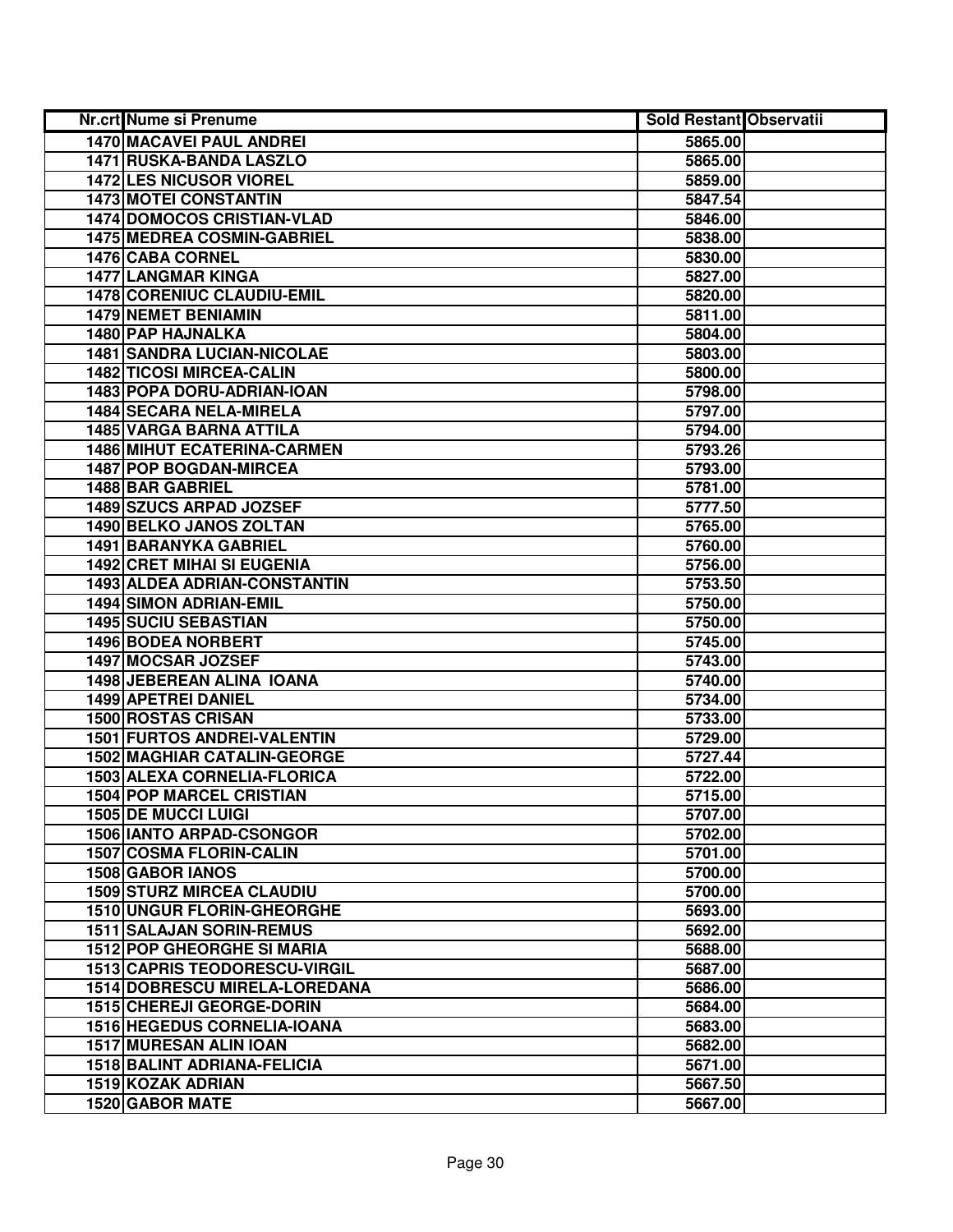| Nr.crt | Nume si Prenume | Sold Restant | Observatii |
|---|---|---|---|
| 1470 | MACAVEI PAUL ANDREI | 5865.00 | |
| 1471 | RUSKA-BANDA LASZLO | 5865.00 | |
| 1472 | LES NICUSOR VIOREL | 5859.00 | |
| 1473 | MOTEI CONSTANTIN | 5847.54 | |
| 1474 | DOMOCOS CRISTIAN-VLAD | 5846.00 | |
| 1475 | MEDREA COSMIN-GABRIEL | 5838.00 | |
| 1476 | CABA CORNEL | 5830.00 | |
| 1477 | LANGMAR KINGA | 5827.00 | |
| 1478 | CORENIUC CLAUDIU-EMIL | 5820.00 | |
| 1479 | NEMET BENIAMIN | 5811.00 | |
| 1480 | PAP HAJNALKA | 5804.00 | |
| 1481 | SANDRA LUCIAN-NICOLAE | 5803.00 | |
| 1482 | TICOSI MIRCEA-CALIN | 5800.00 | |
| 1483 | POPA DORU-ADRIAN-IOAN | 5798.00 | |
| 1484 | SECARA NELA-MIRELA | 5797.00 | |
| 1485 | VARGA BARNA ATTILA | 5794.00 | |
| 1486 | MIHUT ECATERINA-CARMEN | 5793.26 | |
| 1487 | POP BOGDAN-MIRCEA | 5793.00 | |
| 1488 | BAR GABRIEL | 5781.00 | |
| 1489 | SZUCS ARPAD JOZSEF | 5777.50 | |
| 1490 | BELKO JANOS ZOLTAN | 5765.00 | |
| 1491 | BARANYKA GABRIEL | 5760.00 | |
| 1492 | CRET MIHAI SI EUGENIA | 5756.00 | |
| 1493 | ALDEA ADRIAN-CONSTANTIN | 5753.50 | |
| 1494 | SIMON ADRIAN-EMIL | 5750.00 | |
| 1495 | SUCIU SEBASTIAN | 5750.00 | |
| 1496 | BODEA NORBERT | 5745.00 | |
| 1497 | MOCSAR JOZSEF | 5743.00 | |
| 1498 | JEBEREAN ALINA IOANA | 5740.00 | |
| 1499 | APETREI DANIEL | 5734.00 | |
| 1500 | ROSTAS CRISAN | 5733.00 | |
| 1501 | FURTOS ANDREI-VALENTIN | 5729.00 | |
| 1502 | MAGHIAR CATALIN-GEORGE | 5727.44 | |
| 1503 | ALEXA CORNELIA-FLORICA | 5722.00 | |
| 1504 | POP MARCEL CRISTIAN | 5715.00 | |
| 1505 | DE MUCCI LUIGI | 5707.00 | |
| 1506 | IANTO ARPAD-CSONGOR | 5702.00 | |
| 1507 | COSMA FLORIN-CALIN | 5701.00 | |
| 1508 | GABOR IANOS | 5700.00 | |
| 1509 | STURZ MIRCEA CLAUDIU | 5700.00 | |
| 1510 | UNGUR FLORIN-GHEORGHE | 5693.00 | |
| 1511 | SALAJAN SORIN-REMUS | 5692.00 | |
| 1512 | POP GHEORGHE SI MARIA | 5688.00 | |
| 1513 | CAPRIS TEODORESCU-VIRGIL | 5687.00 | |
| 1514 | DOBRESCU MIRELA-LOREDANA | 5686.00 | |
| 1515 | CHEREJI GEORGE-DORIN | 5684.00 | |
| 1516 | HEGEDUS CORNELIA-IOANA | 5683.00 | |
| 1517 | MURESAN ALIN IOAN | 5682.00 | |
| 1518 | BALINT ADRIANA-FELICIA | 5671.00 | |
| 1519 | KOZAK ADRIAN | 5667.50 | |
| 1520 | GABOR MATE | 5667.00 | |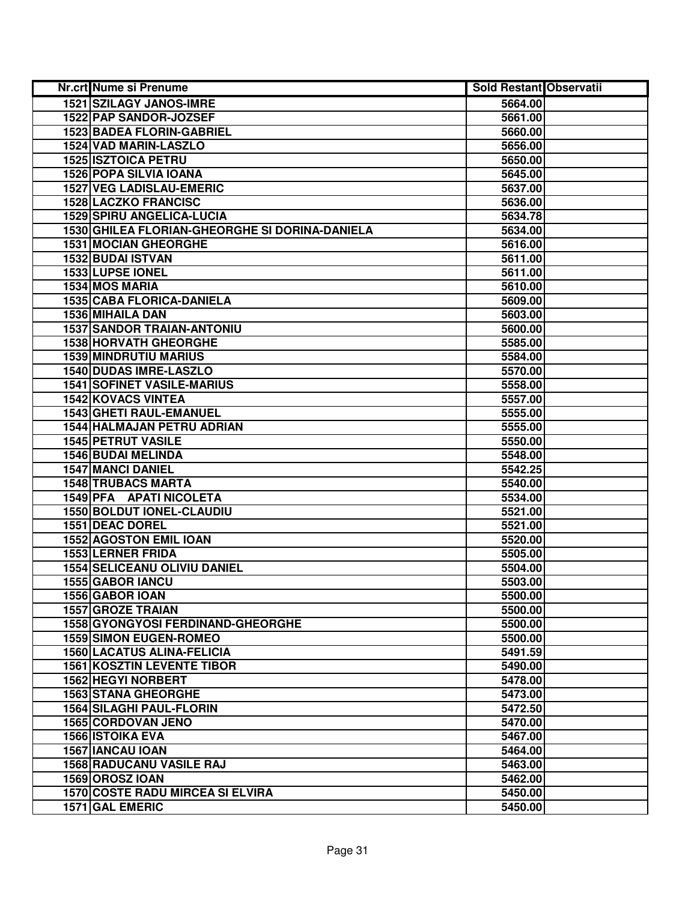| Nr.crt | Nume si Prenume | Sold Restant | Observatii |
|---|---|---|---|
| 1521 | SZILAGY JANOS-IMRE | 5664.00 | |
| 1522 | PAP SANDOR-JOZSEF | 5661.00 | |
| 1523 | BADEA FLORIN-GABRIEL | 5660.00 | |
| 1524 | VAD MARIN-LASZLO | 5656.00 | |
| 1525 | ISZTOICA PETRU | 5650.00 | |
| 1526 | POPA SILVIA IOANA | 5645.00 | |
| 1527 | VEG LADISLAU-EMERIC | 5637.00 | |
| 1528 | LACZKO FRANCISC | 5636.00 | |
| 1529 | SPIRU ANGELICA-LUCIA | 5634.78 | |
| 1530 | GHILEA FLORIAN-GHEORGHE SI DORINA-DANIELA | 5634.00 | |
| 1531 | MOCIAN GHEORGHE | 5616.00 | |
| 1532 | BUDAI ISTVAN | 5611.00 | |
| 1533 | LUPSE IONEL | 5611.00 | |
| 1534 | MOS MARIA | 5610.00 | |
| 1535 | CABA FLORICA-DANIELA | 5609.00 | |
| 1536 | MIHAILA DAN | 5603.00 | |
| 1537 | SANDOR TRAIAN-ANTONIU | 5600.00 | |
| 1538 | HORVATH GHEORGHE | 5585.00 | |
| 1539 | MINDRUTIU MARIUS | 5584.00 | |
| 1540 | DUDAS IMRE-LASZLO | 5570.00 | |
| 1541 | SOFINET VASILE-MARIUS | 5558.00 | |
| 1542 | KOVACS VINTEA | 5557.00 | |
| 1543 | GHETI RAUL-EMANUEL | 5555.00 | |
| 1544 | HALMAJAN PETRU ADRIAN | 5555.00 | |
| 1545 | PETRUT VASILE | 5550.00 | |
| 1546 | BUDAI MELINDA | 5548.00 | |
| 1547 | MANCI DANIEL | 5542.25 | |
| 1548 | TRUBACS MARTA | 5540.00 | |
| 1549 | PFA APATI NICOLETA | 5534.00 | |
| 1550 | BOLDUT IONEL-CLAUDIU | 5521.00 | |
| 1551 | DEAC DOREL | 5521.00 | |
| 1552 | AGOSTON EMIL IOAN | 5520.00 | |
| 1553 | LERNER FRIDA | 5505.00 | |
| 1554 | SELICEANU OLIVIU DANIEL | 5504.00 | |
| 1555 | GABOR IANCU | 5503.00 | |
| 1556 | GABOR IOAN | 5500.00 | |
| 1557 | GROZE TRAIAN | 5500.00 | |
| 1558 | GYONGYOSI FERDINAND-GHEORGHE | 5500.00 | |
| 1559 | SIMON EUGEN-ROMEO | 5500.00 | |
| 1560 | LACATUS ALINA-FELICIA | 5491.59 | |
| 1561 | KOSZTIN LEVENTE TIBOR | 5490.00 | |
| 1562 | HEGYI NORBERT | 5478.00 | |
| 1563 | STANA GHEORGHE | 5473.00 | |
| 1564 | SILAGHI PAUL-FLORIN | 5472.50 | |
| 1565 | CORDOVAN JENO | 5470.00 | |
| 1566 | ISTOIKA EVA | 5467.00 | |
| 1567 | IANCAU IOAN | 5464.00 | |
| 1568 | RADUCANU VASILE RAJ | 5463.00 | |
| 1569 | OROSZ IOAN | 5462.00 | |
| 1570 | COSTE RADU MIRCEA SI ELVIRA | 5450.00 | |
| 1571 | GAL EMERIC | 5450.00 | |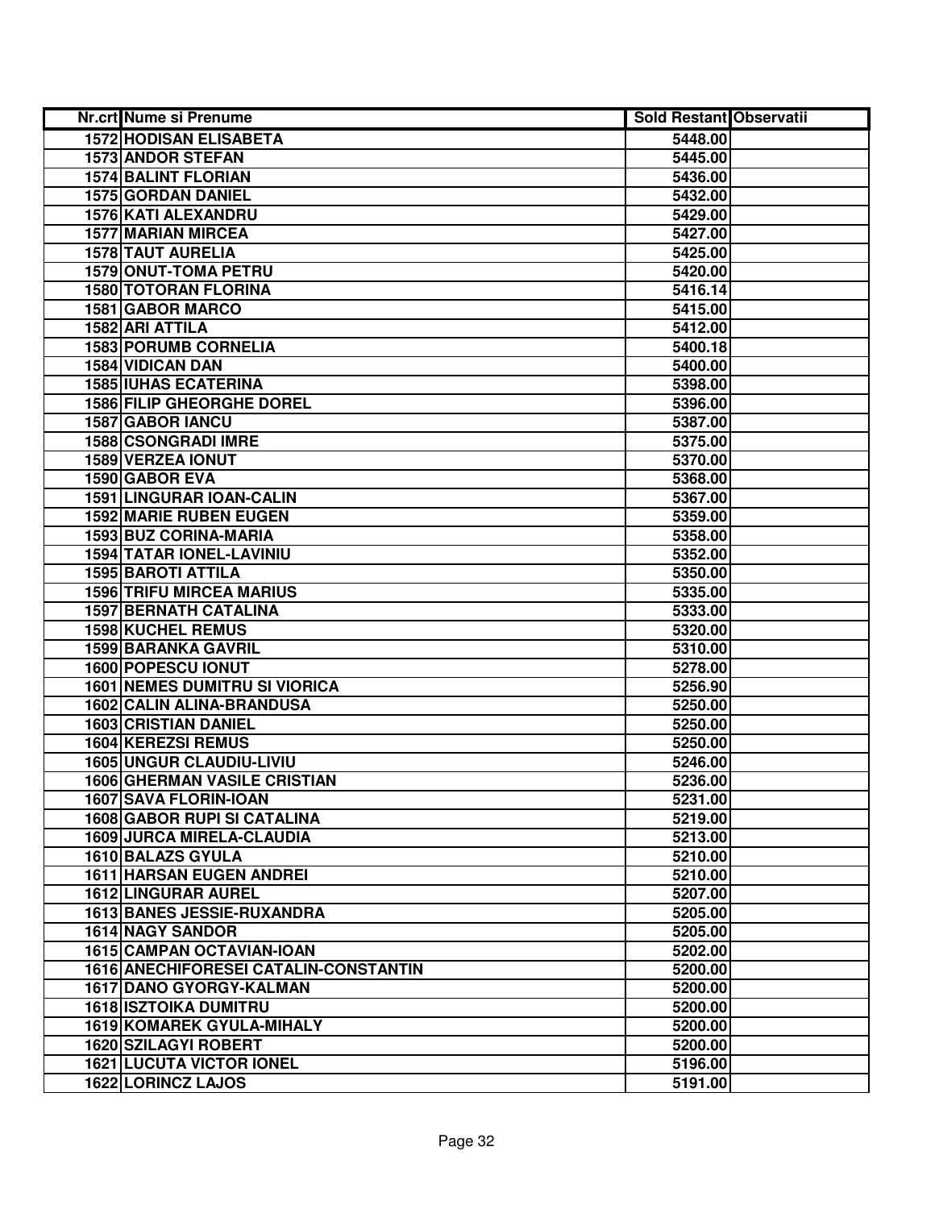| Nr.crt | Nume si Prenume | Sold Restant | Observatii |
|---|---|---|---|
| 1572 | HODISAN ELISABETA | 5448.00 | |
| 1573 | ANDOR STEFAN | 5445.00 | |
| 1574 | BALINT FLORIAN | 5436.00 | |
| 1575 | GORDAN DANIEL | 5432.00 | |
| 1576 | KATI ALEXANDRU | 5429.00 | |
| 1577 | MARIAN MIRCEA | 5427.00 | |
| 1578 | TAUT AURELIA | 5425.00 | |
| 1579 | ONUT-TOMA PETRU | 5420.00 | |
| 1580 | TOTORAN FLORINA | 5416.14 | |
| 1581 | GABOR MARCO | 5415.00 | |
| 1582 | ARI ATTILA | 5412.00 | |
| 1583 | PORUMB CORNELIA | 5400.18 | |
| 1584 | VIDICAN DAN | 5400.00 | |
| 1585 | IUHAS ECATERINA | 5398.00 | |
| 1586 | FILIP GHEORGHE DOREL | 5396.00 | |
| 1587 | GABOR IANCU | 5387.00 | |
| 1588 | CSONGRADI IMRE | 5375.00 | |
| 1589 | VERZEA IONUT | 5370.00 | |
| 1590 | GABOR EVA | 5368.00 | |
| 1591 | LINGURAR IOAN-CALIN | 5367.00 | |
| 1592 | MARIE RUBEN EUGEN | 5359.00 | |
| 1593 | BUZ CORINA-MARIA | 5358.00 | |
| 1594 | TATAR IONEL-LAVINIU | 5352.00 | |
| 1595 | BAROTI ATTILA | 5350.00 | |
| 1596 | TRIFU MIRCEA MARIUS | 5335.00 | |
| 1597 | BERNATH CATALINA | 5333.00 | |
| 1598 | KUCHEL REMUS | 5320.00 | |
| 1599 | BARANKA GAVRIL | 5310.00 | |
| 1600 | POPESCU IONUT | 5278.00 | |
| 1601 | NEMES DUMITRU SI VIORICA | 5256.90 | |
| 1602 | CALIN ALINA-BRANDUSA | 5250.00 | |
| 1603 | CRISTIAN DANIEL | 5250.00 | |
| 1604 | KEREZSI REMUS | 5250.00 | |
| 1605 | UNGUR CLAUDIU-LIVIU | 5246.00 | |
| 1606 | GHERMAN VASILE CRISTIAN | 5236.00 | |
| 1607 | SAVA FLORIN-IOAN | 5231.00 | |
| 1608 | GABOR RUPI SI CATALINA | 5219.00 | |
| 1609 | JURCA MIRELA-CLAUDIA | 5213.00 | |
| 1610 | BALAZS GYULA | 5210.00 | |
| 1611 | HARSAN EUGEN ANDREI | 5210.00 | |
| 1612 | LINGURAR AUREL | 5207.00 | |
| 1613 | BANES JESSIE-RUXANDRA | 5205.00 | |
| 1614 | NAGY SANDOR | 5205.00 | |
| 1615 | CAMPAN OCTAVIAN-IOAN | 5202.00 | |
| 1616 | ANECHIFORESEI CATALIN-CONSTANTIN | 5200.00 | |
| 1617 | DANO GYORGY-KALMAN | 5200.00 | |
| 1618 | ISZTOIKA DUMITRU | 5200.00 | |
| 1619 | KOMAREK GYULA-MIHALY | 5200.00 | |
| 1620 | SZILAGYI ROBERT | 5200.00 | |
| 1621 | LUCUTA VICTOR IONEL | 5196.00 | |
| 1622 | LORINCZ LAJOS | 5191.00 | |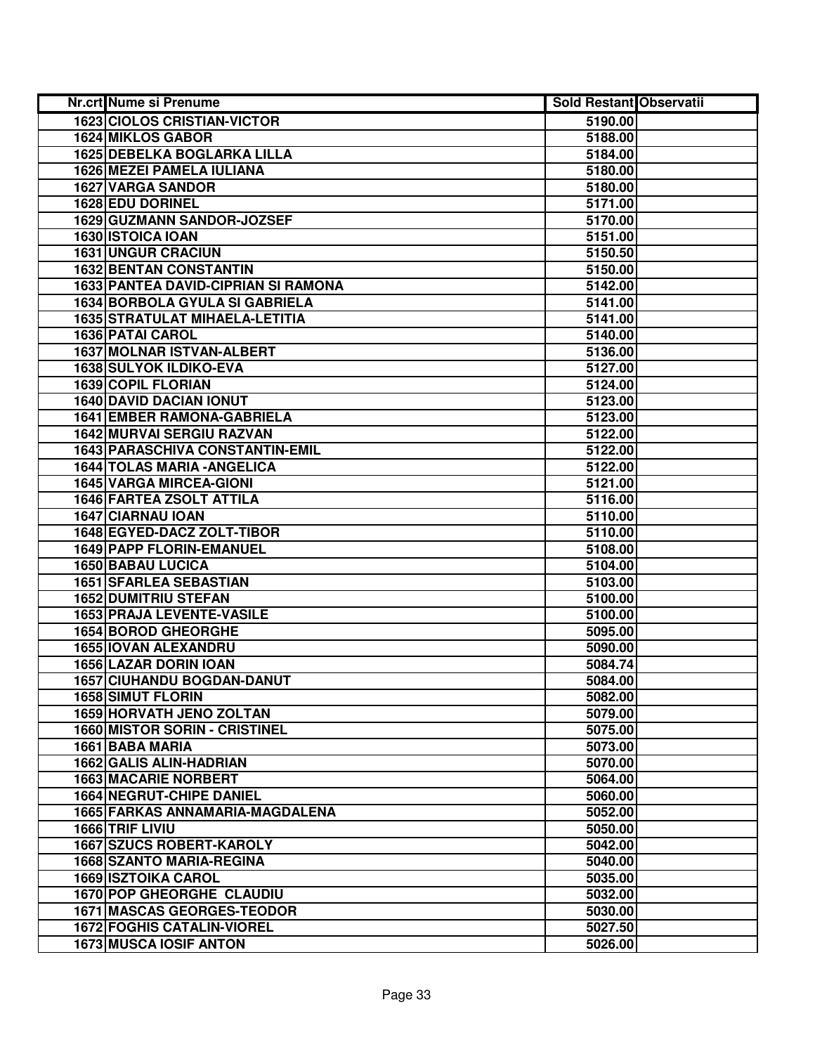| Nr.crt | Nume si Prenume | Sold Restant | Observatii |
|---|---|---|---|
| 1623 | CIOLOS CRISTIAN-VICTOR | 5190.00 | |
| 1624 | MIKLOS GABOR | 5188.00 | |
| 1625 | DEBELKA BOGLARKA LILLA | 5184.00 | |
| 1626 | MEZEI PAMELA IULIANA | 5180.00 | |
| 1627 | VARGA SANDOR | 5180.00 | |
| 1628 | EDU DORINEL | 5171.00 | |
| 1629 | GUZMANN SANDOR-JOZSEF | 5170.00 | |
| 1630 | ISTOICA IOAN | 5151.00 | |
| 1631 | UNGUR CRACIUN | 5150.50 | |
| 1632 | BENTAN CONSTANTIN | 5150.00 | |
| 1633 | PANTEA DAVID-CIPRIAN SI RAMONA | 5142.00 | |
| 1634 | BORBOLA GYULA SI GABRIELA | 5141.00 | |
| 1635 | STRATULAT MIHAELA-LETITIA | 5141.00 | |
| 1636 | PATAI CAROL | 5140.00 | |
| 1637 | MOLNAR ISTVAN-ALBERT | 5136.00 | |
| 1638 | SULYOK ILDIKO-EVA | 5127.00 | |
| 1639 | COPIL FLORIAN | 5124.00 | |
| 1640 | DAVID DACIAN IONUT | 5123.00 | |
| 1641 | EMBER RAMONA-GABRIELA | 5123.00 | |
| 1642 | MURVAI SERGIU RAZVAN | 5122.00 | |
| 1643 | PARASCHIVA CONSTANTIN-EMIL | 5122.00 | |
| 1644 | TOLAS MARIA -ANGELICA | 5122.00 | |
| 1645 | VARGA MIRCEA-GIONI | 5121.00 | |
| 1646 | FARTEA ZSOLT ATTILA | 5116.00 | |
| 1647 | CIARNAU IOAN | 5110.00 | |
| 1648 | EGYED-DACZ ZOLT-TIBOR | 5110.00 | |
| 1649 | PAPP FLORIN-EMANUEL | 5108.00 | |
| 1650 | BABAU LUCICA | 5104.00 | |
| 1651 | SFARLEA SEBASTIAN | 5103.00 | |
| 1652 | DUMITRIU STEFAN | 5100.00 | |
| 1653 | PRAJA LEVENTE-VASILE | 5100.00 | |
| 1654 | BOROD GHEORGHE | 5095.00 | |
| 1655 | IOVAN ALEXANDRU | 5090.00 | |
| 1656 | LAZAR DORIN IOAN | 5084.74 | |
| 1657 | CIUHANDU BOGDAN-DANUT | 5084.00 | |
| 1658 | SIMUT FLORIN | 5082.00 | |
| 1659 | HORVATH JENO ZOLTAN | 5079.00 | |
| 1660 | MISTOR SORIN - CRISTINEL | 5075.00 | |
| 1661 | BABA MARIA | 5073.00 | |
| 1662 | GALIS ALIN-HADRIAN | 5070.00 | |
| 1663 | MACARIE NORBERT | 5064.00 | |
| 1664 | NEGRUT-CHIPE DANIEL | 5060.00 | |
| 1665 | FARKAS ANNAMARIA-MAGDALENA | 5052.00 | |
| 1666 | TRIF LIVIU | 5050.00 | |
| 1667 | SZUCS ROBERT-KAROLY | 5042.00 | |
| 1668 | SZANTO MARIA-REGINA | 5040.00 | |
| 1669 | ISZTOIKA CAROL | 5035.00 | |
| 1670 | POP GHEORGHE CLAUDIU | 5032.00 | |
| 1671 | MASCAS GEORGES-TEODOR | 5030.00 | |
| 1672 | FOGHIS CATALIN-VIOREL | 5027.50 | |
| 1673 | MUSCA IOSIF ANTON | 5026.00 | |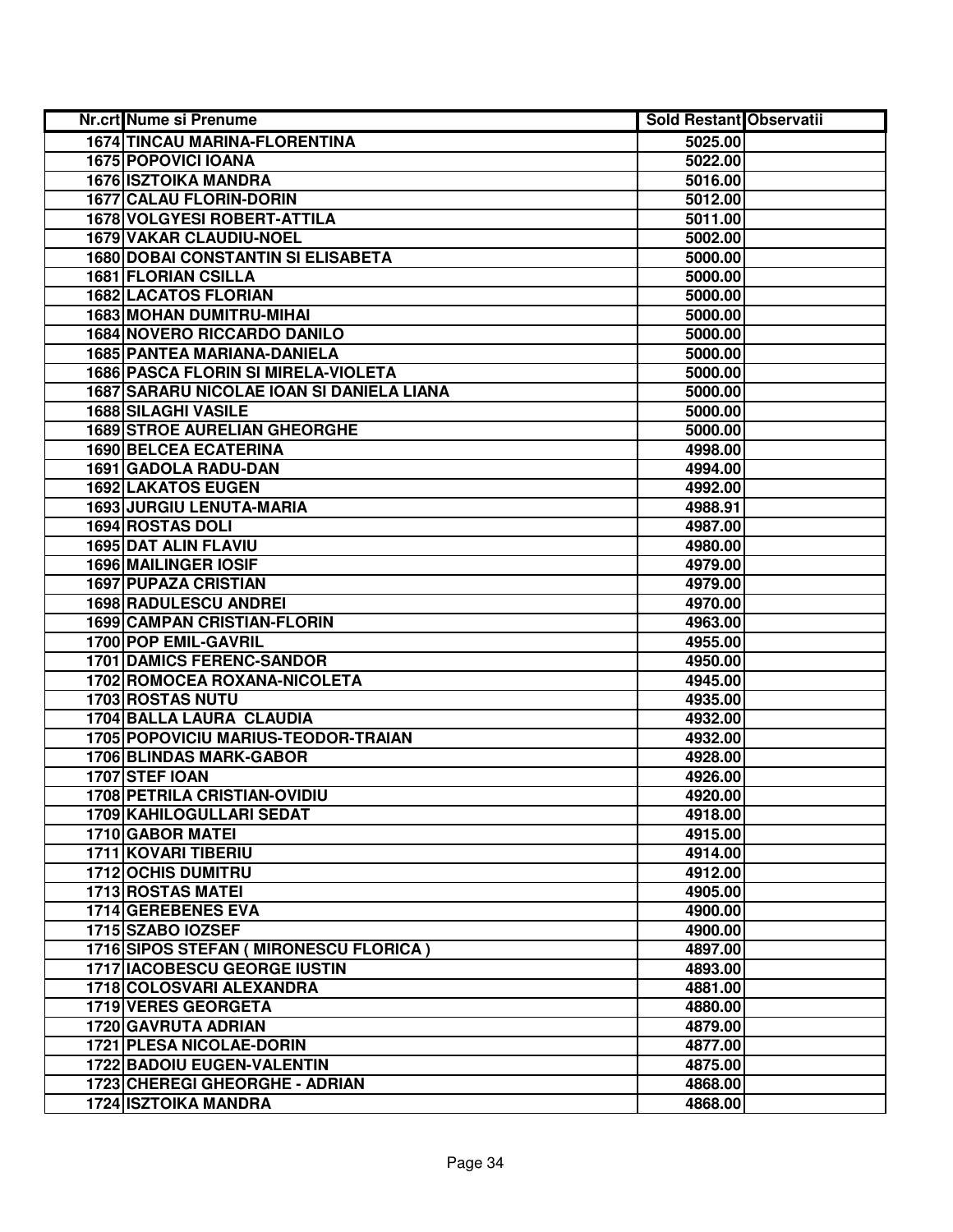| Nr.crt | Nume si Prenume | Sold Restant | Observatii |
|---|---|---|---|
| 1674 | TINCAU MARINA-FLORENTINA | 5025.00 | |
| 1675 | POPOVICI IOANA | 5022.00 | |
| 1676 | ISZTOIKA MANDRA | 5016.00 | |
| 1677 | CALAU FLORIN-DORIN | 5012.00 | |
| 1678 | VOLGYESI ROBERT-ATTILA | 5011.00 | |
| 1679 | VAKAR CLAUDIU-NOEL | 5002.00 | |
| 1680 | DOBAI CONSTANTIN SI ELISABETA | 5000.00 | |
| 1681 | FLORIAN CSILLA | 5000.00 | |
| 1682 | LACATOS FLORIAN | 5000.00 | |
| 1683 | MOHAN DUMITRU-MIHAI | 5000.00 | |
| 1684 | NOVERO RICCARDO DANILO | 5000.00 | |
| 1685 | PANTEA MARIANA-DANIELA | 5000.00 | |
| 1686 | PASCA FLORIN SI MIRELA-VIOLETA | 5000.00 | |
| 1687 | SARARU NICOLAE IOAN SI DANIELA LIANA | 5000.00 | |
| 1688 | SILAGHI VASILE | 5000.00 | |
| 1689 | STROE AURELIAN GHEORGHE | 5000.00 | |
| 1690 | BELCEA ECATERINA | 4998.00 | |
| 1691 | GADOLA RADU-DAN | 4994.00 | |
| 1692 | LAKATOS EUGEN | 4992.00 | |
| 1693 | JURGIU LENUTA-MARIA | 4988.91 | |
| 1694 | ROSTAS DOLI | 4987.00 | |
| 1695 | DAT ALIN FLAVIU | 4980.00 | |
| 1696 | MAILINGER IOSIF | 4979.00 | |
| 1697 | PUPAZA CRISTIAN | 4979.00 | |
| 1698 | RADULESCU ANDREI | 4970.00 | |
| 1699 | CAMPAN CRISTIAN-FLORIN | 4963.00 | |
| 1700 | POP EMIL-GAVRIL | 4955.00 | |
| 1701 | DAMICS FERENC-SANDOR | 4950.00 | |
| 1702 | ROMOCEA ROXANA-NICOLETA | 4945.00 | |
| 1703 | ROSTAS NUTU | 4935.00 | |
| 1704 | BALLA LAURA CLAUDIA | 4932.00 | |
| 1705 | POPOVICIU MARIUS-TEODOR-TRAIAN | 4932.00 | |
| 1706 | BLINDAS MARK-GABOR | 4928.00 | |
| 1707 | STEF IOAN | 4926.00 | |
| 1708 | PETRILA CRISTIAN-OVIDIU | 4920.00 | |
| 1709 | KAHILOGULLARI SEDAT | 4918.00 | |
| 1710 | GABOR MATEI | 4915.00 | |
| 1711 | KOVARI TIBERIU | 4914.00 | |
| 1712 | OCHIS DUMITRU | 4912.00 | |
| 1713 | ROSTAS MATEI | 4905.00 | |
| 1714 | GEREBENES EVA | 4900.00 | |
| 1715 | SZABO IOZSEF | 4900.00 | |
| 1716 | SIPOS STEFAN ( MIRONESCU FLORICA ) | 4897.00 | |
| 1717 | IACOBESCU GEORGE IUSTIN | 4893.00 | |
| 1718 | COLOSVARI ALEXANDRA | 4881.00 | |
| 1719 | VERES GEORGETA | 4880.00 | |
| 1720 | GAVRUTA ADRIAN | 4879.00 | |
| 1721 | PLESA NICOLAE-DORIN | 4877.00 | |
| 1722 | BADOIU EUGEN-VALENTIN | 4875.00 | |
| 1723 | CHEREGI GHEORGHE - ADRIAN | 4868.00 | |
| 1724 | ISZTOIKA MANDRA | 4868.00 | |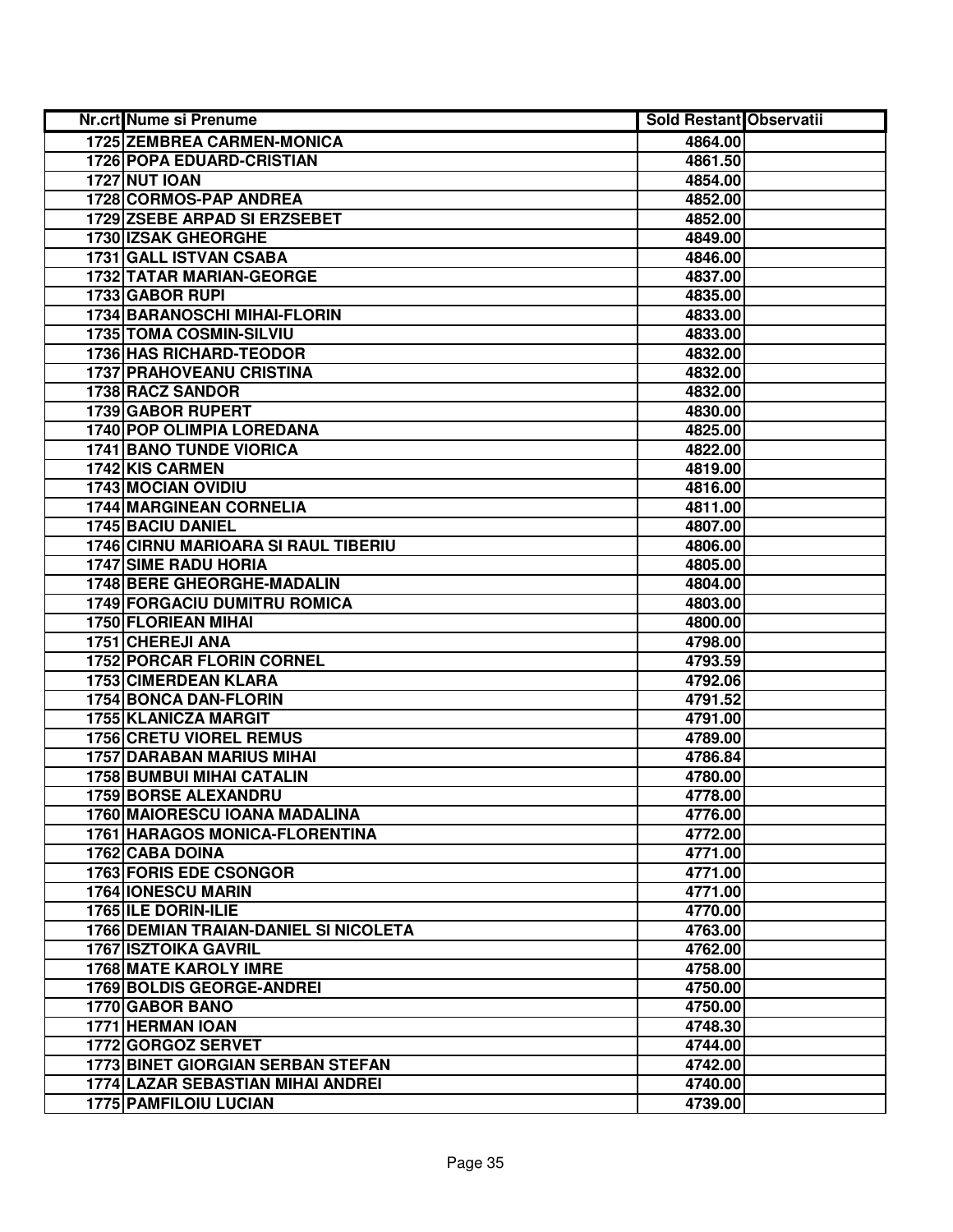| Nr.crt | Nume si Prenume | Sold Restant | Observatii |
|---|---|---|---|
| 1725 | ZEMBREA CARMEN-MONICA | 4864.00 | |
| 1726 | POPA EDUARD-CRISTIAN | 4861.50 | |
| 1727 | NUT IOAN | 4854.00 | |
| 1728 | CORMOS-PAP ANDREA | 4852.00 | |
| 1729 | ZSEBE ARPAD SI ERZSEBET | 4852.00 | |
| 1730 | IZSAK GHEORGHE | 4849.00 | |
| 1731 | GALL ISTVAN CSABA | 4846.00 | |
| 1732 | TATAR MARIAN-GEORGE | 4837.00 | |
| 1733 | GABOR RUPI | 4835.00 | |
| 1734 | BARANOSCHI MIHAI-FLORIN | 4833.00 | |
| 1735 | TOMA COSMIN-SILVIU | 4833.00 | |
| 1736 | HAS RICHARD-TEODOR | 4832.00 | |
| 1737 | PRAHOVEANU CRISTINA | 4832.00 | |
| 1738 | RACZ SANDOR | 4832.00 | |
| 1739 | GABOR RUPERT | 4830.00 | |
| 1740 | POP OLIMPIA LOREDANA | 4825.00 | |
| 1741 | BANO TUNDE VIORICA | 4822.00 | |
| 1742 | KIS CARMEN | 4819.00 | |
| 1743 | MOCIAN OVIDIU | 4816.00 | |
| 1744 | MARGINEAN CORNELIA | 4811.00 | |
| 1745 | BACIU DANIEL | 4807.00 | |
| 1746 | CIRNU MARIOARA SI RAUL TIBERIU | 4806.00 | |
| 1747 | SIME RADU HORIA | 4805.00 | |
| 1748 | BERE GHEORGHE-MADALIN | 4804.00 | |
| 1749 | FORGACIU DUMITRU ROMICA | 4803.00 | |
| 1750 | FLORIEAN MIHAI | 4800.00 | |
| 1751 | CHEREJI ANA | 4798.00 | |
| 1752 | PORCAR FLORIN CORNEL | 4793.59 | |
| 1753 | CIMERDEAN KLARA | 4792.06 | |
| 1754 | BONCA DAN-FLORIN | 4791.52 | |
| 1755 | KLANICZA MARGIT | 4791.00 | |
| 1756 | CRETU VIOREL REMUS | 4789.00 | |
| 1757 | DARABAN MARIUS MIHAI | 4786.84 | |
| 1758 | BUMBUI MIHAI CATALIN | 4780.00 | |
| 1759 | BORSE ALEXANDRU | 4778.00 | |
| 1760 | MAIORESCU IOANA MADALINA | 4776.00 | |
| 1761 | HARAGOS MONICA-FLORENTINA | 4772.00 | |
| 1762 | CABA DOINA | 4771.00 | |
| 1763 | FORIS EDE CSONGOR | 4771.00 | |
| 1764 | IONESCU MARIN | 4771.00 | |
| 1765 | ILE DORIN-ILIE | 4770.00 | |
| 1766 | DEMIAN TRAIAN-DANIEL SI NICOLETA | 4763.00 | |
| 1767 | ISZTOIKA GAVRIL | 4762.00 | |
| 1768 | MATE KAROLY IMRE | 4758.00 | |
| 1769 | BOLDIS GEORGE-ANDREI | 4750.00 | |
| 1770 | GABOR BANO | 4750.00 | |
| 1771 | HERMAN IOAN | 4748.30 | |
| 1772 | GORGOZ SERVET | 4744.00 | |
| 1773 | BINET GIORGIAN SERBAN STEFAN | 4742.00 | |
| 1774 | LAZAR SEBASTIAN MIHAI ANDREI | 4740.00 | |
| 1775 | PAMFILOIU LUCIAN | 4739.00 | |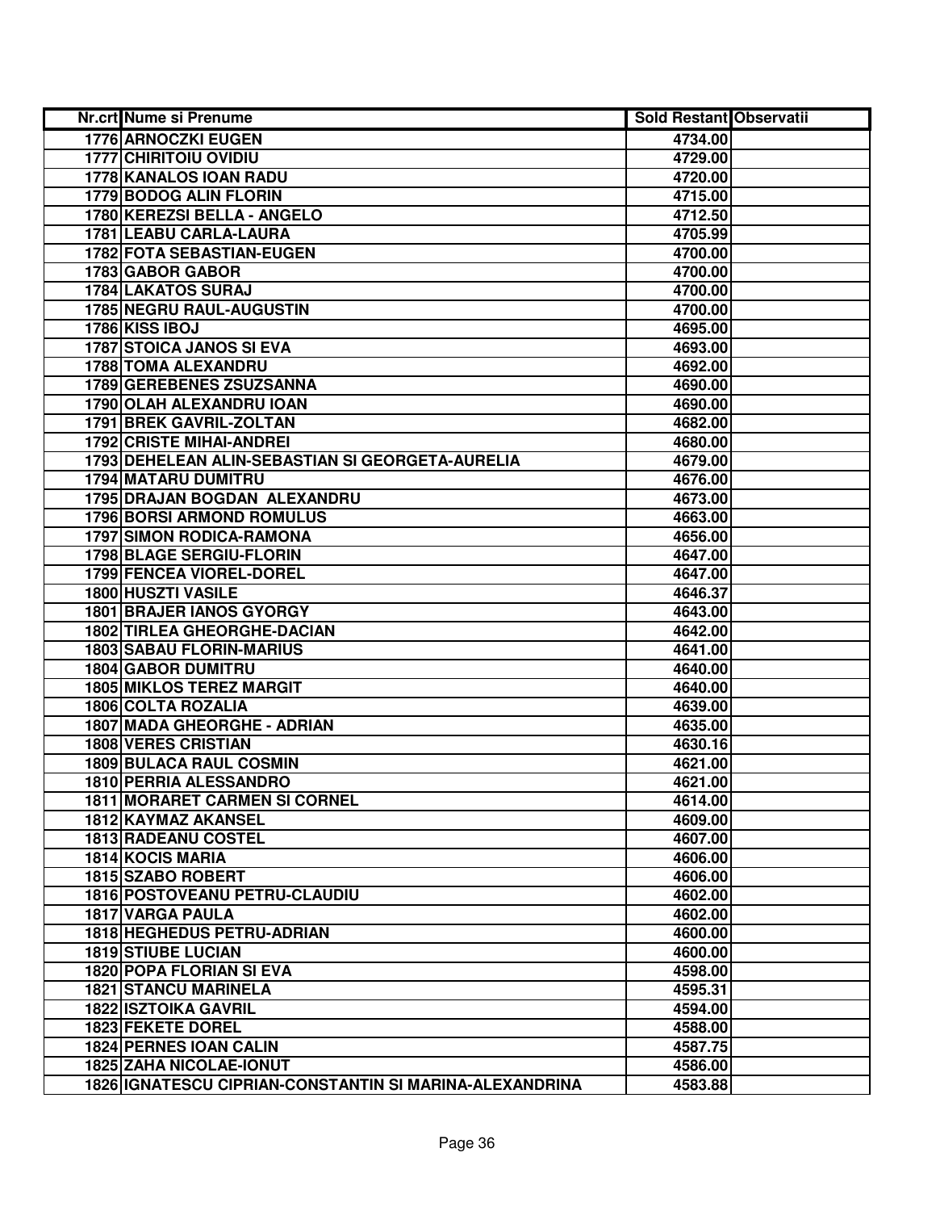| Nr.crt | Nume si Prenume | Sold Restant | Observatii |
|---|---|---|---|
| 1776 | ARNOCZKI EUGEN | 4734.00 | |
| 1777 | CHIRITOIU OVIDIU | 4729.00 | |
| 1778 | KANALOS IOAN RADU | 4720.00 | |
| 1779 | BODOG ALIN FLORIN | 4715.00 | |
| 1780 | KEREZSI BELLA - ANGELO | 4712.50 | |
| 1781 | LEABU CARLA-LAURA | 4705.99 | |
| 1782 | FOTA SEBASTIAN-EUGEN | 4700.00 | |
| 1783 | GABOR GABOR | 4700.00 | |
| 1784 | LAKATOS SURAJ | 4700.00 | |
| 1785 | NEGRU RAUL-AUGUSTIN | 4700.00 | |
| 1786 | KISS IBOJ | 4695.00 | |
| 1787 | STOICA JANOS SI EVA | 4693.00 | |
| 1788 | TOMA ALEXANDRU | 4692.00 | |
| 1789 | GEREBENES ZSUZSANNA | 4690.00 | |
| 1790 | OLAH ALEXANDRU IOAN | 4690.00 | |
| 1791 | BREK GAVRIL-ZOLTAN | 4682.00 | |
| 1792 | CRISTE MIHAI-ANDREI | 4680.00 | |
| 1793 | DEHELEAN ALIN-SEBASTIAN SI GEORGETA-AURELIA | 4679.00 | |
| 1794 | MATARU DUMITRU | 4676.00 | |
| 1795 | DRAJAN BOGDAN ALEXANDRU | 4673.00 | |
| 1796 | BORSI ARMOND ROMULUS | 4663.00 | |
| 1797 | SIMON RODICA-RAMONA | 4656.00 | |
| 1798 | BLAGE SERGIU-FLORIN | 4647.00 | |
| 1799 | FENCEA VIOREL-DOREL | 4647.00 | |
| 1800 | HUSZTI VASILE | 4646.37 | |
| 1801 | BRAJER IANOS GYORGY | 4643.00 | |
| 1802 | TIRLEA GHEORGHE-DACIAN | 4642.00 | |
| 1803 | SABAU FLORIN-MARIUS | 4641.00 | |
| 1804 | GABOR DUMITRU | 4640.00 | |
| 1805 | MIKLOS TEREZ MARGIT | 4640.00 | |
| 1806 | COLTA ROZALIA | 4639.00 | |
| 1807 | MADA GHEORGHE - ADRIAN | 4635.00 | |
| 1808 | VERES CRISTIAN | 4630.16 | |
| 1809 | BULACA RAUL COSMIN | 4621.00 | |
| 1810 | PERRIA ALESSANDRO | 4621.00 | |
| 1811 | MORARET CARMEN SI CORNEL | 4614.00 | |
| 1812 | KAYMAZ AKANSEL | 4609.00 | |
| 1813 | RADEANU COSTEL | 4607.00 | |
| 1814 | KOCIS MARIA | 4606.00 | |
| 1815 | SZABO ROBERT | 4606.00 | |
| 1816 | POSTOVEANU PETRU-CLAUDIU | 4602.00 | |
| 1817 | VARGA PAULA | 4602.00 | |
| 1818 | HEGHEDUS PETRU-ADRIAN | 4600.00 | |
| 1819 | STIUBE LUCIAN | 4600.00 | |
| 1820 | POPA FLORIAN SI EVA | 4598.00 | |
| 1821 | STANCU MARINELA | 4595.31 | |
| 1822 | ISZTOIKA GAVRIL | 4594.00 | |
| 1823 | FEKETE DOREL | 4588.00 | |
| 1824 | PERNES IOAN CALIN | 4587.75 | |
| 1825 | ZAHA NICOLAE-IONUT | 4586.00 | |
| 1826 | IGNATESCU CIPRIAN-CONSTANTIN SI MARINA-ALEXANDRINA | 4583.88 | |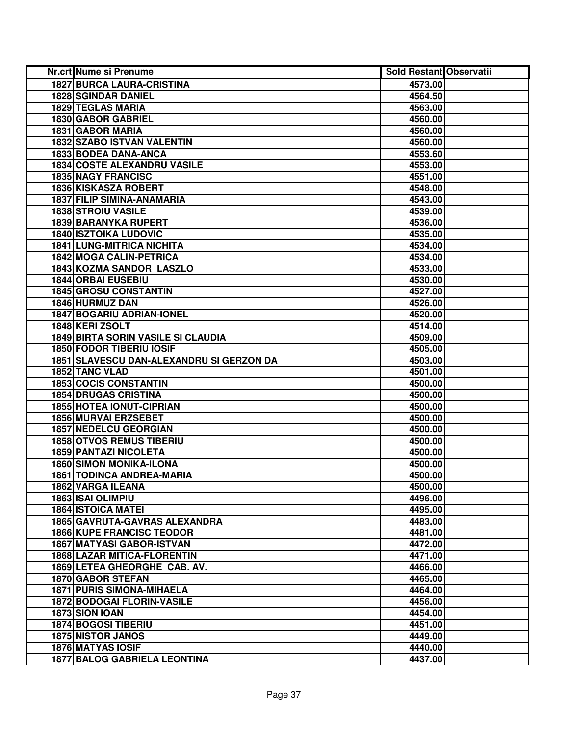| Nr.crt | Nume si Prenume | Sold Restant | Observatii |
|---|---|---|---|
| 1827 | BURCA LAURA-CRISTINA | 4573.00 | |
| 1828 | SGINDAR DANIEL | 4564.50 | |
| 1829 | TEGLAS MARIA | 4563.00 | |
| 1830 | GABOR GABRIEL | 4560.00 | |
| 1831 | GABOR MARIA | 4560.00 | |
| 1832 | SZABO ISTVAN VALENTIN | 4560.00 | |
| 1833 | BODEA DANA-ANCA | 4553.60 | |
| 1834 | COSTE ALEXANDRU VASILE | 4553.00 | |
| 1835 | NAGY FRANCISC | 4551.00 | |
| 1836 | KISKASZA ROBERT | 4548.00 | |
| 1837 | FILIP SIMINA-ANAMARIA | 4543.00 | |
| 1838 | STROIU VASILE | 4539.00 | |
| 1839 | BARANYKA RUPERT | 4536.00 | |
| 1840 | ISZTOIKA LUDOVIC | 4535.00 | |
| 1841 | LUNG-MITRICA NICHITA | 4534.00 | |
| 1842 | MOGA CALIN-PETRICA | 4534.00 | |
| 1843 | KOZMA SANDOR  LASZLO | 4533.00 | |
| 1844 | ORBAI EUSEBIU | 4530.00 | |
| 1845 | GROSU CONSTANTIN | 4527.00 | |
| 1846 | HURMUZ DAN | 4526.00 | |
| 1847 | BOGARIU ADRIAN-IONEL | 4520.00 | |
| 1848 | KERI ZSOLT | 4514.00 | |
| 1849 | BIRTA SORIN VASILE SI CLAUDIA | 4509.00 | |
| 1850 | FODOR TIBERIU IOSIF | 4505.00 | |
| 1851 | SLAVESCU DAN-ALEXANDRU SI GERZON DA | 4503.00 | |
| 1852 | TANC VLAD | 4501.00 | |
| 1853 | COCIS CONSTANTIN | 4500.00 | |
| 1854 | DRUGAS CRISTINA | 4500.00 | |
| 1855 | HOTEA IONUT-CIPRIAN | 4500.00 | |
| 1856 | MURVAI ERZSEBET | 4500.00 | |
| 1857 | NEDELCU GEORGIAN | 4500.00 | |
| 1858 | OTVOS REMUS TIBERIU | 4500.00 | |
| 1859 | PANTAZI NICOLETA | 4500.00 | |
| 1860 | SIMON MONIKA-ILONA | 4500.00 | |
| 1861 | TODINCA ANDREA-MARIA | 4500.00 | |
| 1862 | VARGA ILEANA | 4500.00 | |
| 1863 | ISAI OLIMPIU | 4496.00 | |
| 1864 | ISTOICA MATEI | 4495.00 | |
| 1865 | GAVRUTA-GAVRAS ALEXANDRA | 4483.00 | |
| 1866 | KUPE FRANCISC TEODOR | 4481.00 | |
| 1867 | MATYASI GABOR-ISTVAN | 4472.00 | |
| 1868 | LAZAR MITICA-FLORENTIN | 4471.00 | |
| 1869 | LETEA GHEORGHE  CAB. AV. | 4466.00 | |
| 1870 | GABOR STEFAN | 4465.00 | |
| 1871 | PURIS SIMONA-MIHAELA | 4464.00 | |
| 1872 | BODOGAI FLORIN-VASILE | 4456.00 | |
| 1873 | SION IOAN | 4454.00 | |
| 1874 | BOGOSI TIBERIU | 4451.00 | |
| 1875 | NISTOR JANOS | 4449.00 | |
| 1876 | MATYAS IOSIF | 4440.00 | |
| 1877 | BALOG GABRIELA LEONTINA | 4437.00 | |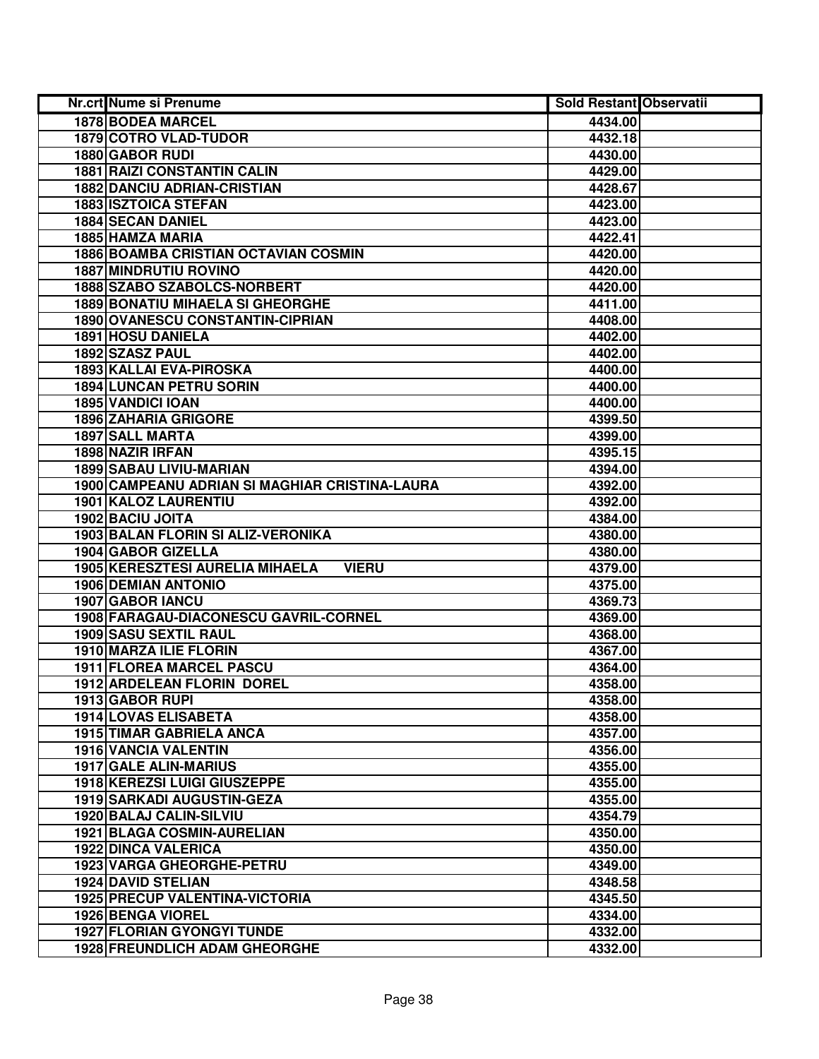| Nr.crt | Nume si Prenume | Sold Restant | Observatii |
|---|---|---|---|
| 1878 | BODEA MARCEL | 4434.00 | |
| 1879 | COTRO VLAD-TUDOR | 4432.18 | |
| 1880 | GABOR RUDI | 4430.00 | |
| 1881 | RAIZI CONSTANTIN CALIN | 4429.00 | |
| 1882 | DANCIU ADRIAN-CRISTIAN | 4428.67 | |
| 1883 | ISZTOICA STEFAN | 4423.00 | |
| 1884 | SECAN DANIEL | 4423.00 | |
| 1885 | HAMZA MARIA | 4422.41 | |
| 1886 | BOAMBA CRISTIAN OCTAVIAN COSMIN | 4420.00 | |
| 1887 | MINDRUTIU ROVINO | 4420.00 | |
| 1888 | SZABO SZABOLCS-NORBERT | 4420.00 | |
| 1889 | BONATIU MIHAELA SI GHEORGHE | 4411.00 | |
| 1890 | OVANESCU CONSTANTIN-CIPRIAN | 4408.00 | |
| 1891 | HOSU DANIELA | 4402.00 | |
| 1892 | SZASZ PAUL | 4402.00 | |
| 1893 | KALLAI EVA-PIROSKA | 4400.00 | |
| 1894 | LUNCAN PETRU SORIN | 4400.00 | |
| 1895 | VANDICI IOAN | 4400.00 | |
| 1896 | ZAHARIA GRIGORE | 4399.50 | |
| 1897 | SALL MARTA | 4399.00 | |
| 1898 | NAZIR IRFAN | 4395.15 | |
| 1899 | SABAU LIVIU-MARIAN | 4394.00 | |
| 1900 | CAMPEANU ADRIAN SI MAGHIAR CRISTINA-LAURA | 4392.00 | |
| 1901 | KALOZ LAURENTIU | 4392.00 | |
| 1902 | BACIU JOITA | 4384.00 | |
| 1903 | BALAN FLORIN SI ALIZ-VERONIKA | 4380.00 | |
| 1904 | GABOR GIZELLA | 4380.00 | |
| 1905 | KERESZTESI AURELIA MIHAELA VIERU | 4379.00 | |
| 1906 | DEMIAN ANTONIO | 4375.00 | |
| 1907 | GABOR IANCU | 4369.73 | |
| 1908 | FARAGAU-DIACONESCU GAVRIL-CORNEL | 4369.00 | |
| 1909 | SASU SEXTIL RAUL | 4368.00 | |
| 1910 | MARZA ILIE FLORIN | 4367.00 | |
| 1911 | FLOREA MARCEL PASCU | 4364.00 | |
| 1912 | ARDELEAN FLORIN DOREL | 4358.00 | |
| 1913 | GABOR RUPI | 4358.00 | |
| 1914 | LOVAS ELISABETA | 4358.00 | |
| 1915 | TIMAR GABRIELA ANCA | 4357.00 | |
| 1916 | VANCIA VALENTIN | 4356.00 | |
| 1917 | GALE ALIN-MARIUS | 4355.00 | |
| 1918 | KEREZSI LUIGI GIUSZEPPE | 4355.00 | |
| 1919 | SARKADI AUGUSTIN-GEZA | 4355.00 | |
| 1920 | BALAJ CALIN-SILVIU | 4354.79 | |
| 1921 | BLAGA COSMIN-AURELIAN | 4350.00 | |
| 1922 | DINCA VALERICA | 4350.00 | |
| 1923 | VARGA GHEORGHE-PETRU | 4349.00 | |
| 1924 | DAVID STELIAN | 4348.58 | |
| 1925 | PRECUP VALENTINA-VICTORIA | 4345.50 | |
| 1926 | BENGA VIOREL | 4334.00 | |
| 1927 | FLORIAN GYONGYI TUNDE | 4332.00 | |
| 1928 | FREUNDLICH ADAM GHEORGHE | 4332.00 | |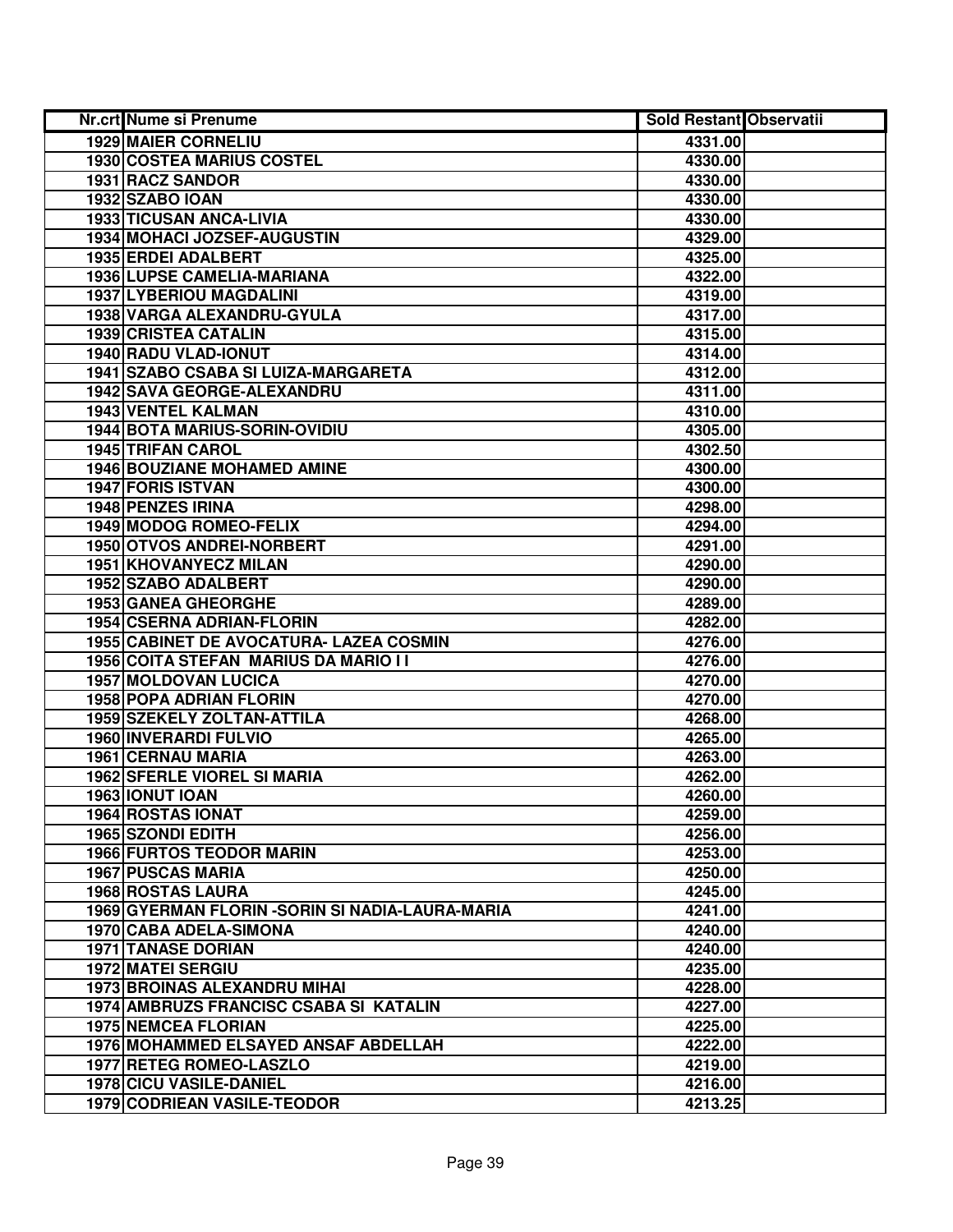| Nr.crt | Nume si Prenume | Sold Restant | Observatii |
|---|---|---|---|
| 1929 | MAIER CORNELIU | 4331.00 | |
| 1930 | COSTEA MARIUS COSTEL | 4330.00 | |
| 1931 | RACZ SANDOR | 4330.00 | |
| 1932 | SZABO IOAN | 4330.00 | |
| 1933 | TICUSAN ANCA-LIVIA | 4330.00 | |
| 1934 | MOHACI JOZSEF-AUGUSTIN | 4329.00 | |
| 1935 | ERDEI ADALBERT | 4325.00 | |
| 1936 | LUPSE CAMELIA-MARIANA | 4322.00 | |
| 1937 | LYBERIOU MAGDALINI | 4319.00 | |
| 1938 | VARGA ALEXANDRU-GYULA | 4317.00 | |
| 1939 | CRISTEA CATALIN | 4315.00 | |
| 1940 | RADU VLAD-IONUT | 4314.00 | |
| 1941 | SZABO CSABA SI LUIZA-MARGARETA | 4312.00 | |
| 1942 | SAVA GEORGE-ALEXANDRU | 4311.00 | |
| 1943 | VENTEL KALMAN | 4310.00 | |
| 1944 | BOTA MARIUS-SORIN-OVIDIU | 4305.00 | |
| 1945 | TRIFAN CAROL | 4302.50 | |
| 1946 | BOUZIANE MOHAMED AMINE | 4300.00 | |
| 1947 | FORIS ISTVAN | 4300.00 | |
| 1948 | PENZES IRINA | 4298.00 | |
| 1949 | MODOG ROMEO-FELIX | 4294.00 | |
| 1950 | OTVOS ANDREI-NORBERT | 4291.00 | |
| 1951 | KHOVANYECZ MILAN | 4290.00 | |
| 1952 | SZABO ADALBERT | 4290.00 | |
| 1953 | GANEA GHEORGHE | 4289.00 | |
| 1954 | CSERNA ADRIAN-FLORIN | 4282.00 | |
| 1955 | CABINET DE AVOCATURA- LAZEA COSMIN | 4276.00 | |
| 1956 | COITA STEFAN MARIUS DA MARIO I I | 4276.00 | |
| 1957 | MOLDOVAN LUCICA | 4270.00 | |
| 1958 | POPA ADRIAN FLORIN | 4270.00 | |
| 1959 | SZEKELY ZOLTAN-ATTILA | 4268.00 | |
| 1960 | INVERARDI FULVIO | 4265.00 | |
| 1961 | CERNAU MARIA | 4263.00 | |
| 1962 | SFERLE VIOREL SI MARIA | 4262.00 | |
| 1963 | IONUT IOAN | 4260.00 | |
| 1964 | ROSTAS IONAT | 4259.00 | |
| 1965 | SZONDI EDITH | 4256.00 | |
| 1966 | FURTOS TEODOR MARIN | 4253.00 | |
| 1967 | PUSCAS MARIA | 4250.00 | |
| 1968 | ROSTAS LAURA | 4245.00 | |
| 1969 | GYERMAN FLORIN -SORIN SI NADIA-LAURA-MARIA | 4241.00 | |
| 1970 | CABA ADELA-SIMONA | 4240.00 | |
| 1971 | TANASE DORIAN | 4240.00 | |
| 1972 | MATEI SERGIU | 4235.00 | |
| 1973 | BROINAS ALEXANDRU MIHAI | 4228.00 | |
| 1974 | AMBRUZS FRANCISC CSABA SI KATALIN | 4227.00 | |
| 1975 | NEMCEA FLORIAN | 4225.00 | |
| 1976 | MOHAMMED ELSAYED ANSAF ABDELLAH | 4222.00 | |
| 1977 | RETEG ROMEO-LASZLO | 4219.00 | |
| 1978 | CICU VASILE-DANIEL | 4216.00 | |
| 1979 | CODRIEAN VASILE-TEODOR | 4213.25 | |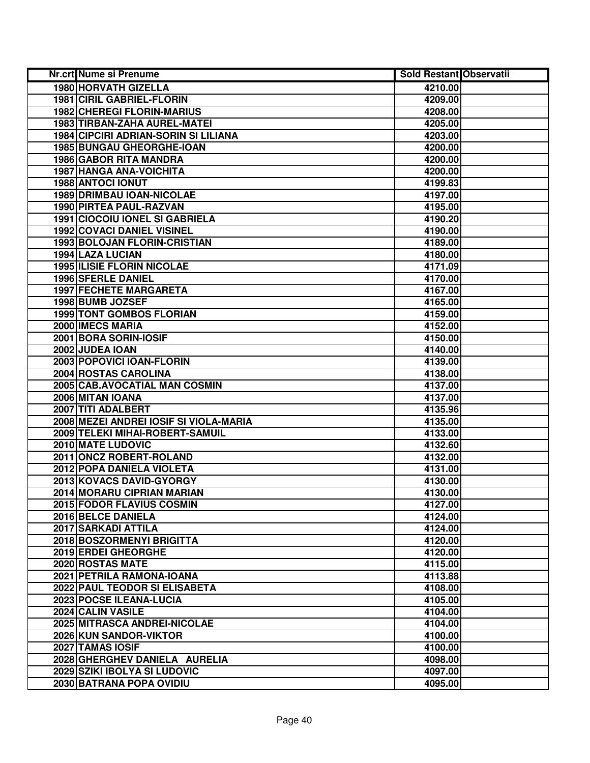| Nr.crt | Nume si Prenume | Sold Restant | Observatii |
|---|---|---|---|
| 1980 | HORVATH GIZELLA | 4210.00 | |
| 1981 | CIRIL GABRIEL-FLORIN | 4209.00 | |
| 1982 | CHEREGI FLORIN-MARIUS | 4208.00 | |
| 1983 | TIRBAN-ZAHA AUREL-MATEI | 4205.00 | |
| 1984 | CIPCIRI ADRIAN-SORIN SI LILIANA | 4203.00 | |
| 1985 | BUNGAU GHEORGHE-IOAN | 4200.00 | |
| 1986 | GABOR RITA MANDRA | 4200.00 | |
| 1987 | HANGA ANA-VOICHITA | 4200.00 | |
| 1988 | ANTOCI IONUT | 4199.83 | |
| 1989 | DRIMBAU IOAN-NICOLAE | 4197.00 | |
| 1990 | PIRTEA PAUL-RAZVAN | 4195.00 | |
| 1991 | CIOCOIU IONEL SI GABRIELA | 4190.20 | |
| 1992 | COVACI DANIEL VISINEL | 4190.00 | |
| 1993 | BOLOJAN FLORIN-CRISTIAN | 4189.00 | |
| 1994 | LAZA LUCIAN | 4180.00 | |
| 1995 | ILISIE FLORIN NICOLAE | 4171.09 | |
| 1996 | SFERLE DANIEL | 4170.00 | |
| 1997 | FECHETE MARGARETA | 4167.00 | |
| 1998 | BUMB JOZSEF | 4165.00 | |
| 1999 | TONT GOMBOS FLORIAN | 4159.00 | |
| 2000 | IMECS MARIA | 4152.00 | |
| 2001 | BORA SORIN-IOSIF | 4150.00 | |
| 2002 | JUDEA IOAN | 4140.00 | |
| 2003 | POPOVICI IOAN-FLORIN | 4139.00 | |
| 2004 | ROSTAS CAROLINA | 4138.00 | |
| 2005 | CAB.AVOCATIAL MAN COSMIN | 4137.00 | |
| 2006 | MITAN IOANA | 4137.00 | |
| 2007 | TITI ADALBERT | 4135.96 | |
| 2008 | MEZEI ANDREI IOSIF SI VIOLA-MARIA | 4135.00 | |
| 2009 | TELEKI MIHAI-ROBERT-SAMUIL | 4133.00 | |
| 2010 | MATE LUDOVIC | 4132.60 | |
| 2011 | ONCZ ROBERT-ROLAND | 4132.00 | |
| 2012 | POPA DANIELA VIOLETA | 4131.00 | |
| 2013 | KOVACS DAVID-GYORGY | 4130.00 | |
| 2014 | MORARU CIPRIAN MARIAN | 4130.00 | |
| 2015 | FODOR FLAVIUS COSMIN | 4127.00 | |
| 2016 | BELCE DANIELA | 4124.00 | |
| 2017 | SARKADI ATTILA | 4124.00 | |
| 2018 | BOSZORMENYI BRIGITTA | 4120.00 | |
| 2019 | ERDEI GHEORGHE | 4120.00 | |
| 2020 | ROSTAS MATE | 4115.00 | |
| 2021 | PETRILA RAMONA-IOANA | 4113.88 | |
| 2022 | PAUL TEODOR SI ELISABETA | 4108.00 | |
| 2023 | POCSE ILEANA-LUCIA | 4105.00 | |
| 2024 | CALIN VASILE | 4104.00 | |
| 2025 | MITRASCA ANDREI-NICOLAE | 4104.00 | |
| 2026 | KUN SANDOR-VIKTOR | 4100.00 | |
| 2027 | TAMAS IOSIF | 4100.00 | |
| 2028 | GHERGHEV DANIELA AURELIA | 4098.00 | |
| 2029 | SZIKI IBOLYA SI LUDOVIC | 4097.00 | |
| 2030 | BATRANA POPA OVIDIU | 4095.00 | |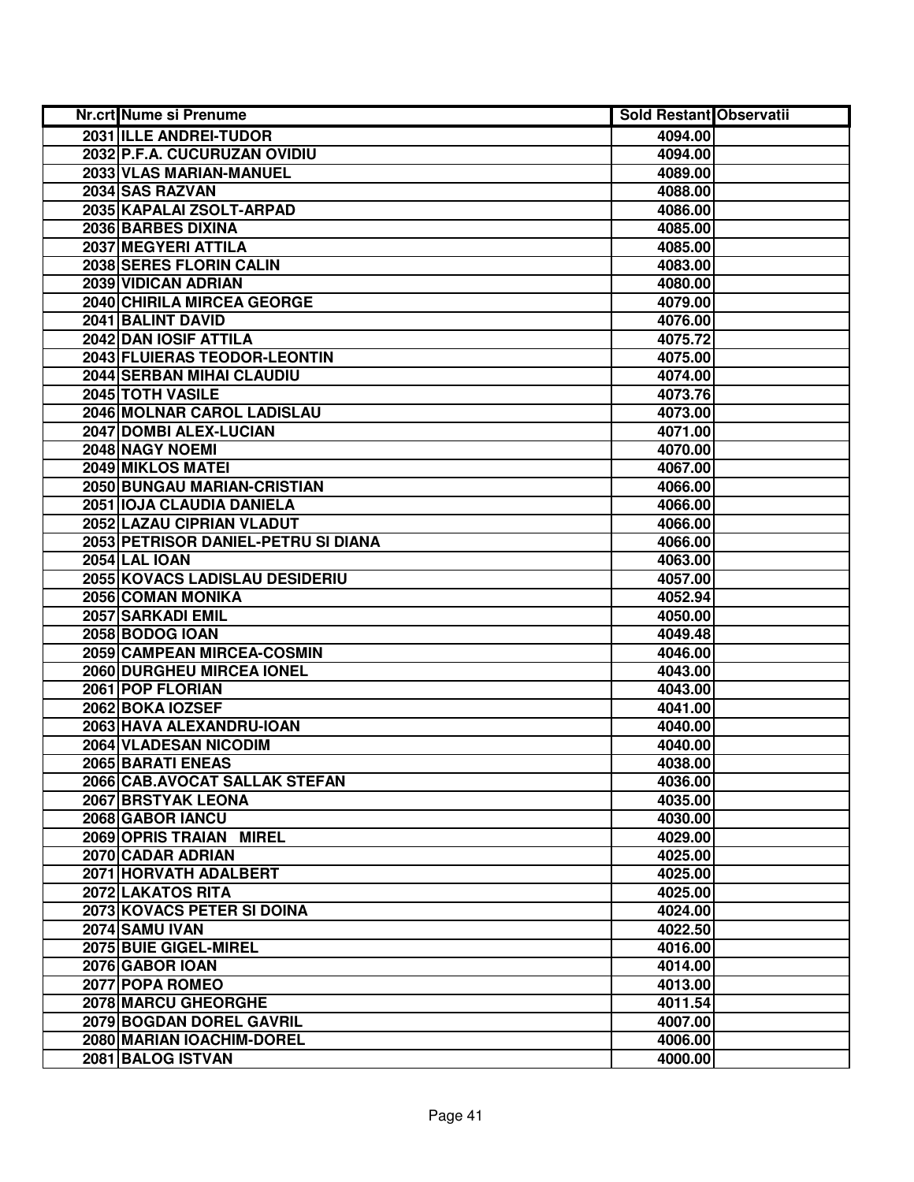| Nr.crt | Nume si Prenume | Sold Restant | Observatii |
|---|---|---|---|
| 2031 | ILLE ANDREI-TUDOR | 4094.00 | |
| 2032 | P.F.A. CUCURUZAN OVIDIU | 4094.00 | |
| 2033 | VLAS MARIAN-MANUEL | 4089.00 | |
| 2034 | SAS RAZVAN | 4088.00 | |
| 2035 | KAPALAI ZSOLT-ARPAD | 4086.00 | |
| 2036 | BARBES DIXINA | 4085.00 | |
| 2037 | MEGYERI ATTILA | 4085.00 | |
| 2038 | SERES FLORIN CALIN | 4083.00 | |
| 2039 | VIDICAN ADRIAN | 4080.00 | |
| 2040 | CHIRILA MIRCEA GEORGE | 4079.00 | |
| 2041 | BALINT DAVID | 4076.00 | |
| 2042 | DAN IOSIF ATTILA | 4075.72 | |
| 2043 | FLUIERAS TEODOR-LEONTIN | 4075.00 | |
| 2044 | SERBAN MIHAI CLAUDIU | 4074.00 | |
| 2045 | TOTH VASILE | 4073.76 | |
| 2046 | MOLNAR CAROL LADISLAU | 4073.00 | |
| 2047 | DOMBI ALEX-LUCIAN | 4071.00 | |
| 2048 | NAGY NOEMI | 4070.00 | |
| 2049 | MIKLOS MATEI | 4067.00 | |
| 2050 | BUNGAU MARIAN-CRISTIAN | 4066.00 | |
| 2051 | IOJA CLAUDIA DANIELA | 4066.00 | |
| 2052 | LAZAU CIPRIAN VLADUT | 4066.00 | |
| 2053 | PETRISOR DANIEL-PETRU SI DIANA | 4066.00 | |
| 2054 | LAL IOAN | 4063.00 | |
| 2055 | KOVACS LADISLAU DESIDERIU | 4057.00 | |
| 2056 | COMAN MONIKA | 4052.94 | |
| 2057 | SARKADI EMIL | 4050.00 | |
| 2058 | BODOG IOAN | 4049.48 | |
| 2059 | CAMPEAN MIRCEA-COSMIN | 4046.00 | |
| 2060 | DURGHEU MIRCEA IONEL | 4043.00 | |
| 2061 | POP FLORIAN | 4043.00 | |
| 2062 | BOKA IOZSEF | 4041.00 | |
| 2063 | HAVA ALEXANDRU-IOAN | 4040.00 | |
| 2064 | VLADESAN NICODIM | 4040.00 | |
| 2065 | BARATI ENEAS | 4038.00 | |
| 2066 | CAB.AVOCAT SALLAK STEFAN | 4036.00 | |
| 2067 | BRSTYAK LEONA | 4035.00 | |
| 2068 | GABOR IANCU | 4030.00 | |
| 2069 | OPRIS TRAIAN MIREL | 4029.00 | |
| 2070 | CADAR ADRIAN | 4025.00 | |
| 2071 | HORVATH ADALBERT | 4025.00 | |
| 2072 | LAKATOS RITA | 4025.00 | |
| 2073 | KOVACS PETER SI DOINA | 4024.00 | |
| 2074 | SAMU IVAN | 4022.50 | |
| 2075 | BUIE GIGEL-MIREL | 4016.00 | |
| 2076 | GABOR IOAN | 4014.00 | |
| 2077 | POPA ROMEO | 4013.00 | |
| 2078 | MARCU GHEORGHE | 4011.54 | |
| 2079 | BOGDAN DOREL GAVRIL | 4007.00 | |
| 2080 | MARIAN IOACHIM-DOREL | 4006.00 | |
| 2081 | BALOG ISTVAN | 4000.00 | |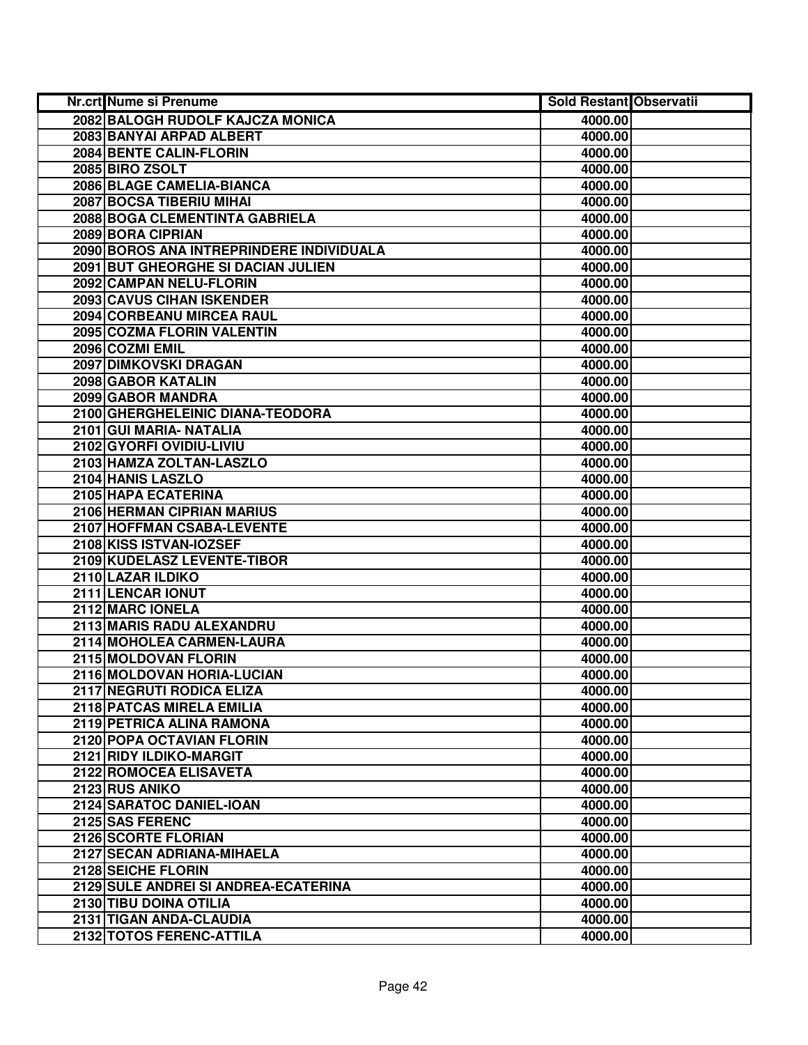| Nr.crt | Nume si Prenume | Sold Restant | Observatii |
|---|---|---|---|
| 2082 | BALOGH RUDOLF KAJCZA MONICA | 4000.00 | |
| 2083 | BANYAI ARPAD ALBERT | 4000.00 | |
| 2084 | BENTE CALIN-FLORIN | 4000.00 | |
| 2085 | BIRO ZSOLT | 4000.00 | |
| 2086 | BLAGE CAMELIA-BIANCA | 4000.00 | |
| 2087 | BOCSA TIBERIU MIHAI | 4000.00 | |
| 2088 | BOGA CLEMENTINTA GABRIELA | 4000.00 | |
| 2089 | BORA CIPRIAN | 4000.00 | |
| 2090 | BOROS ANA INTREPRINDERE INDIVIDUALA | 4000.00 | |
| 2091 | BUT GHEORGHE SI DACIAN JULIEN | 4000.00 | |
| 2092 | CAMPAN NELU-FLORIN | 4000.00 | |
| 2093 | CAVUS CIHAN ISKENDER | 4000.00 | |
| 2094 | CORBEANU MIRCEA RAUL | 4000.00 | |
| 2095 | COZMA FLORIN VALENTIN | 4000.00 | |
| 2096 | COZMI EMIL | 4000.00 | |
| 2097 | DIMKOVSKI DRAGAN | 4000.00 | |
| 2098 | GABOR KATALIN | 4000.00 | |
| 2099 | GABOR MANDRA | 4000.00 | |
| 2100 | GHERGHELEINIC DIANA-TEODORA | 4000.00 | |
| 2101 | GUI MARIA- NATALIA | 4000.00 | |
| 2102 | GYORFI OVIDIU-LIVIU | 4000.00 | |
| 2103 | HAMZA ZOLTAN-LASZLO | 4000.00 | |
| 2104 | HANIS LASZLO | 4000.00 | |
| 2105 | HAPA ECATERINA | 4000.00 | |
| 2106 | HERMAN CIPRIAN MARIUS | 4000.00 | |
| 2107 | HOFFMAN CSABA-LEVENTE | 4000.00 | |
| 2108 | KISS ISTVAN-IOZSEF | 4000.00 | |
| 2109 | KUDELASZ LEVENTE-TIBOR | 4000.00 | |
| 2110 | LAZAR ILDIKO | 4000.00 | |
| 2111 | LENCAR IONUT | 4000.00 | |
| 2112 | MARC IONELA | 4000.00 | |
| 2113 | MARIS RADU ALEXANDRU | 4000.00 | |
| 2114 | MOHOLEA CARMEN-LAURA | 4000.00 | |
| 2115 | MOLDOVAN FLORIN | 4000.00 | |
| 2116 | MOLDOVAN HORIA-LUCIAN | 4000.00 | |
| 2117 | NEGRUTI RODICA ELIZA | 4000.00 | |
| 2118 | PATCAS MIRELA EMILIA | 4000.00 | |
| 2119 | PETRICA ALINA RAMONA | 4000.00 | |
| 2120 | POPA OCTAVIAN FLORIN | 4000.00 | |
| 2121 | RIDY ILDIKO-MARGIT | 4000.00 | |
| 2122 | ROMOCEA ELISAVETA | 4000.00 | |
| 2123 | RUS ANIKO | 4000.00 | |
| 2124 | SARATOC DANIEL-IOAN | 4000.00 | |
| 2125 | SAS FERENC | 4000.00 | |
| 2126 | SCORTE FLORIAN | 4000.00 | |
| 2127 | SECAN ADRIANA-MIHAELA | 4000.00 | |
| 2128 | SEICHE FLORIN | 4000.00 | |
| 2129 | SULE ANDREI SI ANDREA-ECATERINA | 4000.00 | |
| 2130 | TIBU DOINA OTILIA | 4000.00 | |
| 2131 | TIGAN ANDA-CLAUDIA | 4000.00 | |
| 2132 | TOTOS FERENC-ATTILA | 4000.00 | |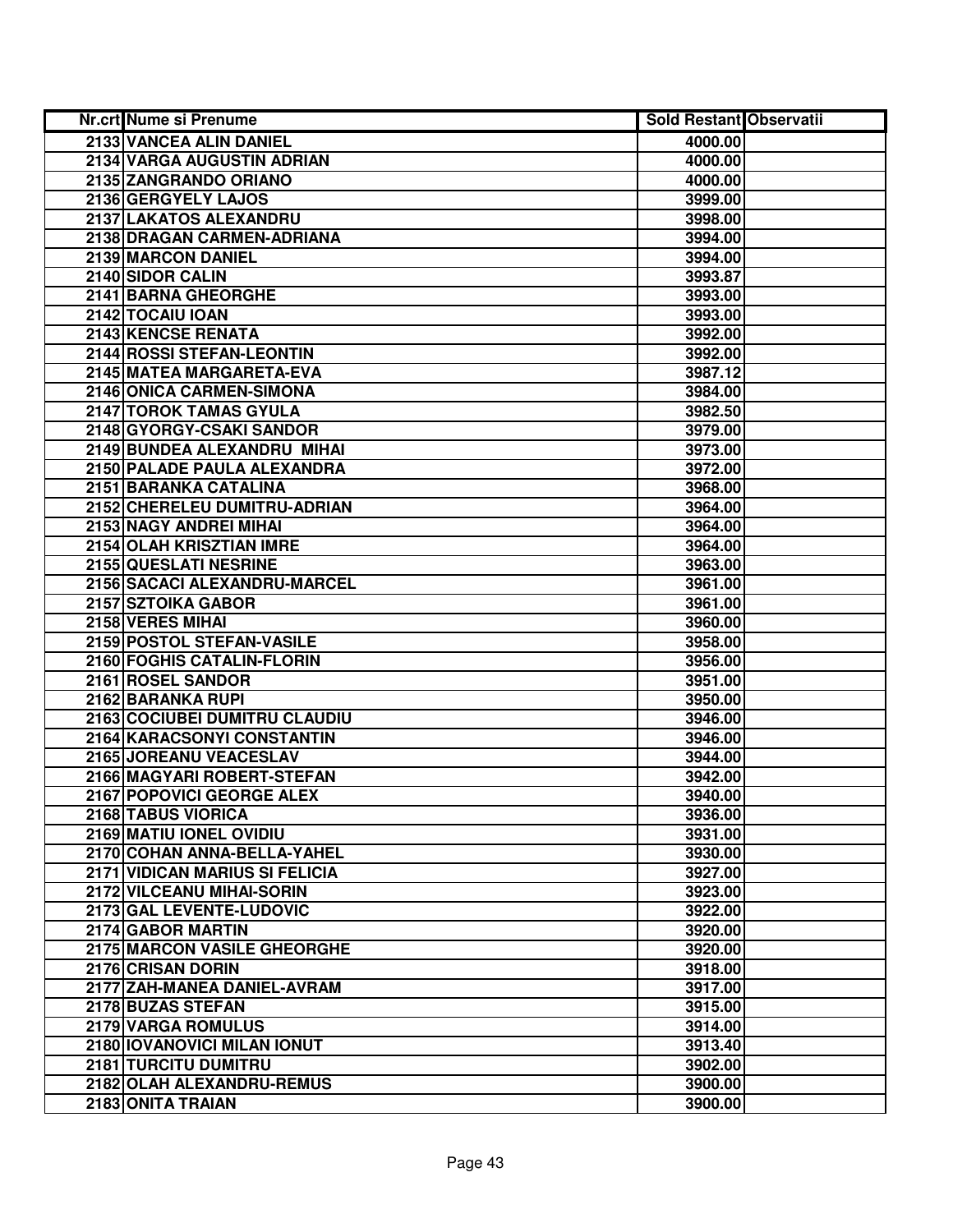| Nr.crt | Nume si Prenume | Sold Restant | Observatii |
|---|---|---|---|
| 2133 | VANCEA ALIN DANIEL | 4000.00 | |
| 2134 | VARGA AUGUSTIN ADRIAN | 4000.00 | |
| 2135 | ZANGRANDO ORIANO | 4000.00 | |
| 2136 | GERGYELY LAJOS | 3999.00 | |
| 2137 | LAKATOS ALEXANDRU | 3998.00 | |
| 2138 | DRAGAN CARMEN-ADRIANA | 3994.00 | |
| 2139 | MARCON DANIEL | 3994.00 | |
| 2140 | SIDOR CALIN | 3993.87 | |
| 2141 | BARNA GHEORGHE | 3993.00 | |
| 2142 | TOCAIU IOAN | 3993.00 | |
| 2143 | KENCSE RENATA | 3992.00 | |
| 2144 | ROSSI STEFAN-LEONTIN | 3992.00 | |
| 2145 | MATEA MARGARETA-EVA | 3987.12 | |
| 2146 | ONICA CARMEN-SIMONA | 3984.00 | |
| 2147 | TOROK TAMAS GYULA | 3982.50 | |
| 2148 | GYORGY-CSAKI SANDOR | 3979.00 | |
| 2149 | BUNDEA ALEXANDRU MIHAI | 3973.00 | |
| 2150 | PALADE PAULA ALEXANDRA | 3972.00 | |
| 2151 | BARANKA CATALINA | 3968.00 | |
| 2152 | CHERELEU DUMITRU-ADRIAN | 3964.00 | |
| 2153 | NAGY ANDREI MIHAI | 3964.00 | |
| 2154 | OLAH KRISZTIAN IMRE | 3964.00 | |
| 2155 | QUESLATI NESRINE | 3963.00 | |
| 2156 | SACACI ALEXANDRU-MARCEL | 3961.00 | |
| 2157 | SZTOIKA GABOR | 3961.00 | |
| 2158 | VERES MIHAI | 3960.00 | |
| 2159 | POSTOL STEFAN-VASILE | 3958.00 | |
| 2160 | FOGHIS CATALIN-FLORIN | 3956.00 | |
| 2161 | ROSEL SANDOR | 3951.00 | |
| 2162 | BARANKA RUPI | 3950.00 | |
| 2163 | COCIUBEI DUMITRU CLAUDIU | 3946.00 | |
| 2164 | KARACSONYI CONSTANTIN | 3946.00 | |
| 2165 | JOREANU VEACESLAV | 3944.00 | |
| 2166 | MAGYARI ROBERT-STEFAN | 3942.00 | |
| 2167 | POPOVICI GEORGE ALEX | 3940.00 | |
| 2168 | TABUS VIORICA | 3936.00 | |
| 2169 | MATIU IONEL OVIDIU | 3931.00 | |
| 2170 | COHAN ANNA-BELLA-YAHEL | 3930.00 | |
| 2171 | VIDICAN MARIUS SI FELICIA | 3927.00 | |
| 2172 | VILCEANU MIHAI-SORIN | 3923.00 | |
| 2173 | GAL LEVENTE-LUDOVIC | 3922.00 | |
| 2174 | GABOR MARTIN | 3920.00 | |
| 2175 | MARCON VASILE GHEORGHE | 3920.00 | |
| 2176 | CRISAN DORIN | 3918.00 | |
| 2177 | ZAH-MANEA DANIEL-AVRAM | 3917.00 | |
| 2178 | BUZAS STEFAN | 3915.00 | |
| 2179 | VARGA ROMULUS | 3914.00 | |
| 2180 | IOVANOVICI MILAN IONUT | 3913.40 | |
| 2181 | TURCITU DUMITRU | 3902.00 | |
| 2182 | OLAH ALEXANDRU-REMUS | 3900.00 | |
| 2183 | ONITA TRAIAN | 3900.00 | |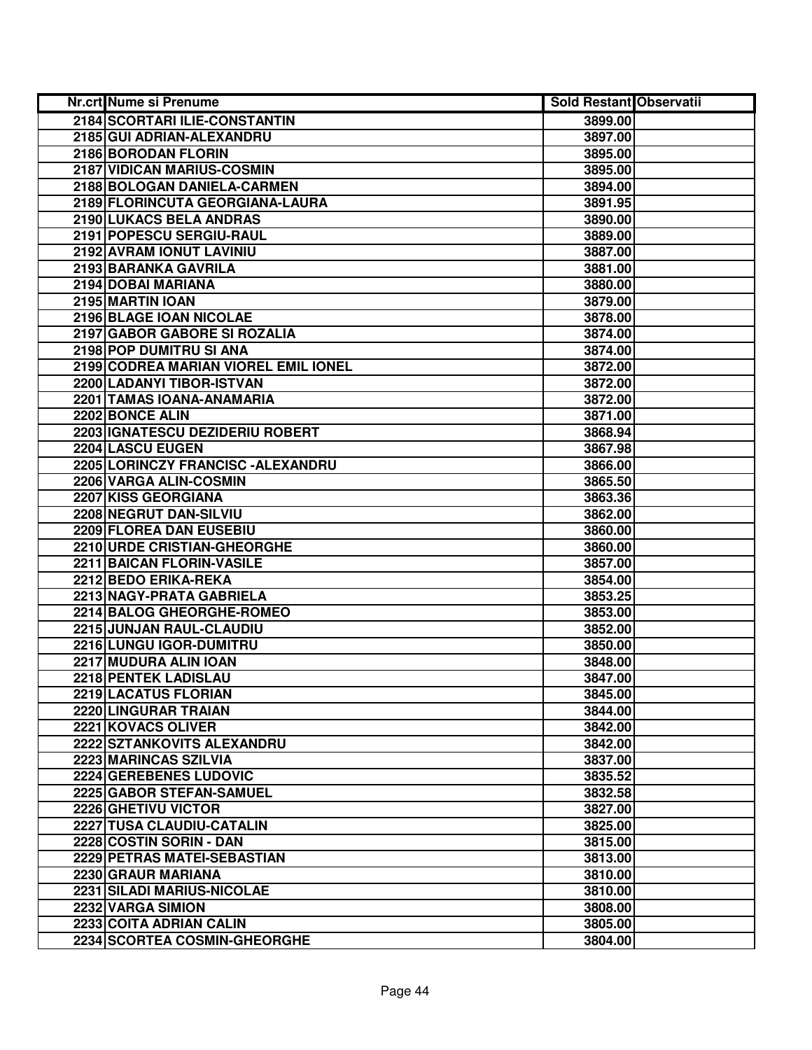| Nr.crt | Nume si Prenume | Sold Restant | Observatii |
|---|---|---|---|
| 2184 | SCORTARI ILIE-CONSTANTIN | 3899.00 | |
| 2185 | GUI ADRIAN-ALEXANDRU | 3897.00 | |
| 2186 | BORODAN FLORIN | 3895.00 | |
| 2187 | VIDICAN MARIUS-COSMIN | 3895.00 | |
| 2188 | BOLOGAN DANIELA-CARMEN | 3894.00 | |
| 2189 | FLORINCUTA GEORGIANA-LAURA | 3891.95 | |
| 2190 | LUKACS BELA ANDRAS | 3890.00 | |
| 2191 | POPESCU SERGIU-RAUL | 3889.00 | |
| 2192 | AVRAM IONUT LAVINIU | 3887.00 | |
| 2193 | BARANKA GAVRILA | 3881.00 | |
| 2194 | DOBAI MARIANA | 3880.00 | |
| 2195 | MARTIN IOAN | 3879.00 | |
| 2196 | BLAGE IOAN NICOLAE | 3878.00 | |
| 2197 | GABOR GABORE SI ROZALIA | 3874.00 | |
| 2198 | POP DUMITRU SI ANA | 3874.00 | |
| 2199 | CODREA MARIAN VIOREL EMIL IONEL | 3872.00 | |
| 2200 | LADANYI TIBOR-ISTVAN | 3872.00 | |
| 2201 | TAMAS IOANA-ANAMARIA | 3872.00 | |
| 2202 | BONCE ALIN | 3871.00 | |
| 2203 | IGNATESCU DEZIDERIU ROBERT | 3868.94 | |
| 2204 | LASCU EUGEN | 3867.98 | |
| 2205 | LORINCZY FRANCISC -ALEXANDRU | 3866.00 | |
| 2206 | VARGA ALIN-COSMIN | 3865.50 | |
| 2207 | KISS GEORGIANA | 3863.36 | |
| 2208 | NEGRUT DAN-SILVIU | 3862.00 | |
| 2209 | FLOREA DAN EUSEBIU | 3860.00 | |
| 2210 | URDE CRISTIAN-GHEORGHE | 3860.00 | |
| 2211 | BAICAN FLORIN-VASILE | 3857.00 | |
| 2212 | BEDO ERIKA-REKA | 3854.00 | |
| 2213 | NAGY-PRATA GABRIELA | 3853.25 | |
| 2214 | BALOG GHEORGHE-ROMEO | 3853.00 | |
| 2215 | JUNJAN RAUL-CLAUDIU | 3852.00 | |
| 2216 | LUNGU IGOR-DUMITRU | 3850.00 | |
| 2217 | MUDURA ALIN IOAN | 3848.00 | |
| 2218 | PENTEK LADISLAU | 3847.00 | |
| 2219 | LACATUS FLORIAN | 3845.00 | |
| 2220 | LINGURAR TRAIAN | 3844.00 | |
| 2221 | KOVACS OLIVER | 3842.00 | |
| 2222 | SZTANKOVITS ALEXANDRU | 3842.00 | |
| 2223 | MARINCAS SZILVIA | 3837.00 | |
| 2224 | GEREBENES LUDOVIC | 3835.52 | |
| 2225 | GABOR STEFAN-SAMUEL | 3832.58 | |
| 2226 | GHETIVU VICTOR | 3827.00 | |
| 2227 | TUSA CLAUDIU-CATALIN | 3825.00 | |
| 2228 | COSTIN SORIN - DAN | 3815.00 | |
| 2229 | PETRAS MATEI-SEBASTIAN | 3813.00 | |
| 2230 | GRAUR MARIANA | 3810.00 | |
| 2231 | SILADI MARIUS-NICOLAE | 3810.00 | |
| 2232 | VARGA SIMION | 3808.00 | |
| 2233 | COITA ADRIAN CALIN | 3805.00 | |
| 2234 | SCORTEA COSMIN-GHEORGHE | 3804.00 | |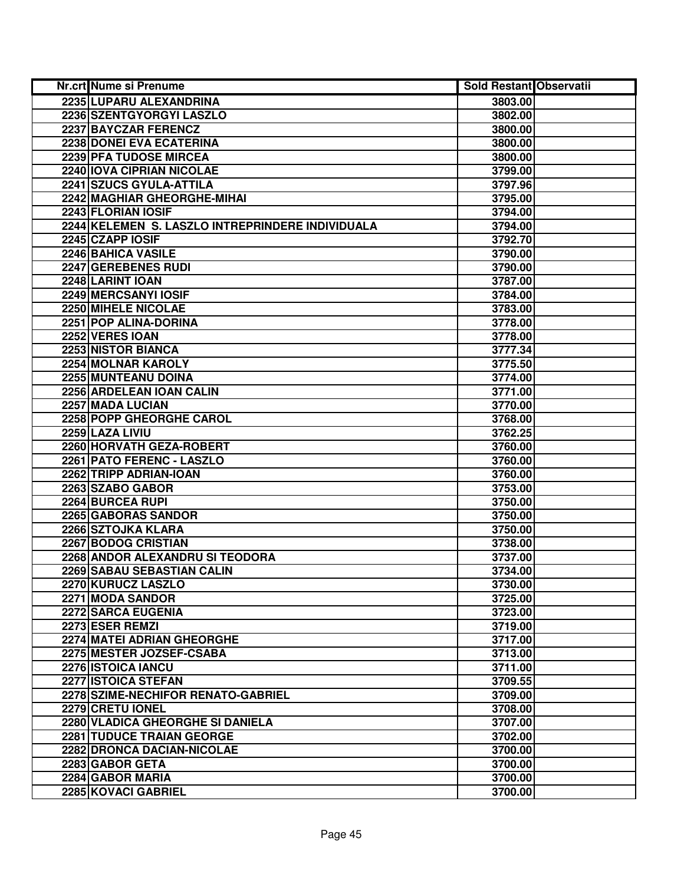| Nr.crt | Nume si Prenume | Sold Restant | Observatii |
|---|---|---|---|
| 2235 | LUPARU ALEXANDRINA | 3803.00 | |
| 2236 | SZENTGYORGYI LASZLO | 3802.00 | |
| 2237 | BAYCZAR FERENCZ | 3800.00 | |
| 2238 | DONEI EVA ECATERINA | 3800.00 | |
| 2239 | PFA TUDOSE MIRCEA | 3800.00 | |
| 2240 | IOVA CIPRIAN NICOLAE | 3799.00 | |
| 2241 | SZUCS GYULA-ATTILA | 3797.96 | |
| 2242 | MAGHIAR GHEORGHE-MIHAI | 3795.00 | |
| 2243 | FLORIAN IOSIF | 3794.00 | |
| 2244 | KELEMEN S. LASZLO INTREPRINDERE INDIVIDUALA | 3794.00 | |
| 2245 | CZAPP IOSIF | 3792.70 | |
| 2246 | BAHICA VASILE | 3790.00 | |
| 2247 | GEREBENES RUDI | 3790.00 | |
| 2248 | LARINT IOAN | 3787.00 | |
| 2249 | MERCSANYI IOSIF | 3784.00 | |
| 2250 | MIHELE NICOLAE | 3783.00 | |
| 2251 | POP ALINA-DORINA | 3778.00 | |
| 2252 | VERES IOAN | 3778.00 | |
| 2253 | NISTOR BIANCA | 3777.34 | |
| 2254 | MOLNAR KAROLY | 3775.50 | |
| 2255 | MUNTEANU DOINA | 3774.00 | |
| 2256 | ARDELEAN IOAN CALIN | 3771.00 | |
| 2257 | MADA LUCIAN | 3770.00 | |
| 2258 | POPP GHEORGHE CAROL | 3768.00 | |
| 2259 | LAZA LIVIU | 3762.25 | |
| 2260 | HORVATH GEZA-ROBERT | 3760.00 | |
| 2261 | PATO FERENC - LASZLO | 3760.00 | |
| 2262 | TRIPP ADRIAN-IOAN | 3760.00 | |
| 2263 | SZABO GABOR | 3753.00 | |
| 2264 | BURCEA RUPI | 3750.00 | |
| 2265 | GABORAS SANDOR | 3750.00 | |
| 2266 | SZTOJKA KLARA | 3750.00 | |
| 2267 | BODOG CRISTIAN | 3738.00 | |
| 2268 | ANDOR ALEXANDRU SI TEODORA | 3737.00 | |
| 2269 | SABAU SEBASTIAN CALIN | 3734.00 | |
| 2270 | KURUCZ LASZLO | 3730.00 | |
| 2271 | MODA SANDOR | 3725.00 | |
| 2272 | SARCA EUGENIA | 3723.00 | |
| 2273 | ESER REMZI | 3719.00 | |
| 2274 | MATEI ADRIAN GHEORGHE | 3717.00 | |
| 2275 | MESTER JOZSEF-CSABA | 3713.00 | |
| 2276 | ISTOICA IANCU | 3711.00 | |
| 2277 | ISTOICA STEFAN | 3709.55 | |
| 2278 | SZIME-NECHIFOR RENATO-GABRIEL | 3709.00 | |
| 2279 | CRETU IONEL | 3708.00 | |
| 2280 | VLADICA GHEORGHE SI DANIELA | 3707.00 | |
| 2281 | TUDUCE TRAIAN GEORGE | 3702.00 | |
| 2282 | DRONCA DACIAN-NICOLAE | 3700.00 | |
| 2283 | GABOR GETA | 3700.00 | |
| 2284 | GABOR MARIA | 3700.00 | |
| 2285 | KOVACI GABRIEL | 3700.00 | |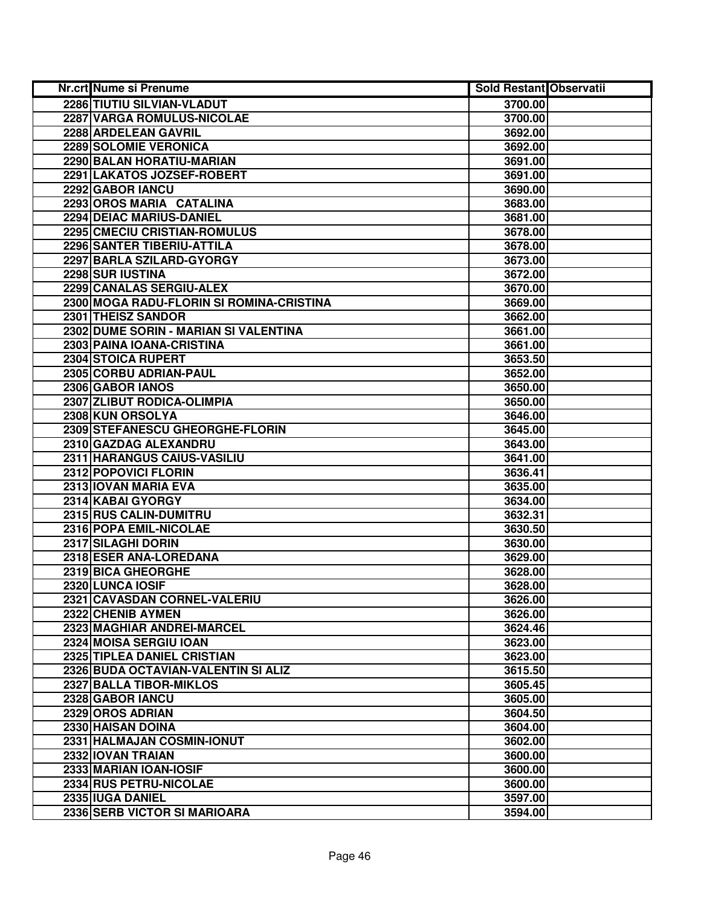| Nr.crt | Nume si Prenume | Sold Restant | Observatii |
|---|---|---|---|
| 2286 | TIUTIU SILVIAN-VLADUT | 3700.00 | |
| 2287 | VARGA ROMULUS-NICOLAE | 3700.00 | |
| 2288 | ARDELEAN GAVRIL | 3692.00 | |
| 2289 | SOLOMIE VERONICA | 3692.00 | |
| 2290 | BALAN HORATIU-MARIAN | 3691.00 | |
| 2291 | LAKATOS JOZSEF-ROBERT | 3691.00 | |
| 2292 | GABOR IANCU | 3690.00 | |
| 2293 | OROS MARIA CATALINA | 3683.00 | |
| 2294 | DEIAC MARIUS-DANIEL | 3681.00 | |
| 2295 | CMECIU CRISTIAN-ROMULUS | 3678.00 | |
| 2296 | SANTER TIBERIU-ATTILA | 3678.00 | |
| 2297 | BARLA SZILARD-GYORGY | 3673.00 | |
| 2298 | SUR IUSTINA | 3672.00 | |
| 2299 | CANALAS SERGIU-ALEX | 3670.00 | |
| 2300 | MOGA RADU-FLORIN SI ROMINA-CRISTINA | 3669.00 | |
| 2301 | THEISZ SANDOR | 3662.00 | |
| 2302 | DUME SORIN - MARIAN SI VALENTINA | 3661.00 | |
| 2303 | PAINA IOANA-CRISTINA | 3661.00 | |
| 2304 | STOICA RUPERT | 3653.50 | |
| 2305 | CORBU ADRIAN-PAUL | 3652.00 | |
| 2306 | GABOR IANOS | 3650.00 | |
| 2307 | ZLIBUT RODICA-OLIMPIA | 3650.00 | |
| 2308 | KUN ORSOLYA | 3646.00 | |
| 2309 | STEFANESCU GHEORGHE-FLORIN | 3645.00 | |
| 2310 | GAZDAG ALEXANDRU | 3643.00 | |
| 2311 | HARANGUS CAIUS-VASILIU | 3641.00 | |
| 2312 | POPOVICI FLORIN | 3636.41 | |
| 2313 | IOVAN MARIA EVA | 3635.00 | |
| 2314 | KABAI GYORGY | 3634.00 | |
| 2315 | RUS CALIN-DUMITRU | 3632.31 | |
| 2316 | POPA EMIL-NICOLAE | 3630.50 | |
| 2317 | SILAGHI DORIN | 3630.00 | |
| 2318 | ESER ANA-LOREDANA | 3629.00 | |
| 2319 | BICA GHEORGHE | 3628.00 | |
| 2320 | LUNCA IOSIF | 3628.00 | |
| 2321 | CAVASDAN CORNEL-VALERIU | 3626.00 | |
| 2322 | CHENIB AYMEN | 3626.00 | |
| 2323 | MAGHIAR ANDREI-MARCEL | 3624.46 | |
| 2324 | MOISA SERGIU IOAN | 3623.00 | |
| 2325 | TIPLEA DANIEL CRISTIAN | 3623.00 | |
| 2326 | BUDA OCTAVIAN-VALENTIN SI ALIZ | 3615.50 | |
| 2327 | BALLA TIBOR-MIKLOS | 3605.45 | |
| 2328 | GABOR IANCU | 3605.00 | |
| 2329 | OROS ADRIAN | 3604.50 | |
| 2330 | HAISAN DOINA | 3604.00 | |
| 2331 | HALMAJAN COSMIN-IONUT | 3602.00 | |
| 2332 | IOVAN TRAIAN | 3600.00 | |
| 2333 | MARIAN IOAN-IOSIF | 3600.00 | |
| 2334 | RUS PETRU-NICOLAE | 3600.00 | |
| 2335 | IUGA DANIEL | 3597.00 | |
| 2336 | SERB VICTOR SI MARIOARA | 3594.00 | |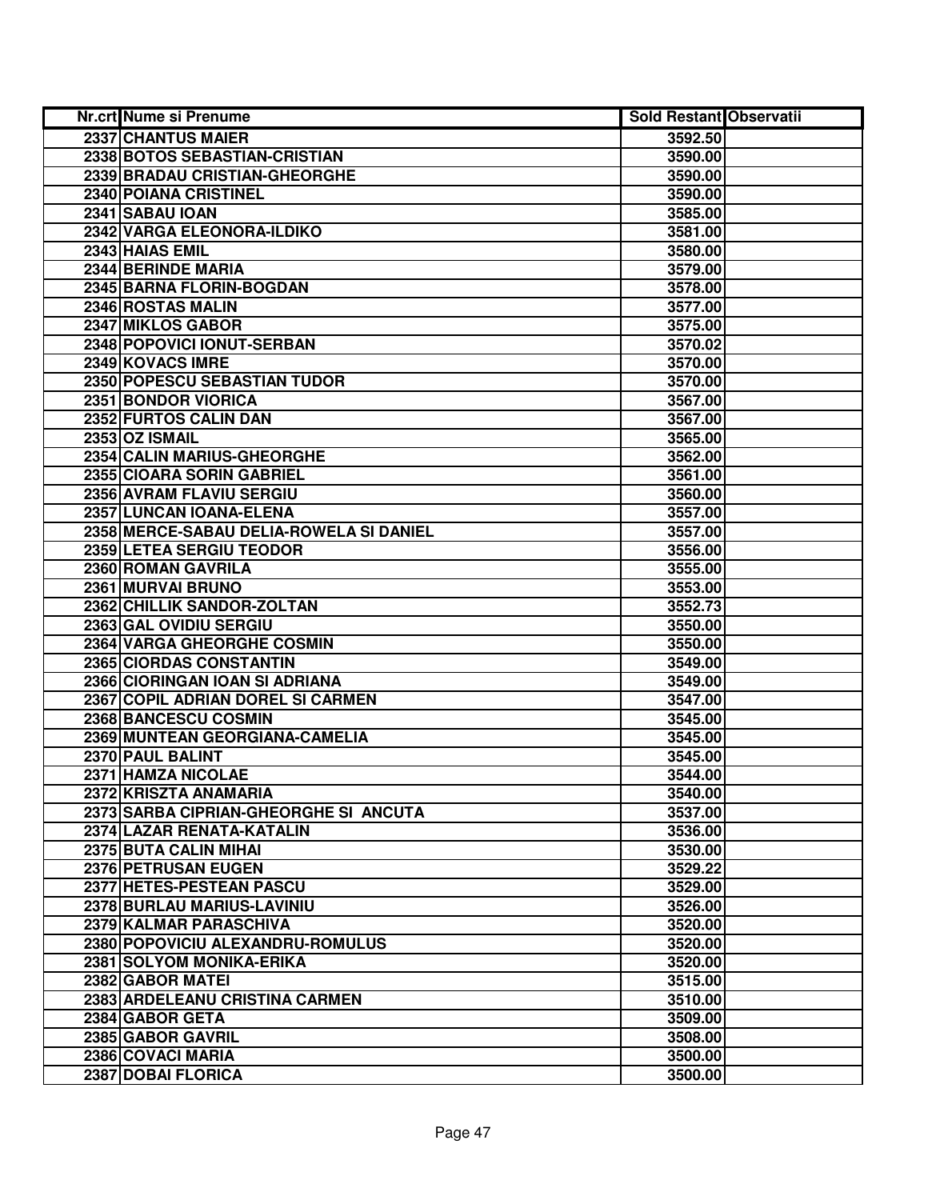| Nr.crt | Nume si Prenume | Sold Restant | Observatii |
|---|---|---|---|
| 2337 | CHANTUS MAIER | 3592.50 | |
| 2338 | BOTOS SEBASTIAN-CRISTIAN | 3590.00 | |
| 2339 | BRADAU CRISTIAN-GHEORGHE | 3590.00 | |
| 2340 | POIANA CRISTINEL | 3590.00 | |
| 2341 | SABAU IOAN | 3585.00 | |
| 2342 | VARGA ELEONORA-ILDIKO | 3581.00 | |
| 2343 | HAIAS EMIL | 3580.00 | |
| 2344 | BERINDE MARIA | 3579.00 | |
| 2345 | BARNA FLORIN-BOGDAN | 3578.00 | |
| 2346 | ROSTAS MALIN | 3577.00 | |
| 2347 | MIKLOS GABOR | 3575.00 | |
| 2348 | POPOVICI IONUT-SERBAN | 3570.02 | |
| 2349 | KOVACS IMRE | 3570.00 | |
| 2350 | POPESCU SEBASTIAN TUDOR | 3570.00 | |
| 2351 | BONDOR VIORICA | 3567.00 | |
| 2352 | FURTOS CALIN DAN | 3567.00 | |
| 2353 | OZ ISMAIL | 3565.00 | |
| 2354 | CALIN MARIUS-GHEORGHE | 3562.00 | |
| 2355 | CIOARA SORIN GABRIEL | 3561.00 | |
| 2356 | AVRAM FLAVIU SERGIU | 3560.00 | |
| 2357 | LUNCAN IOANA-ELENA | 3557.00 | |
| 2358 | MERCE-SABAU DELIA-ROWELA SI DANIEL | 3557.00 | |
| 2359 | LETEA SERGIU TEODOR | 3556.00 | |
| 2360 | ROMAN GAVRILA | 3555.00 | |
| 2361 | MURVAI BRUNO | 3553.00 | |
| 2362 | CHILLIK SANDOR-ZOLTAN | 3552.73 | |
| 2363 | GAL OVIDIU SERGIU | 3550.00 | |
| 2364 | VARGA GHEORGHE COSMIN | 3550.00 | |
| 2365 | CIORDAS CONSTANTIN | 3549.00 | |
| 2366 | CIORINGAN IOAN SI ADRIANA | 3549.00 | |
| 2367 | COPIL ADRIAN DOREL SI CARMEN | 3547.00 | |
| 2368 | BANCESCU COSMIN | 3545.00 | |
| 2369 | MUNTEAN GEORGIANA-CAMELIA | 3545.00 | |
| 2370 | PAUL BALINT | 3545.00 | |
| 2371 | HAMZA NICOLAE | 3544.00 | |
| 2372 | KRISZTA ANAMARIA | 3540.00 | |
| 2373 | SARBA CIPRIAN-GHEORGHE SI ANCUTA | 3537.00 | |
| 2374 | LAZAR RENATA-KATALIN | 3536.00 | |
| 2375 | BUTA CALIN MIHAI | 3530.00 | |
| 2376 | PETRUSAN EUGEN | 3529.22 | |
| 2377 | HETES-PESTEAN PASCU | 3529.00 | |
| 2378 | BURLAU MARIUS-LAVINIU | 3526.00 | |
| 2379 | KALMAR PARASCHIVA | 3520.00 | |
| 2380 | POPOVICIU ALEXANDRU-ROMULUS | 3520.00 | |
| 2381 | SOLYOM MONIKA-ERIKA | 3520.00 | |
| 2382 | GABOR MATEI | 3515.00 | |
| 2383 | ARDELEANU CRISTINA CARMEN | 3510.00 | |
| 2384 | GABOR GETA | 3509.00 | |
| 2385 | GABOR GAVRIL | 3508.00 | |
| 2386 | COVACI MARIA | 3500.00 | |
| 2387 | DOBAI FLORICA | 3500.00 | |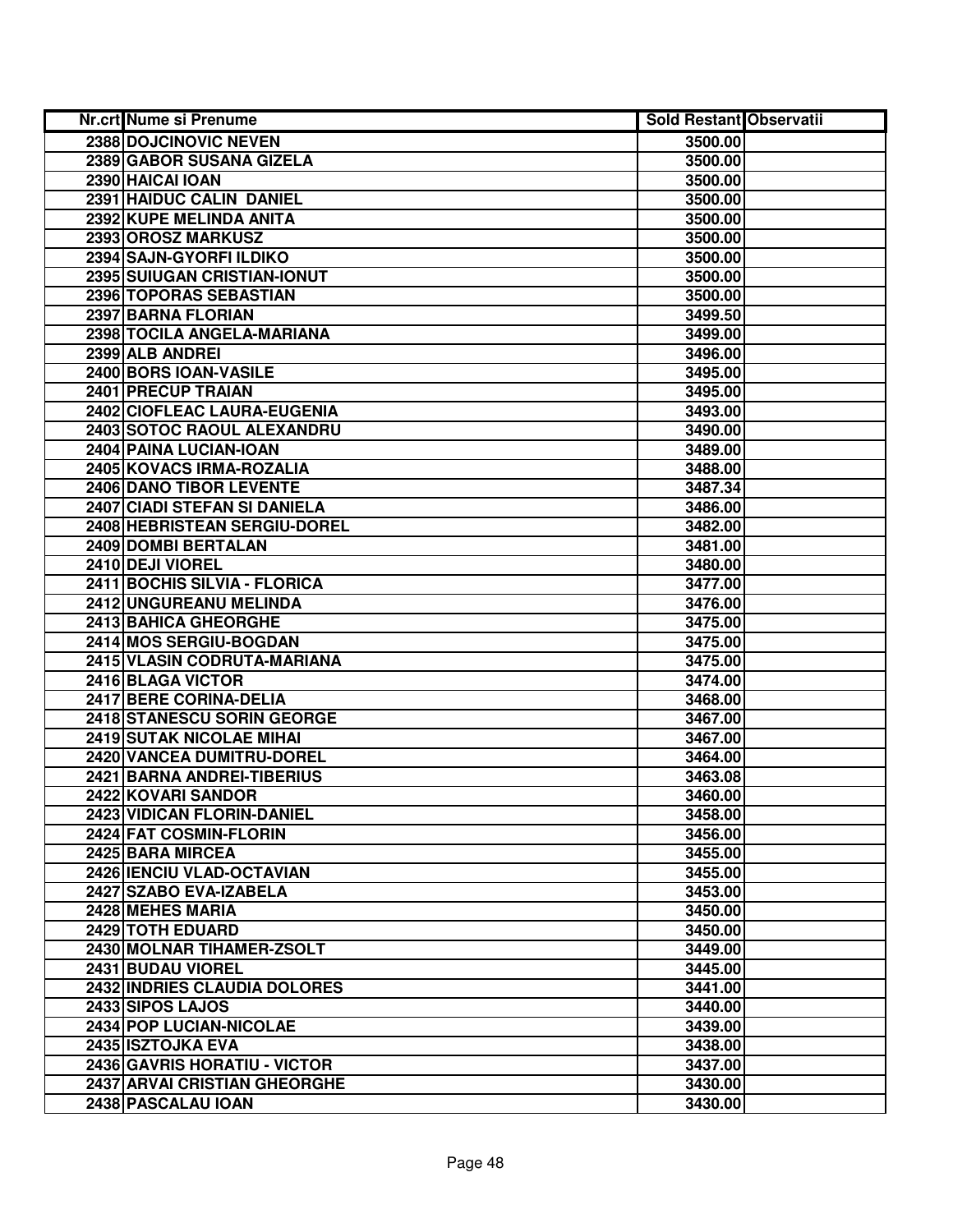| Nr.crt | Nume si Prenume | Sold Restant | Observatii |
| --- | --- | --- | --- |
| 2388 | DOJCINOVIC NEVEN | 3500.00 | |
| 2389 | GABOR SUSANA GIZELA | 3500.00 | |
| 2390 | HAICAI IOAN | 3500.00 | |
| 2391 | HAIDUC CALIN DANIEL | 3500.00 | |
| 2392 | KUPE MELINDA ANITA | 3500.00 | |
| 2393 | OROSZ MARKUSZ | 3500.00 | |
| 2394 | SAJN-GYORFI ILDIKO | 3500.00 | |
| 2395 | SUIUGAN CRISTIAN-IONUT | 3500.00 | |
| 2396 | TOPORAS SEBASTIAN | 3500.00 | |
| 2397 | BARNA FLORIAN | 3499.50 | |
| 2398 | TOCILA ANGELA-MARIANA | 3499.00 | |
| 2399 | ALB ANDREI | 3496.00 | |
| 2400 | BORS IOAN-VASILE | 3495.00 | |
| 2401 | PRECUP TRAIAN | 3495.00 | |
| 2402 | CIOFLEAC LAURA-EUGENIA | 3493.00 | |
| 2403 | SOTOC RAOUL ALEXANDRU | 3490.00 | |
| 2404 | PAINA LUCIAN-IOAN | 3489.00 | |
| 2405 | KOVACS IRMA-ROZALIA | 3488.00 | |
| 2406 | DANO TIBOR LEVENTE | 3487.34 | |
| 2407 | CIADI STEFAN SI DANIELA | 3486.00 | |
| 2408 | HEBRISTEAN SERGIU-DOREL | 3482.00 | |
| 2409 | DOMBI BERTALAN | 3481.00 | |
| 2410 | DEJI VIOREL | 3480.00 | |
| 2411 | BOCHIS SILVIA - FLORICA | 3477.00 | |
| 2412 | UNGUREANU MELINDA | 3476.00 | |
| 2413 | BAHICA GHEORGHE | 3475.00 | |
| 2414 | MOS SERGIU-BOGDAN | 3475.00 | |
| 2415 | VLASIN CODRUTA-MARIANA | 3475.00 | |
| 2416 | BLAGA VICTOR | 3474.00 | |
| 2417 | BERE CORINA-DELIA | 3468.00 | |
| 2418 | STANESCU SORIN GEORGE | 3467.00 | |
| 2419 | SUTAK NICOLAE MIHAI | 3467.00 | |
| 2420 | VANCEA DUMITRU-DOREL | 3464.00 | |
| 2421 | BARNA ANDREI-TIBERIUS | 3463.08 | |
| 2422 | KOVARI SANDOR | 3460.00 | |
| 2423 | VIDICAN FLORIN-DANIEL | 3458.00 | |
| 2424 | FAT COSMIN-FLORIN | 3456.00 | |
| 2425 | BARA MIRCEA | 3455.00 | |
| 2426 | IENCIU VLAD-OCTAVIAN | 3455.00 | |
| 2427 | SZABO EVA-IZABELA | 3453.00 | |
| 2428 | MEHES MARIA | 3450.00 | |
| 2429 | TOTH EDUARD | 3450.00 | |
| 2430 | MOLNAR TIHAMER-ZSOLT | 3449.00 | |
| 2431 | BUDAU VIOREL | 3445.00 | |
| 2432 | INDRIES CLAUDIA DOLORES | 3441.00 | |
| 2433 | SIPOS LAJOS | 3440.00 | |
| 2434 | POP LUCIAN-NICOLAE | 3439.00 | |
| 2435 | ISZTOJKA EVA | 3438.00 | |
| 2436 | GAVRIS HORATIU - VICTOR | 3437.00 | |
| 2437 | ARVAI CRISTIAN GHEORGHE | 3430.00 | |
| 2438 | PASCALAU IOAN | 3430.00 | |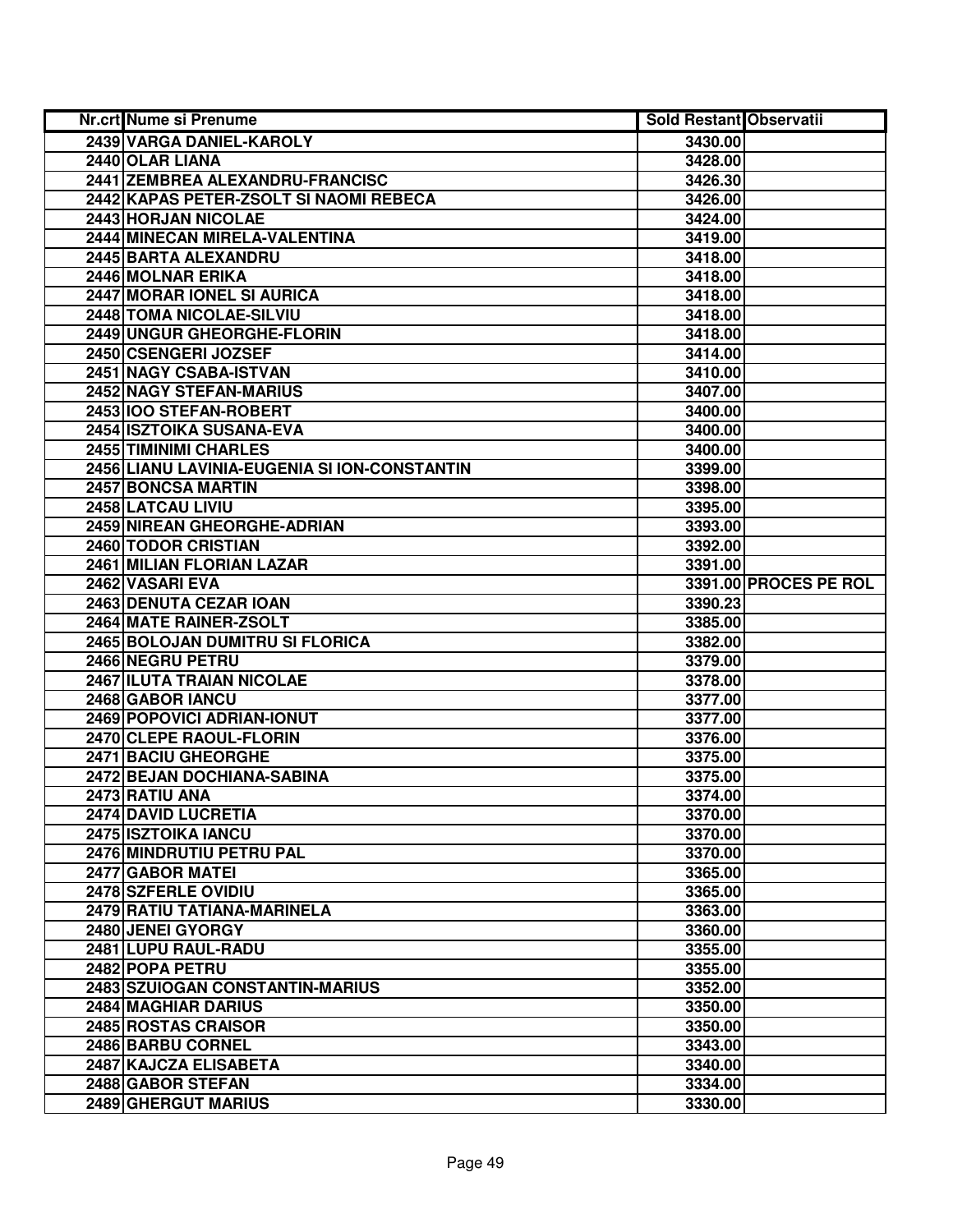| Nr.crt | Nume si Prenume | Sold Restant | Observatii |
|---|---|---|---|
| 2439 | VARGA DANIEL-KAROLY | 3430.00 | |
| 2440 | OLAR LIANA | 3428.00 | |
| 2441 | ZEMBREA ALEXANDRU-FRANCISC | 3426.30 | |
| 2442 | KAPAS PETER-ZSOLT SI NAOMI REBECA | 3426.00 | |
| 2443 | HORJAN NICOLAE | 3424.00 | |
| 2444 | MINECAN MIRELA-VALENTINA | 3419.00 | |
| 2445 | BARTA ALEXANDRU | 3418.00 | |
| 2446 | MOLNAR ERIKA | 3418.00 | |
| 2447 | MORAR IONEL SI AURICA | 3418.00 | |
| 2448 | TOMA NICOLAE-SILVIU | 3418.00 | |
| 2449 | UNGUR GHEORGHE-FLORIN | 3418.00 | |
| 2450 | CSENGERI JOZSEF | 3414.00 | |
| 2451 | NAGY CSABA-ISTVAN | 3410.00 | |
| 2452 | NAGY STEFAN-MARIUS | 3407.00 | |
| 2453 | IOO STEFAN-ROBERT | 3400.00 | |
| 2454 | ISZTOIKA SUSANA-EVA | 3400.00 | |
| 2455 | TIMINIMI CHARLES | 3400.00 | |
| 2456 | LIANU LAVINIA-EUGENIA SI ION-CONSTANTIN | 3399.00 | |
| 2457 | BONCSA MARTIN | 3398.00 | |
| 2458 | LATCAU LIVIU | 3395.00 | |
| 2459 | NIREAN GHEORGHE-ADRIAN | 3393.00 | |
| 2460 | TODOR CRISTIAN | 3392.00 | |
| 2461 | MILIAN FLORIAN LAZAR | 3391.00 | |
| 2462 | VASARI EVA | 3391.00 | PROCES PE ROL |
| 2463 | DENUTA CEZAR IOAN | 3390.23 | |
| 2464 | MATE RAINER-ZSOLT | 3385.00 | |
| 2465 | BOLOJAN DUMITRU SI FLORICA | 3382.00 | |
| 2466 | NEGRU PETRU | 3379.00 | |
| 2467 | ILUTA TRAIAN NICOLAE | 3378.00 | |
| 2468 | GABOR IANCU | 3377.00 | |
| 2469 | POPOVICI ADRIAN-IONUT | 3377.00 | |
| 2470 | CLEPE RAOUL-FLORIN | 3376.00 | |
| 2471 | BACIU GHEORGHE | 3375.00 | |
| 2472 | BEJAN DOCHIANA-SABINA | 3375.00 | |
| 2473 | RATIU ANA | 3374.00 | |
| 2474 | DAVID LUCRETIA | 3370.00 | |
| 2475 | ISZTOIKA IANCU | 3370.00 | |
| 2476 | MINDRUTIU PETRU PAL | 3370.00 | |
| 2477 | GABOR MATEI | 3365.00 | |
| 2478 | SZFERLE OVIDIU | 3365.00 | |
| 2479 | RATIU TATIANA-MARINELA | 3363.00 | |
| 2480 | JENEI GYORGY | 3360.00 | |
| 2481 | LUPU RAUL-RADU | 3355.00 | |
| 2482 | POPA PETRU | 3355.00 | |
| 2483 | SZUIOGAN CONSTANTIN-MARIUS | 3352.00 | |
| 2484 | MAGHIAR DARIUS | 3350.00 | |
| 2485 | ROSTAS CRAISOR | 3350.00 | |
| 2486 | BARBU CORNEL | 3343.00 | |
| 2487 | KAJCZA ELISABETA | 3340.00 | |
| 2488 | GABOR STEFAN | 3334.00 | |
| 2489 | GHERGUT MARIUS | 3330.00 | |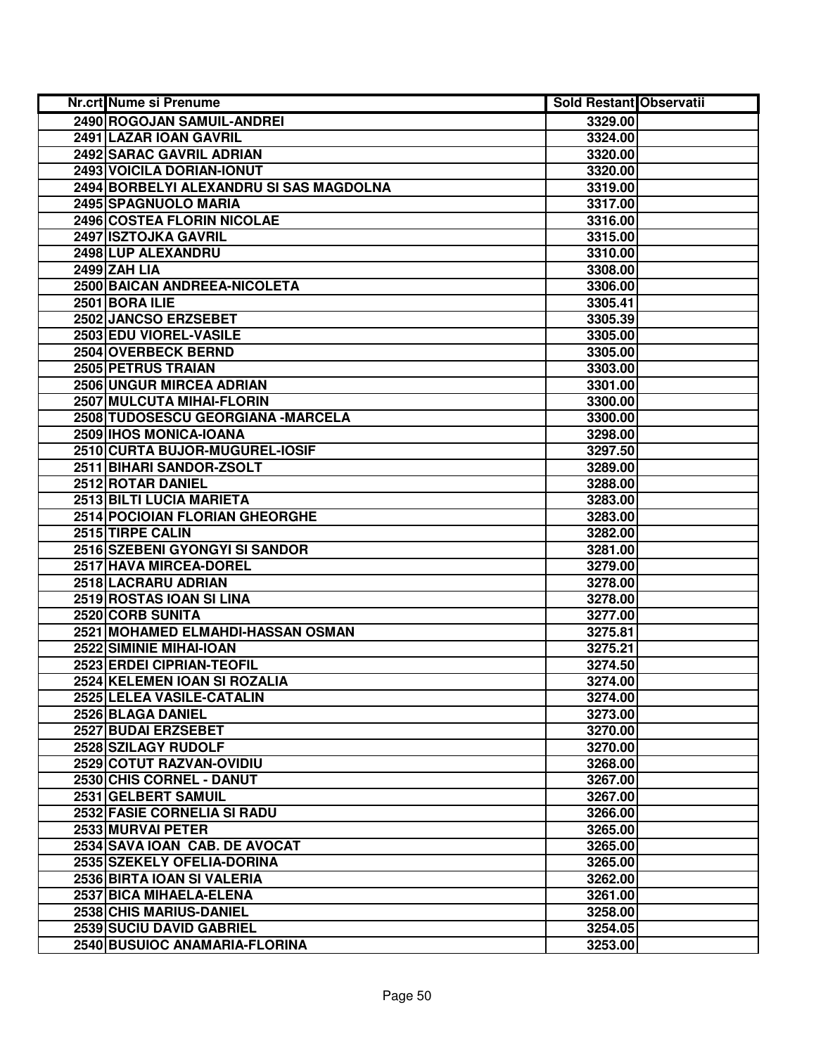| Nr.crt | Nume si Prenume | Sold Restant | Observatii |
|---|---|---|---|
| 2490 | ROGOJAN SAMUIL-ANDREI | 3329.00 | |
| 2491 | LAZAR IOAN GAVRIL | 3324.00 | |
| 2492 | SARAC GAVRIL ADRIAN | 3320.00 | |
| 2493 | VOICILA DORIAN-IONUT | 3320.00 | |
| 2494 | BORBELYI ALEXANDRU SI SAS MAGDOLNA | 3319.00 | |
| 2495 | SPAGNUOLO MARIA | 3317.00 | |
| 2496 | COSTEA FLORIN NICOLAE | 3316.00 | |
| 2497 | ISZTOJKA GAVRIL | 3315.00 | |
| 2498 | LUP ALEXANDRU | 3310.00 | |
| 2499 | ZAH LIA | 3308.00 | |
| 2500 | BAICAN ANDREEA-NICOLETA | 3306.00 | |
| 2501 | BORA ILIE | 3305.41 | |
| 2502 | JANCSO ERZSEBET | 3305.39 | |
| 2503 | EDU VIOREL-VASILE | 3305.00 | |
| 2504 | OVERBECK BERND | 3305.00 | |
| 2505 | PETRUS TRAIAN | 3303.00 | |
| 2506 | UNGUR MIRCEA ADRIAN | 3301.00 | |
| 2507 | MULCUTA MIHAI-FLORIN | 3300.00 | |
| 2508 | TUDOSESCU GEORGIANA -MARCELA | 3300.00 | |
| 2509 | IHOS MONICA-IOANA | 3298.00 | |
| 2510 | CURTA BUJOR-MUGUREL-IOSIF | 3297.50 | |
| 2511 | BIHARI SANDOR-ZSOLT | 3289.00 | |
| 2512 | ROTAR DANIEL | 3288.00 | |
| 2513 | BILTI LUCIA MARIETA | 3283.00 | |
| 2514 | POCIOIAN FLORIAN GHEORGHE | 3283.00 | |
| 2515 | TIRPE CALIN | 3282.00 | |
| 2516 | SZEBENI GYONGYI SI SANDOR | 3281.00 | |
| 2517 | HAVA MIRCEA-DOREL | 3279.00 | |
| 2518 | LACRARU ADRIAN | 3278.00 | |
| 2519 | ROSTAS IOAN SI LINA | 3278.00 | |
| 2520 | CORB SUNITA | 3277.00 | |
| 2521 | MOHAMED ELMAHDI-HASSAN OSMAN | 3275.81 | |
| 2522 | SIMINIE MIHAI-IOAN | 3275.21 | |
| 2523 | ERDEI CIPRIAN-TEOFIL | 3274.50 | |
| 2524 | KELEMEN IOAN SI ROZALIA | 3274.00 | |
| 2525 | LELEA VASILE-CATALIN | 3274.00 | |
| 2526 | BLAGA DANIEL | 3273.00 | |
| 2527 | BUDAI ERZSEBET | 3270.00 | |
| 2528 | SZILAGY RUDOLF | 3270.00 | |
| 2529 | COTUT RAZVAN-OVIDIU | 3268.00 | |
| 2530 | CHIS CORNEL - DANUT | 3267.00 | |
| 2531 | GELBERT SAMUIL | 3267.00 | |
| 2532 | FASIE CORNELIA SI RADU | 3266.00 | |
| 2533 | MURVAI PETER | 3265.00 | |
| 2534 | SAVA IOAN  CAB. DE AVOCAT | 3265.00 | |
| 2535 | SZEKELY OFELIA-DORINA | 3265.00 | |
| 2536 | BIRTA IOAN SI VALERIA | 3262.00 | |
| 2537 | BICA MIHAELA-ELENA | 3261.00 | |
| 2538 | CHIS MARIUS-DANIEL | 3258.00 | |
| 2539 | SUCIU DAVID GABRIEL | 3254.05 | |
| 2540 | BUSUIOC ANAMARIA-FLORINA | 3253.00 | |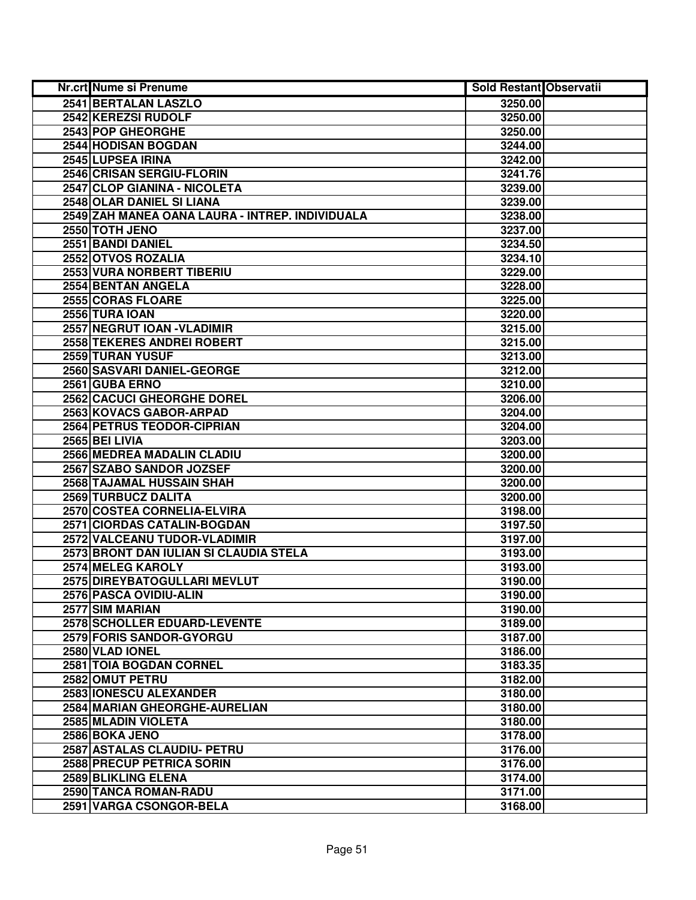| Nr.crt | Nume si Prenume | Sold Restant | Observatii |
|---|---|---|---|
| 2541 | BERTALAN LASZLO | 3250.00 | |
| 2542 | KEREZSI RUDOLF | 3250.00 | |
| 2543 | POP GHEORGHE | 3250.00 | |
| 2544 | HODISAN BOGDAN | 3244.00 | |
| 2545 | LUPSEA IRINA | 3242.00 | |
| 2546 | CRISAN SERGIU-FLORIN | 3241.76 | |
| 2547 | CLOP GIANINA - NICOLETA | 3239.00 | |
| 2548 | OLAR DANIEL SI LIANA | 3239.00 | |
| 2549 | ZAH MANEA OANA LAURA - INTREP. INDIVIDUALA | 3238.00 | |
| 2550 | TOTH JENO | 3237.00 | |
| 2551 | BANDI DANIEL | 3234.50 | |
| 2552 | OTVOS ROZALIA | 3234.10 | |
| 2553 | VURA NORBERT TIBERIU | 3229.00 | |
| 2554 | BENTAN ANGELA | 3228.00 | |
| 2555 | CORAS FLOARE | 3225.00 | |
| 2556 | TURA IOAN | 3220.00 | |
| 2557 | NEGRUT IOAN -VLADIMIR | 3215.00 | |
| 2558 | TEKERES ANDREI ROBERT | 3215.00 | |
| 2559 | TURAN YUSUF | 3213.00 | |
| 2560 | SASVARI DANIEL-GEORGE | 3212.00 | |
| 2561 | GUBA ERNO | 3210.00 | |
| 2562 | CACUCI GHEORGHE DOREL | 3206.00 | |
| 2563 | KOVACS GABOR-ARPAD | 3204.00 | |
| 2564 | PETRUS TEODOR-CIPRIAN | 3204.00 | |
| 2565 | BEI LIVIA | 3203.00 | |
| 2566 | MEDREA MADALIN CLADIU | 3200.00 | |
| 2567 | SZABO SANDOR JOZSEF | 3200.00 | |
| 2568 | TAJAMAL HUSSAIN SHAH | 3200.00 | |
| 2569 | TURBUCZ DALITA | 3200.00 | |
| 2570 | COSTEA CORNELIA-ELVIRA | 3198.00 | |
| 2571 | CIORDAS CATALIN-BOGDAN | 3197.50 | |
| 2572 | VALCEANU TUDOR-VLADIMIR | 3197.00 | |
| 2573 | BRONT DAN IULIAN SI CLAUDIA STELA | 3193.00 | |
| 2574 | MELEG KAROLY | 3193.00 | |
| 2575 | DIREYBATOGULLARI MEVLUT | 3190.00 | |
| 2576 | PASCA OVIDIU-ALIN | 3190.00 | |
| 2577 | SIM MARIAN | 3190.00 | |
| 2578 | SCHOLLER EDUARD-LEVENTE | 3189.00 | |
| 2579 | FORIS SANDOR-GYORGU | 3187.00 | |
| 2580 | VLAD IONEL | 3186.00 | |
| 2581 | TOIA BOGDAN CORNEL | 3183.35 | |
| 2582 | OMUT PETRU | 3182.00 | |
| 2583 | IONESCU ALEXANDER | 3180.00 | |
| 2584 | MARIAN GHEORGHE-AURELIAN | 3180.00 | |
| 2585 | MLADIN VIOLETA | 3180.00 | |
| 2586 | BOKA JENO | 3178.00 | |
| 2587 | ASTALAS CLAUDIU- PETRU | 3176.00 | |
| 2588 | PRECUP PETRICA SORIN | 3176.00 | |
| 2589 | BLIKLING ELENA | 3174.00 | |
| 2590 | TANCA ROMAN-RADU | 3171.00 | |
| 2591 | VARGA CSONGOR-BELA | 3168.00 | |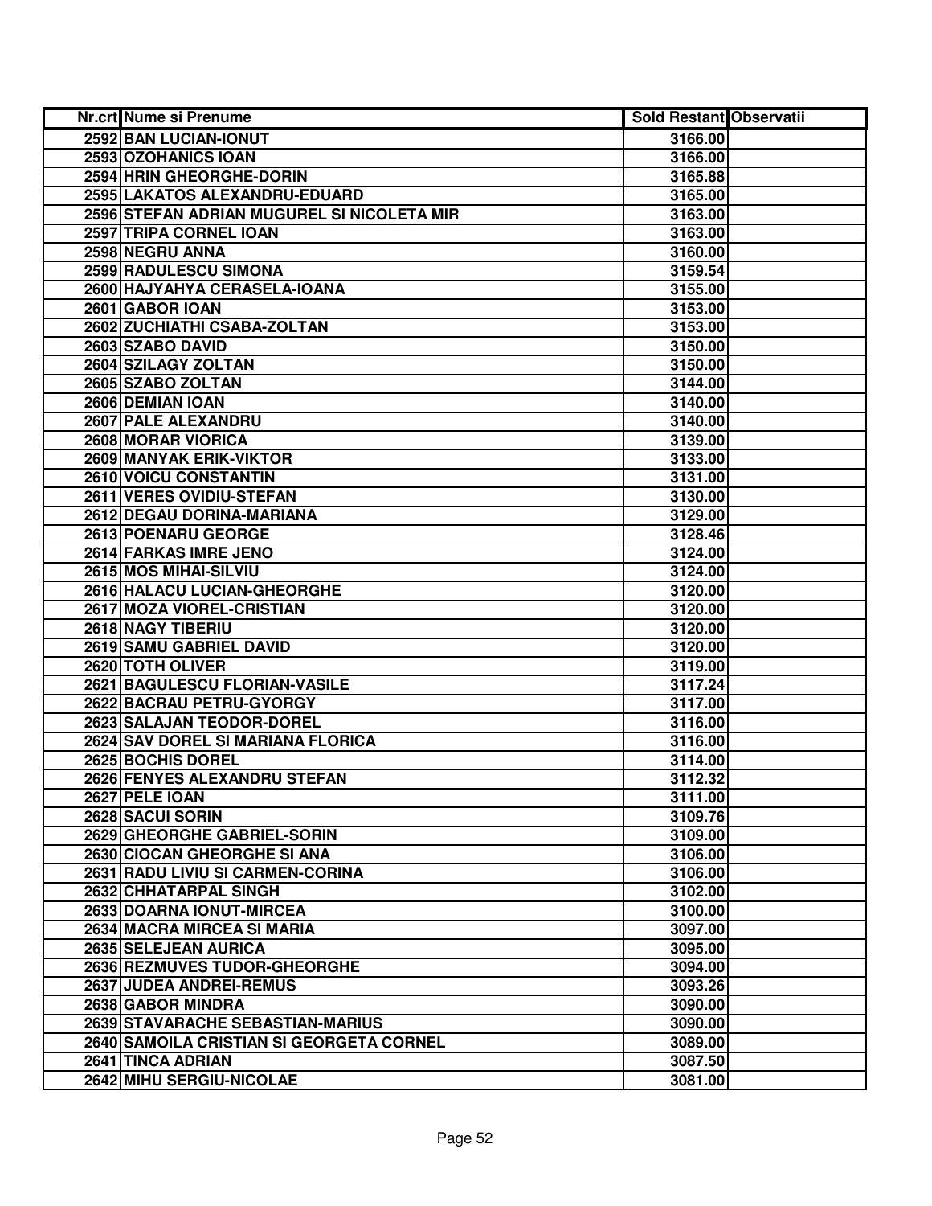| Nr.crt | Nume si Prenume | Sold Restant | Observatii |
|---|---|---|---|
| 2592 | BAN LUCIAN-IONUT | 3166.00 | |
| 2593 | OZOHANICS IOAN | 3166.00 | |
| 2594 | HRIN GHEORGHE-DORIN | 3165.88 | |
| 2595 | LAKATOS ALEXANDRU-EDUARD | 3165.00 | |
| 2596 | STEFAN ADRIAN MUGUREL SI NICOLETA MIR | 3163.00 | |
| 2597 | TRIPA CORNEL IOAN | 3163.00 | |
| 2598 | NEGRU ANNA | 3160.00 | |
| 2599 | RADULESCU SIMONA | 3159.54 | |
| 2600 | HAJYAHYA CERASELA-IOANA | 3155.00 | |
| 2601 | GABOR IOAN | 3153.00 | |
| 2602 | ZUCHIATHI CSABA-ZOLTAN | 3153.00 | |
| 2603 | SZABO DAVID | 3150.00 | |
| 2604 | SZILAGY ZOLTAN | 3150.00 | |
| 2605 | SZABO ZOLTAN | 3144.00 | |
| 2606 | DEMIAN IOAN | 3140.00 | |
| 2607 | PALE ALEXANDRU | 3140.00 | |
| 2608 | MORAR VIORICA | 3139.00 | |
| 2609 | MANYAK ERIK-VIKTOR | 3133.00 | |
| 2610 | VOICU CONSTANTIN | 3131.00 | |
| 2611 | VERES OVIDIU-STEFAN | 3130.00 | |
| 2612 | DEGAU DORINA-MARIANA | 3129.00 | |
| 2613 | POENARU GEORGE | 3128.46 | |
| 2614 | FARKAS IMRE JENO | 3124.00 | |
| 2615 | MOS MIHAI-SILVIU | 3124.00 | |
| 2616 | HALACU LUCIAN-GHEORGHE | 3120.00 | |
| 2617 | MOZA VIOREL-CRISTIAN | 3120.00 | |
| 2618 | NAGY TIBERIU | 3120.00 | |
| 2619 | SAMU GABRIEL DAVID | 3120.00 | |
| 2620 | TOTH OLIVER | 3119.00 | |
| 2621 | BAGULESCU FLORIAN-VASILE | 3117.24 | |
| 2622 | BACRAU PETRU-GYORGY | 3117.00 | |
| 2623 | SALAJAN TEODOR-DOREL | 3116.00 | |
| 2624 | SAV DOREL SI MARIANA FLORICA | 3116.00 | |
| 2625 | BOCHIS DOREL | 3114.00 | |
| 2626 | FENYES ALEXANDRU STEFAN | 3112.32 | |
| 2627 | PELE IOAN | 3111.00 | |
| 2628 | SACUI SORIN | 3109.76 | |
| 2629 | GHEORGHE GABRIEL-SORIN | 3109.00 | |
| 2630 | CIOCAN GHEORGHE SI ANA | 3106.00 | |
| 2631 | RADU LIVIU SI CARMEN-CORINA | 3106.00 | |
| 2632 | CHHATARPAL SINGH | 3102.00 | |
| 2633 | DOARNA IONUT-MIRCEA | 3100.00 | |
| 2634 | MACRA MIRCEA SI MARIA | 3097.00 | |
| 2635 | SELEJEAN AURICA | 3095.00 | |
| 2636 | REZMUVES TUDOR-GHEORGHE | 3094.00 | |
| 2637 | JUDEA ANDREI-REMUS | 3093.26 | |
| 2638 | GABOR MINDRA | 3090.00 | |
| 2639 | STAVARACHE SEBASTIAN-MARIUS | 3090.00 | |
| 2640 | SAMOILA CRISTIAN SI GEORGETA CORNEL | 3089.00 | |
| 2641 | TINCA ADRIAN | 3087.50 | |
| 2642 | MIHU SERGIU-NICOLAE | 3081.00 | |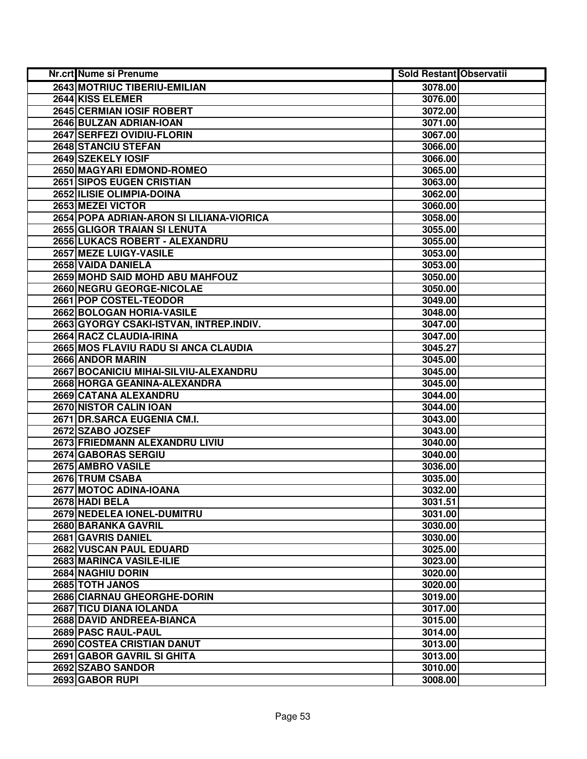| Nr.crt | Nume si Prenume | Sold Restant | Observatii |
|---|---|---|---|
| 2643 | MOTRIUC TIBERIU-EMILIAN | 3078.00 | |
| 2644 | KISS ELEMER | 3076.00 | |
| 2645 | CERMIAN IOSIF ROBERT | 3072.00 | |
| 2646 | BULZAN ADRIAN-IOAN | 3071.00 | |
| 2647 | SERFEZI OVIDIU-FLORIN | 3067.00 | |
| 2648 | STANCIU STEFAN | 3066.00 | |
| 2649 | SZEKELY IOSIF | 3066.00 | |
| 2650 | MAGYARI EDMOND-ROMEO | 3065.00 | |
| 2651 | SIPOS EUGEN CRISTIAN | 3063.00 | |
| 2652 | ILISIE OLIMPIA-DOINA | 3062.00 | |
| 2653 | MEZEI VICTOR | 3060.00 | |
| 2654 | POPA ADRIAN-ARON SI LILIANA-VIORICA | 3058.00 | |
| 2655 | GLIGOR TRAIAN SI LENUTA | 3055.00 | |
| 2656 | LUKACS ROBERT - ALEXANDRU | 3055.00 | |
| 2657 | MEZE LUIGY-VASILE | 3053.00 | |
| 2658 | VAIDA DANIELA | 3053.00 | |
| 2659 | MOHD SAID MOHD ABU MAHFOUZ | 3050.00 | |
| 2660 | NEGRU GEORGE-NICOLAE | 3050.00 | |
| 2661 | POP COSTEL-TEODOR | 3049.00 | |
| 2662 | BOLOGAN HORIA-VASILE | 3048.00 | |
| 2663 | GYORGY CSAKI-ISTVAN, INTREP.INDIV. | 3047.00 | |
| 2664 | RACZ CLAUDIA-IRINA | 3047.00 | |
| 2665 | MOS FLAVIU RADU SI ANCA CLAUDIA | 3045.27 | |
| 2666 | ANDOR MARIN | 3045.00 | |
| 2667 | BOCANICIU MIHAI-SILVIU-ALEXANDRU | 3045.00 | |
| 2668 | HORGA GEANINA-ALEXANDRA | 3045.00 | |
| 2669 | CATANA ALEXANDRU | 3044.00 | |
| 2670 | NISTOR CALIN IOAN | 3044.00 | |
| 2671 | DR.SARCA EUGENIA CM.I. | 3043.00 | |
| 2672 | SZABO JOZSEF | 3043.00 | |
| 2673 | FRIEDMANN ALEXANDRU LIVIU | 3040.00 | |
| 2674 | GABORAS SERGIU | 3040.00 | |
| 2675 | AMBRO VASILE | 3036.00 | |
| 2676 | TRUM CSABA | 3035.00 | |
| 2677 | MOTOC ADINA-IOANA | 3032.00 | |
| 2678 | HADI BELA | 3031.51 | |
| 2679 | NEDELEA IONEL-DUMITRU | 3031.00 | |
| 2680 | BARANKA GAVRIL | 3030.00 | |
| 2681 | GAVRIS DANIEL | 3030.00 | |
| 2682 | VUSCAN PAUL EDUARD | 3025.00 | |
| 2683 | MARINCA VASILE-ILIE | 3023.00 | |
| 2684 | NAGHIU DORIN | 3020.00 | |
| 2685 | TOTH JANOS | 3020.00 | |
| 2686 | CIARNAU GHEORGHE-DORIN | 3019.00 | |
| 2687 | TICU DIANA IOLANDA | 3017.00 | |
| 2688 | DAVID ANDREEA-BIANCA | 3015.00 | |
| 2689 | PASC RAUL-PAUL | 3014.00 | |
| 2690 | COSTEA CRISTIAN DANUT | 3013.00 | |
| 2691 | GABOR GAVRIL SI GHITA | 3013.00 | |
| 2692 | SZABO SANDOR | 3010.00 | |
| 2693 | GABOR RUPI | 3008.00 | |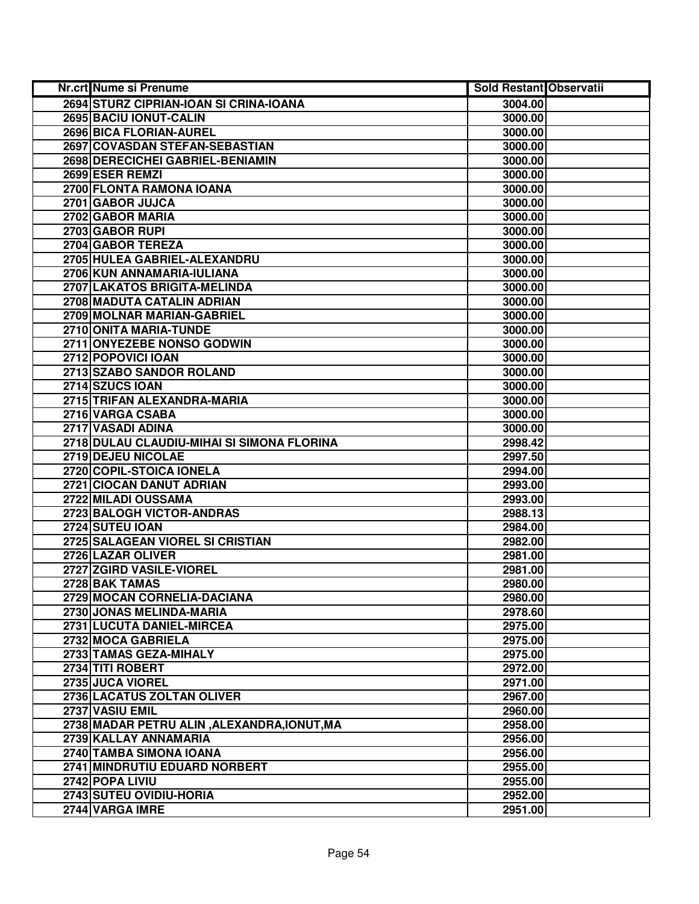| Nr.crt | Nume si Prenume | Sold Restant | Observatii |
|---|---|---|---|
| 2694 | STURZ CIPRIAN-IOAN SI CRINA-IOANA | 3004.00 | |
| 2695 | BACIU IONUT-CALIN | 3000.00 | |
| 2696 | BICA FLORIAN-AUREL | 3000.00 | |
| 2697 | COVASDAN STEFAN-SEBASTIAN | 3000.00 | |
| 2698 | DERECICHEI GABRIEL-BENIAMIN | 3000.00 | |
| 2699 | ESER REMZI | 3000.00 | |
| 2700 | FLONTA RAMONA IOANA | 3000.00 | |
| 2701 | GABOR JUJCA | 3000.00 | |
| 2702 | GABOR MARIA | 3000.00 | |
| 2703 | GABOR RUPI | 3000.00 | |
| 2704 | GABOR TEREZA | 3000.00 | |
| 2705 | HULEA GABRIEL-ALEXANDRU | 3000.00 | |
| 2706 | KUN ANNAMARIA-IULIANA | 3000.00 | |
| 2707 | LAKATOS BRIGITA-MELINDA | 3000.00 | |
| 2708 | MADUTA CATALIN ADRIAN | 3000.00 | |
| 2709 | MOLNAR MARIAN-GABRIEL | 3000.00 | |
| 2710 | ONITA MARIA-TUNDE | 3000.00 | |
| 2711 | ONYEZEBE NONSO GODWIN | 3000.00 | |
| 2712 | POPOVICI IOAN | 3000.00 | |
| 2713 | SZABO SANDOR ROLAND | 3000.00 | |
| 2714 | SZUCS IOAN | 3000.00 | |
| 2715 | TRIFAN ALEXANDRA-MARIA | 3000.00 | |
| 2716 | VARGA CSABA | 3000.00 | |
| 2717 | VASADI ADINA | 3000.00 | |
| 2718 | DULAU CLAUDIU-MIHAI SI SIMONA FLORINA | 2998.42 | |
| 2719 | DEJEU NICOLAE | 2997.50 | |
| 2720 | COPIL-STOICA IONELA | 2994.00 | |
| 2721 | CIOCAN DANUT ADRIAN | 2993.00 | |
| 2722 | MILADI OUSSAMA | 2993.00 | |
| 2723 | BALOGH VICTOR-ANDRAS | 2988.13 | |
| 2724 | SUTEU IOAN | 2984.00 | |
| 2725 | SALAGEAN VIOREL SI CRISTIAN | 2982.00 | |
| 2726 | LAZAR OLIVER | 2981.00 | |
| 2727 | ZGIRD VASILE-VIOREL | 2981.00 | |
| 2728 | BAK TAMAS | 2980.00 | |
| 2729 | MOCAN CORNELIA-DACIANA | 2980.00 | |
| 2730 | JONAS MELINDA-MARIA | 2978.60 | |
| 2731 | LUCUTA DANIEL-MIRCEA | 2975.00 | |
| 2732 | MOCA GABRIELA | 2975.00 | |
| 2733 | TAMAS GEZA-MIHALY | 2975.00 | |
| 2734 | TITI ROBERT | 2972.00 | |
| 2735 | JUCA VIOREL | 2971.00 | |
| 2736 | LACATUS ZOLTAN OLIVER | 2967.00 | |
| 2737 | VASIU EMIL | 2960.00 | |
| 2738 | MADAR PETRU ALIN ,ALEXANDRA,IONUT,MA | 2958.00 | |
| 2739 | KALLAY ANNAMARIA | 2956.00 | |
| 2740 | TAMBA SIMONA IOANA | 2956.00 | |
| 2741 | MINDRUTIU EDUARD NORBERT | 2955.00 | |
| 2742 | POPA LIVIU | 2955.00 | |
| 2743 | SUTEU OVIDIU-HORIA | 2952.00 | |
| 2744 | VARGA IMRE | 2951.00 | |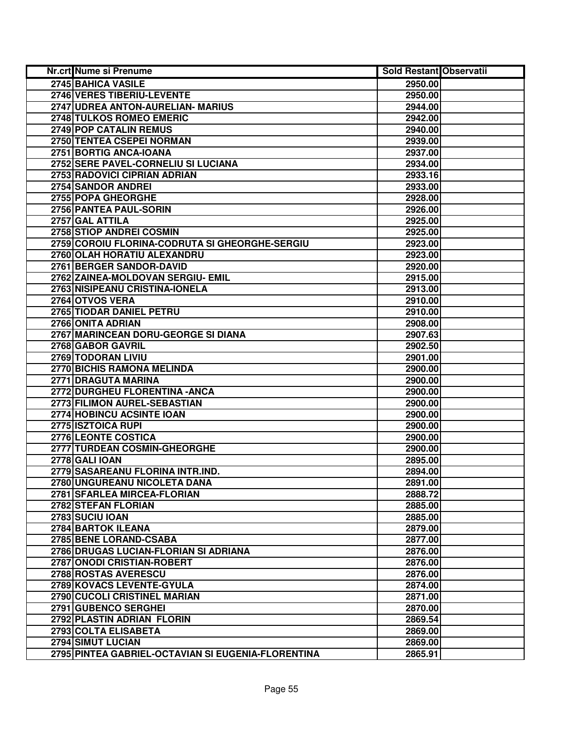| Nr.crt | Nume si Prenume | Sold Restant | Observatii |
|---|---|---|---|
| 2745 | BAHICA VASILE | 2950.00 | |
| 2746 | VERES TIBERIU-LEVENTE | 2950.00 | |
| 2747 | UDREA ANTON-AURELIAN- MARIUS | 2944.00 | |
| 2748 | TULKOS ROMEO EMERIC | 2942.00 | |
| 2749 | POP CATALIN REMUS | 2940.00 | |
| 2750 | TENTEA CSEPEI NORMAN | 2939.00 | |
| 2751 | BORTIG ANCA-IOANA | 2937.00 | |
| 2752 | SERE PAVEL-CORNELIU SI LUCIANA | 2934.00 | |
| 2753 | RADOVICI CIPRIAN ADRIAN | 2933.16 | |
| 2754 | SANDOR ANDREI | 2933.00 | |
| 2755 | POPA GHEORGHE | 2928.00 | |
| 2756 | PANTEA PAUL-SORIN | 2926.00 | |
| 2757 | GAL ATTILA | 2925.00 | |
| 2758 | STIOP ANDREI COSMIN | 2925.00 | |
| 2759 | COROIU FLORINA-CODRUTA SI GHEORGHE-SERGIU | 2923.00 | |
| 2760 | OLAH HORATIU ALEXANDRU | 2923.00 | |
| 2761 | BERGER SANDOR-DAVID | 2920.00 | |
| 2762 | ZAINEA-MOLDOVAN SERGIU- EMIL | 2915.00 | |
| 2763 | NISIPEANU CRISTINA-IONELA | 2913.00 | |
| 2764 | OTVOS VERA | 2910.00 | |
| 2765 | TIODAR DANIEL PETRU | 2910.00 | |
| 2766 | ONITA ADRIAN | 2908.00 | |
| 2767 | MARINCEAN DORU-GEORGE SI DIANA | 2907.63 | |
| 2768 | GABOR GAVRIL | 2902.50 | |
| 2769 | TODORAN LIVIU | 2901.00 | |
| 2770 | BICHIS RAMONA MELINDA | 2900.00 | |
| 2771 | DRAGUTA MARINA | 2900.00 | |
| 2772 | DURGHEU FLORENTINA -ANCA | 2900.00 | |
| 2773 | FILIMON AUREL-SEBASTIAN | 2900.00 | |
| 2774 | HOBINCU ACSINTE IOAN | 2900.00 | |
| 2775 | ISZTOICA RUPI | 2900.00 | |
| 2776 | LEONTE COSTICA | 2900.00 | |
| 2777 | TURDEAN COSMIN-GHEORGHE | 2900.00 | |
| 2778 | GALI IOAN | 2895.00 | |
| 2779 | SASAREANU FLORINA INTR.IND. | 2894.00 | |
| 2780 | UNGUREANU NICOLETA DANA | 2891.00 | |
| 2781 | SFARLEA MIRCEA-FLORIAN | 2888.72 | |
| 2782 | STEFAN FLORIAN | 2885.00 | |
| 2783 | SUCIU IOAN | 2885.00 | |
| 2784 | BARTOK ILEANA | 2879.00 | |
| 2785 | BENE LORAND-CSABA | 2877.00 | |
| 2786 | DRUGAS LUCIAN-FLORIAN SI ADRIANA | 2876.00 | |
| 2787 | ONODI CRISTIAN-ROBERT | 2876.00 | |
| 2788 | ROSTAS AVERESCU | 2876.00 | |
| 2789 | KOVACS LEVENTE-GYULA | 2874.00 | |
| 2790 | CUCOLI CRISTINEL MARIAN | 2871.00 | |
| 2791 | GUBENCO SERGHEI | 2870.00 | |
| 2792 | PLASTIN ADRIAN FLORIN | 2869.54 | |
| 2793 | COLTA ELISABETA | 2869.00 | |
| 2794 | SIMUT LUCIAN | 2869.00 | |
| 2795 | PINTEA GABRIEL-OCTAVIAN SI EUGENIA-FLORENTINA | 2865.91 | |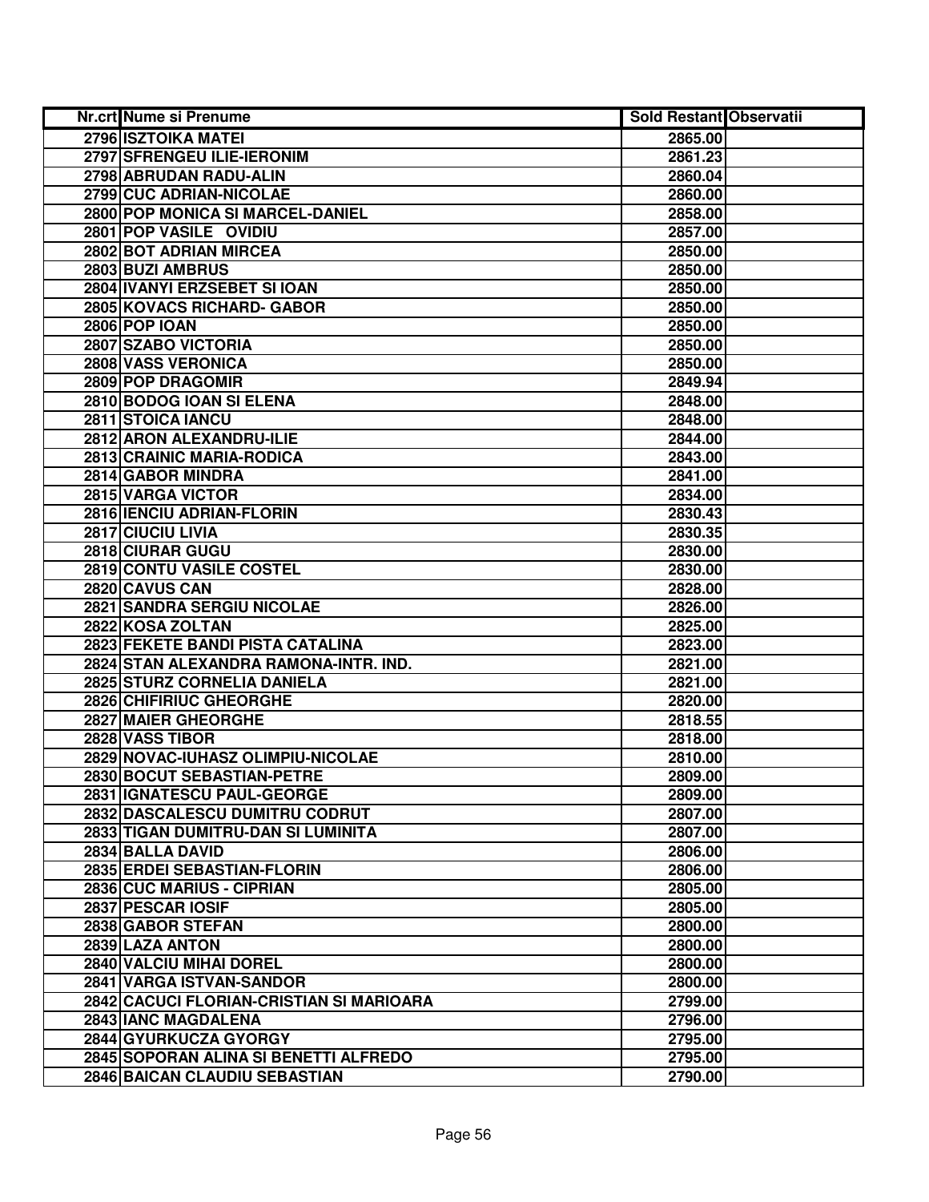| Nr.crt | Nume si Prenume | Sold Restant | Observatii |
| --- | --- | --- | --- |
| 2796 | ISZTOIKA MATEI | 2865.00 | |
| 2797 | SFRENGEU ILIE-IERONIM | 2861.23 | |
| 2798 | ABRUDAN RADU-ALIN | 2860.04 | |
| 2799 | CUC ADRIAN-NICOLAE | 2860.00 | |
| 2800 | POP MONICA SI MARCEL-DANIEL | 2858.00 | |
| 2801 | POP VASILE OVIDIU | 2857.00 | |
| 2802 | BOT ADRIAN MIRCEA | 2850.00 | |
| 2803 | BUZI AMBRUS | 2850.00 | |
| 2804 | IVANYI ERZSEBET SI IOAN | 2850.00 | |
| 2805 | KOVACS RICHARD- GABOR | 2850.00 | |
| 2806 | POP IOAN | 2850.00 | |
| 2807 | SZABO VICTORIA | 2850.00 | |
| 2808 | VASS VERONICA | 2850.00 | |
| 2809 | POP DRAGOMIR | 2849.94 | |
| 2810 | BODOG IOAN SI ELENA | 2848.00 | |
| 2811 | STOICA IANCU | 2848.00 | |
| 2812 | ARON ALEXANDRU-ILIE | 2844.00 | |
| 2813 | CRAINIC MARIA-RODICA | 2843.00 | |
| 2814 | GABOR MINDRA | 2841.00 | |
| 2815 | VARGA VICTOR | 2834.00 | |
| 2816 | IENCIU ADRIAN-FLORIN | 2830.43 | |
| 2817 | CIUCIU LIVIA | 2830.35 | |
| 2818 | CIURAR GUGU | 2830.00 | |
| 2819 | CONTU VASILE COSTEL | 2830.00 | |
| 2820 | CAVUS CAN | 2828.00 | |
| 2821 | SANDRA SERGIU NICOLAE | 2826.00 | |
| 2822 | KOSA ZOLTAN | 2825.00 | |
| 2823 | FEKETE BANDI PISTA CATALINA | 2823.00 | |
| 2824 | STAN ALEXANDRA RAMONA-INTR. IND. | 2821.00 | |
| 2825 | STURZ CORNELIA DANIELA | 2821.00 | |
| 2826 | CHIFIRIUC GHEORGHE | 2820.00 | |
| 2827 | MAIER GHEORGHE | 2818.55 | |
| 2828 | VASS TIBOR | 2818.00 | |
| 2829 | NOVAC-IUHASZ OLIMPIU-NICOLAE | 2810.00 | |
| 2830 | BOCUT SEBASTIAN-PETRE | 2809.00 | |
| 2831 | IGNATESCU PAUL-GEORGE | 2809.00 | |
| 2832 | DASCALESCU DUMITRU CODRUT | 2807.00 | |
| 2833 | TIGAN DUMITRU-DAN SI LUMINITA | 2807.00 | |
| 2834 | BALLA DAVID | 2806.00 | |
| 2835 | ERDEI SEBASTIAN-FLORIN | 2806.00 | |
| 2836 | CUC MARIUS - CIPRIAN | 2805.00 | |
| 2837 | PESCAR IOSIF | 2805.00 | |
| 2838 | GABOR STEFAN | 2800.00 | |
| 2839 | LAZA ANTON | 2800.00 | |
| 2840 | VALCIU MIHAI DOREL | 2800.00 | |
| 2841 | VARGA ISTVAN-SANDOR | 2800.00 | |
| 2842 | CACUCI FLORIAN-CRISTIAN SI MARIOARA | 2799.00 | |
| 2843 | IANC MAGDALENA | 2796.00 | |
| 2844 | GYURKUCZA GYORGY | 2795.00 | |
| 2845 | SOPORAN ALINA SI BENETTI ALFREDO | 2795.00 | |
| 2846 | BAICAN CLAUDIU SEBASTIAN | 2790.00 | |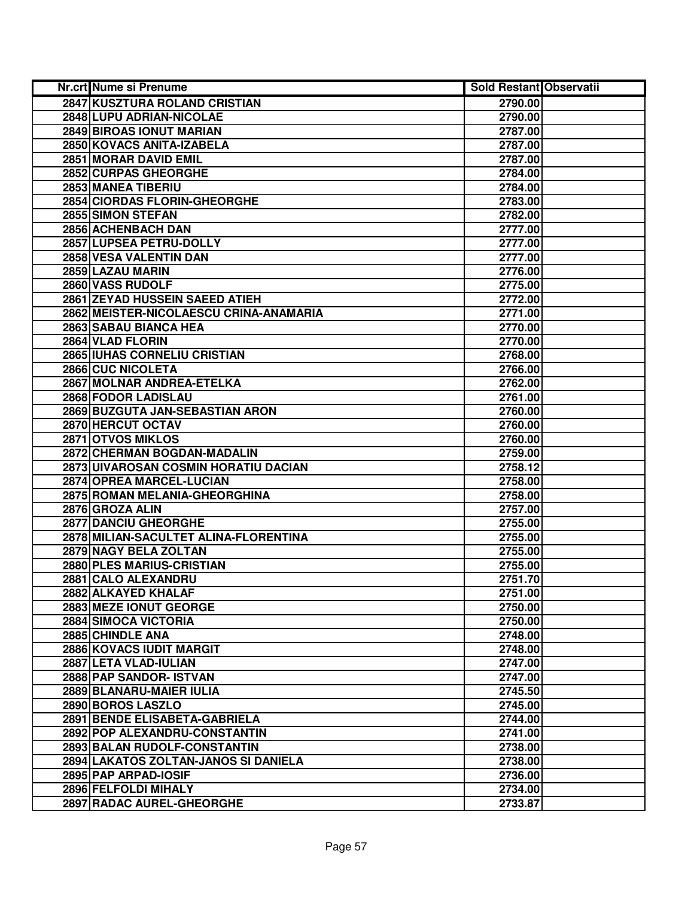| Nr.crt | Nume si Prenume | Sold Restant | Observatii |
|---|---|---|---|
| 2847 | KUSZTURA ROLAND CRISTIAN | 2790.00 | |
| 2848 | LUPU ADRIAN-NICOLAE | 2790.00 | |
| 2849 | BIROAS IONUT MARIAN | 2787.00 | |
| 2850 | KOVACS ANITA-IZABELA | 2787.00 | |
| 2851 | MORAR DAVID EMIL | 2787.00 | |
| 2852 | CURPAS GHEORGHE | 2784.00 | |
| 2853 | MANEA TIBERIU | 2784.00 | |
| 2854 | CIORDAS FLORIN-GHEORGHE | 2783.00 | |
| 2855 | SIMON STEFAN | 2782.00 | |
| 2856 | ACHENBACH DAN | 2777.00 | |
| 2857 | LUPSEA PETRU-DOLLY | 2777.00 | |
| 2858 | VESA VALENTIN DAN | 2777.00 | |
| 2859 | LAZAU MARIN | 2776.00 | |
| 2860 | VASS RUDOLF | 2775.00 | |
| 2861 | ZEYAD HUSSEIN SAEED ATIEH | 2772.00 | |
| 2862 | MEISTER-NICOLAESCU CRINA-ANAMARIA | 2771.00 | |
| 2863 | SABAU BIANCA HEA | 2770.00 | |
| 2864 | VLAD FLORIN | 2770.00 | |
| 2865 | IUHAS CORNELIU CRISTIAN | 2768.00 | |
| 2866 | CUC NICOLETA | 2766.00 | |
| 2867 | MOLNAR ANDREA-ETELKA | 2762.00 | |
| 2868 | FODOR LADISLAU | 2761.00 | |
| 2869 | BUZGUTA JAN-SEBASTIAN ARON | 2760.00 | |
| 2870 | HERCUT OCTAV | 2760.00 | |
| 2871 | OTVOS MIKLOS | 2760.00 | |
| 2872 | CHERMAN BOGDAN-MADALIN | 2759.00 | |
| 2873 | UIVAROSAN COSMIN HORATIU DACIAN | 2758.12 | |
| 2874 | OPREA MARCEL-LUCIAN | 2758.00 | |
| 2875 | ROMAN MELANIA-GHEORGHINA | 2758.00 | |
| 2876 | GROZA ALIN | 2757.00 | |
| 2877 | DANCIU GHEORGHE | 2755.00 | |
| 2878 | MILIAN-SACULTET ALINA-FLORENTINA | 2755.00 | |
| 2879 | NAGY BELA ZOLTAN | 2755.00 | |
| 2880 | PLES MARIUS-CRISTIAN | 2755.00 | |
| 2881 | CALO ALEXANDRU | 2751.70 | |
| 2882 | ALKAYED KHALAF | 2751.00 | |
| 2883 | MEZE IONUT GEORGE | 2750.00 | |
| 2884 | SIMOCA VICTORIA | 2750.00 | |
| 2885 | CHINDLE ANA | 2748.00 | |
| 2886 | KOVACS IUDIT MARGIT | 2748.00 | |
| 2887 | LETA VLAD-IULIAN | 2747.00 | |
| 2888 | PAP SANDOR- ISTVAN | 2747.00 | |
| 2889 | BLANARU-MAIER IULIA | 2745.50 | |
| 2890 | BOROS LASZLO | 2745.00 | |
| 2891 | BENDE ELISABETA-GABRIELA | 2744.00 | |
| 2892 | POP ALEXANDRU-CONSTANTIN | 2741.00 | |
| 2893 | BALAN RUDOLF-CONSTANTIN | 2738.00 | |
| 2894 | LAKATOS ZOLTAN-JANOS SI DANIELA | 2738.00 | |
| 2895 | PAP ARPAD-IOSIF | 2736.00 | |
| 2896 | FELFOLDI MIHALY | 2734.00 | |
| 2897 | RADAC AUREL-GHEORGHE | 2733.87 | |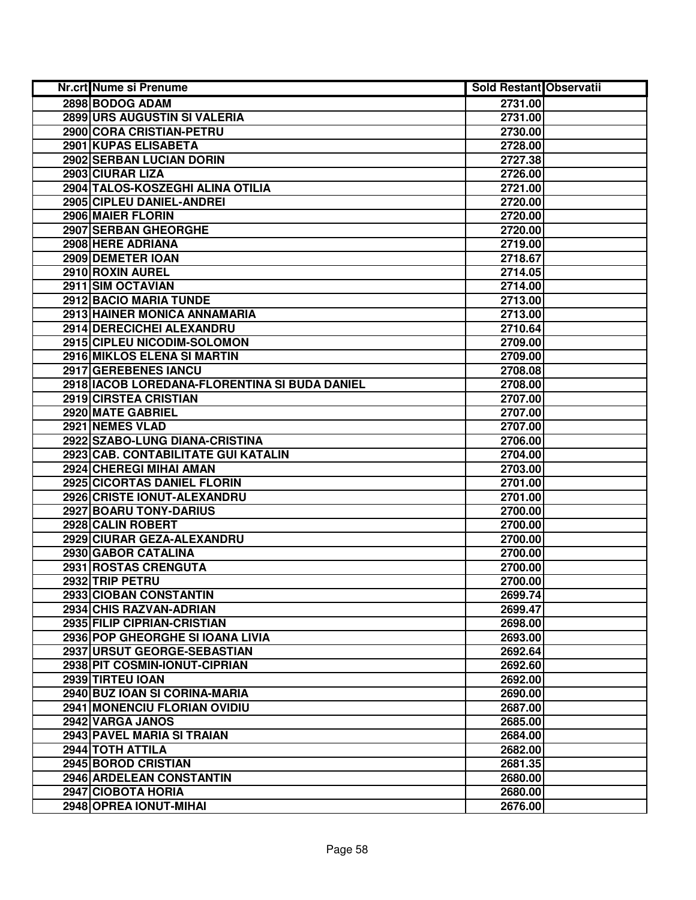| Nr.crt | Nume si Prenume | Sold Restant | Observatii |
|---|---|---|---|
| 2898 | BODOG ADAM | 2731.00 | |
| 2899 | URS AUGUSTIN SI VALERIA | 2731.00 | |
| 2900 | CORA CRISTIAN-PETRU | 2730.00 | |
| 2901 | KUPAS ELISABETA | 2728.00 | |
| 2902 | SERBAN LUCIAN DORIN | 2727.38 | |
| 2903 | CIURAR LIZA | 2726.00 | |
| 2904 | TALOS-KOSZEGHI ALINA OTILIA | 2721.00 | |
| 2905 | CIPLEU DANIEL-ANDREI | 2720.00 | |
| 2906 | MAIER FLORIN | 2720.00 | |
| 2907 | SERBAN GHEORGHE | 2720.00 | |
| 2908 | HERE ADRIANA | 2719.00 | |
| 2909 | DEMETER IOAN | 2718.67 | |
| 2910 | ROXIN AUREL | 2714.05 | |
| 2911 | SIM OCTAVIAN | 2714.00 | |
| 2912 | BACIO MARIA TUNDE | 2713.00 | |
| 2913 | HAINER MONICA ANNAMARIA | 2713.00 | |
| 2914 | DERECICHEI ALEXANDRU | 2710.64 | |
| 2915 | CIPLEU NICODIM-SOLOMON | 2709.00 | |
| 2916 | MIKLOS ELENA SI MARTIN | 2709.00 | |
| 2917 | GEREBENES IANCU | 2708.08 | |
| 2918 | IACOB LOREDANA-FLORENTINA SI BUDA DANIEL | 2708.00 | |
| 2919 | CIRSTEA CRISTIAN | 2707.00 | |
| 2920 | MATE GABRIEL | 2707.00 | |
| 2921 | NEMES VLAD | 2707.00 | |
| 2922 | SZABO-LUNG DIANA-CRISTINA | 2706.00 | |
| 2923 | CAB. CONTABILITATE GUI KATALIN | 2704.00 | |
| 2924 | CHEREGI MIHAI AMAN | 2703.00 | |
| 2925 | CICORTAS DANIEL FLORIN | 2701.00 | |
| 2926 | CRISTE IONUT-ALEXANDRU | 2701.00 | |
| 2927 | BOARU TONY-DARIUS | 2700.00 | |
| 2928 | CALIN ROBERT | 2700.00 | |
| 2929 | CIURAR GEZA-ALEXANDRU | 2700.00 | |
| 2930 | GABOR CATALINA | 2700.00 | |
| 2931 | ROSTAS CRENGUTA | 2700.00 | |
| 2932 | TRIP PETRU | 2700.00 | |
| 2933 | CIOBAN CONSTANTIN | 2699.74 | |
| 2934 | CHIS RAZVAN-ADRIAN | 2699.47 | |
| 2935 | FILIP CIPRIAN-CRISTIAN | 2698.00 | |
| 2936 | POP GHEORGHE SI IOANA LIVIA | 2693.00 | |
| 2937 | URSUT GEORGE-SEBASTIAN | 2692.64 | |
| 2938 | PIT COSMIN-IONUT-CIPRIAN | 2692.60 | |
| 2939 | TIRTEU IOAN | 2692.00 | |
| 2940 | BUZ IOAN SI CORINA-MARIA | 2690.00 | |
| 2941 | MONENCIU FLORIAN OVIDIU | 2687.00 | |
| 2942 | VARGA JANOS | 2685.00 | |
| 2943 | PAVEL MARIA SI TRAIAN | 2684.00 | |
| 2944 | TOTH ATTILA | 2682.00 | |
| 2945 | BOROD CRISTIAN | 2681.35 | |
| 2946 | ARDELEAN CONSTANTIN | 2680.00 | |
| 2947 | CIOBOTA HORIA | 2680.00 | |
| 2948 | OPREA IONUT-MIHAI | 2676.00 | |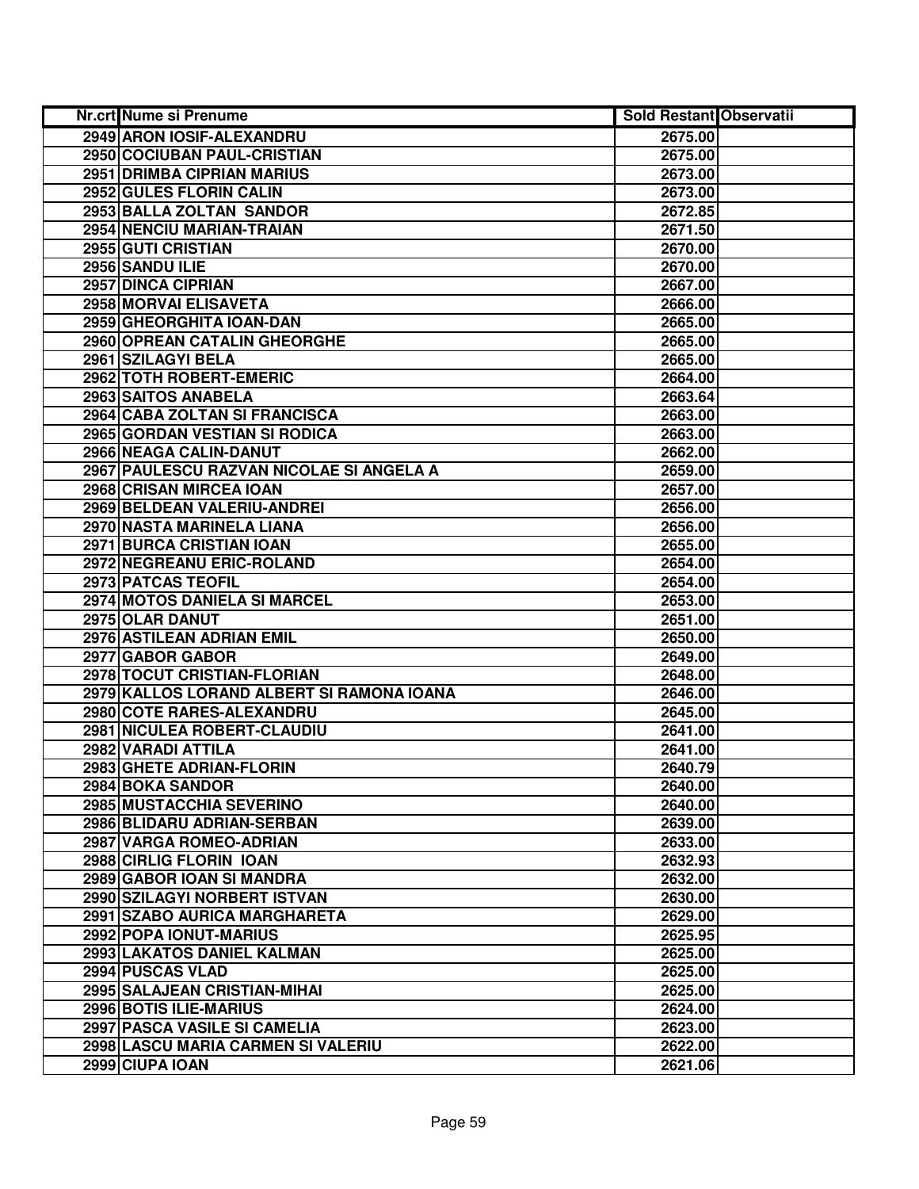| Nr.crt | Nume si Prenume | Sold Restant | Observatii |
|---|---|---|---|
| 2949 | ARON IOSIF-ALEXANDRU | 2675.00 | |
| 2950 | COCIUBAN PAUL-CRISTIAN | 2675.00 | |
| 2951 | DRIMBA CIPRIAN MARIUS | 2673.00 | |
| 2952 | GULES FLORIN CALIN | 2673.00 | |
| 2953 | BALLA ZOLTAN SANDOR | 2672.85 | |
| 2954 | NENCIU MARIAN-TRAIAN | 2671.50 | |
| 2955 | GUTI CRISTIAN | 2670.00 | |
| 2956 | SANDU ILIE | 2670.00 | |
| 2957 | DINCA CIPRIAN | 2667.00 | |
| 2958 | MORVAI ELISAVETA | 2666.00 | |
| 2959 | GHEORGHITA IOAN-DAN | 2665.00 | |
| 2960 | OPREAN CATALIN GHEORGHE | 2665.00 | |
| 2961 | SZILAGYI BELA | 2665.00 | |
| 2962 | TOTH ROBERT-EMERIC | 2664.00 | |
| 2963 | SAITOS ANABELA | 2663.64 | |
| 2964 | CABA ZOLTAN SI FRANCISCA | 2663.00 | |
| 2965 | GORDAN VESTIAN SI RODICA | 2663.00 | |
| 2966 | NEAGA CALIN-DANUT | 2662.00 | |
| 2967 | PAULESCU RAZVAN NICOLAE SI ANGELA A | 2659.00 | |
| 2968 | CRISAN MIRCEA IOAN | 2657.00 | |
| 2969 | BELDEAN VALERIU-ANDREI | 2656.00 | |
| 2970 | NASTA MARINELA LIANA | 2656.00 | |
| 2971 | BURCA CRISTIAN IOAN | 2655.00 | |
| 2972 | NEGREANU ERIC-ROLAND | 2654.00 | |
| 2973 | PATCAS TEOFIL | 2654.00 | |
| 2974 | MOTOS DANIELA SI MARCEL | 2653.00 | |
| 2975 | OLAR DANUT | 2651.00 | |
| 2976 | ASTILEAN ADRIAN EMIL | 2650.00 | |
| 2977 | GABOR GABOR | 2649.00 | |
| 2978 | TOCUT CRISTIAN-FLORIAN | 2648.00 | |
| 2979 | KALLOS LORAND ALBERT SI RAMONA IOANA | 2646.00 | |
| 2980 | COTE RARES-ALEXANDRU | 2645.00 | |
| 2981 | NICULEA ROBERT-CLAUDIU | 2641.00 | |
| 2982 | VARADI ATTILA | 2641.00 | |
| 2983 | GHETE ADRIAN-FLORIN | 2640.79 | |
| 2984 | BOKA SANDOR | 2640.00 | |
| 2985 | MUSTACCHIA SEVERINO | 2640.00 | |
| 2986 | BLIDARU ADRIAN-SERBAN | 2639.00 | |
| 2987 | VARGA ROMEO-ADRIAN | 2633.00 | |
| 2988 | CIRLIG FLORIN IOAN | 2632.93 | |
| 2989 | GABOR IOAN SI MANDRA | 2632.00 | |
| 2990 | SZILAGYI NORBERT ISTVAN | 2630.00 | |
| 2991 | SZABO AURICA MARGHARETA | 2629.00 | |
| 2992 | POPA IONUT-MARIUS | 2625.95 | |
| 2993 | LAKATOS DANIEL KALMAN | 2625.00 | |
| 2994 | PUSCAS VLAD | 2625.00 | |
| 2995 | SALAJEAN CRISTIAN-MIHAI | 2625.00 | |
| 2996 | BOTIS ILIE-MARIUS | 2624.00 | |
| 2997 | PASCA VASILE SI CAMELIA | 2623.00 | |
| 2998 | LASCU MARIA CARMEN SI VALERIU | 2622.00 | |
| 2999 | CIUPA IOAN | 2621.06 | |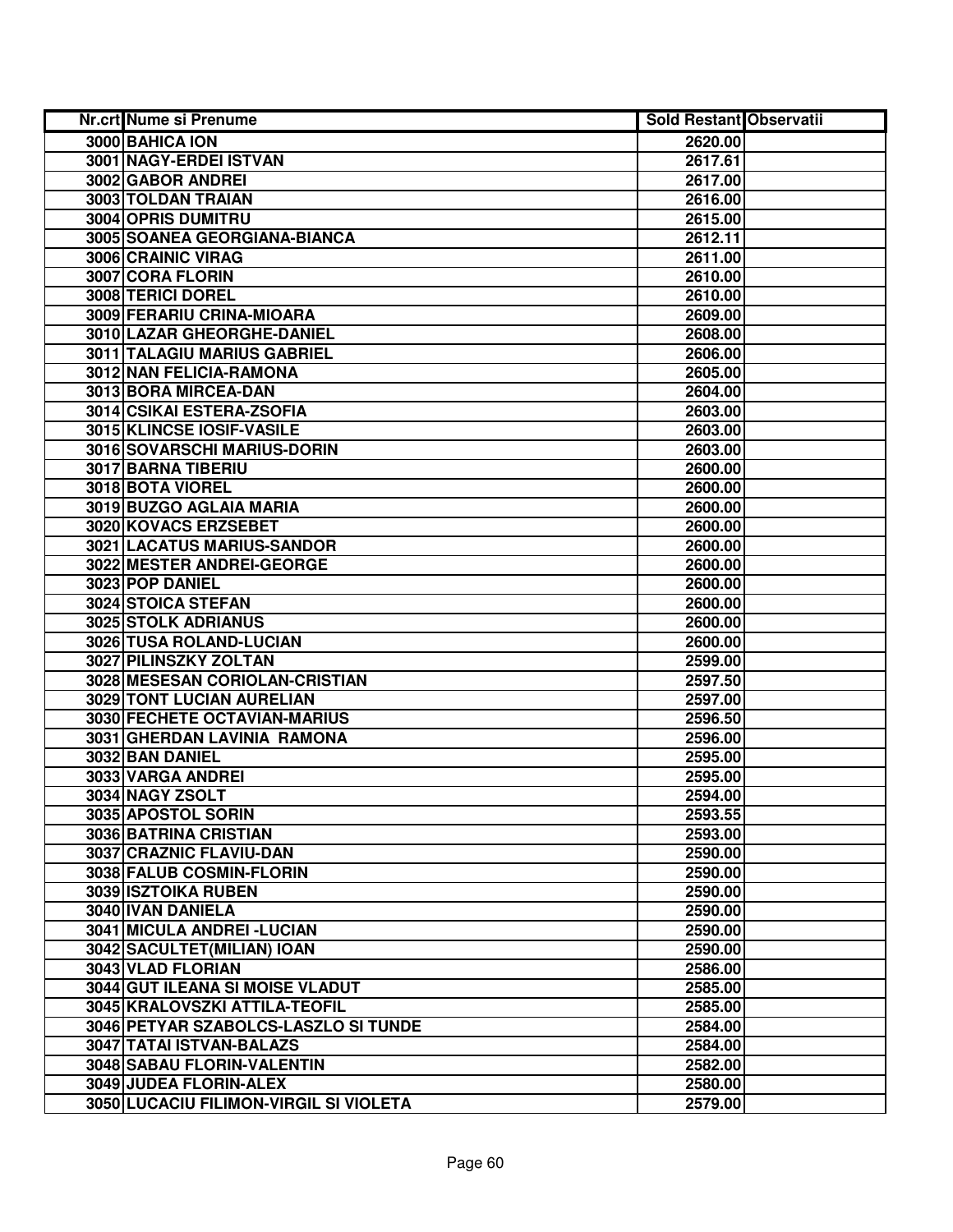| Nr.crt | Nume si Prenume | Sold Restant | Observatii |
|---|---|---|---|
| 3000 | BAHICA ION | 2620.00 | |
| 3001 | NAGY-ERDEI ISTVAN | 2617.61 | |
| 3002 | GABOR ANDREI | 2617.00 | |
| 3003 | TOLDAN TRAIAN | 2616.00 | |
| 3004 | OPRIS DUMITRU | 2615.00 | |
| 3005 | SOANEA GEORGIANA-BIANCA | 2612.11 | |
| 3006 | CRAINIC VIRAG | 2611.00 | |
| 3007 | CORA FLORIN | 2610.00 | |
| 3008 | TERICI DOREL | 2610.00 | |
| 3009 | FERARIU CRINA-MIOARA | 2609.00 | |
| 3010 | LAZAR GHEORGHE-DANIEL | 2608.00 | |
| 3011 | TALAGIU MARIUS GABRIEL | 2606.00 | |
| 3012 | NAN FELICIA-RAMONA | 2605.00 | |
| 3013 | BORA MIRCEA-DAN | 2604.00 | |
| 3014 | CSIKAI ESTERA-ZSOFIA | 2603.00 | |
| 3015 | KLINCSE IOSIF-VASILE | 2603.00 | |
| 3016 | SOVARSCHI MARIUS-DORIN | 2603.00 | |
| 3017 | BARNA TIBERIU | 2600.00 | |
| 3018 | BOTA VIOREL | 2600.00 | |
| 3019 | BUZGO AGLAIA MARIA | 2600.00 | |
| 3020 | KOVACS ERZSEBET | 2600.00 | |
| 3021 | LACATUS MARIUS-SANDOR | 2600.00 | |
| 3022 | MESTER ANDREI-GEORGE | 2600.00 | |
| 3023 | POP DANIEL | 2600.00 | |
| 3024 | STOICA STEFAN | 2600.00 | |
| 3025 | STOLK ADRIANUS | 2600.00 | |
| 3026 | TUSA ROLAND-LUCIAN | 2600.00 | |
| 3027 | PILINSZKY ZOLTAN | 2599.00 | |
| 3028 | MESESAN CORIOLAN-CRISTIAN | 2597.50 | |
| 3029 | TONT LUCIAN AURELIAN | 2597.00 | |
| 3030 | FECHETE OCTAVIAN-MARIUS | 2596.50 | |
| 3031 | GHERDAN LAVINIA RAMONA | 2596.00 | |
| 3032 | BAN DANIEL | 2595.00 | |
| 3033 | VARGA ANDREI | 2595.00 | |
| 3034 | NAGY ZSOLT | 2594.00 | |
| 3035 | APOSTOL SORIN | 2593.55 | |
| 3036 | BATRINA CRISTIAN | 2593.00 | |
| 3037 | CRAZNIC FLAVIU-DAN | 2590.00 | |
| 3038 | FALUB COSMIN-FLORIN | 2590.00 | |
| 3039 | ISZTOIKA RUBEN | 2590.00 | |
| 3040 | IVAN DANIELA | 2590.00 | |
| 3041 | MICULA ANDREI -LUCIAN | 2590.00 | |
| 3042 | SACULTET(MILIAN) IOAN | 2590.00 | |
| 3043 | VLAD FLORIAN | 2586.00 | |
| 3044 | GUT ILEANA SI MOISE VLADUT | 2585.00 | |
| 3045 | KRALOVSZKI ATTILA-TEOFIL | 2585.00 | |
| 3046 | PETYAR SZABOLCS-LASZLO SI TUNDE | 2584.00 | |
| 3047 | TATAI ISTVAN-BALAZS | 2584.00 | |
| 3048 | SABAU FLORIN-VALENTIN | 2582.00 | |
| 3049 | JUDEA FLORIN-ALEX | 2580.00 | |
| 3050 | LUCACIU FILIMON-VIRGIL SI VIOLETA | 2579.00 | |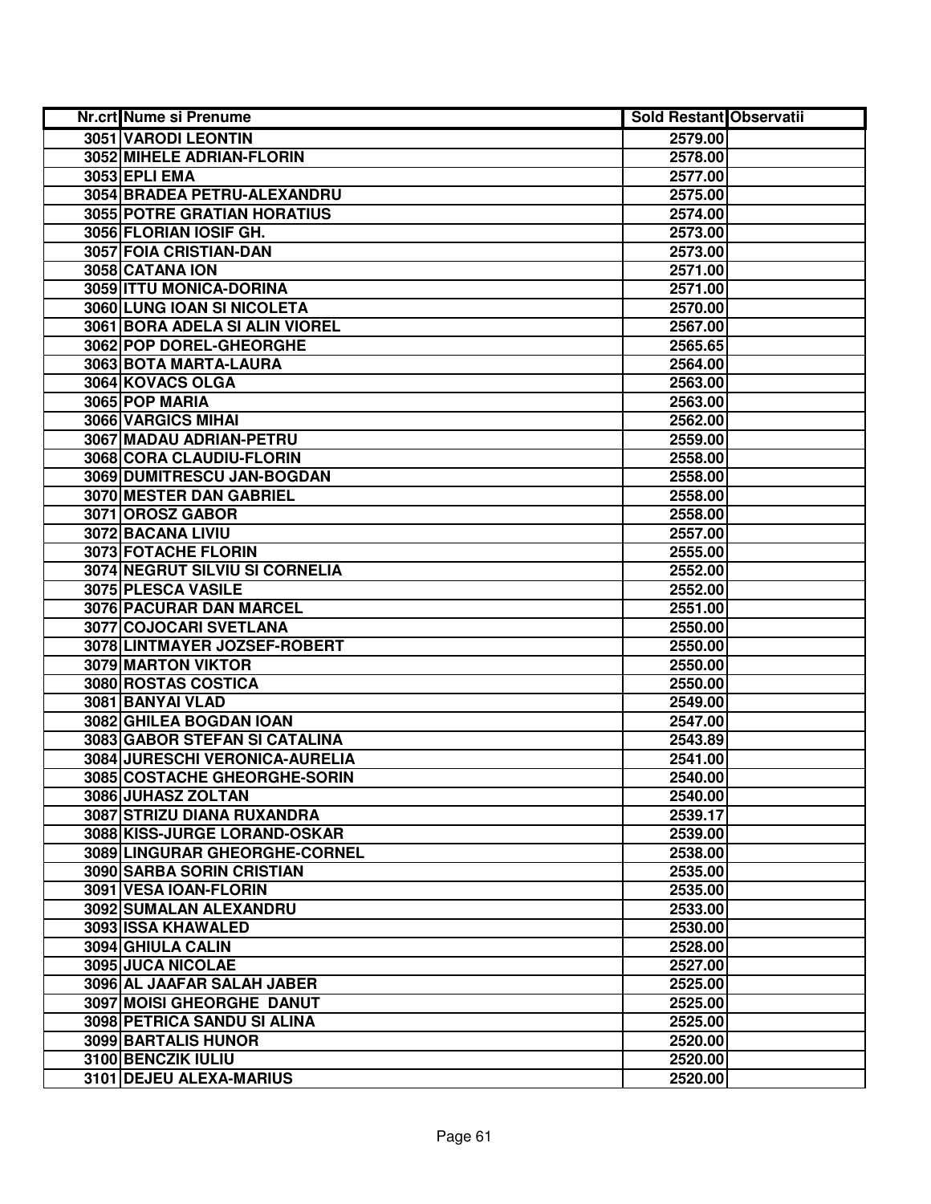| Nr.crt | Nume si Prenume | Sold Restant | Observatii |
|---|---|---|---|
| 3051 | VARODI LEONTIN | 2579.00 | |
| 3052 | MIHELE ADRIAN-FLORIN | 2578.00 | |
| 3053 | EPLI EMA | 2577.00 | |
| 3054 | BRADEA PETRU-ALEXANDRU | 2575.00 | |
| 3055 | POTRE GRATIAN HORATIUS | 2574.00 | |
| 3056 | FLORIAN IOSIF GH. | 2573.00 | |
| 3057 | FOIA CRISTIAN-DAN | 2573.00 | |
| 3058 | CATANA ION | 2571.00 | |
| 3059 | ITTU MONICA-DORINA | 2571.00 | |
| 3060 | LUNG IOAN SI NICOLETA | 2570.00 | |
| 3061 | BORA ADELA SI ALIN VIOREL | 2567.00 | |
| 3062 | POP DOREL-GHEORGHE | 2565.65 | |
| 3063 | BOTA MARTA-LAURA | 2564.00 | |
| 3064 | KOVACS OLGA | 2563.00 | |
| 3065 | POP MARIA | 2563.00 | |
| 3066 | VARGICS MIHAI | 2562.00 | |
| 3067 | MADAU ADRIAN-PETRU | 2559.00 | |
| 3068 | CORA CLAUDIU-FLORIN | 2558.00 | |
| 3069 | DUMITRESCU JAN-BOGDAN | 2558.00 | |
| 3070 | MESTER DAN GABRIEL | 2558.00 | |
| 3071 | OROSZ GABOR | 2558.00 | |
| 3072 | BACANA LIVIU | 2557.00 | |
| 3073 | FOTACHE FLORIN | 2555.00 | |
| 3074 | NEGRUT SILVIU SI CORNELIA | 2552.00 | |
| 3075 | PLESCA VASILE | 2552.00 | |
| 3076 | PACURAR DAN MARCEL | 2551.00 | |
| 3077 | COJOCARI SVETLANA | 2550.00 | |
| 3078 | LINTMAYER JOZSEF-ROBERT | 2550.00 | |
| 3079 | MARTON VIKTOR | 2550.00 | |
| 3080 | ROSTAS COSTICA | 2550.00 | |
| 3081 | BANYAI VLAD | 2549.00 | |
| 3082 | GHILEA BOGDAN IOAN | 2547.00 | |
| 3083 | GABOR STEFAN SI CATALINA | 2543.89 | |
| 3084 | JURESCHI VERONICA-AURELIA | 2541.00 | |
| 3085 | COSTACHE GHEORGHE-SORIN | 2540.00 | |
| 3086 | JUHASZ ZOLTAN | 2540.00 | |
| 3087 | STRIZU DIANA RUXANDRA | 2539.17 | |
| 3088 | KISS-JURGE LORAND-OSKAR | 2539.00 | |
| 3089 | LINGURAR GHEORGHE-CORNEL | 2538.00 | |
| 3090 | SARBA SORIN CRISTIAN | 2535.00 | |
| 3091 | VESA IOAN-FLORIN | 2535.00 | |
| 3092 | SUMALAN ALEXANDRU | 2533.00 | |
| 3093 | ISSA KHAWALED | 2530.00 | |
| 3094 | GHIULA CALIN | 2528.00 | |
| 3095 | JUCA NICOLAE | 2527.00 | |
| 3096 | AL JAAFAR SALAH JABER | 2525.00 | |
| 3097 | MOISI GHEORGHE DANUT | 2525.00 | |
| 3098 | PETRICA SANDU SI ALINA | 2525.00 | |
| 3099 | BARTALIS HUNOR | 2520.00 | |
| 3100 | BENCZIK IULIU | 2520.00 | |
| 3101 | DEJEU ALEXA-MARIUS | 2520.00 | |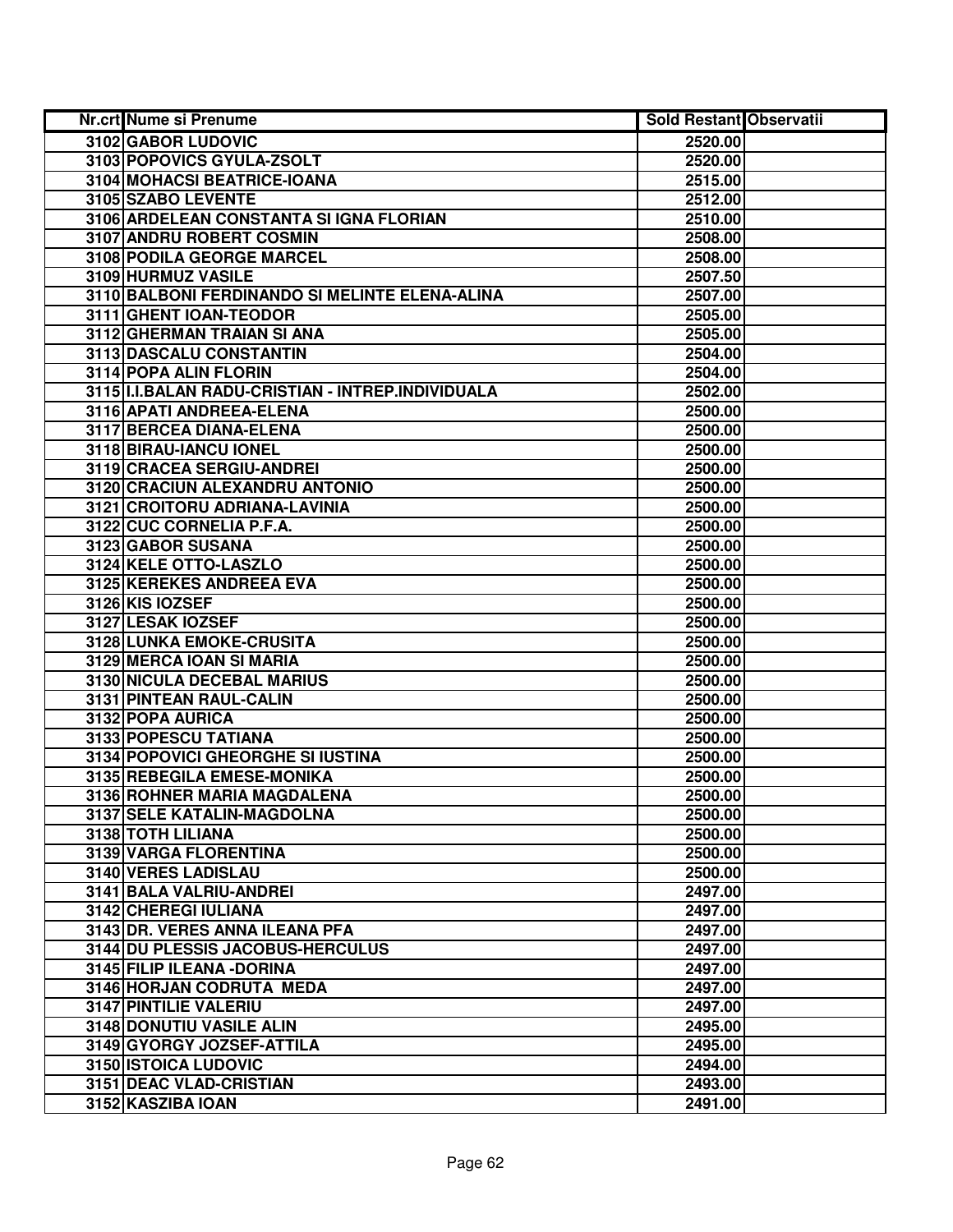| Nr.crt | Nume si Prenume | Sold Restant | Observatii |
|---|---|---|---|
| 3102 | GABOR LUDOVIC | 2520.00 | |
| 3103 | POPOVICS GYULA-ZSOLT | 2520.00 | |
| 3104 | MOHACSI BEATRICE-IOANA | 2515.00 | |
| 3105 | SZABO LEVENTE | 2512.00 | |
| 3106 | ARDELEAN CONSTANTA SI IGNA FLORIAN | 2510.00 | |
| 3107 | ANDRU ROBERT COSMIN | 2508.00 | |
| 3108 | PODILA GEORGE MARCEL | 2508.00 | |
| 3109 | HURMUZ VASILE | 2507.50 | |
| 3110 | BALBONI FERDINANDO SI MELINTE ELENA-ALINA | 2507.00 | |
| 3111 | GHENT IOAN-TEODOR | 2505.00 | |
| 3112 | GHERMAN TRAIAN SI ANA | 2505.00 | |
| 3113 | DASCALU CONSTANTIN | 2504.00 | |
| 3114 | POPA ALIN FLORIN | 2504.00 | |
| 3115 | I.I.BALAN RADU-CRISTIAN - INTREP.INDIVIDUALA | 2502.00 | |
| 3116 | APATI ANDREEA-ELENA | 2500.00 | |
| 3117 | BERCEA DIANA-ELENA | 2500.00 | |
| 3118 | BIRAU-IANCU IONEL | 2500.00 | |
| 3119 | CRACEA SERGIU-ANDREI | 2500.00 | |
| 3120 | CRACIUN ALEXANDRU ANTONIO | 2500.00 | |
| 3121 | CROITORU ADRIANA-LAVINIA | 2500.00 | |
| 3122 | CUC CORNELIA P.F.A. | 2500.00 | |
| 3123 | GABOR SUSANA | 2500.00 | |
| 3124 | KELE OTTO-LASZLO | 2500.00 | |
| 3125 | KEREKES ANDREEA EVA | 2500.00 | |
| 3126 | KIS IOZSEF | 2500.00 | |
| 3127 | LESAK IOZSEF | 2500.00 | |
| 3128 | LUNKA EMOKE-CRUSITA | 2500.00 | |
| 3129 | MERCA IOAN SI MARIA | 2500.00 | |
| 3130 | NICULA DECEBAL MARIUS | 2500.00 | |
| 3131 | PINTEAN RAUL-CALIN | 2500.00 | |
| 3132 | POPA AURICA | 2500.00 | |
| 3133 | POPESCU TATIANA | 2500.00 | |
| 3134 | POPOVICI GHEORGHE SI IUSTINA | 2500.00 | |
| 3135 | REBEGILA EMESE-MONIKA | 2500.00 | |
| 3136 | ROHNER MARIA MAGDALENA | 2500.00 | |
| 3137 | SELE KATALIN-MAGDOLNA | 2500.00 | |
| 3138 | TOTH LILIANA | 2500.00 | |
| 3139 | VARGA FLORENTINA | 2500.00 | |
| 3140 | VERES LADISLAU | 2500.00 | |
| 3141 | BALA VALRIU-ANDREI | 2497.00 | |
| 3142 | CHEREGI IULIANA | 2497.00 | |
| 3143 | DR. VERES ANNA ILEANA PFA | 2497.00 | |
| 3144 | DU PLESSIS JACOBUS-HERCULUS | 2497.00 | |
| 3145 | FILIP ILEANA -DORINA | 2497.00 | |
| 3146 | HORJAN CODRUTA MEDA | 2497.00 | |
| 3147 | PINTILIE VALERIU | 2497.00 | |
| 3148 | DONUTIU VASILE ALIN | 2495.00 | |
| 3149 | GYORGY JOZSEF-ATTILA | 2495.00 | |
| 3150 | ISTOICA LUDOVIC | 2494.00 | |
| 3151 | DEAC VLAD-CRISTIAN | 2493.00 | |
| 3152 | KASZIBA IOAN | 2491.00 | |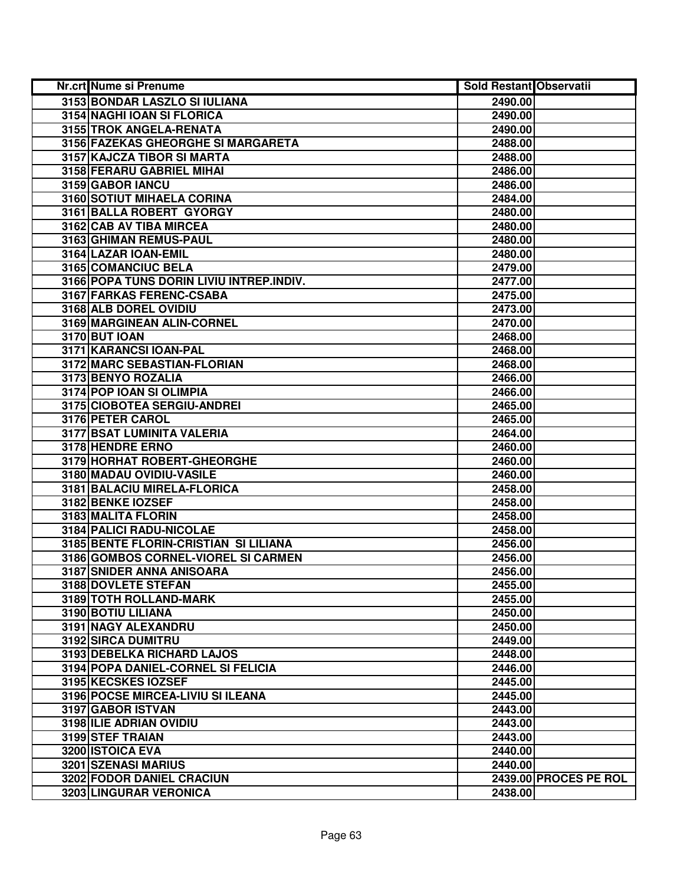| Nr.crt | Nume si Prenume | Sold Restant | Observatii |
|---|---|---|---|
| 3153 | BONDAR LASZLO SI IULIANA | 2490.00 | |
| 3154 | NAGHI IOAN SI FLORICA | 2490.00 | |
| 3155 | TROK ANGELA-RENATA | 2490.00 | |
| 3156 | FAZEKAS GHEORGHE SI MARGARETA | 2488.00 | |
| 3157 | KAJCZA TIBOR SI MARTA | 2488.00 | |
| 3158 | FERARU GABRIEL MIHAI | 2486.00 | |
| 3159 | GABOR IANCU | 2486.00 | |
| 3160 | SOTIUT MIHAELA CORINA | 2484.00 | |
| 3161 | BALLA ROBERT GYORGY | 2480.00 | |
| 3162 | CAB AV TIBA MIRCEA | 2480.00 | |
| 3163 | GHIMAN REMUS-PAUL | 2480.00 | |
| 3164 | LAZAR IOAN-EMIL | 2480.00 | |
| 3165 | COMANCIUC BELA | 2479.00 | |
| 3166 | POPA TUNS DORIN LIVIU INTREP.INDIV. | 2477.00 | |
| 3167 | FARKAS FERENC-CSABA | 2475.00 | |
| 3168 | ALB DOREL OVIDIU | 2473.00 | |
| 3169 | MARGINEAN ALIN-CORNEL | 2470.00 | |
| 3170 | BUT IOAN | 2468.00 | |
| 3171 | KARANCSI IOAN-PAL | 2468.00 | |
| 3172 | MARC SEBASTIAN-FLORIAN | 2468.00 | |
| 3173 | BENYO ROZALIA | 2466.00 | |
| 3174 | POP IOAN SI OLIMPIA | 2466.00 | |
| 3175 | CIOBOTEA SERGIU-ANDREI | 2465.00 | |
| 3176 | PETER CAROL | 2465.00 | |
| 3177 | BSAT LUMINITA VALERIA | 2464.00 | |
| 3178 | HENDRE ERNO | 2460.00 | |
| 3179 | HORHAT ROBERT-GHEORGHE | 2460.00 | |
| 3180 | MADAU OVIDIU-VASILE | 2460.00 | |
| 3181 | BALACIU MIRELA-FLORICA | 2458.00 | |
| 3182 | BENKE IOZSEF | 2458.00 | |
| 3183 | MALITA FLORIN | 2458.00 | |
| 3184 | PALICI RADU-NICOLAE | 2458.00 | |
| 3185 | BENTE FLORIN-CRISTIAN SI LILIANA | 2456.00 | |
| 3186 | GOMBOS CORNEL-VIOREL SI CARMEN | 2456.00 | |
| 3187 | SNIDER ANNA ANISOARA | 2456.00 | |
| 3188 | DOVLETE STEFAN | 2455.00 | |
| 3189 | TOTH ROLLAND-MARK | 2455.00 | |
| 3190 | BOTIU LILIANA | 2450.00 | |
| 3191 | NAGY ALEXANDRU | 2450.00 | |
| 3192 | SIRCA DUMITRU | 2449.00 | |
| 3193 | DEBELKA RICHARD LAJOS | 2448.00 | |
| 3194 | POPA DANIEL-CORNEL SI FELICIA | 2446.00 | |
| 3195 | KECSKES IOZSEF | 2445.00 | |
| 3196 | POCSE MIRCEA-LIVIU SI ILEANA | 2445.00 | |
| 3197 | GABOR ISTVAN | 2443.00 | |
| 3198 | ILIE ADRIAN OVIDIU | 2443.00 | |
| 3199 | STEF TRAIAN | 2443.00 | |
| 3200 | ISTOICA EVA | 2440.00 | |
| 3201 | SZENASI MARIUS | 2440.00 | |
| 3202 | FODOR DANIEL CRACIUN | 2439.00 | PROCES PE ROL |
| 3203 | LINGURAR VERONICA | 2438.00 | |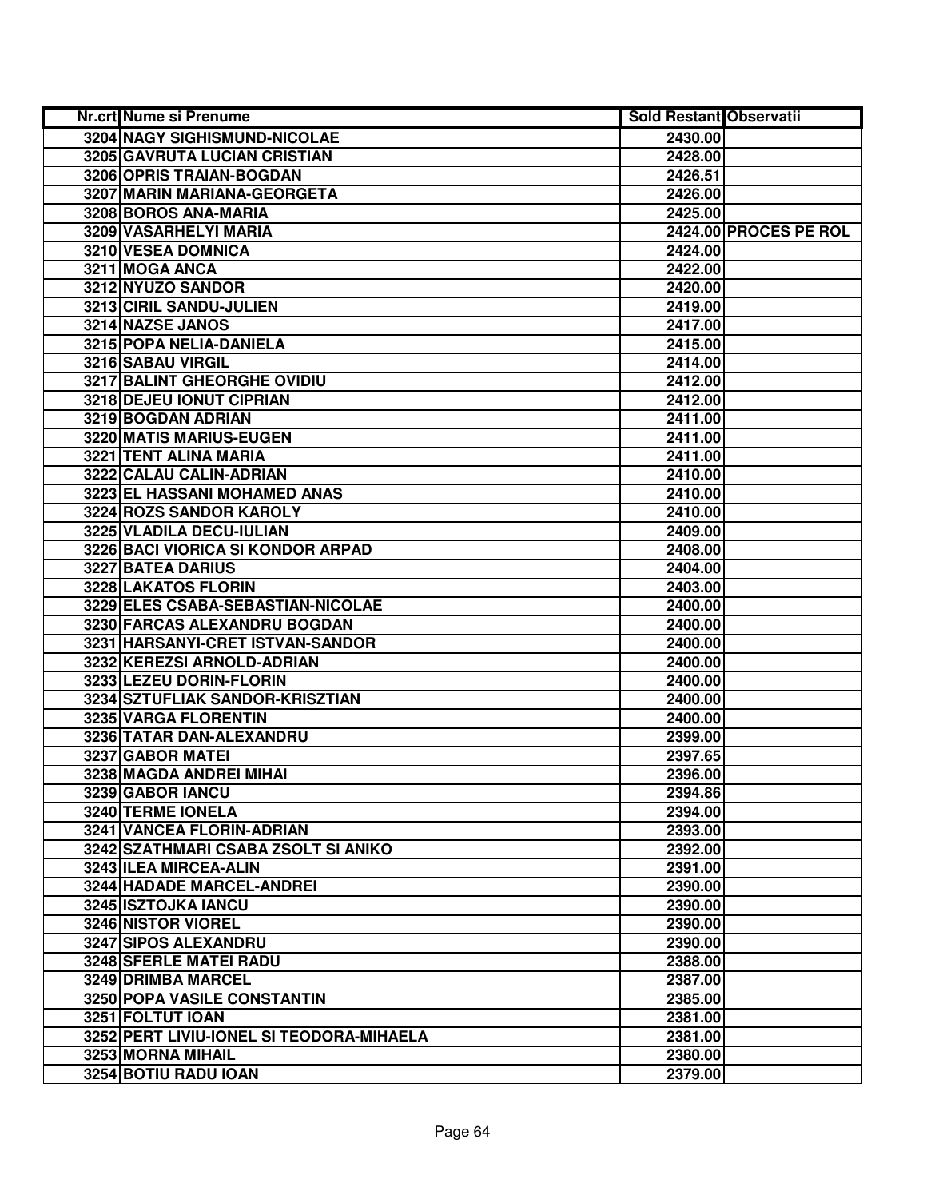| Nr.crt | Nume si Prenume | Sold Restant | Observatii |
|---|---|---|---|
| 3204 | NAGY SIGHISMUND-NICOLAE | 2430.00 | |
| 3205 | GAVRUTA LUCIAN CRISTIAN | 2428.00 | |
| 3206 | OPRIS TRAIAN-BOGDAN | 2426.51 | |
| 3207 | MARIN MARIANA-GEORGETA | 2426.00 | |
| 3208 | BOROS ANA-MARIA | 2425.00 | |
| 3209 | VASARHELYI MARIA | 2424.00 | PROCES PE ROL |
| 3210 | VESEA DOMNICA | 2424.00 | |
| 3211 | MOGA ANCA | 2422.00 | |
| 3212 | NYUZO SANDOR | 2420.00 | |
| 3213 | CIRIL SANDU-JULIEN | 2419.00 | |
| 3214 | NAZSE JANOS | 2417.00 | |
| 3215 | POPA NELIA-DANIELA | 2415.00 | |
| 3216 | SABAU VIRGIL | 2414.00 | |
| 3217 | BALINT GHEORGHE OVIDIU | 2412.00 | |
| 3218 | DEJEU IONUT CIPRIAN | 2412.00 | |
| 3219 | BOGDAN ADRIAN | 2411.00 | |
| 3220 | MATIS MARIUS-EUGEN | 2411.00 | |
| 3221 | TENT ALINA MARIA | 2411.00 | |
| 3222 | CALAU CALIN-ADRIAN | 2410.00 | |
| 3223 | EL HASSANI MOHAMED ANAS | 2410.00 | |
| 3224 | ROZS SANDOR KAROLY | 2410.00 | |
| 3225 | VLADILA DECU-IULIAN | 2409.00 | |
| 3226 | BACI VIORICA SI KONDOR ARPAD | 2408.00 | |
| 3227 | BATEA DARIUS | 2404.00 | |
| 3228 | LAKATOS FLORIN | 2403.00 | |
| 3229 | ELES CSABA-SEBASTIAN-NICOLAE | 2400.00 | |
| 3230 | FARCAS ALEXANDRU BOGDAN | 2400.00 | |
| 3231 | HARSANYI-CRET ISTVAN-SANDOR | 2400.00 | |
| 3232 | KEREZSI ARNOLD-ADRIAN | 2400.00 | |
| 3233 | LEZEU DORIN-FLORIN | 2400.00 | |
| 3234 | SZTUFLIAK SANDOR-KRISZTIAN | 2400.00 | |
| 3235 | VARGA FLORENTIN | 2400.00 | |
| 3236 | TATAR DAN-ALEXANDRU | 2399.00 | |
| 3237 | GABOR MATEI | 2397.65 | |
| 3238 | MAGDA ANDREI MIHAI | 2396.00 | |
| 3239 | GABOR IANCU | 2394.86 | |
| 3240 | TERME IONELA | 2394.00 | |
| 3241 | VANCEA FLORIN-ADRIAN | 2393.00 | |
| 3242 | SZATHMARI CSABA ZSOLT SI ANIKO | 2392.00 | |
| 3243 | ILEA MIRCEA-ALIN | 2391.00 | |
| 3244 | HADADE MARCEL-ANDREI | 2390.00 | |
| 3245 | ISZTOJKA IANCU | 2390.00 | |
| 3246 | NISTOR VIOREL | 2390.00 | |
| 3247 | SIPOS ALEXANDRU | 2390.00 | |
| 3248 | SFERLE MATEI RADU | 2388.00 | |
| 3249 | DRIMBA MARCEL | 2387.00 | |
| 3250 | POPA VASILE CONSTANTIN | 2385.00 | |
| 3251 | FOLTUT IOAN | 2381.00 | |
| 3252 | PERT LIVIU-IONEL SI TEODORA-MIHAELA | 2381.00 | |
| 3253 | MORNA MIHAIL | 2380.00 | |
| 3254 | BOTIU RADU IOAN | 2379.00 | |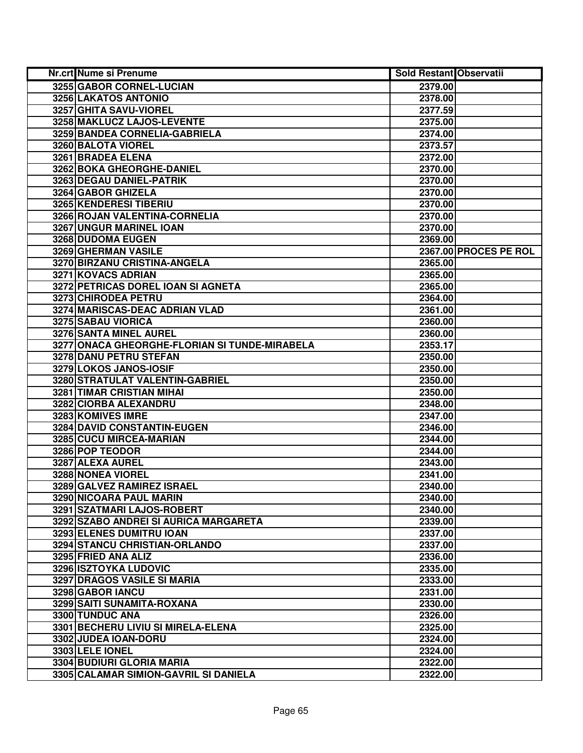| Nr.crt | Nume si Prenume | Sold Restant | Observatii |
|---|---|---|---|
| 3255 | GABOR CORNEL-LUCIAN | 2379.00 | |
| 3256 | LAKATOS ANTONIO | 2378.00 | |
| 3257 | GHITA SAVU-VIOREL | 2377.59 | |
| 3258 | MAKLUCZ LAJOS-LEVENTE | 2375.00 | |
| 3259 | BANDEA CORNELIA-GABRIELA | 2374.00 | |
| 3260 | BALOTA VIOREL | 2373.57 | |
| 3261 | BRADEA ELENA | 2372.00 | |
| 3262 | BOKA GHEORGHE-DANIEL | 2370.00 | |
| 3263 | DEGAU DANIEL-PATRIK | 2370.00 | |
| 3264 | GABOR GHIZELA | 2370.00 | |
| 3265 | KENDERESI TIBERIU | 2370.00 | |
| 3266 | ROJAN VALENTINA-CORNELIA | 2370.00 | |
| 3267 | UNGUR MARINEL IOAN | 2370.00 | |
| 3268 | DUDOMA EUGEN | 2369.00 | |
| 3269 | GHERMAN VASILE | 2367.00 | PROCES PE ROL |
| 3270 | BIRZANU CRISTINA-ANGELA | 2365.00 | |
| 3271 | KOVACS ADRIAN | 2365.00 | |
| 3272 | PETRICAS DOREL IOAN SI AGNETA | 2365.00 | |
| 3273 | CHIRODEA PETRU | 2364.00 | |
| 3274 | MARISCAS-DEAC ADRIAN VLAD | 2361.00 | |
| 3275 | SABAU VIORICA | 2360.00 | |
| 3276 | SANTA MINEL AUREL | 2360.00 | |
| 3277 | ONACA GHEORGHE-FLORIAN SI TUNDE-MIRABELA | 2353.17 | |
| 3278 | DANU PETRU STEFAN | 2350.00 | |
| 3279 | LOKOS JANOS-IOSIF | 2350.00 | |
| 3280 | STRATULAT VALENTIN-GABRIEL | 2350.00 | |
| 3281 | TIMAR CRISTIAN MIHAI | 2350.00 | |
| 3282 | CIORBA ALEXANDRU | 2348.00 | |
| 3283 | KOMIVES IMRE | 2347.00 | |
| 3284 | DAVID CONSTANTIN-EUGEN | 2346.00 | |
| 3285 | CUCU MIRCEA-MARIAN | 2344.00 | |
| 3286 | POP TEODOR | 2344.00 | |
| 3287 | ALEXA AUREL | 2343.00 | |
| 3288 | NONEA VIOREL | 2341.00 | |
| 3289 | GALVEZ RAMIREZ ISRAEL | 2340.00 | |
| 3290 | NICOARA PAUL MARIN | 2340.00 | |
| 3291 | SZATMARI LAJOS-ROBERT | 2340.00 | |
| 3292 | SZABO ANDREI SI AURICA MARGARETA | 2339.00 | |
| 3293 | ELENES DUMITRU IOAN | 2337.00 | |
| 3294 | STANCU CHRISTIAN-ORLANDO | 2337.00 | |
| 3295 | FRIED ANA ALIZ | 2336.00 | |
| 3296 | ISZTOYKA LUDOVIC | 2335.00 | |
| 3297 | DRAGOS VASILE SI MARIA | 2333.00 | |
| 3298 | GABOR IANCU | 2331.00 | |
| 3299 | SAITI SUNAMITA-ROXANA | 2330.00 | |
| 3300 | TUNDUC ANA | 2326.00 | |
| 3301 | BECHERU LIVIU SI MIRELA-ELENA | 2325.00 | |
| 3302 | JUDEA IOAN-DORU | 2324.00 | |
| 3303 | LELE IONEL | 2324.00 | |
| 3304 | BUDIURI GLORIA MARIA | 2322.00 | |
| 3305 | CALAMAR SIMION-GAVRIL SI DANIELA | 2322.00 | |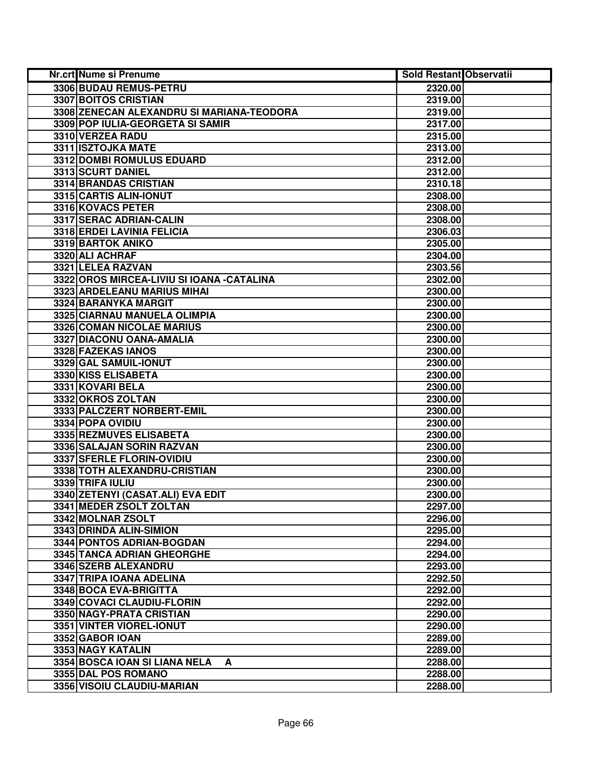| Nr.crt | Nume si Prenume | Sold Restant | Observatii |
|---|---|---|---|
| 3306 | BUDAU REMUS-PETRU | 2320.00 | |
| 3307 | BOITOS CRISTIAN | 2319.00 | |
| 3308 | ZENECAN ALEXANDRU SI MARIANA-TEODORA | 2319.00 | |
| 3309 | POP IULIA-GEORGETA SI SAMIR | 2317.00 | |
| 3310 | VERZEA RADU | 2315.00 | |
| 3311 | ISZTOJKA MATE | 2313.00 | |
| 3312 | DOMBI ROMULUS EDUARD | 2312.00 | |
| 3313 | SCURT DANIEL | 2312.00 | |
| 3314 | BRANDAS CRISTIAN | 2310.18 | |
| 3315 | CARTIS ALIN-IONUT | 2308.00 | |
| 3316 | KOVACS PETER | 2308.00 | |
| 3317 | SERAC ADRIAN-CALIN | 2308.00 | |
| 3318 | ERDEI LAVINIA FELICIA | 2306.03 | |
| 3319 | BARTOK ANIKO | 2305.00 | |
| 3320 | ALI ACHRAF | 2304.00 | |
| 3321 | LELEA RAZVAN | 2303.56 | |
| 3322 | OROS MIRCEA-LIVIU SI IOANA -CATALINA | 2302.00 | |
| 3323 | ARDELEANU MARIUS MIHAI | 2300.00 | |
| 3324 | BARANYKA MARGIT | 2300.00 | |
| 3325 | CIARNAU MANUELA OLIMPIA | 2300.00 | |
| 3326 | COMAN NICOLAE MARIUS | 2300.00 | |
| 3327 | DIACONU OANA-AMALIA | 2300.00 | |
| 3328 | FAZEKAS IANOS | 2300.00 | |
| 3329 | GAL SAMUIL-IONUT | 2300.00 | |
| 3330 | KISS ELISABETA | 2300.00 | |
| 3331 | KOVARI BELA | 2300.00 | |
| 3332 | OKROS ZOLTAN | 2300.00 | |
| 3333 | PALCZERT NORBERT-EMIL | 2300.00 | |
| 3334 | POPA OVIDIU | 2300.00 | |
| 3335 | REZMUVES ELISABETA | 2300.00 | |
| 3336 | SALAJAN SORIN RAZVAN | 2300.00 | |
| 3337 | SFERLE FLORIN-OVIDIU | 2300.00 | |
| 3338 | TOTH ALEXANDRU-CRISTIAN | 2300.00 | |
| 3339 | TRIFA IULIU | 2300.00 | |
| 3340 | ZETENYI (CASAT.ALI) EVA EDIT | 2300.00 | |
| 3341 | MEDER ZSOLT ZOLTAN | 2297.00 | |
| 3342 | MOLNAR ZSOLT | 2296.00 | |
| 3343 | DRINDA ALIN-SIMION | 2295.00 | |
| 3344 | PONTOS ADRIAN-BOGDAN | 2294.00 | |
| 3345 | TANCA ADRIAN GHEORGHE | 2294.00 | |
| 3346 | SZERB ALEXANDRU | 2293.00 | |
| 3347 | TRIPA IOANA ADELINA | 2292.50 | |
| 3348 | BOCA EVA-BRIGITTA | 2292.00 | |
| 3349 | COVACI CLAUDIU-FLORIN | 2292.00 | |
| 3350 | NAGY-PRATA CRISTIAN | 2290.00 | |
| 3351 | VINTER VIOREL-IONUT | 2290.00 | |
| 3352 | GABOR IOAN | 2289.00 | |
| 3353 | NAGY KATALIN | 2289.00 | |
| 3354 | BOSCA IOAN SI LIANA NELA A | 2288.00 | |
| 3355 | DAL POS ROMANO | 2288.00 | |
| 3356 | VISOIU CLAUDIU-MARIAN | 2288.00 | |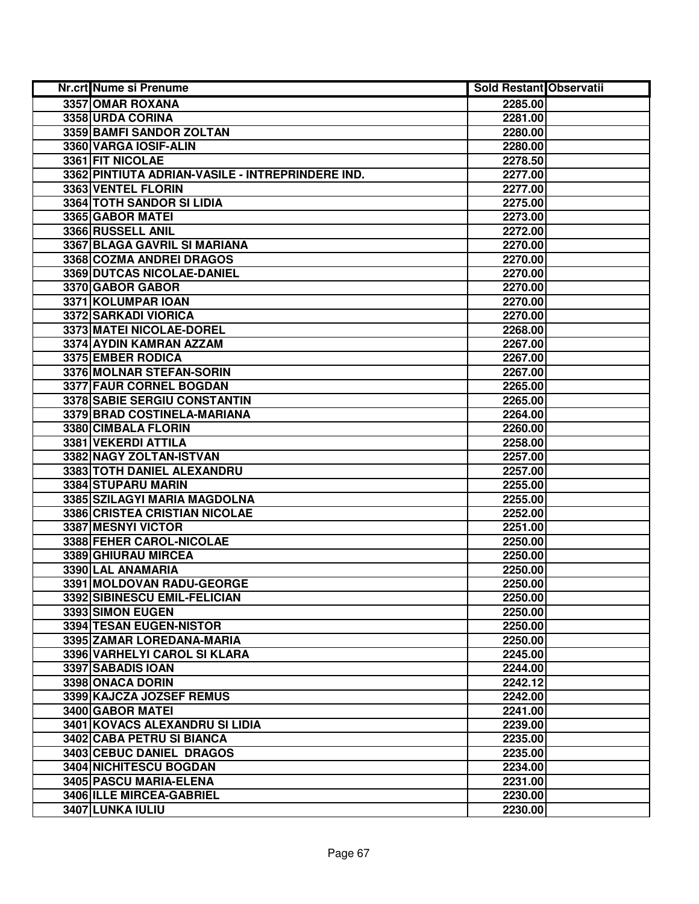| Nr.crt | Nume si Prenume | Sold Restant | Observatii |
|---|---|---|---|
| 3357 | OMAR ROXANA | 2285.00 | |
| 3358 | URDA CORINA | 2281.00 | |
| 3359 | BAMFI SANDOR ZOLTAN | 2280.00 | |
| 3360 | VARGA IOSIF-ALIN | 2280.00 | |
| 3361 | FIT NICOLAE | 2278.50 | |
| 3362 | PINTIUTA ADRIAN-VASILE - INTREPRINDERE IND. | 2277.00 | |
| 3363 | VENTEL FLORIN | 2277.00 | |
| 3364 | TOTH SANDOR SI LIDIA | 2275.00 | |
| 3365 | GABOR MATEI | 2273.00 | |
| 3366 | RUSSELL ANIL | 2272.00 | |
| 3367 | BLAGA GAVRIL SI MARIANA | 2270.00 | |
| 3368 | COZMA ANDREI DRAGOS | 2270.00 | |
| 3369 | DUTCAS NICOLAE-DANIEL | 2270.00 | |
| 3370 | GABOR GABOR | 2270.00 | |
| 3371 | KOLUMPAR IOAN | 2270.00 | |
| 3372 | SARKADI VIORICA | 2270.00 | |
| 3373 | MATEI NICOLAE-DOREL | 2268.00 | |
| 3374 | AYDIN KAMRAN AZZAM | 2267.00 | |
| 3375 | EMBER RODICA | 2267.00 | |
| 3376 | MOLNAR STEFAN-SORIN | 2267.00 | |
| 3377 | FAUR CORNEL BOGDAN | 2265.00 | |
| 3378 | SABIE SERGIU CONSTANTIN | 2265.00 | |
| 3379 | BRAD COSTINELA-MARIANA | 2264.00 | |
| 3380 | CIMBALA FLORIN | 2260.00 | |
| 3381 | VEKERDI ATTILA | 2258.00 | |
| 3382 | NAGY ZOLTAN-ISTVAN | 2257.00 | |
| 3383 | TOTH DANIEL ALEXANDRU | 2257.00 | |
| 3384 | STUPARU MARIN | 2255.00 | |
| 3385 | SZILAGYI MARIA MAGDOLNA | 2255.00 | |
| 3386 | CRISTEA CRISTIAN NICOLAE | 2252.00 | |
| 3387 | MESNYI VICTOR | 2251.00 | |
| 3388 | FEHER CAROL-NICOLAE | 2250.00 | |
| 3389 | GHIURAU MIRCEA | 2250.00 | |
| 3390 | LAL ANAMARIA | 2250.00 | |
| 3391 | MOLDOVAN RADU-GEORGE | 2250.00 | |
| 3392 | SIBINESCU EMIL-FELICIAN | 2250.00 | |
| 3393 | SIMON EUGEN | 2250.00 | |
| 3394 | TESAN EUGEN-NISTOR | 2250.00 | |
| 3395 | ZAMAR LOREDANA-MARIA | 2250.00 | |
| 3396 | VARHELYI CAROL SI KLARA | 2245.00 | |
| 3397 | SABADIS IOAN | 2244.00 | |
| 3398 | ONACA DORIN | 2242.12 | |
| 3399 | KAJCZA JOZSEF REMUS | 2242.00 | |
| 3400 | GABOR MATEI | 2241.00 | |
| 3401 | KOVACS ALEXANDRU SI LIDIA | 2239.00 | |
| 3402 | CABA PETRU SI BIANCA | 2235.00 | |
| 3403 | CEBUC DANIEL DRAGOS | 2235.00 | |
| 3404 | NICHITESCU BOGDAN | 2234.00 | |
| 3405 | PASCU MARIA-ELENA | 2231.00 | |
| 3406 | ILLE MIRCEA-GABRIEL | 2230.00 | |
| 3407 | LUNKA IULIU | 2230.00 | |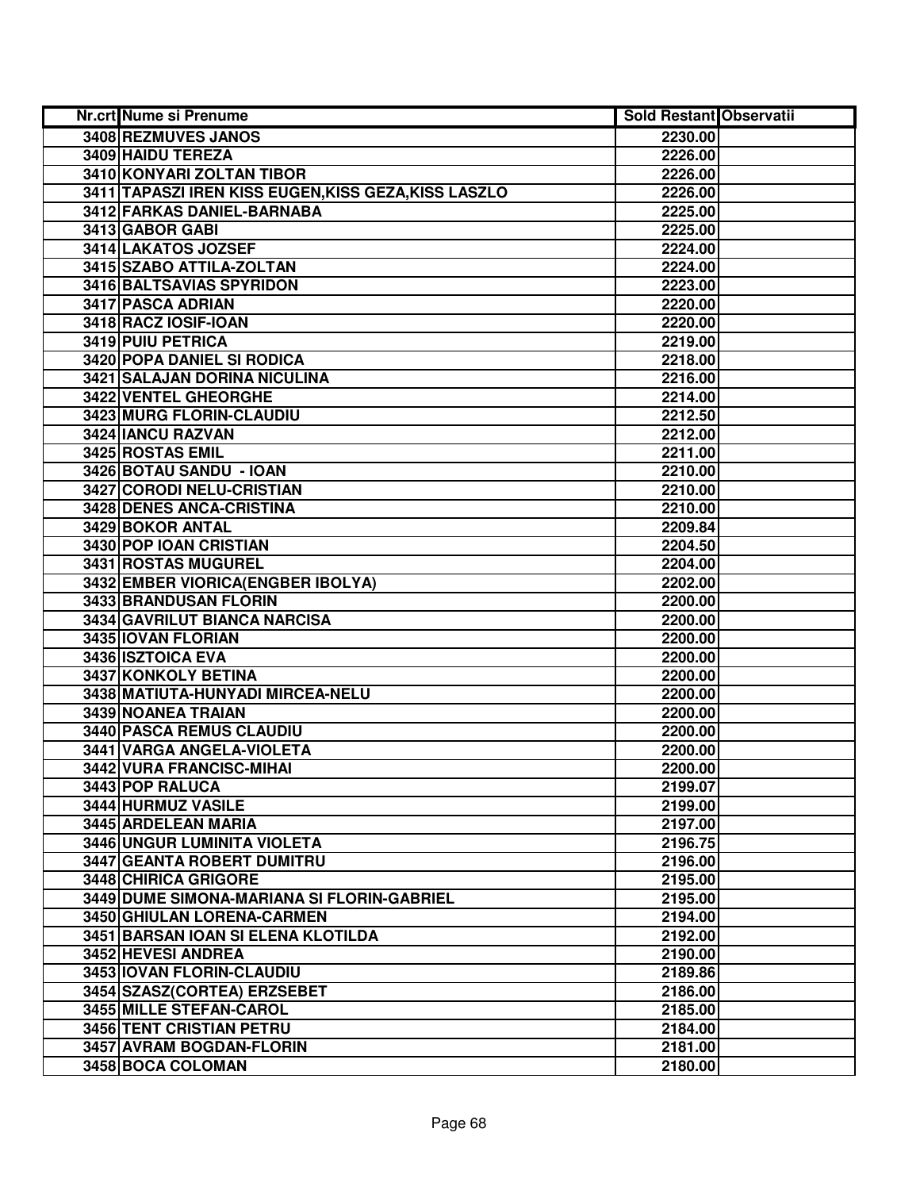| Nr.crt | Nume si Prenume | Sold Restant | Observatii |
|---|---|---|---|
| 3408 | REZMUVES JANOS | 2230.00 | |
| 3409 | HAIDU TEREZA | 2226.00 | |
| 3410 | KONYARI ZOLTAN TIBOR | 2226.00 | |
| 3411 | TAPASZI IREN KISS EUGEN,KISS GEZA,KISS LASZLO | 2226.00 | |
| 3412 | FARKAS DANIEL-BARNABA | 2225.00 | |
| 3413 | GABOR GABI | 2225.00 | |
| 3414 | LAKATOS JOZSEF | 2224.00 | |
| 3415 | SZABO ATTILA-ZOLTAN | 2224.00 | |
| 3416 | BALTSAVIAS SPYRIDON | 2223.00 | |
| 3417 | PASCA ADRIAN | 2220.00 | |
| 3418 | RACZ IOSIF-IOAN | 2220.00 | |
| 3419 | PUIU PETRICA | 2219.00 | |
| 3420 | POPA DANIEL SI RODICA | 2218.00 | |
| 3421 | SALAJAN DORINA NICULINA | 2216.00 | |
| 3422 | VENTEL GHEORGHE | 2214.00 | |
| 3423 | MURG FLORIN-CLAUDIU | 2212.50 | |
| 3424 | IANCU RAZVAN | 2212.00 | |
| 3425 | ROSTAS EMIL | 2211.00 | |
| 3426 | BOTAU SANDU - IOAN | 2210.00 | |
| 3427 | CORODI NELU-CRISTIAN | 2210.00 | |
| 3428 | DENES ANCA-CRISTINA | 2210.00 | |
| 3429 | BOKOR ANTAL | 2209.84 | |
| 3430 | POP IOAN CRISTIAN | 2204.50 | |
| 3431 | ROSTAS MUGUREL | 2204.00 | |
| 3432 | EMBER VIORICA(ENGBER IBOLYA) | 2202.00 | |
| 3433 | BRANDUSAN FLORIN | 2200.00 | |
| 3434 | GAVRILUT BIANCA NARCISA | 2200.00 | |
| 3435 | IOVAN FLORIAN | 2200.00 | |
| 3436 | ISZTOICA EVA | 2200.00 | |
| 3437 | KONKOLY BETINA | 2200.00 | |
| 3438 | MATIUTA-HUNYADI MIRCEA-NELU | 2200.00 | |
| 3439 | NOANEA TRAIAN | 2200.00 | |
| 3440 | PASCA REMUS CLAUDIU | 2200.00 | |
| 3441 | VARGA ANGELA-VIOLETA | 2200.00 | |
| 3442 | VURA FRANCISC-MIHAI | 2200.00 | |
| 3443 | POP RALUCA | 2199.07 | |
| 3444 | HURMUZ VASILE | 2199.00 | |
| 3445 | ARDELEAN MARIA | 2197.00 | |
| 3446 | UNGUR LUMINITA VIOLETA | 2196.75 | |
| 3447 | GEANTA ROBERT DUMITRU | 2196.00 | |
| 3448 | CHIRICA GRIGORE | 2195.00 | |
| 3449 | DUME SIMONA-MARIANA SI FLORIN-GABRIEL | 2195.00 | |
| 3450 | GHIULAN LORENA-CARMEN | 2194.00 | |
| 3451 | BARSAN IOAN SI ELENA KLOTILDA | 2192.00 | |
| 3452 | HEVESI ANDREA | 2190.00 | |
| 3453 | IOVAN FLORIN-CLAUDIU | 2189.86 | |
| 3454 | SZASZ(CORTEA) ERZSEBET | 2186.00 | |
| 3455 | MILLE STEFAN-CAROL | 2185.00 | |
| 3456 | TENT CRISTIAN PETRU | 2184.00 | |
| 3457 | AVRAM BOGDAN-FLORIN | 2181.00 | |
| 3458 | BOCA COLOMAN | 2180.00 | |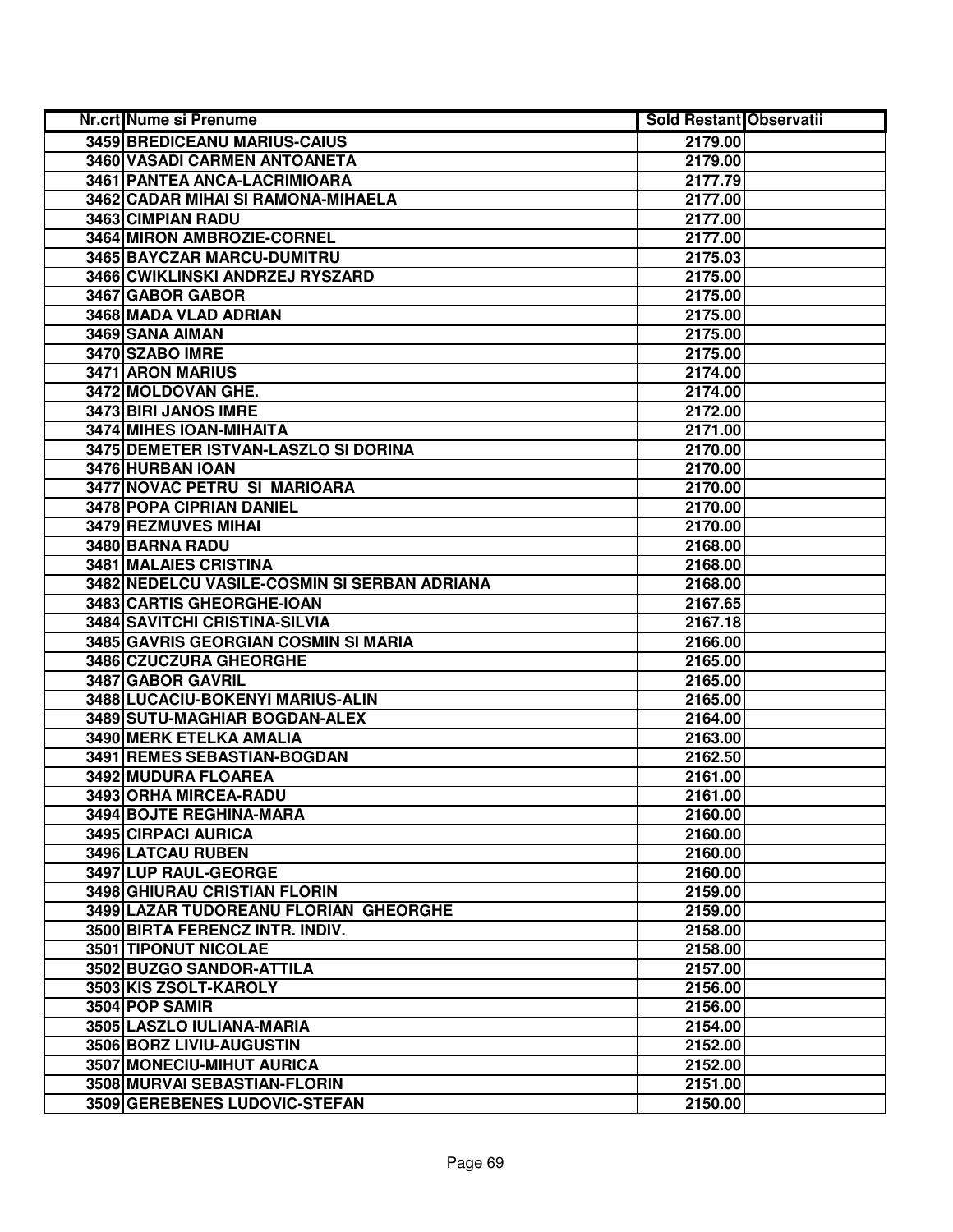| Nr.crt | Nume si Prenume | Sold Restant | Observatii |
|---|---|---|---|
| 3459 | BREDICEANU MARIUS-CAIUS | 2179.00 | |
| 3460 | VASADI CARMEN ANTOANETA | 2179.00 | |
| 3461 | PANTEA ANCA-LACRIMIOARA | 2177.79 | |
| 3462 | CADAR MIHAI SI RAMONA-MIHAELA | 2177.00 | |
| 3463 | CIMPIAN RADU | 2177.00 | |
| 3464 | MIRON AMBROZIE-CORNEL | 2177.00 | |
| 3465 | BAYCZAR MARCU-DUMITRU | 2175.03 | |
| 3466 | CWIKLINSKI ANDRZEJ RYSZARD | 2175.00 | |
| 3467 | GABOR GABOR | 2175.00 | |
| 3468 | MADA VLAD ADRIAN | 2175.00 | |
| 3469 | SANA AIMAN | 2175.00 | |
| 3470 | SZABO IMRE | 2175.00 | |
| 3471 | ARON MARIUS | 2174.00 | |
| 3472 | MOLDOVAN GHE. | 2174.00 | |
| 3473 | BIRI JANOS IMRE | 2172.00 | |
| 3474 | MIHES IOAN-MIHAITA | 2171.00 | |
| 3475 | DEMETER ISTVAN-LASZLO SI DORINA | 2170.00 | |
| 3476 | HURBAN IOAN | 2170.00 | |
| 3477 | NOVAC PETRU SI MARIOARA | 2170.00 | |
| 3478 | POPA CIPRIAN DANIEL | 2170.00 | |
| 3479 | REZMUVES MIHAI | 2170.00 | |
| 3480 | BARNA RADU | 2168.00 | |
| 3481 | MALAIES CRISTINA | 2168.00 | |
| 3482 | NEDELCU VASILE-COSMIN SI SERBAN ADRIANA | 2168.00 | |
| 3483 | CARTIS GHEORGHE-IOAN | 2167.65 | |
| 3484 | SAVITCHI CRISTINA-SILVIA | 2167.18 | |
| 3485 | GAVRIS GEORGIAN COSMIN SI MARIA | 2166.00 | |
| 3486 | CZUCZURA GHEORGHE | 2165.00 | |
| 3487 | GABOR GAVRIL | 2165.00 | |
| 3488 | LUCACIU-BOKENYI MARIUS-ALIN | 2165.00 | |
| 3489 | SUTU-MAGHIAR BOGDAN-ALEX | 2164.00 | |
| 3490 | MERK ETELKA AMALIA | 2163.00 | |
| 3491 | REMES SEBASTIAN-BOGDAN | 2162.50 | |
| 3492 | MUDURA FLOAREA | 2161.00 | |
| 3493 | ORHA MIRCEA-RADU | 2161.00 | |
| 3494 | BOJTE REGHINA-MARA | 2160.00 | |
| 3495 | CIRPACI AURICA | 2160.00 | |
| 3496 | LATCAU RUBEN | 2160.00 | |
| 3497 | LUP RAUL-GEORGE | 2160.00 | |
| 3498 | GHIURAU CRISTIAN FLORIN | 2159.00 | |
| 3499 | LAZAR TUDOREANU FLORIAN GHEORGHE | 2159.00 | |
| 3500 | BIRTA FERENCZ INTR. INDIV. | 2158.00 | |
| 3501 | TIPONUT NICOLAE | 2158.00 | |
| 3502 | BUZGO SANDOR-ATTILA | 2157.00 | |
| 3503 | KIS ZSOLT-KAROLY | 2156.00 | |
| 3504 | POP SAMIR | 2156.00 | |
| 3505 | LASZLO IULIANA-MARIA | 2154.00 | |
| 3506 | BORZ LIVIU-AUGUSTIN | 2152.00 | |
| 3507 | MONECIU-MIHUT AURICA | 2152.00 | |
| 3508 | MURVAI SEBASTIAN-FLORIN | 2151.00 | |
| 3509 | GEREBENES LUDOVIC-STEFAN | 2150.00 | |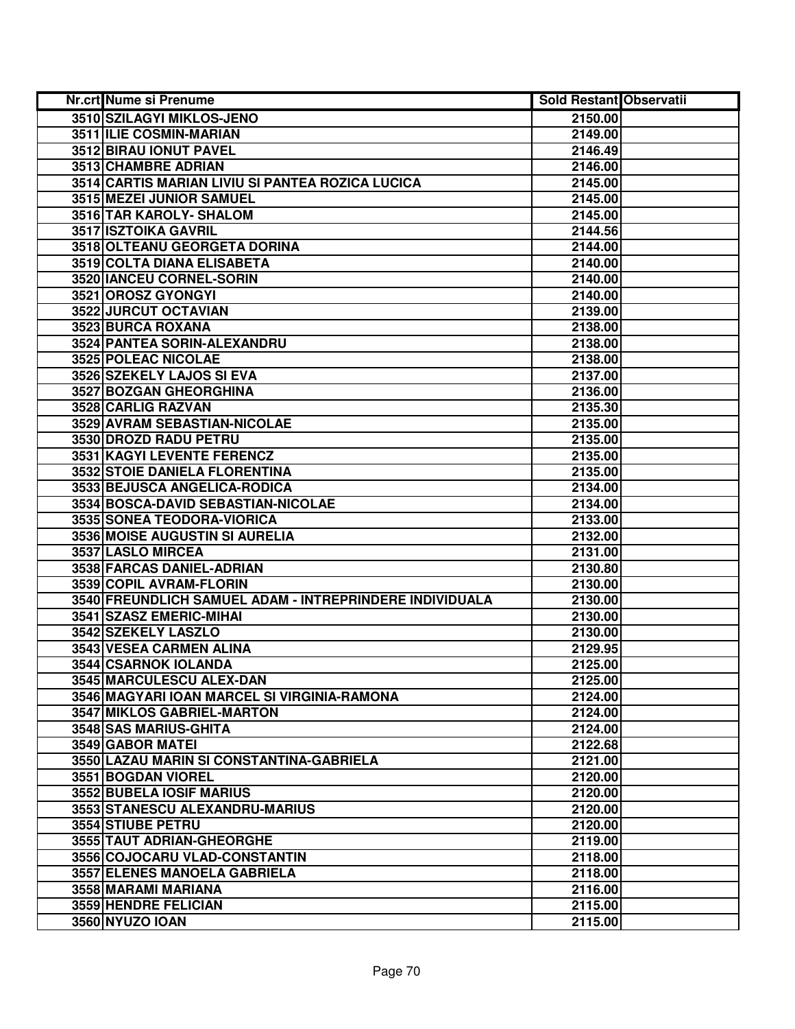| Nr.crt | Nume si Prenume | Sold Restant | Observatii |
|---|---|---|---|
| 3510 | SZILAGYI MIKLOS-JENO | 2150.00 | |
| 3511 | ILIE COSMIN-MARIAN | 2149.00 | |
| 3512 | BIRAU IONUT PAVEL | 2146.49 | |
| 3513 | CHAMBRE ADRIAN | 2146.00 | |
| 3514 | CARTIS MARIAN LIVIU SI PANTEA ROZICA LUCICA | 2145.00 | |
| 3515 | MEZEI JUNIOR SAMUEL | 2145.00 | |
| 3516 | TAR KAROLY- SHALOM | 2145.00 | |
| 3517 | ISZTOIKA GAVRIL | 2144.56 | |
| 3518 | OLTEANU GEORGETA DORINA | 2144.00 | |
| 3519 | COLTA DIANA ELISABETA | 2140.00 | |
| 3520 | IANCEU CORNEL-SORIN | 2140.00 | |
| 3521 | OROSZ GYONGYI | 2140.00 | |
| 3522 | JURCUT OCTAVIAN | 2139.00 | |
| 3523 | BURCA ROXANA | 2138.00 | |
| 3524 | PANTEA SORIN-ALEXANDRU | 2138.00 | |
| 3525 | POLEAC NICOLAE | 2138.00 | |
| 3526 | SZEKELY LAJOS SI EVA | 2137.00 | |
| 3527 | BOZGAN GHEORGHINA | 2136.00 | |
| 3528 | CARLIG RAZVAN | 2135.30 | |
| 3529 | AVRAM SEBASTIAN-NICOLAE | 2135.00 | |
| 3530 | DROZD RADU PETRU | 2135.00 | |
| 3531 | KAGYI LEVENTE FERENCZ | 2135.00 | |
| 3532 | STOIE DANIELA FLORENTINA | 2135.00 | |
| 3533 | BEJUSCA ANGELICA-RODICA | 2134.00 | |
| 3534 | BOSCA-DAVID SEBASTIAN-NICOLAE | 2134.00 | |
| 3535 | SONEA TEODORA-VIORICA | 2133.00 | |
| 3536 | MOISE AUGUSTIN SI AURELIA | 2132.00 | |
| 3537 | LASLO MIRCEA | 2131.00 | |
| 3538 | FARCAS DANIEL-ADRIAN | 2130.80 | |
| 3539 | COPIL AVRAM-FLORIN | 2130.00 | |
| 3540 | FREUNDLICH SAMUEL ADAM - INTREPRINDERE INDIVIDUALA | 2130.00 | |
| 3541 | SZASZ EMERIC-MIHAI | 2130.00 | |
| 3542 | SZEKELY LASZLO | 2130.00 | |
| 3543 | VESEA CARMEN ALINA | 2129.95 | |
| 3544 | CSARNOK IOLANDA | 2125.00 | |
| 3545 | MARCULESCU ALEX-DAN | 2125.00 | |
| 3546 | MAGYARI IOAN MARCEL SI VIRGINIA-RAMONA | 2124.00 | |
| 3547 | MIKLOS GABRIEL-MARTON | 2124.00 | |
| 3548 | SAS MARIUS-GHITA | 2124.00 | |
| 3549 | GABOR MATEI | 2122.68 | |
| 3550 | LAZAU MARIN SI CONSTANTINA-GABRIELA | 2121.00 | |
| 3551 | BOGDAN VIOREL | 2120.00 | |
| 3552 | BUBELA IOSIF MARIUS | 2120.00 | |
| 3553 | STANESCU ALEXANDRU-MARIUS | 2120.00 | |
| 3554 | STIUBE PETRU | 2120.00 | |
| 3555 | TAUT ADRIAN-GHEORGHE | 2119.00 | |
| 3556 | COJOCARU VLAD-CONSTANTIN | 2118.00 | |
| 3557 | ELENES MANOELA GABRIELA | 2118.00 | |
| 3558 | MARAMI MARIANA | 2116.00 | |
| 3559 | HENDRE FELICIAN | 2115.00 | |
| 3560 | NYUZO IOAN | 2115.00 | |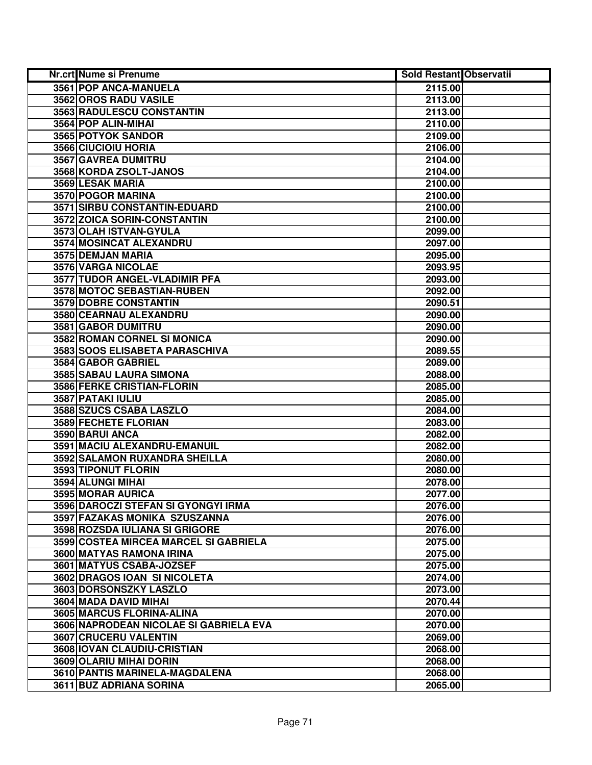| Nr.crt | Nume si Prenume | Sold Restant | Observatii |
|---|---|---|---|
| 3561 | POP ANCA-MANUELA | 2115.00 | |
| 3562 | OROS RADU VASILE | 2113.00 | |
| 3563 | RADULESCU CONSTANTIN | 2113.00 | |
| 3564 | POP ALIN-MIHAI | 2110.00 | |
| 3565 | POTYOK SANDOR | 2109.00 | |
| 3566 | CIUCIOIU HORIA | 2106.00 | |
| 3567 | GAVREA DUMITRU | 2104.00 | |
| 3568 | KORDA ZSOLT-JANOS | 2104.00 | |
| 3569 | LESAK MARIA | 2100.00 | |
| 3570 | POGOR MARINA | 2100.00 | |
| 3571 | SIRBU CONSTANTIN-EDUARD | 2100.00 | |
| 3572 | ZOICA SORIN-CONSTANTIN | 2100.00 | |
| 3573 | OLAH ISTVAN-GYULA | 2099.00 | |
| 3574 | MOSINCAT ALEXANDRU | 2097.00 | |
| 3575 | DEMJAN MARIA | 2095.00 | |
| 3576 | VARGA NICOLAE | 2093.95 | |
| 3577 | TUDOR ANGEL-VLADIMIR PFA | 2093.00 | |
| 3578 | MOTOC SEBASTIAN-RUBEN | 2092.00 | |
| 3579 | DOBRE CONSTANTIN | 2090.51 | |
| 3580 | CEARNAU ALEXANDRU | 2090.00 | |
| 3581 | GABOR DUMITRU | 2090.00 | |
| 3582 | ROMAN CORNEL SI MONICA | 2090.00 | |
| 3583 | SOOS ELISABETA PARASCHIVA | 2089.55 | |
| 3584 | GABOR GABRIEL | 2089.00 | |
| 3585 | SABAU LAURA SIMONA | 2088.00 | |
| 3586 | FERKE CRISTIAN-FLORIN | 2085.00 | |
| 3587 | PATAKI IULIU | 2085.00 | |
| 3588 | SZUCS CSABA LASZLO | 2084.00 | |
| 3589 | FECHETE FLORIAN | 2083.00 | |
| 3590 | BARUI ANCA | 2082.00 | |
| 3591 | MACIU ALEXANDRU-EMANUIL | 2082.00 | |
| 3592 | SALAMON RUXANDRA SHEILLA | 2080.00 | |
| 3593 | TIPONUT FLORIN | 2080.00 | |
| 3594 | ALUNGI MIHAI | 2078.00 | |
| 3595 | MORAR AURICA | 2077.00 | |
| 3596 | DAROCZI STEFAN SI GYONGYI IRMA | 2076.00 | |
| 3597 | FAZAKAS MONIKA SZUSZANNA | 2076.00 | |
| 3598 | ROZSDA IULIANA SI GRIGORE | 2076.00 | |
| 3599 | COSTEA MIRCEA MARCEL SI GABRIELA | 2075.00 | |
| 3600 | MATYAS RAMONA IRINA | 2075.00 | |
| 3601 | MATYUS CSABA-JOZSEF | 2075.00 | |
| 3602 | DRAGOS IOAN SI NICOLETA | 2074.00 | |
| 3603 | DORSONSZKY LASZLO | 2073.00 | |
| 3604 | MADA DAVID MIHAI | 2070.44 | |
| 3605 | MARCUS FLORINA-ALINA | 2070.00 | |
| 3606 | NAPRODEAN NICOLAE SI GABRIELA EVA | 2070.00 | |
| 3607 | CRUCERU VALENTIN | 2069.00 | |
| 3608 | IOVAN CLAUDIU-CRISTIAN | 2068.00 | |
| 3609 | OLARIU MIHAI DORIN | 2068.00 | |
| 3610 | PANTIS MARINELA-MAGDALENA | 2068.00 | |
| 3611 | BUZ ADRIANA SORINA | 2065.00 | |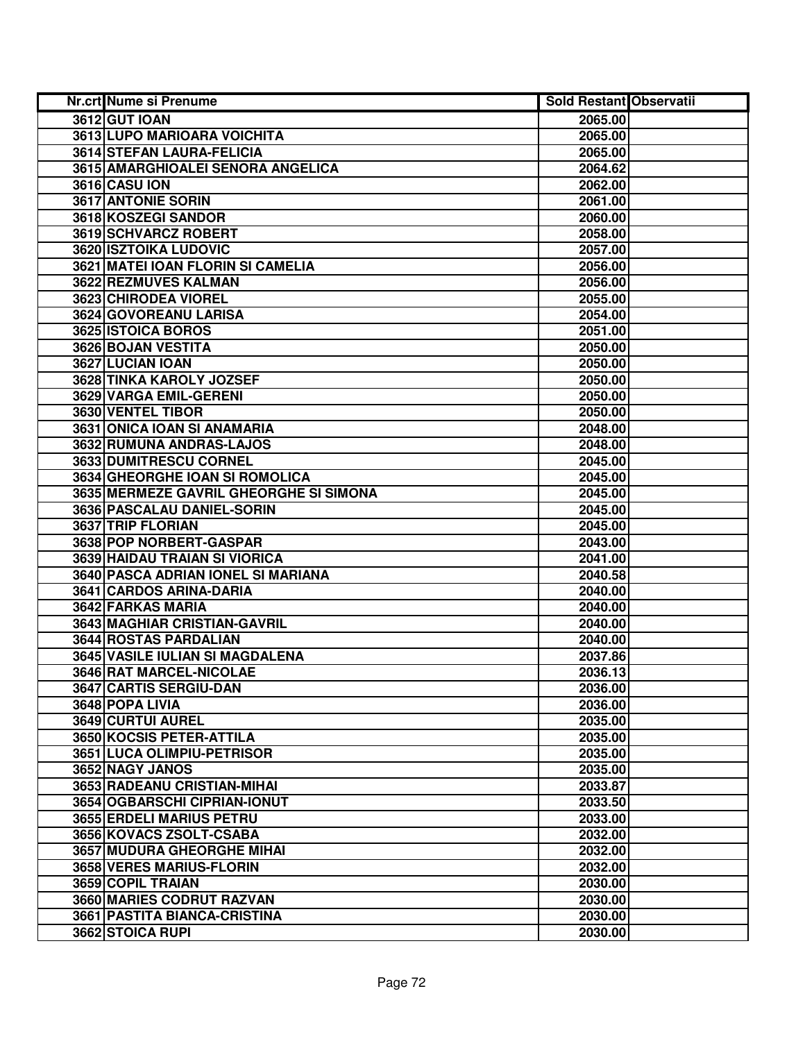| Nr.crt | Nume si Prenume | Sold Restant | Observatii |
|---|---|---|---|
| 3612 | GUT IOAN | 2065.00 | |
| 3613 | LUPO MARIOARA VOICHITA | 2065.00 | |
| 3614 | STEFAN LAURA-FELICIA | 2065.00 | |
| 3615 | AMARGHIOALEI SENORA ANGELICA | 2064.62 | |
| 3616 | CASU ION | 2062.00 | |
| 3617 | ANTONIE SORIN | 2061.00 | |
| 3618 | KOSZEGI SANDOR | 2060.00 | |
| 3619 | SCHVARCZ ROBERT | 2058.00 | |
| 3620 | ISZTOIKA LUDOVIC | 2057.00 | |
| 3621 | MATEI IOAN FLORIN SI CAMELIA | 2056.00 | |
| 3622 | REZMUVES KALMAN | 2056.00 | |
| 3623 | CHIRODEA VIOREL | 2055.00 | |
| 3624 | GOVOREANU LARISA | 2054.00 | |
| 3625 | ISTOICA BOROS | 2051.00 | |
| 3626 | BOJAN VESTITA | 2050.00 | |
| 3627 | LUCIAN IOAN | 2050.00 | |
| 3628 | TINKA KAROLY JOZSEF | 2050.00 | |
| 3629 | VARGA EMIL-GERENI | 2050.00 | |
| 3630 | VENTEL TIBOR | 2050.00 | |
| 3631 | ONICA IOAN SI ANAMARIA | 2048.00 | |
| 3632 | RUMUNA ANDRAS-LAJOS | 2048.00 | |
| 3633 | DUMITRESCU CORNEL | 2045.00 | |
| 3634 | GHEORGHE IOAN SI ROMOLICA | 2045.00 | |
| 3635 | MERMEZE GAVRIL GHEORGHE SI SIMONA | 2045.00 | |
| 3636 | PASCALAU DANIEL-SORIN | 2045.00 | |
| 3637 | TRIP FLORIAN | 2045.00 | |
| 3638 | POP NORBERT-GASPAR | 2043.00 | |
| 3639 | HAIDAU TRAIAN SI VIORICA | 2041.00 | |
| 3640 | PASCA ADRIAN IONEL SI MARIANA | 2040.58 | |
| 3641 | CARDOS ARINA-DARIA | 2040.00 | |
| 3642 | FARKAS MARIA | 2040.00 | |
| 3643 | MAGHIAR CRISTIAN-GAVRIL | 2040.00 | |
| 3644 | ROSTAS PARDALIAN | 2040.00 | |
| 3645 | VASILE IULIAN SI MAGDALENA | 2037.86 | |
| 3646 | RAT MARCEL-NICOLAE | 2036.13 | |
| 3647 | CARTIS SERGIU-DAN | 2036.00 | |
| 3648 | POPA LIVIA | 2036.00 | |
| 3649 | CURTUI AUREL | 2035.00 | |
| 3650 | KOCSIS PETER-ATTILA | 2035.00 | |
| 3651 | LUCA OLIMPIU-PETRISOR | 2035.00 | |
| 3652 | NAGY JANOS | 2035.00 | |
| 3653 | RADEANU CRISTIAN-MIHAI | 2033.87 | |
| 3654 | OGBARSCHI CIPRIAN-IONUT | 2033.50 | |
| 3655 | ERDELI MARIUS PETRU | 2033.00 | |
| 3656 | KOVACS ZSOLT-CSABA | 2032.00 | |
| 3657 | MUDURA GHEORGHE MIHAI | 2032.00 | |
| 3658 | VERES MARIUS-FLORIN | 2032.00 | |
| 3659 | COPIL TRAIAN | 2030.00 | |
| 3660 | MARIES CODRUT RAZVAN | 2030.00 | |
| 3661 | PASTITA BIANCA-CRISTINA | 2030.00 | |
| 3662 | STOICA RUPI | 2030.00 | |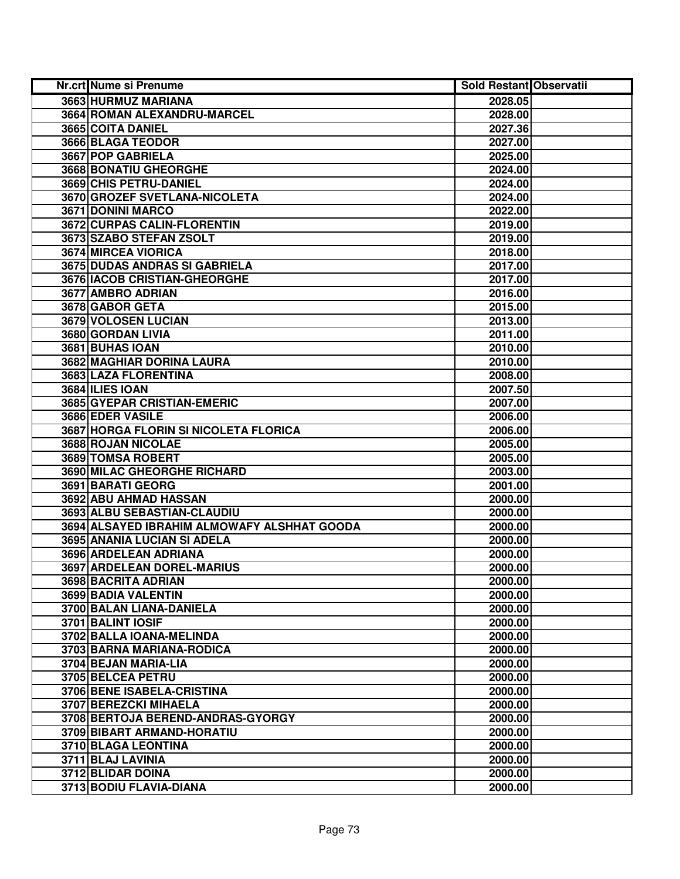| Nr.crt | Nume si Prenume | Sold Restant | Observatii |
|---|---|---|---|
| 3663 | HURMUZ MARIANA | 2028.05 | |
| 3664 | ROMAN ALEXANDRU-MARCEL | 2028.00 | |
| 3665 | COITA DANIEL | 2027.36 | |
| 3666 | BLAGA TEODOR | 2027.00 | |
| 3667 | POP GABRIELA | 2025.00 | |
| 3668 | BONATIU GHEORGHE | 2024.00 | |
| 3669 | CHIS PETRU-DANIEL | 2024.00 | |
| 3670 | GROZEF SVETLANA-NICOLETA | 2024.00 | |
| 3671 | DONINI MARCO | 2022.00 | |
| 3672 | CURPAS CALIN-FLORENTIN | 2019.00 | |
| 3673 | SZABO STEFAN ZSOLT | 2019.00 | |
| 3674 | MIRCEA VIORICA | 2018.00 | |
| 3675 | DUDAS ANDRAS SI GABRIELA | 2017.00 | |
| 3676 | IACOB CRISTIAN-GHEORGHE | 2017.00 | |
| 3677 | AMBRO ADRIAN | 2016.00 | |
| 3678 | GABOR GETA | 2015.00 | |
| 3679 | VOLOSEN LUCIAN | 2013.00 | |
| 3680 | GORDAN LIVIA | 2011.00 | |
| 3681 | BUHAS IOAN | 2010.00 | |
| 3682 | MAGHIAR DORINA LAURA | 2010.00 | |
| 3683 | LAZA FLORENTINA | 2008.00 | |
| 3684 | ILIES IOAN | 2007.50 | |
| 3685 | GYEPAR CRISTIAN-EMERIC | 2007.00 | |
| 3686 | EDER VASILE | 2006.00 | |
| 3687 | HORGA FLORIN SI NICOLETA FLORICA | 2006.00 | |
| 3688 | ROJAN NICOLAE | 2005.00 | |
| 3689 | TOMSA ROBERT | 2005.00 | |
| 3690 | MILAC GHEORGHE RICHARD | 2003.00 | |
| 3691 | BARATI GEORG | 2001.00 | |
| 3692 | ABU AHMAD HASSAN | 2000.00 | |
| 3693 | ALBU SEBASTIAN-CLAUDIU | 2000.00 | |
| 3694 | ALSAYED IBRAHIM ALMOWAFY ALSHHAT GOODA | 2000.00 | |
| 3695 | ANANIA LUCIAN SI ADELA | 2000.00 | |
| 3696 | ARDELEAN ADRIANA | 2000.00 | |
| 3697 | ARDELEAN DOREL-MARIUS | 2000.00 | |
| 3698 | BACRITA ADRIAN | 2000.00 | |
| 3699 | BADIA VALENTIN | 2000.00 | |
| 3700 | BALAN LIANA-DANIELA | 2000.00 | |
| 3701 | BALINT IOSIF | 2000.00 | |
| 3702 | BALLA IOANA-MELINDA | 2000.00 | |
| 3703 | BARNA MARIANA-RODICA | 2000.00 | |
| 3704 | BEJAN MARIA-LIA | 2000.00 | |
| 3705 | BELCEA PETRU | 2000.00 | |
| 3706 | BENE ISABELA-CRISTINA | 2000.00 | |
| 3707 | BEREZCKI MIHAELA | 2000.00 | |
| 3708 | BERTOJA BEREND-ANDRAS-GYORGY | 2000.00 | |
| 3709 | BIBART ARMAND-HORATIU | 2000.00 | |
| 3710 | BLAGA LEONTINA | 2000.00 | |
| 3711 | BLAJ LAVINIA | 2000.00 | |
| 3712 | BLIDAR DOINA | 2000.00 | |
| 3713 | BODIU FLAVIA-DIANA | 2000.00 | |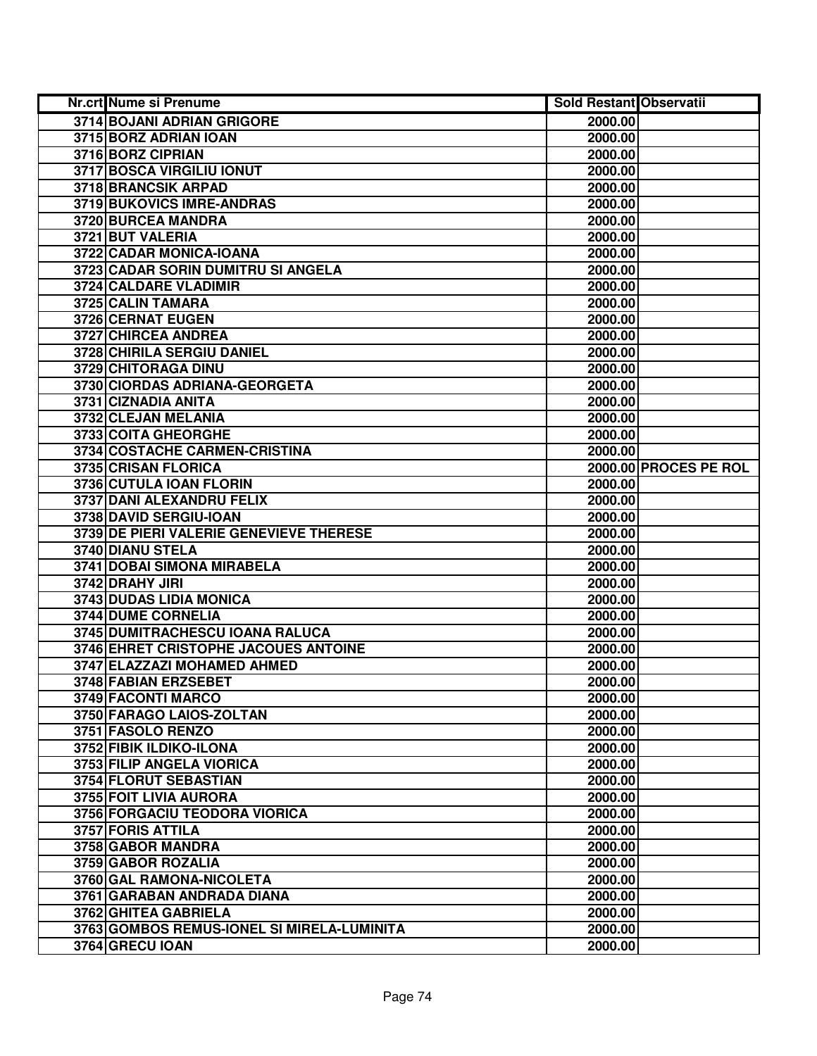| Nr.crt | Nume si Prenume | Sold Restant | Observatii |
|---|---|---|---|
| 3714 | BOJANI ADRIAN GRIGORE | 2000.00 | |
| 3715 | BORZ ADRIAN IOAN | 2000.00 | |
| 3716 | BORZ CIPRIAN | 2000.00 | |
| 3717 | BOSCA VIRGILIU IONUT | 2000.00 | |
| 3718 | BRANCSIK ARPAD | 2000.00 | |
| 3719 | BUKOVICS IMRE-ANDRAS | 2000.00 | |
| 3720 | BURCEA MANDRA | 2000.00 | |
| 3721 | BUT VALERIA | 2000.00 | |
| 3722 | CADAR MONICA-IOANA | 2000.00 | |
| 3723 | CADAR SORIN DUMITRU SI ANGELA | 2000.00 | |
| 3724 | CALDARE VLADIMIR | 2000.00 | |
| 3725 | CALIN TAMARA | 2000.00 | |
| 3726 | CERNAT EUGEN | 2000.00 | |
| 3727 | CHIRCEA ANDREA | 2000.00 | |
| 3728 | CHIRILA SERGIU DANIEL | 2000.00 | |
| 3729 | CHITORAGA DINU | 2000.00 | |
| 3730 | CIORDAS ADRIANA-GEORGETA | 2000.00 | |
| 3731 | CIZNADIA ANITA | 2000.00 | |
| 3732 | CLEJAN MELANIA | 2000.00 | |
| 3733 | COITA GHEORGHE | 2000.00 | |
| 3734 | COSTACHE CARMEN-CRISTINA | 2000.00 | |
| 3735 | CRISAN FLORICA | 2000.00 | PROCES PE ROL |
| 3736 | CUTULA IOAN FLORIN | 2000.00 | |
| 3737 | DANI ALEXANDRU FELIX | 2000.00 | |
| 3738 | DAVID SERGIU-IOAN | 2000.00 | |
| 3739 | DE PIERI VALERIE GENEVIEVE THERESE | 2000.00 | |
| 3740 | DIANU STELA | 2000.00 | |
| 3741 | DOBAI SIMONA MIRABELA | 2000.00 | |
| 3742 | DRAHY JIRI | 2000.00 | |
| 3743 | DUDAS LIDIA MONICA | 2000.00 | |
| 3744 | DUME CORNELIA | 2000.00 | |
| 3745 | DUMITRACHESCU IOANA RALUCA | 2000.00 | |
| 3746 | EHRET CRISTOPHE JACOUES ANTOINE | 2000.00 | |
| 3747 | ELAZZAZI MOHAMED AHMED | 2000.00 | |
| 3748 | FABIAN ERZSEBET | 2000.00 | |
| 3749 | FACONTI MARCO | 2000.00 | |
| 3750 | FARAGO LAIOS-ZOLTAN | 2000.00 | |
| 3751 | FASOLO RENZO | 2000.00 | |
| 3752 | FIBIK ILDIKO-ILONA | 2000.00 | |
| 3753 | FILIP ANGELA VIORICA | 2000.00 | |
| 3754 | FLORUT SEBASTIAN | 2000.00 | |
| 3755 | FOIT LIVIA AURORA | 2000.00 | |
| 3756 | FORGACIU TEODORA VIORICA | 2000.00 | |
| 3757 | FORIS ATTILA | 2000.00 | |
| 3758 | GABOR MANDRA | 2000.00 | |
| 3759 | GABOR ROZALIA | 2000.00 | |
| 3760 | GAL RAMONA-NICOLETA | 2000.00 | |
| 3761 | GARABAN ANDRADA DIANA | 2000.00 | |
| 3762 | GHITEA GABRIELA | 2000.00 | |
| 3763 | GOMBOS REMUS-IONEL SI MIRELA-LUMINITA | 2000.00 | |
| 3764 | GRECU IOAN | 2000.00 | |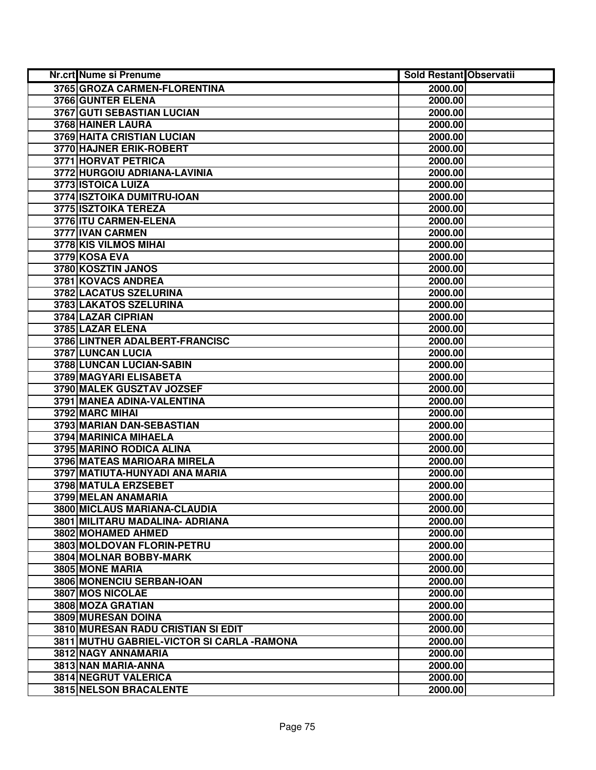| Nr.crt | Nume si Prenume | Sold Restant | Observatii |
|---|---|---|---|
| 3765 | GROZA CARMEN-FLORENTINA | 2000.00 | |
| 3766 | GUNTER ELENA | 2000.00 | |
| 3767 | GUTI SEBASTIAN LUCIAN | 2000.00 | |
| 3768 | HAINER LAURA | 2000.00 | |
| 3769 | HAITA CRISTIAN LUCIAN | 2000.00 | |
| 3770 | HAJNER ERIK-ROBERT | 2000.00 | |
| 3771 | HORVAT PETRICA | 2000.00 | |
| 3772 | HURGOIU ADRIANA-LAVINIA | 2000.00 | |
| 3773 | ISTOICA LUIZA | 2000.00 | |
| 3774 | ISZTOIKA DUMITRU-IOAN | 2000.00 | |
| 3775 | ISZTOIKA TEREZA | 2000.00 | |
| 3776 | ITU CARMEN-ELENA | 2000.00 | |
| 3777 | IVAN CARMEN | 2000.00 | |
| 3778 | KIS VILMOS MIHAI | 2000.00 | |
| 3779 | KOSA EVA | 2000.00 | |
| 3780 | KOSZTIN JANOS | 2000.00 | |
| 3781 | KOVACS ANDREA | 2000.00 | |
| 3782 | LACATUS SZELURINA | 2000.00 | |
| 3783 | LAKATOS SZELURINA | 2000.00 | |
| 3784 | LAZAR CIPRIAN | 2000.00 | |
| 3785 | LAZAR ELENA | 2000.00 | |
| 3786 | LINTNER ADALBERT-FRANCISC | 2000.00 | |
| 3787 | LUNCAN LUCIA | 2000.00 | |
| 3788 | LUNCAN LUCIAN-SABIN | 2000.00 | |
| 3789 | MAGYARI ELISABETA | 2000.00 | |
| 3790 | MALEK GUSZTAV JOZSEF | 2000.00 | |
| 3791 | MANEA ADINA-VALENTINA | 2000.00 | |
| 3792 | MARC MIHAI | 2000.00 | |
| 3793 | MARIAN DAN-SEBASTIAN | 2000.00 | |
| 3794 | MARINICA MIHAELA | 2000.00 | |
| 3795 | MARINO RODICA ALINA | 2000.00 | |
| 3796 | MATEAS MARIOARA MIRELA | 2000.00 | |
| 3797 | MATIUTA-HUNYADI ANA MARIA | 2000.00 | |
| 3798 | MATULA ERZSEBET | 2000.00 | |
| 3799 | MELAN ANAMARIA | 2000.00 | |
| 3800 | MICLAUS MARIANA-CLAUDIA | 2000.00 | |
| 3801 | MILITARU MADALINA- ADRIANA | 2000.00 | |
| 3802 | MOHAMED AHMED | 2000.00 | |
| 3803 | MOLDOVAN FLORIN-PETRU | 2000.00 | |
| 3804 | MOLNAR BOBBY-MARK | 2000.00 | |
| 3805 | MONE MARIA | 2000.00 | |
| 3806 | MONENCIU SERBAN-IOAN | 2000.00 | |
| 3807 | MOS NICOLAE | 2000.00 | |
| 3808 | MOZA GRATIAN | 2000.00 | |
| 3809 | MURESAN DOINA | 2000.00 | |
| 3810 | MURESAN RADU CRISTIAN SI EDIT | 2000.00 | |
| 3811 | MUTHU GABRIEL-VICTOR SI CARLA -RAMONA | 2000.00 | |
| 3812 | NAGY ANNAMARIA | 2000.00 | |
| 3813 | NAN MARIA-ANNA | 2000.00 | |
| 3814 | NEGRUT VALERICA | 2000.00 | |
| 3815 | NELSON BRACALENTE | 2000.00 | |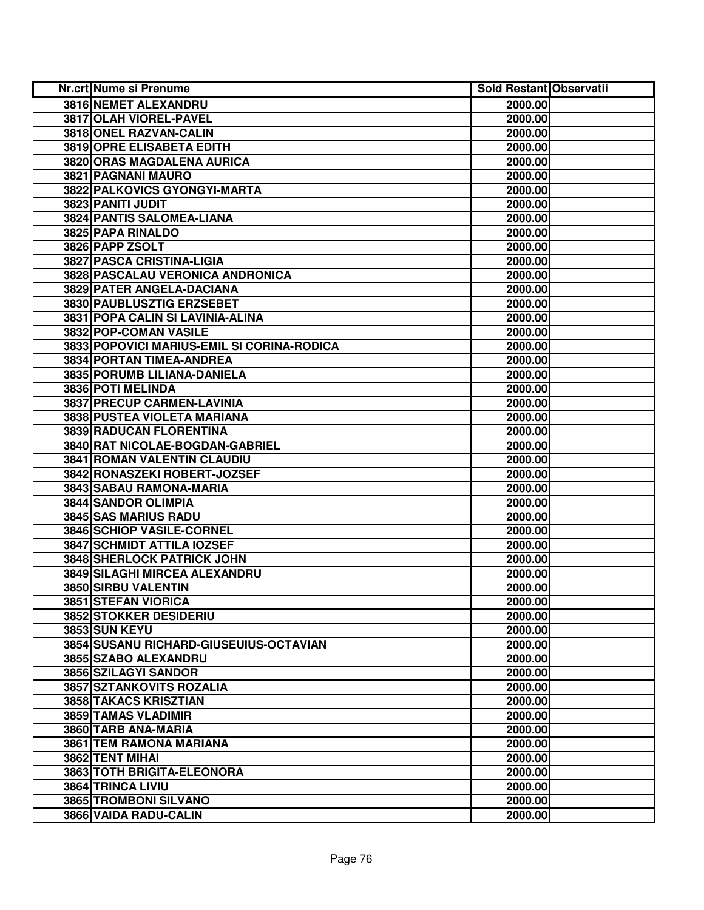| Nr.crt | Nume si Prenume | Sold Restant | Observatii |
|---|---|---|---|
| 3816 | NEMET ALEXANDRU | 2000.00 | |
| 3817 | OLAH VIOREL-PAVEL | 2000.00 | |
| 3818 | ONEL RAZVAN-CALIN | 2000.00 | |
| 3819 | OPRE ELISABETA EDITH | 2000.00 | |
| 3820 | ORAS MAGDALENA AURICA | 2000.00 | |
| 3821 | PAGNANI MAURO | 2000.00 | |
| 3822 | PALKOVICS GYONGYI-MARTA | 2000.00 | |
| 3823 | PANITI JUDIT | 2000.00 | |
| 3824 | PANTIS SALOMEA-LIANA | 2000.00 | |
| 3825 | PAPA RINALDO | 2000.00 | |
| 3826 | PAPP ZSOLT | 2000.00 | |
| 3827 | PASCA CRISTINA-LIGIA | 2000.00 | |
| 3828 | PASCALAU VERONICA ANDRONICA | 2000.00 | |
| 3829 | PATER ANGELA-DACIANA | 2000.00 | |
| 3830 | PAUBLUSZTIG ERZSEBET | 2000.00 | |
| 3831 | POPA CALIN SI LAVINIA-ALINA | 2000.00 | |
| 3832 | POP-COMAN VASILE | 2000.00 | |
| 3833 | POPOVICI MARIUS-EMIL SI CORINA-RODICA | 2000.00 | |
| 3834 | PORTAN TIMEA-ANDREA | 2000.00 | |
| 3835 | PORUMB LILIANA-DANIELA | 2000.00 | |
| 3836 | POTI MELINDA | 2000.00 | |
| 3837 | PRECUP CARMEN-LAVINIA | 2000.00 | |
| 3838 | PUSTEA VIOLETA MARIANA | 2000.00 | |
| 3839 | RADUCAN FLORENTINA | 2000.00 | |
| 3840 | RAT NICOLAE-BOGDAN-GABRIEL | 2000.00 | |
| 3841 | ROMAN VALENTIN CLAUDIU | 2000.00 | |
| 3842 | RONASZEKI ROBERT-JOZSEF | 2000.00 | |
| 3843 | SABAU RAMONA-MARIA | 2000.00 | |
| 3844 | SANDOR OLIMPIA | 2000.00 | |
| 3845 | SAS MARIUS RADU | 2000.00 | |
| 3846 | SCHIOP VASILE-CORNEL | 2000.00 | |
| 3847 | SCHMIDT ATTILA IOZSEF | 2000.00 | |
| 3848 | SHERLOCK PATRICK JOHN | 2000.00 | |
| 3849 | SILAGHI MIRCEA ALEXANDRU | 2000.00 | |
| 3850 | SIRBU VALENTIN | 2000.00 | |
| 3851 | STEFAN VIORICA | 2000.00 | |
| 3852 | STOKKER DESIDERIU | 2000.00 | |
| 3853 | SUN KEYU | 2000.00 | |
| 3854 | SUSANU RICHARD-GIUSEUIUS-OCTAVIAN | 2000.00 | |
| 3855 | SZABO ALEXANDRU | 2000.00 | |
| 3856 | SZILAGYI SANDOR | 2000.00 | |
| 3857 | SZTANKOVITS ROZALIA | 2000.00 | |
| 3858 | TAKACS KRISZTIAN | 2000.00 | |
| 3859 | TAMAS VLADIMIR | 2000.00 | |
| 3860 | TARB ANA-MARIA | 2000.00 | |
| 3861 | TEM RAMONA MARIANA | 2000.00 | |
| 3862 | TENT MIHAI | 2000.00 | |
| 3863 | TOTH BRIGITA-ELEONORA | 2000.00 | |
| 3864 | TRINCA LIVIU | 2000.00 | |
| 3865 | TROMBONI SILVANO | 2000.00 | |
| 3866 | VAIDA RADU-CALIN | 2000.00 | |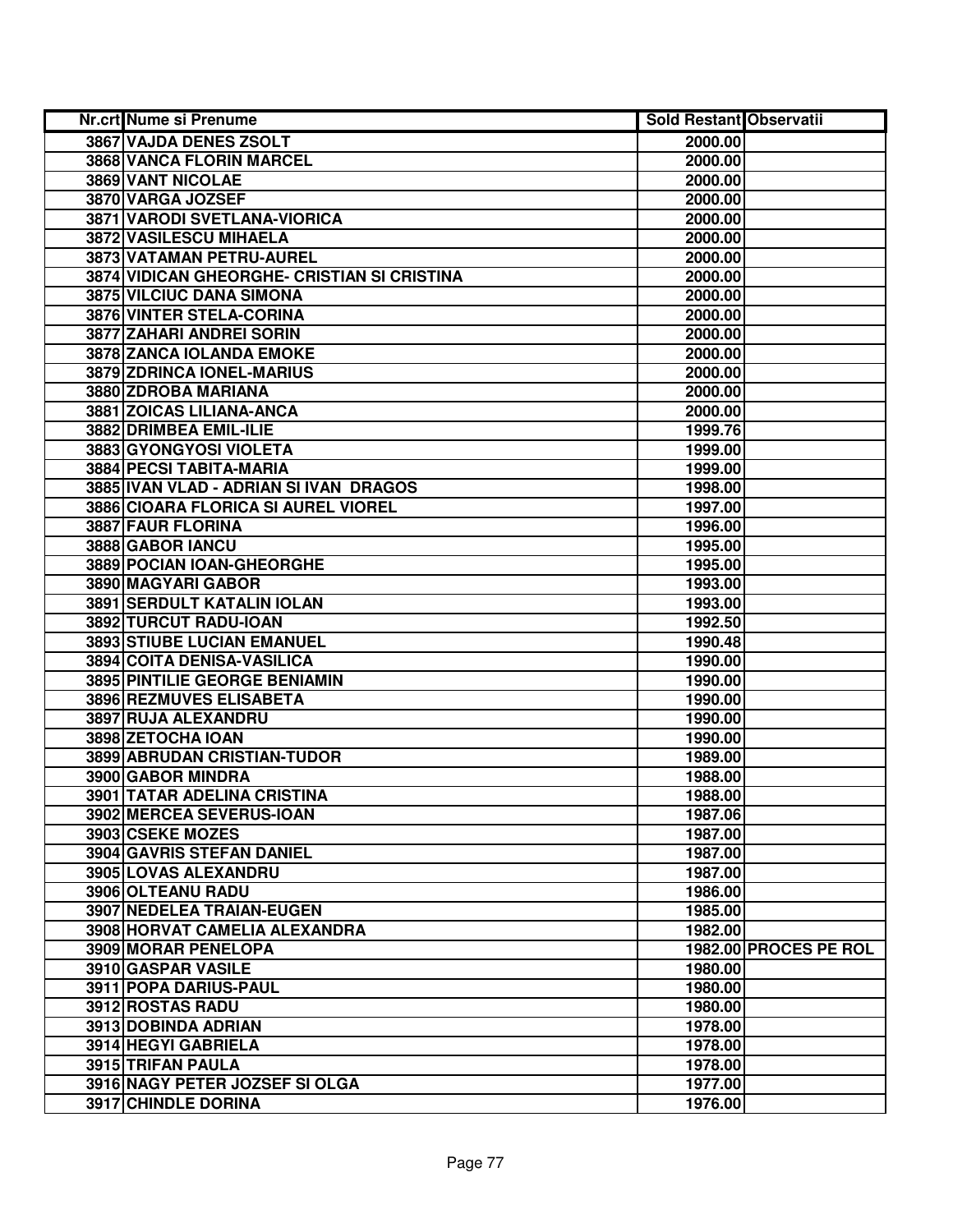| Nr.crt | Nume si Prenume | Sold Restant | Observatii |
|---|---|---|---|
| 3867 | VAJDA DENES ZSOLT | 2000.00 | |
| 3868 | VANCA FLORIN MARCEL | 2000.00 | |
| 3869 | VANT NICOLAE | 2000.00 | |
| 3870 | VARGA JOZSEF | 2000.00 | |
| 3871 | VARODI SVETLANA-VIORICA | 2000.00 | |
| 3872 | VASILESCU MIHAELA | 2000.00 | |
| 3873 | VATAMAN PETRU-AUREL | 2000.00 | |
| 3874 | VIDICAN GHEORGHE- CRISTIAN SI CRISTINA | 2000.00 | |
| 3875 | VILCIUC DANA SIMONA | 2000.00 | |
| 3876 | VINTER STELA-CORINA | 2000.00 | |
| 3877 | ZAHARI ANDREI SORIN | 2000.00 | |
| 3878 | ZANCA IOLANDA EMOKE | 2000.00 | |
| 3879 | ZDRINCA IONEL-MARIUS | 2000.00 | |
| 3880 | ZDROBA MARIANA | 2000.00 | |
| 3881 | ZOICAS LILIANA-ANCA | 2000.00 | |
| 3882 | DRIMBEA EMIL-ILIE | 1999.76 | |
| 3883 | GYONGYOSI VIOLETA | 1999.00 | |
| 3884 | PECSI TABITA-MARIA | 1999.00 | |
| 3885 | IVAN VLAD - ADRIAN SI IVAN DRAGOS | 1998.00 | |
| 3886 | CIOARA FLORICA SI AUREL VIOREL | 1997.00 | |
| 3887 | FAUR FLORINA | 1996.00 | |
| 3888 | GABOR IANCU | 1995.00 | |
| 3889 | POCIAN IOAN-GHEORGHE | 1995.00 | |
| 3890 | MAGYARI GABOR | 1993.00 | |
| 3891 | SERDULT KATALIN IOLAN | 1993.00 | |
| 3892 | TURCUT RADU-IOAN | 1992.50 | |
| 3893 | STIUBE LUCIAN EMANUEL | 1990.48 | |
| 3894 | COITA DENISA-VASILICA | 1990.00 | |
| 3895 | PINTILIE GEORGE BENIAMIN | 1990.00 | |
| 3896 | REZMUVES ELISABETA | 1990.00 | |
| 3897 | RUJA ALEXANDRU | 1990.00 | |
| 3898 | ZETOCHA IOAN | 1990.00 | |
| 3899 | ABRUDAN CRISTIAN-TUDOR | 1989.00 | |
| 3900 | GABOR MINDRA | 1988.00 | |
| 3901 | TATAR ADELINA CRISTINA | 1988.00 | |
| 3902 | MERCEA SEVERUS-IOAN | 1987.06 | |
| 3903 | CSEKE MOZES | 1987.00 | |
| 3904 | GAVRIS STEFAN DANIEL | 1987.00 | |
| 3905 | LOVAS ALEXANDRU | 1987.00 | |
| 3906 | OLTEANU RADU | 1986.00 | |
| 3907 | NEDELEA TRAIAN-EUGEN | 1985.00 | |
| 3908 | HORVAT CAMELIA ALEXANDRA | 1982.00 | |
| 3909 | MORAR PENELOPA | 1982.00 | PROCES PE ROL |
| 3910 | GASPAR VASILE | 1980.00 | |
| 3911 | POPA DARIUS-PAUL | 1980.00 | |
| 3912 | ROSTAS RADU | 1980.00 | |
| 3913 | DOBINDA ADRIAN | 1978.00 | |
| 3914 | HEGYI GABRIELA | 1978.00 | |
| 3915 | TRIFAN PAULA | 1978.00 | |
| 3916 | NAGY PETER JOZSEF SI OLGA | 1977.00 | |
| 3917 | CHINDLE DORINA | 1976.00 | |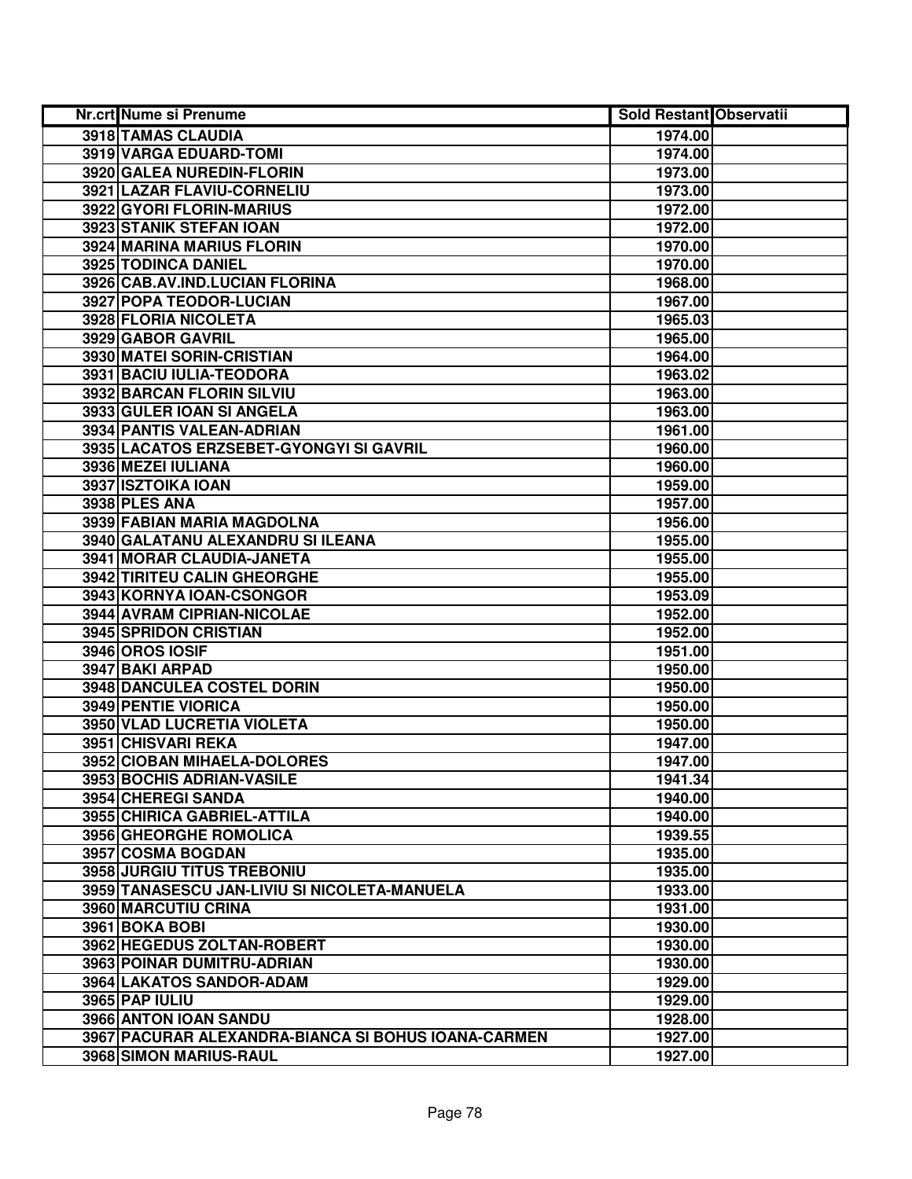| Nr.crt | Nume si Prenume | Sold Restant | Observatii |
| --- | --- | --- | --- |
| 3918 | TAMAS CLAUDIA | 1974.00 | |
| 3919 | VARGA EDUARD-TOMI | 1974.00 | |
| 3920 | GALEA NUREDIN-FLORIN | 1973.00 | |
| 3921 | LAZAR FLAVIU-CORNELIU | 1973.00 | |
| 3922 | GYORI FLORIN-MARIUS | 1972.00 | |
| 3923 | STANIK STEFAN IOAN | 1972.00 | |
| 3924 | MARINA MARIUS FLORIN | 1970.00 | |
| 3925 | TODINCA DANIEL | 1970.00 | |
| 3926 | CAB.AV.IND.LUCIAN FLORINA | 1968.00 | |
| 3927 | POPA TEODOR-LUCIAN | 1967.00 | |
| 3928 | FLORIA NICOLETA | 1965.03 | |
| 3929 | GABOR GAVRIL | 1965.00 | |
| 3930 | MATEI SORIN-CRISTIAN | 1964.00 | |
| 3931 | BACIU IULIA-TEODORA | 1963.02 | |
| 3932 | BARCAN FLORIN SILVIU | 1963.00 | |
| 3933 | GULER IOAN SI ANGELA | 1963.00 | |
| 3934 | PANTIS VALEAN-ADRIAN | 1961.00 | |
| 3935 | LACATOS ERZSEBET-GYONGYI SI GAVRIL | 1960.00 | |
| 3936 | MEZEI IULIANA | 1960.00 | |
| 3937 | ISZTOIKA IOAN | 1959.00 | |
| 3938 | PLES ANA | 1957.00 | |
| 3939 | FABIAN MARIA MAGDOLNA | 1956.00 | |
| 3940 | GALATANU ALEXANDRU SI ILEANA | 1955.00 | |
| 3941 | MORAR CLAUDIA-JANETA | 1955.00 | |
| 3942 | TIRITEU CALIN GHEORGHE | 1955.00 | |
| 3943 | KORNYA IOAN-CSONGOR | 1953.09 | |
| 3944 | AVRAM CIPRIAN-NICOLAE | 1952.00 | |
| 3945 | SPRIDON CRISTIAN | 1952.00 | |
| 3946 | OROS IOSIF | 1951.00 | |
| 3947 | BAKI ARPAD | 1950.00 | |
| 3948 | DANCULEA COSTEL DORIN | 1950.00 | |
| 3949 | PENTIE VIORICA | 1950.00 | |
| 3950 | VLAD LUCRETIA VIOLETA | 1950.00 | |
| 3951 | CHISVARI REKA | 1947.00 | |
| 3952 | CIOBAN MIHAELA-DOLORES | 1947.00 | |
| 3953 | BOCHIS ADRIAN-VASILE | 1941.34 | |
| 3954 | CHEREGI SANDA | 1940.00 | |
| 3955 | CHIRICA GABRIEL-ATTILA | 1940.00 | |
| 3956 | GHEORGHE ROMOLICA | 1939.55 | |
| 3957 | COSMA BOGDAN | 1935.00 | |
| 3958 | JURGIU TITUS TREBONIU | 1935.00 | |
| 3959 | TANASESCU JAN-LIVIU SI NICOLETA-MANUELA | 1933.00 | |
| 3960 | MARCUTIU CRINA | 1931.00 | |
| 3961 | BOKA BOBI | 1930.00 | |
| 3962 | HEGEDUS ZOLTAN-ROBERT | 1930.00 | |
| 3963 | POINAR DUMITRU-ADRIAN | 1930.00 | |
| 3964 | LAKATOS SANDOR-ADAM | 1929.00 | |
| 3965 | PAP IULIU | 1929.00 | |
| 3966 | ANTON IOAN SANDU | 1928.00 | |
| 3967 | PACURAR ALEXANDRA-BIANCA SI BOHUS IOANA-CARMEN | 1927.00 | |
| 3968 | SIMON MARIUS-RAUL | 1927.00 | |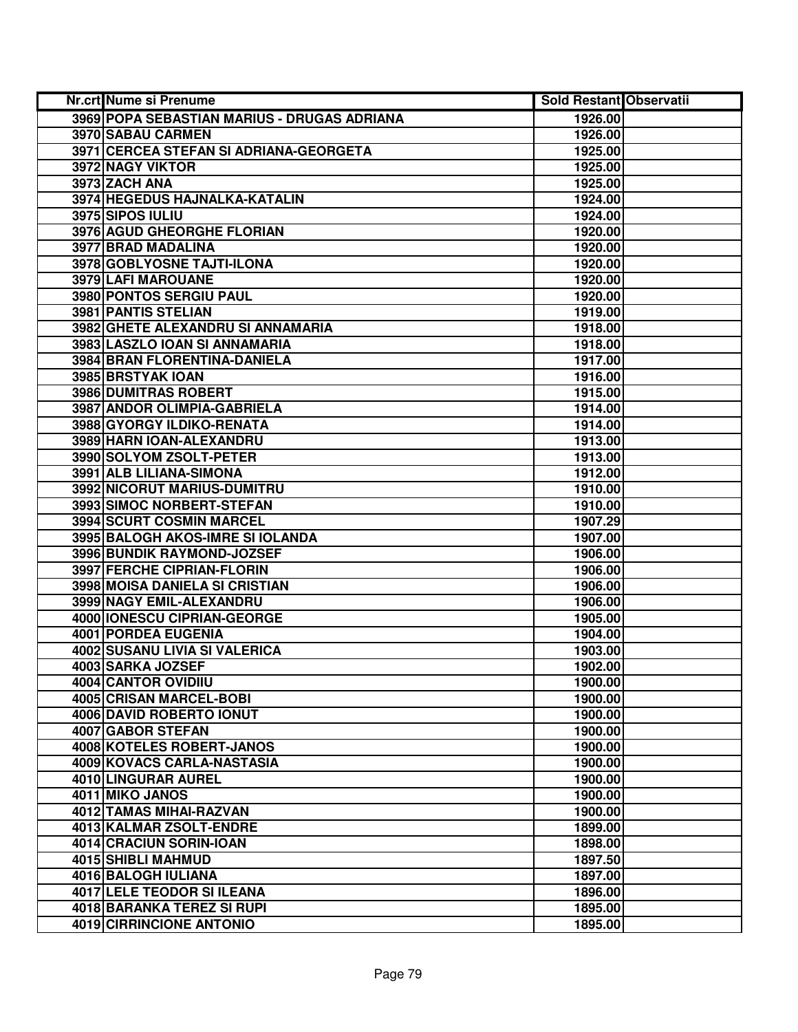| Nr.crt | Nume si Prenume | Sold Restant | Observatii |
|---|---|---|---|
| 3969 | POPA SEBASTIAN MARIUS - DRUGAS ADRIANA | 1926.00 | |
| 3970 | SABAU CARMEN | 1926.00 | |
| 3971 | CERCEA STEFAN SI ADRIANA-GEORGETA | 1925.00 | |
| 3972 | NAGY VIKTOR | 1925.00 | |
| 3973 | ZACH ANA | 1925.00 | |
| 3974 | HEGEDUS HAJNALKA-KATALIN | 1924.00 | |
| 3975 | SIPOS IULIU | 1924.00 | |
| 3976 | AGUD GHEORGHE FLORIAN | 1920.00 | |
| 3977 | BRAD MADALINA | 1920.00 | |
| 3978 | GOBLYOSNE TAJTI-ILONA | 1920.00 | |
| 3979 | LAFI MAROUANE | 1920.00 | |
| 3980 | PONTOS SERGIU PAUL | 1920.00 | |
| 3981 | PANTIS STELIAN | 1919.00 | |
| 3982 | GHETE ALEXANDRU SI ANNAMARIA | 1918.00 | |
| 3983 | LASZLO IOAN SI ANNAMARIA | 1918.00 | |
| 3984 | BRAN FLORENTINA-DANIELA | 1917.00 | |
| 3985 | BRSTYAK IOAN | 1916.00 | |
| 3986 | DUMITRAS ROBERT | 1915.00 | |
| 3987 | ANDOR OLIMPIA-GABRIELA | 1914.00 | |
| 3988 | GYORGY ILDIKO-RENATA | 1914.00 | |
| 3989 | HARN IOAN-ALEXANDRU | 1913.00 | |
| 3990 | SOLYOM ZSOLT-PETER | 1913.00 | |
| 3991 | ALB LILIANA-SIMONA | 1912.00 | |
| 3992 | NICORUT MARIUS-DUMITRU | 1910.00 | |
| 3993 | SIMOC NORBERT-STEFAN | 1910.00 | |
| 3994 | SCURT COSMIN MARCEL | 1907.29 | |
| 3995 | BALOGH AKOS-IMRE SI IOLANDA | 1907.00 | |
| 3996 | BUNDIK RAYMOND-JOZSEF | 1906.00 | |
| 3997 | FERCHE CIPRIAN-FLORIN | 1906.00 | |
| 3998 | MOISA DANIELA SI CRISTIAN | 1906.00 | |
| 3999 | NAGY EMIL-ALEXANDRU | 1906.00 | |
| 4000 | IONESCU CIPRIAN-GEORGE | 1905.00 | |
| 4001 | PORDEA EUGENIA | 1904.00 | |
| 4002 | SUSANU LIVIA SI VALERICA | 1903.00 | |
| 4003 | SARKA JOZSEF | 1902.00 | |
| 4004 | CANTOR OVIDIIU | 1900.00 | |
| 4005 | CRISAN MARCEL-BOBI | 1900.00 | |
| 4006 | DAVID ROBERTO IONUT | 1900.00 | |
| 4007 | GABOR STEFAN | 1900.00 | |
| 4008 | KOTELES ROBERT-JANOS | 1900.00 | |
| 4009 | KOVACS CARLA-NASTASIA | 1900.00 | |
| 4010 | LINGURAR AUREL | 1900.00 | |
| 4011 | MIKO JANOS | 1900.00 | |
| 4012 | TAMAS MIHAI-RAZVAN | 1900.00 | |
| 4013 | KALMAR ZSOLT-ENDRE | 1899.00 | |
| 4014 | CRACIUN SORIN-IOAN | 1898.00 | |
| 4015 | SHIBLI MAHMUD | 1897.50 | |
| 4016 | BALOGH IULIANA | 1897.00 | |
| 4017 | LELE TEODOR SI ILEANA | 1896.00 | |
| 4018 | BARANKA TEREZ SI RUPI | 1895.00 | |
| 4019 | CIRRINCIONE ANTONIO | 1895.00 | |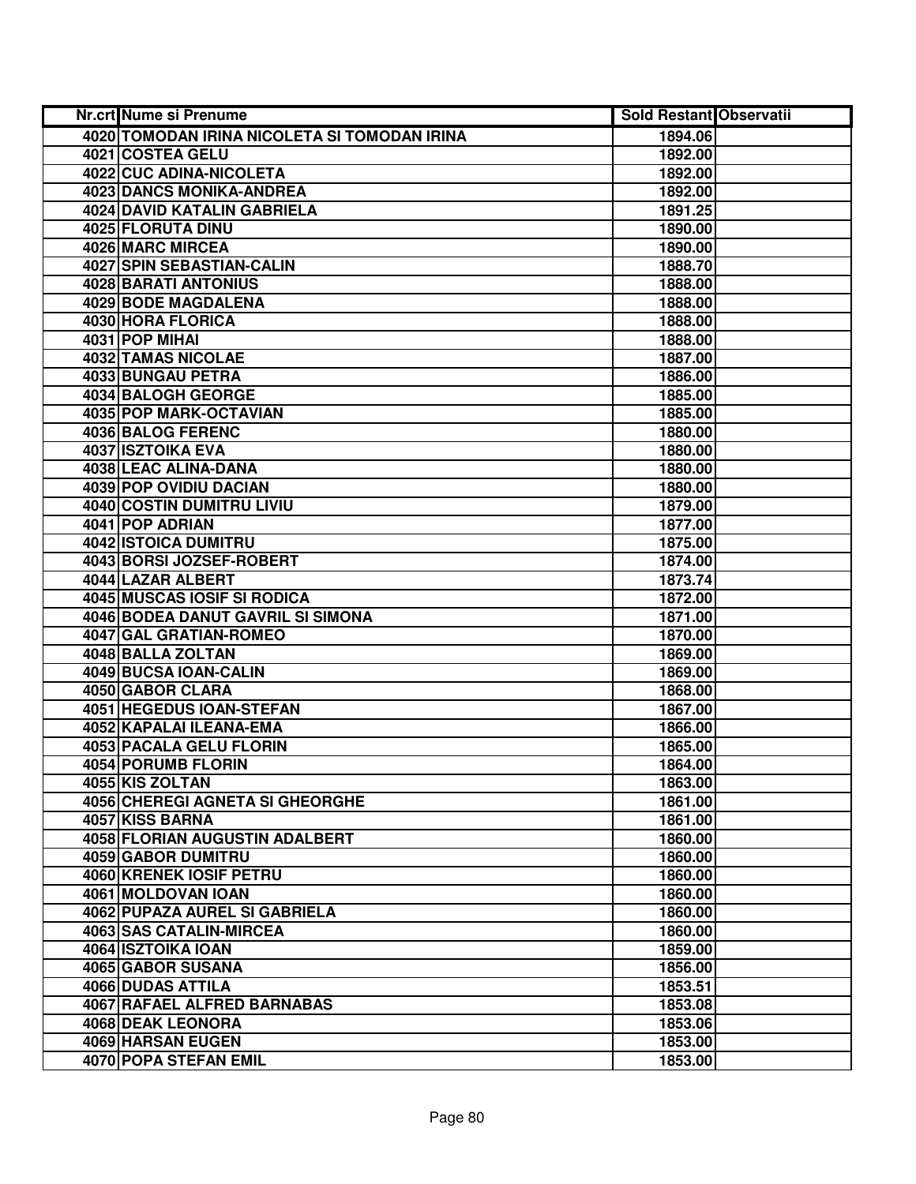| Nr.crt | Nume si Prenume | Sold Restant | Observatii |
|---|---|---|---|
| 4020 | TOMODAN IRINA NICOLETA SI TOMODAN IRINA | 1894.06 | |
| 4021 | COSTEA GELU | 1892.00 | |
| 4022 | CUC ADINA-NICOLETA | 1892.00 | |
| 4023 | DANCS MONIKA-ANDREA | 1892.00 | |
| 4024 | DAVID KATALIN GABRIELA | 1891.25 | |
| 4025 | FLORUTA DINU | 1890.00 | |
| 4026 | MARC MIRCEA | 1890.00 | |
| 4027 | SPIN SEBASTIAN-CALIN | 1888.70 | |
| 4028 | BARATI ANTONIUS | 1888.00 | |
| 4029 | BODE MAGDALENA | 1888.00 | |
| 4030 | HORA FLORICA | 1888.00 | |
| 4031 | POP MIHAI | 1888.00 | |
| 4032 | TAMAS NICOLAE | 1887.00 | |
| 4033 | BUNGAU PETRA | 1886.00 | |
| 4034 | BALOGH GEORGE | 1885.00 | |
| 4035 | POP MARK-OCTAVIAN | 1885.00 | |
| 4036 | BALOG FERENC | 1880.00 | |
| 4037 | ISZTOIKA EVA | 1880.00 | |
| 4038 | LEAC ALINA-DANA | 1880.00 | |
| 4039 | POP OVIDIU DACIAN | 1880.00 | |
| 4040 | COSTIN DUMITRU LIVIU | 1879.00 | |
| 4041 | POP ADRIAN | 1877.00 | |
| 4042 | ISTOICA DUMITRU | 1875.00 | |
| 4043 | BORSI JOZSEF-ROBERT | 1874.00 | |
| 4044 | LAZAR ALBERT | 1873.74 | |
| 4045 | MUSCAS IOSIF SI RODICA | 1872.00 | |
| 4046 | BODEA DANUT GAVRIL SI SIMONA | 1871.00 | |
| 4047 | GAL GRATIAN-ROMEO | 1870.00 | |
| 4048 | BALLA ZOLTAN | 1869.00 | |
| 4049 | BUCSA IOAN-CALIN | 1869.00 | |
| 4050 | GABOR CLARA | 1868.00 | |
| 4051 | HEGEDUS IOAN-STEFAN | 1867.00 | |
| 4052 | KAPALAI ILEANA-EMA | 1866.00 | |
| 4053 | PACALA GELU FLORIN | 1865.00 | |
| 4054 | PORUMB FLORIN | 1864.00 | |
| 4055 | KIS ZOLTAN | 1863.00 | |
| 4056 | CHEREGI AGNETA SI GHEORGHE | 1861.00 | |
| 4057 | KISS BARNA | 1861.00 | |
| 4058 | FLORIAN AUGUSTIN ADALBERT | 1860.00 | |
| 4059 | GABOR DUMITRU | 1860.00 | |
| 4060 | KRENEK IOSIF PETRU | 1860.00 | |
| 4061 | MOLDOVAN IOAN | 1860.00 | |
| 4062 | PUPAZA AUREL SI GABRIELA | 1860.00 | |
| 4063 | SAS CATALIN-MIRCEA | 1860.00 | |
| 4064 | ISZTOIKA IOAN | 1859.00 | |
| 4065 | GABOR SUSANA | 1856.00 | |
| 4066 | DUDAS ATTILA | 1853.51 | |
| 4067 | RAFAEL ALFRED BARNABAS | 1853.08 | |
| 4068 | DEAK LEONORA | 1853.06 | |
| 4069 | HARSAN EUGEN | 1853.00 | |
| 4070 | POPA STEFAN EMIL | 1853.00 | |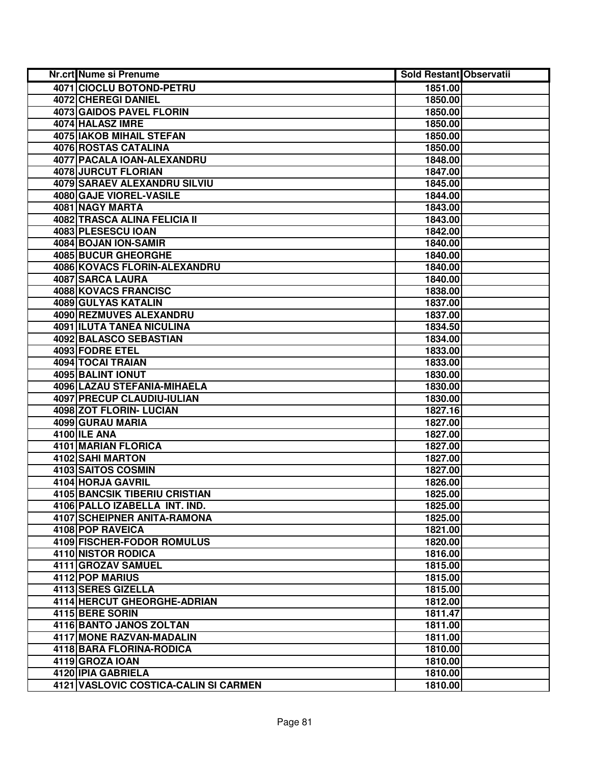| Nr.crt | Nume si Prenume | Sold Restant | Observatii |
|---|---|---|---|
| 4071 | CIOCLU BOTOND-PETRU | 1851.00 | |
| 4072 | CHEREGI DANIEL | 1850.00 | |
| 4073 | GAIDOS PAVEL FLORIN | 1850.00 | |
| 4074 | HALASZ IMRE | 1850.00 | |
| 4075 | IAKOB MIHAIL STEFAN | 1850.00 | |
| 4076 | ROSTAS CATALINA | 1850.00 | |
| 4077 | PACALA IOAN-ALEXANDRU | 1848.00 | |
| 4078 | JURCUT FLORIAN | 1847.00 | |
| 4079 | SARAEV ALEXANDRU SILVIU | 1845.00 | |
| 4080 | GAJE VIOREL-VASILE | 1844.00 | |
| 4081 | NAGY MARTA | 1843.00 | |
| 4082 | TRASCA ALINA FELICIA II | 1843.00 | |
| 4083 | PLESESCU IOAN | 1842.00 | |
| 4084 | BOJAN ION-SAMIR | 1840.00 | |
| 4085 | BUCUR GHEORGHE | 1840.00 | |
| 4086 | KOVACS FLORIN-ALEXANDRU | 1840.00 | |
| 4087 | SARCA LAURA | 1840.00 | |
| 4088 | KOVACS FRANCISC | 1838.00 | |
| 4089 | GULYAS KATALIN | 1837.00 | |
| 4090 | REZMUVES ALEXANDRU | 1837.00 | |
| 4091 | ILUTA TANEA NICULINA | 1834.50 | |
| 4092 | BALASCO SEBASTIAN | 1834.00 | |
| 4093 | FODRE ETEL | 1833.00 | |
| 4094 | TOCAI TRAIAN | 1833.00 | |
| 4095 | BALINT IONUT | 1830.00 | |
| 4096 | LAZAU STEFANIA-MIHAELA | 1830.00 | |
| 4097 | PRECUP CLAUDIU-IULIAN | 1830.00 | |
| 4098 | ZOT FLORIN- LUCIAN | 1827.16 | |
| 4099 | GURAU MARIA | 1827.00 | |
| 4100 | ILE ANA | 1827.00 | |
| 4101 | MARIAN FLORICA | 1827.00 | |
| 4102 | SAHI MARTON | 1827.00 | |
| 4103 | SAITOS COSMIN | 1827.00 | |
| 4104 | HORJA GAVRIL | 1826.00 | |
| 4105 | BANCSIK TIBERIU CRISTIAN | 1825.00 | |
| 4106 | PALLO IZABELLA INT. IND. | 1825.00 | |
| 4107 | SCHEIPNER ANITA-RAMONA | 1825.00 | |
| 4108 | POP RAVEICA | 1821.00 | |
| 4109 | FISCHER-FODOR ROMULUS | 1820.00 | |
| 4110 | NISTOR RODICA | 1816.00 | |
| 4111 | GROZAV SAMUEL | 1815.00 | |
| 4112 | POP MARIUS | 1815.00 | |
| 4113 | SERES GIZELLA | 1815.00 | |
| 4114 | HERCUT GHEORGHE-ADRIAN | 1812.00 | |
| 4115 | BERE SORIN | 1811.47 | |
| 4116 | BANTO JANOS ZOLTAN | 1811.00 | |
| 4117 | MONE RAZVAN-MADALIN | 1811.00 | |
| 4118 | BARA FLORINA-RODICA | 1810.00 | |
| 4119 | GROZA IOAN | 1810.00 | |
| 4120 | IPIA GABRIELA | 1810.00 | |
| 4121 | VASLOVIC COSTICA-CALIN SI CARMEN | 1810.00 | |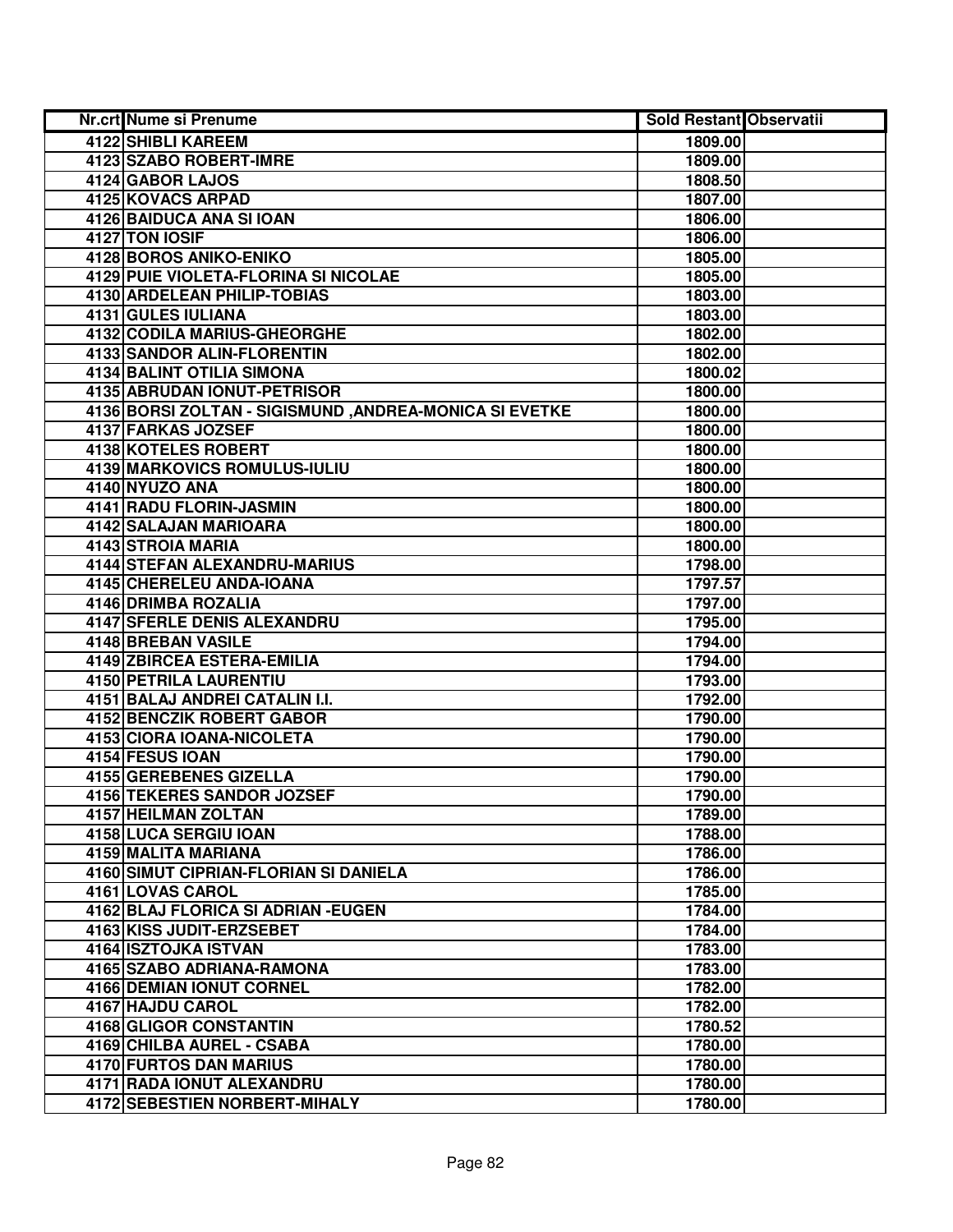| Nr.crt | Nume si Prenume | Sold Restant | Observatii |
|---|---|---|---|
| 4122 | SHIBLI KAREEM | 1809.00 | |
| 4123 | SZABO ROBERT-IMRE | 1809.00 | |
| 4124 | GABOR LAJOS | 1808.50 | |
| 4125 | KOVACS ARPAD | 1807.00 | |
| 4126 | BAIDUCA ANA SI IOAN | 1806.00 | |
| 4127 | TON IOSIF | 1806.00 | |
| 4128 | BOROS ANIKO-ENIKO | 1805.00 | |
| 4129 | PUIE VIOLETA-FLORINA SI NICOLAE | 1805.00 | |
| 4130 | ARDELEAN PHILIP-TOBIAS | 1803.00 | |
| 4131 | GULES IULIANA | 1803.00 | |
| 4132 | CODILA MARIUS-GHEORGHE | 1802.00 | |
| 4133 | SANDOR ALIN-FLORENTIN | 1802.00 | |
| 4134 | BALINT OTILIA SIMONA | 1800.02 | |
| 4135 | ABRUDAN IONUT-PETRISOR | 1800.00 | |
| 4136 | BORSI ZOLTAN - SIGISMUND ,ANDREA-MONICA SI EVETKE | 1800.00 | |
| 4137 | FARKAS JOZSEF | 1800.00 | |
| 4138 | KOTELES ROBERT | 1800.00 | |
| 4139 | MARKOVICS ROMULUS-IULIU | 1800.00 | |
| 4140 | NYUZO ANA | 1800.00 | |
| 4141 | RADU FLORIN-JASMIN | 1800.00 | |
| 4142 | SALAJAN MARIOARA | 1800.00 | |
| 4143 | STROIA MARIA | 1800.00 | |
| 4144 | STEFAN ALEXANDRU-MARIUS | 1798.00 | |
| 4145 | CHERELEU ANDA-IOANA | 1797.57 | |
| 4146 | DRIMBA ROZALIA | 1797.00 | |
| 4147 | SFERLE DENIS ALEXANDRU | 1795.00 | |
| 4148 | BREBAN VASILE | 1794.00 | |
| 4149 | ZBIRCEA ESTERA-EMILIA | 1794.00 | |
| 4150 | PETRILA LAURENTIU | 1793.00 | |
| 4151 | BALAJ ANDREI CATALIN I.I. | 1792.00 | |
| 4152 | BENCZIK ROBERT GABOR | 1790.00 | |
| 4153 | CIORA IOANA-NICOLETA | 1790.00 | |
| 4154 | FESUS IOAN | 1790.00 | |
| 4155 | GEREBENES GIZELLA | 1790.00 | |
| 4156 | TEKERES SANDOR JOZSEF | 1790.00 | |
| 4157 | HEILMAN ZOLTAN | 1789.00 | |
| 4158 | LUCA SERGIU IOAN | 1788.00 | |
| 4159 | MALITA MARIANA | 1786.00 | |
| 4160 | SIMUT CIPRIAN-FLORIAN SI DANIELA | 1786.00 | |
| 4161 | LOVAS CAROL | 1785.00 | |
| 4162 | BLAJ FLORICA SI ADRIAN -EUGEN | 1784.00 | |
| 4163 | KISS JUDIT-ERZSEBET | 1784.00 | |
| 4164 | ISZTOJKA ISTVAN | 1783.00 | |
| 4165 | SZABO ADRIANA-RAMONA | 1783.00 | |
| 4166 | DEMIAN IONUT CORNEL | 1782.00 | |
| 4167 | HAJDU CAROL | 1782.00 | |
| 4168 | GLIGOR CONSTANTIN | 1780.52 | |
| 4169 | CHILBA AUREL - CSABA | 1780.00 | |
| 4170 | FURTOS DAN MARIUS | 1780.00 | |
| 4171 | RADA IONUT ALEXANDRU | 1780.00 | |
| 4172 | SEBESTIEN NORBERT-MIHALY | 1780.00 | |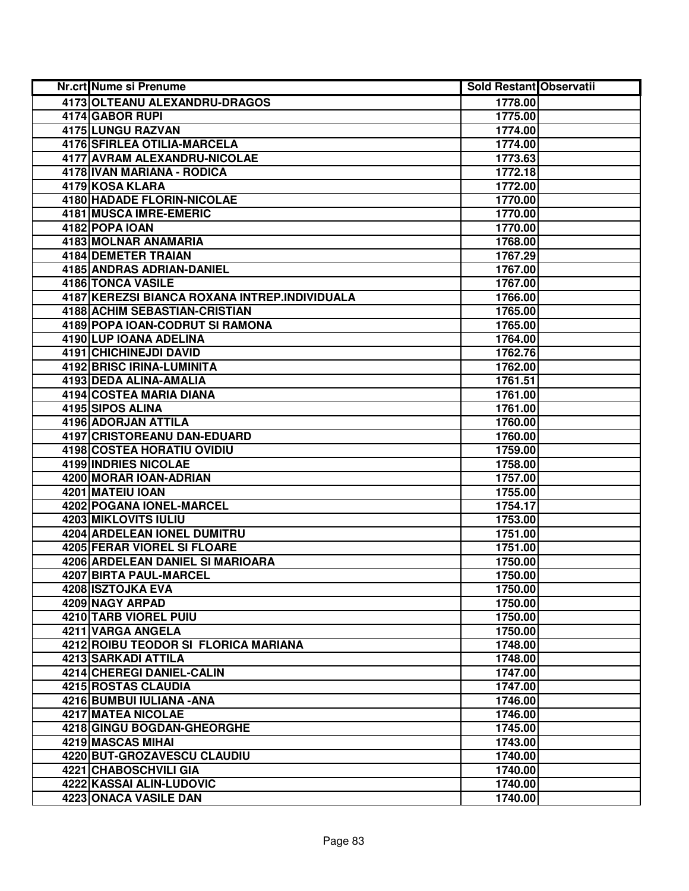| Nr.crt | Nume si Prenume | Sold Restant | Observatii |
|---|---|---|---|
| 4173 | OLTEANU ALEXANDRU-DRAGOS | 1778.00 | |
| 4174 | GABOR RUPI | 1775.00 | |
| 4175 | LUNGU RAZVAN | 1774.00 | |
| 4176 | SFIRLEA OTILIA-MARCELA | 1774.00 | |
| 4177 | AVRAM ALEXANDRU-NICOLAE | 1773.63 | |
| 4178 | IVAN MARIANA - RODICA | 1772.18 | |
| 4179 | KOSA KLARA | 1772.00 | |
| 4180 | HADADE FLORIN-NICOLAE | 1770.00 | |
| 4181 | MUSCA IMRE-EMERIC | 1770.00 | |
| 4182 | POPA IOAN | 1770.00 | |
| 4183 | MOLNAR ANAMARIA | 1768.00 | |
| 4184 | DEMETER TRAIAN | 1767.29 | |
| 4185 | ANDRAS ADRIAN-DANIEL | 1767.00 | |
| 4186 | TONCA VASILE | 1767.00 | |
| 4187 | KEREZSI BIANCA ROXANA INTREP.INDIVIDUALA | 1766.00 | |
| 4188 | ACHIM SEBASTIAN-CRISTIAN | 1765.00 | |
| 4189 | POPA IOAN-CODRUT SI RAMONA | 1765.00 | |
| 4190 | LUP IOANA ADELINA | 1764.00 | |
| 4191 | CHICHINEJDI DAVID | 1762.76 | |
| 4192 | BRISC IRINA-LUMINITA | 1762.00 | |
| 4193 | DEDA ALINA-AMALIA | 1761.51 | |
| 4194 | COSTEA MARIA DIANA | 1761.00 | |
| 4195 | SIPOS ALINA | 1761.00 | |
| 4196 | ADORJAN ATTILA | 1760.00 | |
| 4197 | CRISTOREANU DAN-EDUARD | 1760.00 | |
| 4198 | COSTEA HORATIU OVIDIU | 1759.00 | |
| 4199 | INDRIES NICOLAE | 1758.00 | |
| 4200 | MORAR IOAN-ADRIAN | 1757.00 | |
| 4201 | MATEIU IOAN | 1755.00 | |
| 4202 | POGANA IONEL-MARCEL | 1754.17 | |
| 4203 | MIKLOVITS IULIU | 1753.00 | |
| 4204 | ARDELEAN IONEL DUMITRU | 1751.00 | |
| 4205 | FERAR VIOREL SI FLOARE | 1751.00 | |
| 4206 | ARDELEAN DANIEL SI MARIOARA | 1750.00 | |
| 4207 | BIRTA PAUL-MARCEL | 1750.00 | |
| 4208 | ISZTOJKA EVA | 1750.00 | |
| 4209 | NAGY ARPAD | 1750.00 | |
| 4210 | TARB VIOREL PUIU | 1750.00 | |
| 4211 | VARGA ANGELA | 1750.00 | |
| 4212 | ROIBU TEODOR SI FLORICA MARIANA | 1748.00 | |
| 4213 | SARKADI ATTILA | 1748.00 | |
| 4214 | CHEREGI DANIEL-CALIN | 1747.00 | |
| 4215 | ROSTAS CLAUDIA | 1747.00 | |
| 4216 | BUMBUI IULIANA -ANA | 1746.00 | |
| 4217 | MATEA NICOLAE | 1746.00 | |
| 4218 | GINGU BOGDAN-GHEORGHE | 1745.00 | |
| 4219 | MASCAS MIHAI | 1743.00 | |
| 4220 | BUT-GROZAVESCU CLAUDIU | 1740.00 | |
| 4221 | CHABOSCHVILI GIA | 1740.00 | |
| 4222 | KASSAI ALIN-LUDOVIC | 1740.00 | |
| 4223 | ONACA VASILE DAN | 1740.00 | |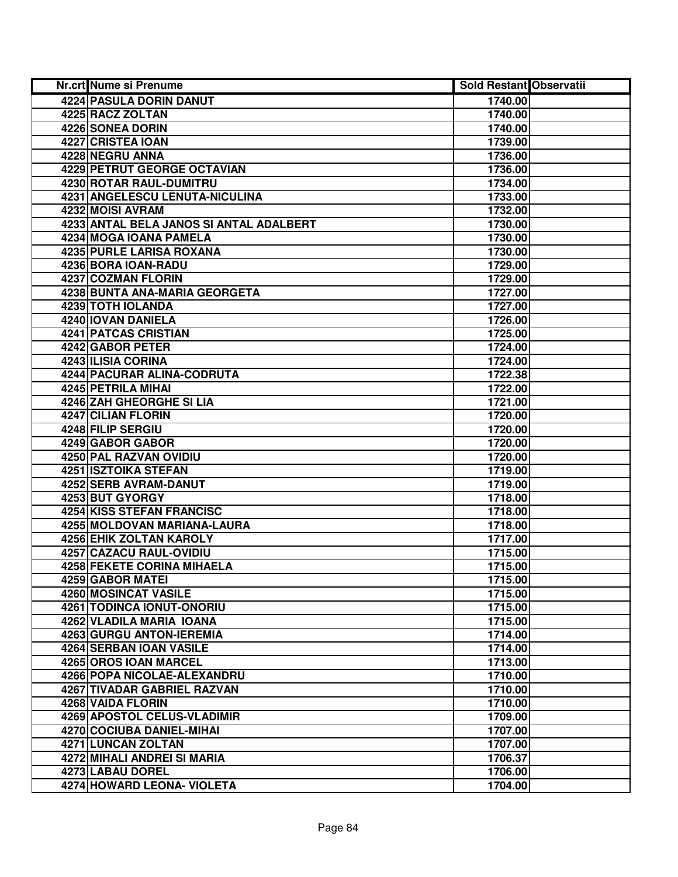| Nr.crt | Nume si Prenume | Sold Restant | Observatii |
|---|---|---|---|
| 4224 | PASULA DORIN DANUT | 1740.00 | |
| 4225 | RACZ ZOLTAN | 1740.00 | |
| 4226 | SONEA DORIN | 1740.00 | |
| 4227 | CRISTEA IOAN | 1739.00 | |
| 4228 | NEGRU ANNA | 1736.00 | |
| 4229 | PETRUT GEORGE OCTAVIAN | 1736.00 | |
| 4230 | ROTAR RAUL-DUMITRU | 1734.00 | |
| 4231 | ANGELESCU LENUTA-NICULINA | 1733.00 | |
| 4232 | MOISI AVRAM | 1732.00 | |
| 4233 | ANTAL BELA JANOS SI ANTAL ADALBERT | 1730.00 | |
| 4234 | MOGA IOANA PAMELA | 1730.00 | |
| 4235 | PURLE LARISA ROXANA | 1730.00 | |
| 4236 | BORA IOAN-RADU | 1729.00 | |
| 4237 | COZMAN FLORIN | 1729.00 | |
| 4238 | BUNTA ANA-MARIA GEORGETA | 1727.00 | |
| 4239 | TOTH IOLANDA | 1727.00 | |
| 4240 | IOVAN DANIELA | 1726.00 | |
| 4241 | PATCAS CRISTIAN | 1725.00 | |
| 4242 | GABOR PETER | 1724.00 | |
| 4243 | ILISIA CORINA | 1724.00 | |
| 4244 | PACURAR ALINA-CODRUTA | 1722.38 | |
| 4245 | PETRILA MIHAI | 1722.00 | |
| 4246 | ZAH GHEORGHE SI LIA | 1721.00 | |
| 4247 | CILIAN FLORIN | 1720.00 | |
| 4248 | FILIP SERGIU | 1720.00 | |
| 4249 | GABOR GABOR | 1720.00 | |
| 4250 | PAL RAZVAN OVIDIU | 1720.00 | |
| 4251 | ISZTOIKA STEFAN | 1719.00 | |
| 4252 | SERB AVRAM-DANUT | 1719.00 | |
| 4253 | BUT GYORGY | 1718.00 | |
| 4254 | KISS STEFAN FRANCISC | 1718.00 | |
| 4255 | MOLDOVAN MARIANA-LAURA | 1718.00 | |
| 4256 | EHIK ZOLTAN KAROLY | 1717.00 | |
| 4257 | CAZACU RAUL-OVIDIU | 1715.00 | |
| 4258 | FEKETE CORINA MIHAELA | 1715.00 | |
| 4259 | GABOR MATEI | 1715.00 | |
| 4260 | MOSINCAT VASILE | 1715.00 | |
| 4261 | TODINCA IONUT-ONORIU | 1715.00 | |
| 4262 | VLADILA MARIA IOANA | 1715.00 | |
| 4263 | GURGU ANTON-IEREMIA | 1714.00 | |
| 4264 | SERBAN IOAN VASILE | 1714.00 | |
| 4265 | OROS IOAN MARCEL | 1713.00 | |
| 4266 | POPA NICOLAE-ALEXANDRU | 1710.00 | |
| 4267 | TIVADAR GABRIEL RAZVAN | 1710.00 | |
| 4268 | VAIDA FLORIN | 1710.00 | |
| 4269 | APOSTOL CELUS-VLADIMIR | 1709.00 | |
| 4270 | COCIUBA DANIEL-MIHAI | 1707.00 | |
| 4271 | LUNCAN ZOLTAN | 1707.00 | |
| 4272 | MIHALI ANDREI SI MARIA | 1706.37 | |
| 4273 | LABAU DOREL | 1706.00 | |
| 4274 | HOWARD LEONA- VIOLETA | 1704.00 | |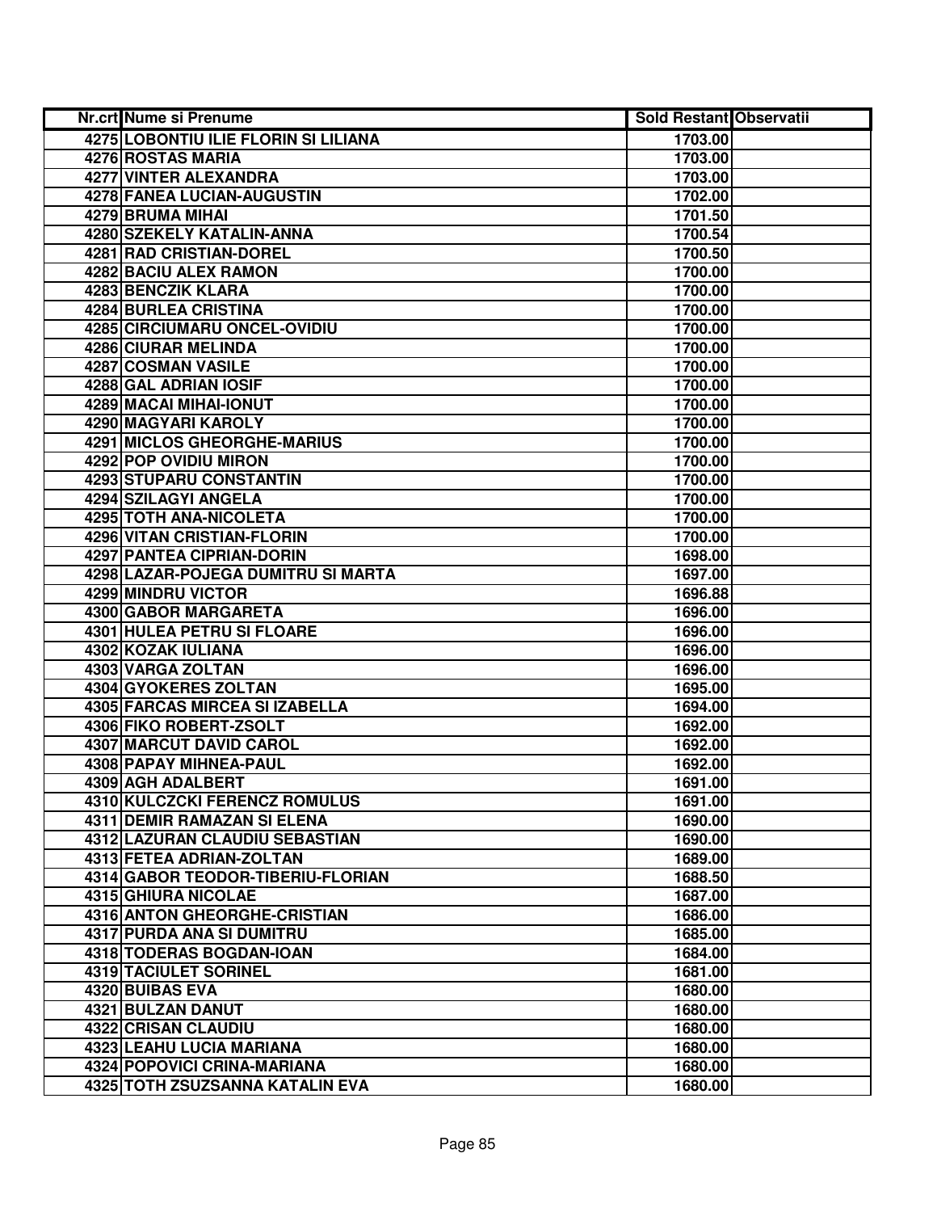| Nr.crt | Nume si Prenume | Sold Restant | Observatii |
|---|---|---|---|
| 4275 | LOBONTIU ILIE FLORIN SI LILIANA | 1703.00 | |
| 4276 | ROSTAS MARIA | 1703.00 | |
| 4277 | VINTER ALEXANDRA | 1703.00 | |
| 4278 | FANEA LUCIAN-AUGUSTIN | 1702.00 | |
| 4279 | BRUMA MIHAI | 1701.50 | |
| 4280 | SZEKELY KATALIN-ANNA | 1700.54 | |
| 4281 | RAD CRISTIAN-DOREL | 1700.50 | |
| 4282 | BACIU ALEX RAMON | 1700.00 | |
| 4283 | BENCZIK KLARA | 1700.00 | |
| 4284 | BURLEA CRISTINA | 1700.00 | |
| 4285 | CIRCIUMARU ONCEL-OVIDIU | 1700.00 | |
| 4286 | CIURAR MELINDA | 1700.00 | |
| 4287 | COSMAN VASILE | 1700.00 | |
| 4288 | GAL ADRIAN IOSIF | 1700.00 | |
| 4289 | MACAI MIHAI-IONUT | 1700.00 | |
| 4290 | MAGYARI KAROLY | 1700.00 | |
| 4291 | MICLOS GHEORGHE-MARIUS | 1700.00 | |
| 4292 | POP OVIDIU MIRON | 1700.00 | |
| 4293 | STUPARU CONSTANTIN | 1700.00 | |
| 4294 | SZILAGYI ANGELA | 1700.00 | |
| 4295 | TOTH ANA-NICOLETA | 1700.00 | |
| 4296 | VITAN CRISTIAN-FLORIN | 1700.00 | |
| 4297 | PANTEA CIPRIAN-DORIN | 1698.00 | |
| 4298 | LAZAR-POJEGA DUMITRU SI MARTA | 1697.00 | |
| 4299 | MINDRU VICTOR | 1696.88 | |
| 4300 | GABOR MARGARETA | 1696.00 | |
| 4301 | HULEA PETRU SI FLOARE | 1696.00 | |
| 4302 | KOZAK IULIANA | 1696.00 | |
| 4303 | VARGA ZOLTAN | 1696.00 | |
| 4304 | GYOKERES ZOLTAN | 1695.00 | |
| 4305 | FARCAS MIRCEA SI IZABELLA | 1694.00 | |
| 4306 | FIKO ROBERT-ZSOLT | 1692.00 | |
| 4307 | MARCUT DAVID CAROL | 1692.00 | |
| 4308 | PAPAY MIHNEA-PAUL | 1692.00 | |
| 4309 | AGH ADALBERT | 1691.00 | |
| 4310 | KULCZCKI FERENCZ ROMULUS | 1691.00 | |
| 4311 | DEMIR RAMAZAN SI ELENA | 1690.00 | |
| 4312 | LAZURAN CLAUDIU SEBASTIAN | 1690.00 | |
| 4313 | FETEA ADRIAN-ZOLTAN | 1689.00 | |
| 4314 | GABOR TEODOR-TIBERIU-FLORIAN | 1688.50 | |
| 4315 | GHIURA NICOLAE | 1687.00 | |
| 4316 | ANTON GHEORGHE-CRISTIAN | 1686.00 | |
| 4317 | PURDA ANA SI DUMITRU | 1685.00 | |
| 4318 | TODERAS BOGDAN-IOAN | 1684.00 | |
| 4319 | TACIULET SORINEL | 1681.00 | |
| 4320 | BUIBAS EVA | 1680.00 | |
| 4321 | BULZAN DANUT | 1680.00 | |
| 4322 | CRISAN CLAUDIU | 1680.00 | |
| 4323 | LEAHU LUCIA MARIANA | 1680.00 | |
| 4324 | POPOVICI CRINA-MARIANA | 1680.00 | |
| 4325 | TOTH ZSUZSANNA KATALIN EVA | 1680.00 | |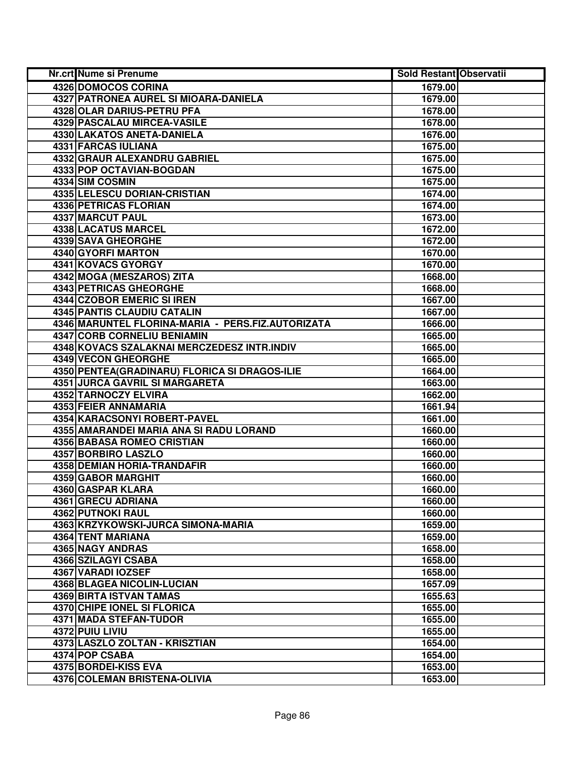| Nr.crt | Nume si Prenume | Sold Restant | Observatii |
|---|---|---|---|
| 4326 | DOMOCOS CORINA | 1679.00 | |
| 4327 | PATRONEA AUREL SI MIOARA-DANIELA | 1679.00 | |
| 4328 | OLAR DARIUS-PETRU PFA | 1678.00 | |
| 4329 | PASCALAU MIRCEA-VASILE | 1678.00 | |
| 4330 | LAKATOS ANETA-DANIELA | 1676.00 | |
| 4331 | FARCAS IULIANA | 1675.00 | |
| 4332 | GRAUR ALEXANDRU GABRIEL | 1675.00 | |
| 4333 | POP OCTAVIAN-BOGDAN | 1675.00 | |
| 4334 | SIM COSMIN | 1675.00 | |
| 4335 | LELESCU DORIAN-CRISTIAN | 1674.00 | |
| 4336 | PETRICAS FLORIAN | 1674.00 | |
| 4337 | MARCUT PAUL | 1673.00 | |
| 4338 | LACATUS MARCEL | 1672.00 | |
| 4339 | SAVA GHEORGHE | 1672.00 | |
| 4340 | GYORFI MARTON | 1670.00 | |
| 4341 | KOVACS GYORGY | 1670.00 | |
| 4342 | MOGA (MESZAROS) ZITA | 1668.00 | |
| 4343 | PETRICAS GHEORGHE | 1668.00 | |
| 4344 | CZOBOR EMERIC SI IREN | 1667.00 | |
| 4345 | PANTIS CLAUDIU CATALIN | 1667.00 | |
| 4346 | MARUNTEL FLORINA-MARIA - PERS.FIZ.AUTORIZATA | 1666.00 | |
| 4347 | CORB CORNELIU BENIAMIN | 1665.00 | |
| 4348 | KOVACS SZALAKNAI MERCZEDESZ INTR.INDIV | 1665.00 | |
| 4349 | VECON GHEORGHE | 1665.00 | |
| 4350 | PENTEA(GRADINARU) FLORICA SI DRAGOS-ILIE | 1664.00 | |
| 4351 | JURCA GAVRIL SI MARGARETA | 1663.00 | |
| 4352 | TARNOCZY ELVIRA | 1662.00 | |
| 4353 | FEIER ANNAMARIA | 1661.94 | |
| 4354 | KARACSONYI ROBERT-PAVEL | 1661.00 | |
| 4355 | AMARANDEI MARIA ANA SI RADU LORAND | 1660.00 | |
| 4356 | BABASA ROMEO CRISTIAN | 1660.00 | |
| 4357 | BORBIRO LASZLO | 1660.00 | |
| 4358 | DEMIAN HORIA-TRANDAFIR | 1660.00 | |
| 4359 | GABOR MARGHIT | 1660.00 | |
| 4360 | GASPAR KLARA | 1660.00 | |
| 4361 | GRECU ADRIANA | 1660.00 | |
| 4362 | PUTNOKI RAUL | 1660.00 | |
| 4363 | KRZYKOWSKI-JURCA SIMONA-MARIA | 1659.00 | |
| 4364 | TENT MARIANA | 1659.00 | |
| 4365 | NAGY ANDRAS | 1658.00 | |
| 4366 | SZILAGYI CSABA | 1658.00 | |
| 4367 | VARADI IOZSEF | 1658.00 | |
| 4368 | BLAGEA NICOLIN-LUCIAN | 1657.09 | |
| 4369 | BIRTA ISTVAN TAMAS | 1655.63 | |
| 4370 | CHIPE IONEL SI FLORICA | 1655.00 | |
| 4371 | MADA STEFAN-TUDOR | 1655.00 | |
| 4372 | PUIU LIVIU | 1655.00 | |
| 4373 | LASZLO ZOLTAN - KRISZTIAN | 1654.00 | |
| 4374 | POP CSABA | 1654.00 | |
| 4375 | BORDEI-KISS EVA | 1653.00 | |
| 4376 | COLEMAN BRISTENA-OLIVIA | 1653.00 | |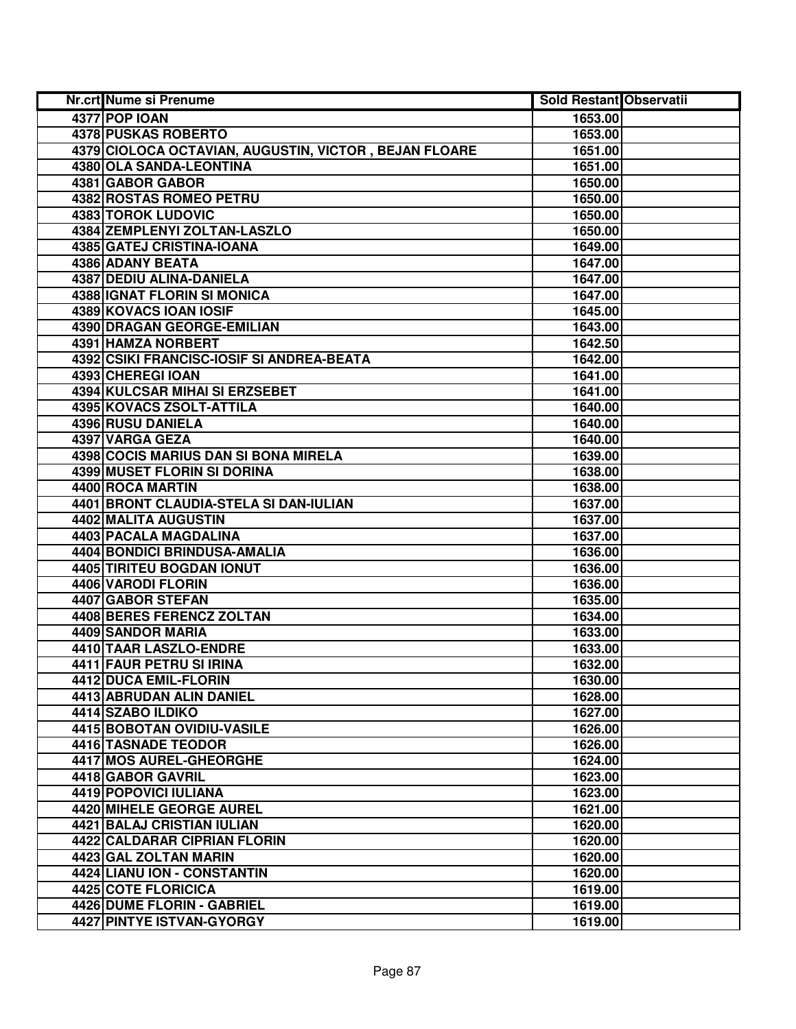| Nr.crt | Nume si Prenume | Sold Restant | Observatii |
|---|---|---|---|
| 4377 | POP IOAN | 1653.00 | |
| 4378 | PUSKAS ROBERTO | 1653.00 | |
| 4379 | CIOLOCA OCTAVIAN, AUGUSTIN, VICTOR , BEJAN FLOARE | 1651.00 | |
| 4380 | OLA SANDA-LEONTINA | 1651.00 | |
| 4381 | GABOR GABOR | 1650.00 | |
| 4382 | ROSTAS ROMEO PETRU | 1650.00 | |
| 4383 | TOROK LUDOVIC | 1650.00 | |
| 4384 | ZEMPLENYI ZOLTAN-LASZLO | 1650.00 | |
| 4385 | GATEJ CRISTINA-IOANA | 1649.00 | |
| 4386 | ADANY BEATA | 1647.00 | |
| 4387 | DEDIU ALINA-DANIELA | 1647.00 | |
| 4388 | IGNAT FLORIN SI MONICA | 1647.00 | |
| 4389 | KOVACS IOAN IOSIF | 1645.00 | |
| 4390 | DRAGAN GEORGE-EMILIAN | 1643.00 | |
| 4391 | HAMZA NORBERT | 1642.50 | |
| 4392 | CSIKI FRANCISC-IOSIF SI ANDREA-BEATA | 1642.00 | |
| 4393 | CHEREGI IOAN | 1641.00 | |
| 4394 | KULCSAR MIHAI SI ERZSEBET | 1641.00 | |
| 4395 | KOVACS ZSOLT-ATTILA | 1640.00 | |
| 4396 | RUSU DANIELA | 1640.00 | |
| 4397 | VARGA GEZA | 1640.00 | |
| 4398 | COCIS MARIUS DAN SI BONA MIRELA | 1639.00 | |
| 4399 | MUSET FLORIN SI DORINA | 1638.00 | |
| 4400 | ROCA MARTIN | 1638.00 | |
| 4401 | BRONT CLAUDIA-STELA SI DAN-IULIAN | 1637.00 | |
| 4402 | MALITA AUGUSTIN | 1637.00 | |
| 4403 | PACALA MAGDALINA | 1637.00 | |
| 4404 | BONDICI BRINDUSA-AMALIA | 1636.00 | |
| 4405 | TIRITEU BOGDAN IONUT | 1636.00 | |
| 4406 | VARODI FLORIN | 1636.00 | |
| 4407 | GABOR STEFAN | 1635.00 | |
| 4408 | BERES FERENCZ ZOLTAN | 1634.00 | |
| 4409 | SANDOR MARIA | 1633.00 | |
| 4410 | TAAR LASZLO-ENDRE | 1633.00 | |
| 4411 | FAUR PETRU SI IRINA | 1632.00 | |
| 4412 | DUCA EMIL-FLORIN | 1630.00 | |
| 4413 | ABRUDAN ALIN DANIEL | 1628.00 | |
| 4414 | SZABO ILDIKO | 1627.00 | |
| 4415 | BOBOTAN OVIDIU-VASILE | 1626.00 | |
| 4416 | TASNADE TEODOR | 1626.00 | |
| 4417 | MOS AUREL-GHEORGHE | 1624.00 | |
| 4418 | GABOR GAVRIL | 1623.00 | |
| 4419 | POPOVICI IULIANA | 1623.00 | |
| 4420 | MIHELE GEORGE AUREL | 1621.00 | |
| 4421 | BALAJ CRISTIAN IULIAN | 1620.00 | |
| 4422 | CALDARAR CIPRIAN FLORIN | 1620.00 | |
| 4423 | GAL ZOLTAN MARIN | 1620.00 | |
| 4424 | LIANU ION - CONSTANTIN | 1620.00 | |
| 4425 | COTE FLORICICA | 1619.00 | |
| 4426 | DUME FLORIN - GABRIEL | 1619.00 | |
| 4427 | PINTYE ISTVAN-GYORGY | 1619.00 | |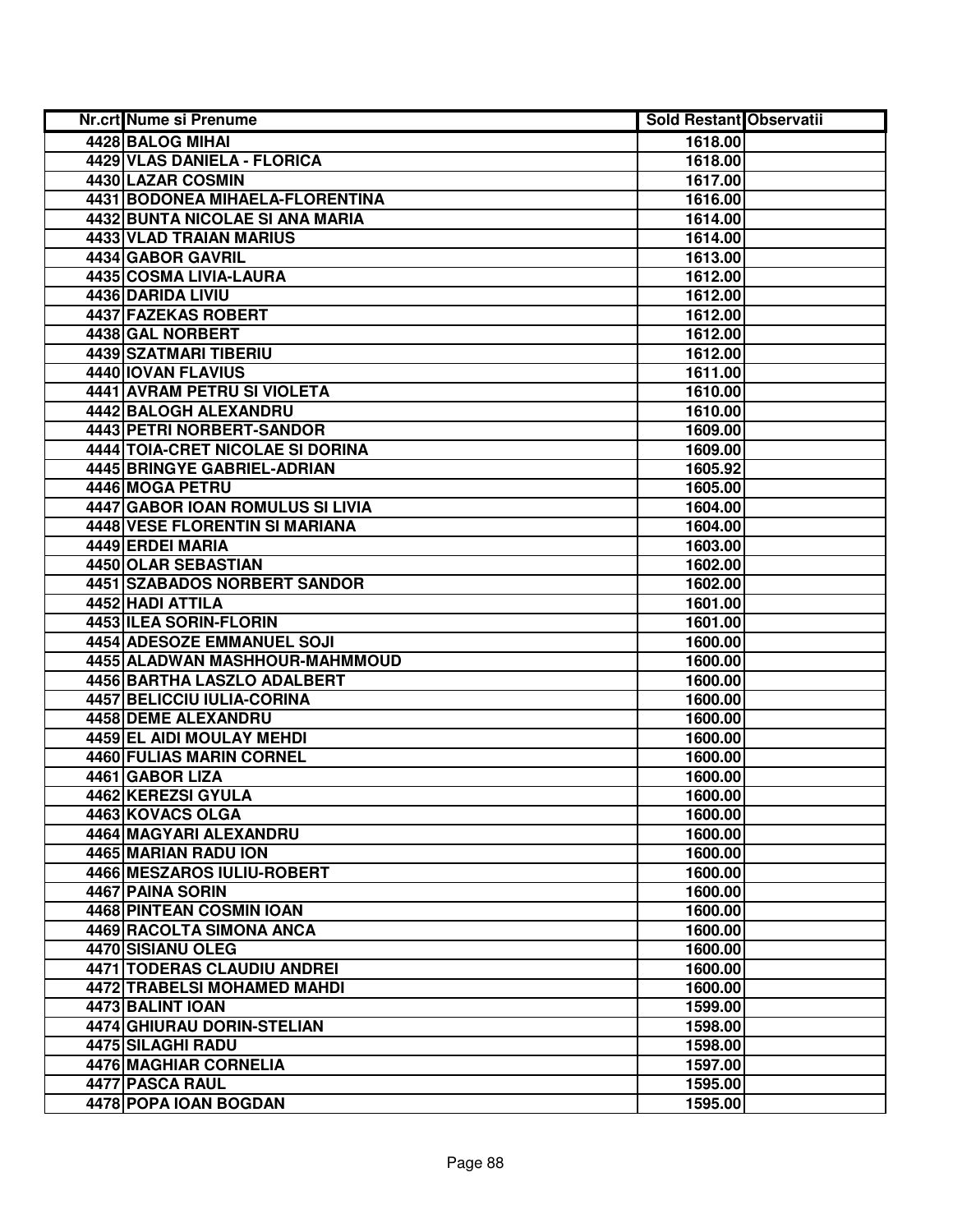| Nr.crt | Nume si Prenume | Sold Restant | Observatii |
|---|---|---|---|
| 4428 | BALOG MIHAI | 1618.00 | |
| 4429 | VLAS DANIELA - FLORICA | 1618.00 | |
| 4430 | LAZAR COSMIN | 1617.00 | |
| 4431 | BODONEA MIHAELA-FLORENTINA | 1616.00 | |
| 4432 | BUNTA NICOLAE SI ANA MARIA | 1614.00 | |
| 4433 | VLAD TRAIAN MARIUS | 1614.00 | |
| 4434 | GABOR GAVRIL | 1613.00 | |
| 4435 | COSMA LIVIA-LAURA | 1612.00 | |
| 4436 | DARIDA LIVIU | 1612.00 | |
| 4437 | FAZEKAS ROBERT | 1612.00 | |
| 4438 | GAL NORBERT | 1612.00 | |
| 4439 | SZATMARI TIBERIU | 1612.00 | |
| 4440 | IOVAN FLAVIUS | 1611.00 | |
| 4441 | AVRAM PETRU SI VIOLETA | 1610.00 | |
| 4442 | BALOGH ALEXANDRU | 1610.00 | |
| 4443 | PETRI NORBERT-SANDOR | 1609.00 | |
| 4444 | TOIA-CRET NICOLAE SI DORINA | 1609.00 | |
| 4445 | BRINGYE GABRIEL-ADRIAN | 1605.92 | |
| 4446 | MOGA PETRU | 1605.00 | |
| 4447 | GABOR IOAN ROMULUS SI LIVIA | 1604.00 | |
| 4448 | VESE FLORENTIN SI MARIANA | 1604.00 | |
| 4449 | ERDEI MARIA | 1603.00 | |
| 4450 | OLAR SEBASTIAN | 1602.00 | |
| 4451 | SZABADOS NORBERT SANDOR | 1602.00 | |
| 4452 | HADI ATTILA | 1601.00 | |
| 4453 | ILEA SORIN-FLORIN | 1601.00 | |
| 4454 | ADESOZE EMMANUEL SOJI | 1600.00 | |
| 4455 | ALADWAN MASHHOUR-MAHMMOUD | 1600.00 | |
| 4456 | BARTHA LASZLO ADALBERT | 1600.00 | |
| 4457 | BELICCIU IULIA-CORINA | 1600.00 | |
| 4458 | DEME ALEXANDRU | 1600.00 | |
| 4459 | EL AIDI MOULAY MEHDI | 1600.00 | |
| 4460 | FULIAS MARIN CORNEL | 1600.00 | |
| 4461 | GABOR LIZA | 1600.00 | |
| 4462 | KEREZSI GYULA | 1600.00 | |
| 4463 | KOVACS OLGA | 1600.00 | |
| 4464 | MAGYARI ALEXANDRU | 1600.00 | |
| 4465 | MARIAN RADU ION | 1600.00 | |
| 4466 | MESZAROS IULIU-ROBERT | 1600.00 | |
| 4467 | PAINA SORIN | 1600.00 | |
| 4468 | PINTEAN COSMIN IOAN | 1600.00 | |
| 4469 | RACOLTA SIMONA ANCA | 1600.00 | |
| 4470 | SISIANU OLEG | 1600.00 | |
| 4471 | TODERAS CLAUDIU ANDREI | 1600.00 | |
| 4472 | TRABELSI MOHAMED MAHDI | 1600.00 | |
| 4473 | BALINT IOAN | 1599.00 | |
| 4474 | GHIURAU DORIN-STELIAN | 1598.00 | |
| 4475 | SILAGHI RADU | 1598.00 | |
| 4476 | MAGHIAR CORNELIA | 1597.00 | |
| 4477 | PASCA RAUL | 1595.00 | |
| 4478 | POPA IOAN BOGDAN | 1595.00 | |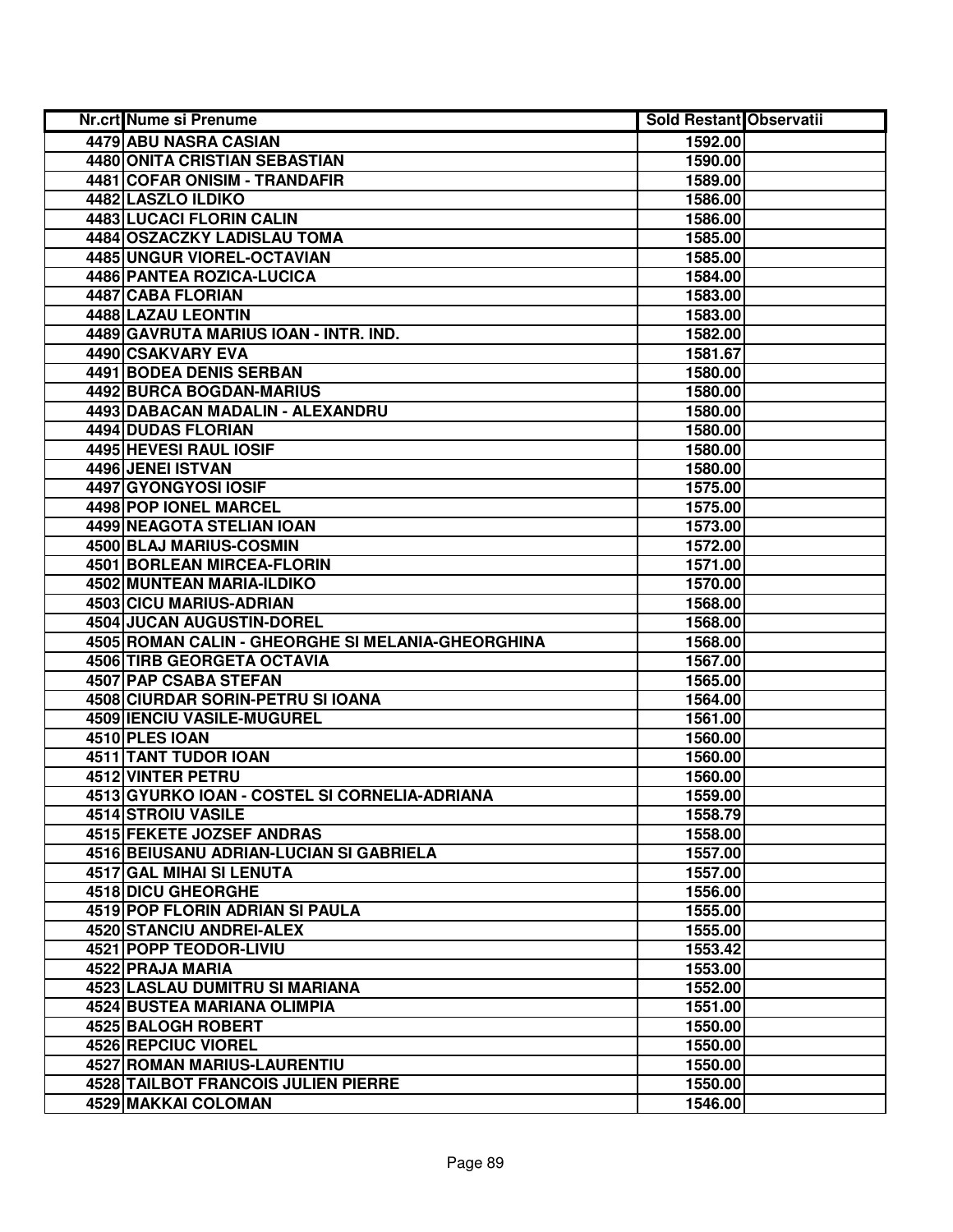| Nr.crt | Nume si Prenume | Sold Restant | Observatii |
|---|---|---|---|
| 4479 | ABU NASRA CASIAN | 1592.00 | |
| 4480 | ONITA CRISTIAN SEBASTIAN | 1590.00 | |
| 4481 | COFAR ONISIM - TRANDAFIR | 1589.00 | |
| 4482 | LASZLO ILDIKO | 1586.00 | |
| 4483 | LUCACI FLORIN CALIN | 1586.00 | |
| 4484 | OSZACZKY LADISLAU TOMA | 1585.00 | |
| 4485 | UNGUR VIOREL-OCTAVIAN | 1585.00 | |
| 4486 | PANTEA ROZICA-LUCICA | 1584.00 | |
| 4487 | CABA FLORIAN | 1583.00 | |
| 4488 | LAZAU LEONTIN | 1583.00 | |
| 4489 | GAVRUTA MARIUS IOAN - INTR. IND. | 1582.00 | |
| 4490 | CSAKVARY EVA | 1581.67 | |
| 4491 | BODEA DENIS SERBAN | 1580.00 | |
| 4492 | BURCA BOGDAN-MARIUS | 1580.00 | |
| 4493 | DABACAN MADALIN - ALEXANDRU | 1580.00 | |
| 4494 | DUDAS FLORIAN | 1580.00 | |
| 4495 | HEVESI RAUL IOSIF | 1580.00 | |
| 4496 | JENEI ISTVAN | 1580.00 | |
| 4497 | GYONGYOSI IOSIF | 1575.00 | |
| 4498 | POP IONEL MARCEL | 1575.00 | |
| 4499 | NEAGOTA STELIAN IOAN | 1573.00 | |
| 4500 | BLAJ MARIUS-COSMIN | 1572.00 | |
| 4501 | BORLEAN MIRCEA-FLORIN | 1571.00 | |
| 4502 | MUNTEAN MARIA-ILDIKO | 1570.00 | |
| 4503 | CICU MARIUS-ADRIAN | 1568.00 | |
| 4504 | JUCAN AUGUSTIN-DOREL | 1568.00 | |
| 4505 | ROMAN CALIN - GHEORGHE SI MELANIA-GHEORGHINA | 1568.00 | |
| 4506 | TIRB GEORGETA OCTAVIA | 1567.00 | |
| 4507 | PAP CSABA STEFAN | 1565.00 | |
| 4508 | CIURDAR SORIN-PETRU SI IOANA | 1564.00 | |
| 4509 | IENCIU VASILE-MUGUREL | 1561.00 | |
| 4510 | PLES IOAN | 1560.00 | |
| 4511 | TANT TUDOR IOAN | 1560.00 | |
| 4512 | VINTER PETRU | 1560.00 | |
| 4513 | GYURKO IOAN - COSTEL SI CORNELIA-ADRIANA | 1559.00 | |
| 4514 | STROIU VASILE | 1558.79 | |
| 4515 | FEKETE JOZSEF ANDRAS | 1558.00 | |
| 4516 | BEIUSANU ADRIAN-LUCIAN SI GABRIELA | 1557.00 | |
| 4517 | GAL MIHAI SI LENUTA | 1557.00 | |
| 4518 | DICU GHEORGHE | 1556.00 | |
| 4519 | POP FLORIN ADRIAN SI PAULA | 1555.00 | |
| 4520 | STANCIU ANDREI-ALEX | 1555.00 | |
| 4521 | POPP TEODOR-LIVIU | 1553.42 | |
| 4522 | PRAJA MARIA | 1553.00 | |
| 4523 | LASLAU DUMITRU SI MARIANA | 1552.00 | |
| 4524 | BUSTEA MARIANA OLIMPIA | 1551.00 | |
| 4525 | BALOGH ROBERT | 1550.00 | |
| 4526 | REPCIUC VIOREL | 1550.00 | |
| 4527 | ROMAN MARIUS-LAURENTIU | 1550.00 | |
| 4528 | TAILBOT FRANCOIS JULIEN PIERRE | 1550.00 | |
| 4529 | MAKKAI COLOMAN | 1546.00 | |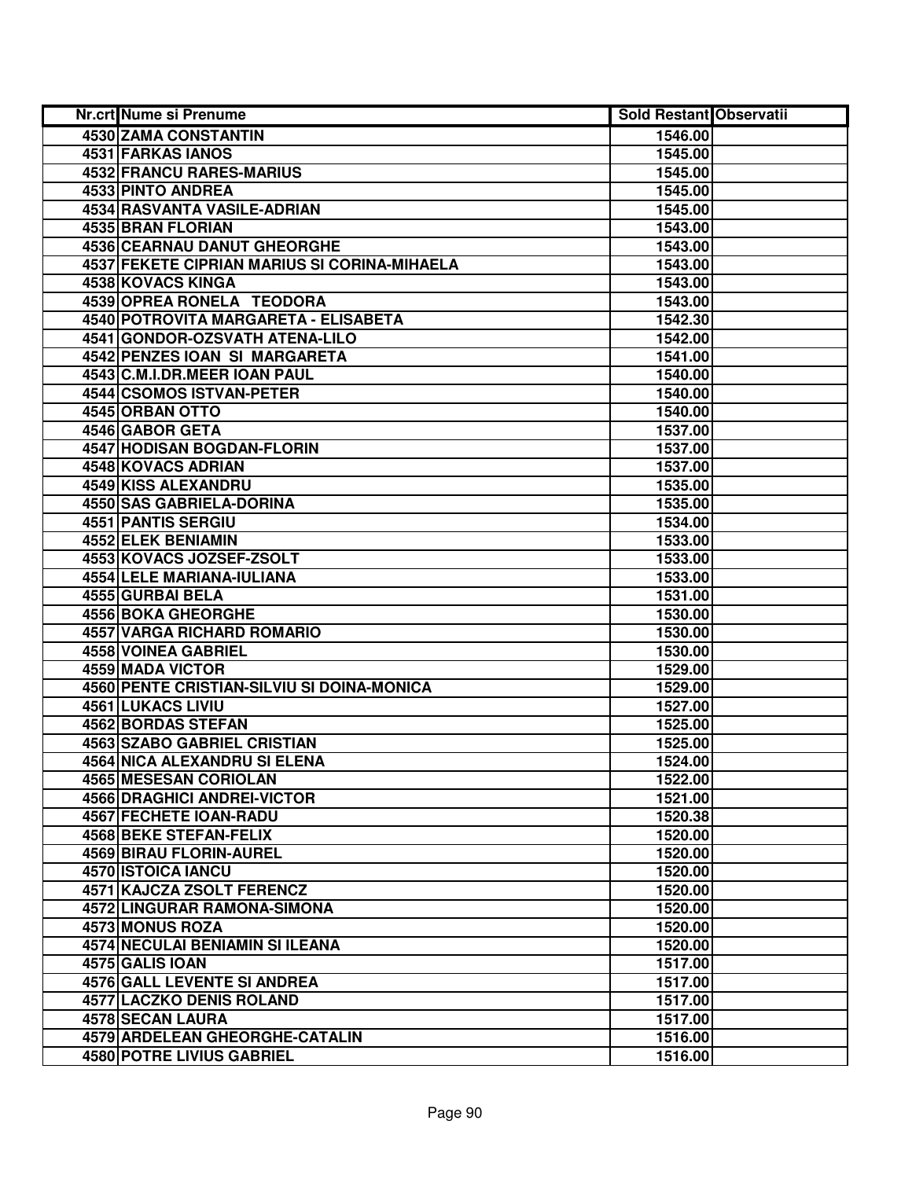| Nr.crt | Nume si Prenume | Sold Restant | Observatii |
|---|---|---|---|
| 4530 | ZAMA CONSTANTIN | 1546.00 | |
| 4531 | FARKAS IANOS | 1545.00 | |
| 4532 | FRANCU RARES-MARIUS | 1545.00 | |
| 4533 | PINTO ANDREA | 1545.00 | |
| 4534 | RASVANTA VASILE-ADRIAN | 1545.00 | |
| 4535 | BRAN FLORIAN | 1543.00 | |
| 4536 | CEARNAU DANUT GHEORGHE | 1543.00 | |
| 4537 | FEKETE CIPRIAN MARIUS SI CORINA-MIHAELA | 1543.00 | |
| 4538 | KOVACS KINGA | 1543.00 | |
| 4539 | OPREA RONELA TEODORA | 1543.00 | |
| 4540 | POTROVITA MARGARETA - ELISABETA | 1542.30 | |
| 4541 | GONDOR-OZSVATH ATENA-LILO | 1542.00 | |
| 4542 | PENZES IOAN SI MARGARETA | 1541.00 | |
| 4543 | C.M.I.DR.MEER IOAN PAUL | 1540.00 | |
| 4544 | CSOMOS ISTVAN-PETER | 1540.00 | |
| 4545 | ORBAN OTTO | 1540.00 | |
| 4546 | GABOR GETA | 1537.00 | |
| 4547 | HODISAN BOGDAN-FLORIN | 1537.00 | |
| 4548 | KOVACS ADRIAN | 1537.00 | |
| 4549 | KISS ALEXANDRU | 1535.00 | |
| 4550 | SAS GABRIELA-DORINA | 1535.00 | |
| 4551 | PANTIS SERGIU | 1534.00 | |
| 4552 | ELEK BENIAMIN | 1533.00 | |
| 4553 | KOVACS JOZSEF-ZSOLT | 1533.00 | |
| 4554 | LELE MARIANA-IULIANA | 1533.00 | |
| 4555 | GURBAI BELA | 1531.00 | |
| 4556 | BOKA GHEORGHE | 1530.00 | |
| 4557 | VARGA RICHARD ROMARIO | 1530.00 | |
| 4558 | VOINEA GABRIEL | 1530.00 | |
| 4559 | MADA VICTOR | 1529.00 | |
| 4560 | PENTE CRISTIAN-SILVIU SI DOINA-MONICA | 1529.00 | |
| 4561 | LUKACS LIVIU | 1527.00 | |
| 4562 | BORDAS STEFAN | 1525.00 | |
| 4563 | SZABO GABRIEL CRISTIAN | 1525.00 | |
| 4564 | NICA ALEXANDRU SI ELENA | 1524.00 | |
| 4565 | MESESAN CORIOLAN | 1522.00 | |
| 4566 | DRAGHICI ANDREI-VICTOR | 1521.00 | |
| 4567 | FECHETE IOAN-RADU | 1520.38 | |
| 4568 | BEKE STEFAN-FELIX | 1520.00 | |
| 4569 | BIRAU FLORIN-AUREL | 1520.00 | |
| 4570 | ISTOICA IANCU | 1520.00 | |
| 4571 | KAJCZA ZSOLT FERENCZ | 1520.00 | |
| 4572 | LINGURAR RAMONA-SIMONA | 1520.00 | |
| 4573 | MONUS ROZA | 1520.00 | |
| 4574 | NECULAI BENIAMIN SI ILEANA | 1520.00 | |
| 4575 | GALIS IOAN | 1517.00 | |
| 4576 | GALL LEVENTE SI ANDREA | 1517.00 | |
| 4577 | LACZKO DENIS ROLAND | 1517.00 | |
| 4578 | SECAN LAURA | 1517.00 | |
| 4579 | ARDELEAN GHEORGHE-CATALIN | 1516.00 | |
| 4580 | POTRE LIVIUS GABRIEL | 1516.00 | |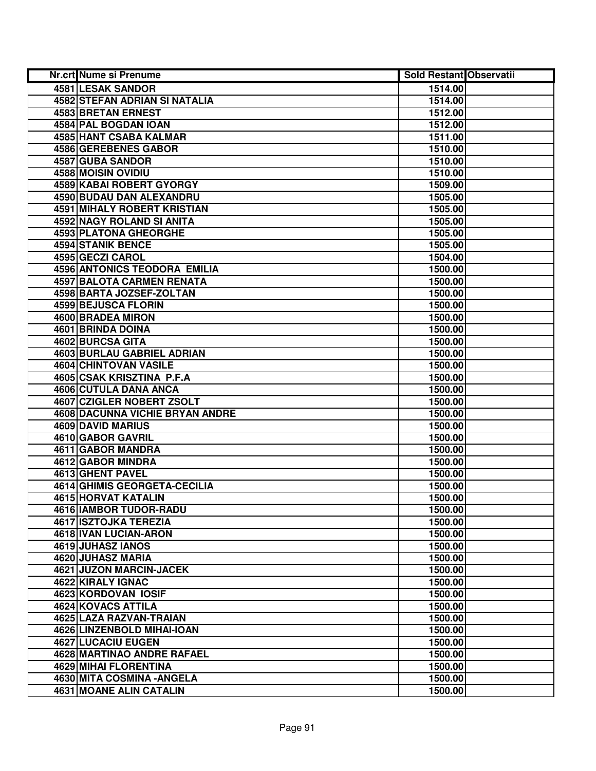| Nr.crt | Nume si Prenume | Sold Restant | Observatii |
|---|---|---|---|
| 4581 | LESAK SANDOR | 1514.00 | |
| 4582 | STEFAN ADRIAN SI NATALIA | 1514.00 | |
| 4583 | BRETAN ERNEST | 1512.00 | |
| 4584 | PAL BOGDAN IOAN | 1512.00 | |
| 4585 | HANT CSABA KALMAR | 1511.00 | |
| 4586 | GEREBENES GABOR | 1510.00 | |
| 4587 | GUBA SANDOR | 1510.00 | |
| 4588 | MOISIN OVIDIU | 1510.00 | |
| 4589 | KABAI ROBERT GYORGY | 1509.00 | |
| 4590 | BUDAU DAN ALEXANDRU | 1505.00 | |
| 4591 | MIHALY ROBERT KRISTIAN | 1505.00 | |
| 4592 | NAGY ROLAND SI ANITA | 1505.00 | |
| 4593 | PLATONA GHEORGHE | 1505.00 | |
| 4594 | STANIK BENCE | 1505.00 | |
| 4595 | GECZI CAROL | 1504.00 | |
| 4596 | ANTONICS TEODORA EMILIA | 1500.00 | |
| 4597 | BALOTA CARMEN RENATA | 1500.00 | |
| 4598 | BARTA JOZSEF-ZOLTAN | 1500.00 | |
| 4599 | BEJUSCA FLORIN | 1500.00 | |
| 4600 | BRADEA MIRON | 1500.00 | |
| 4601 | BRINDA DOINA | 1500.00 | |
| 4602 | BURCSA GITA | 1500.00 | |
| 4603 | BURLAU GABRIEL ADRIAN | 1500.00 | |
| 4604 | CHINTOVAN VASILE | 1500.00 | |
| 4605 | CSAK KRISZTINA P.F.A | 1500.00 | |
| 4606 | CUTULA DANA ANCA | 1500.00 | |
| 4607 | CZIGLER NOBERT ZSOLT | 1500.00 | |
| 4608 | DACUNNA VICHIE BRYAN ANDRE | 1500.00 | |
| 4609 | DAVID MARIUS | 1500.00 | |
| 4610 | GABOR GAVRIL | 1500.00 | |
| 4611 | GABOR MANDRA | 1500.00 | |
| 4612 | GABOR MINDRA | 1500.00 | |
| 4613 | GHENT PAVEL | 1500.00 | |
| 4614 | GHIMIS GEORGETA-CECILIA | 1500.00 | |
| 4615 | HORVAT KATALIN | 1500.00 | |
| 4616 | IAMBOR TUDOR-RADU | 1500.00 | |
| 4617 | ISZTOJKA TEREZIA | 1500.00 | |
| 4618 | IVAN LUCIAN-ARON | 1500.00 | |
| 4619 | JUHASZ IANOS | 1500.00 | |
| 4620 | JUHASZ MARIA | 1500.00 | |
| 4621 | JUZON MARCIN-JACEK | 1500.00 | |
| 4622 | KIRALY IGNAC | 1500.00 | |
| 4623 | KORDOVAN IOSIF | 1500.00 | |
| 4624 | KOVACS ATTILA | 1500.00 | |
| 4625 | LAZA RAZVAN-TRAIAN | 1500.00 | |
| 4626 | LINZENBOLD MIHAI-IOAN | 1500.00 | |
| 4627 | LUCACIU EUGEN | 1500.00 | |
| 4628 | MARTINAO ANDRE RAFAEL | 1500.00 | |
| 4629 | MIHAI FLORENTINA | 1500.00 | |
| 4630 | MITA COSMINA -ANGELA | 1500.00 | |
| 4631 | MOANE ALIN CATALIN | 1500.00 | |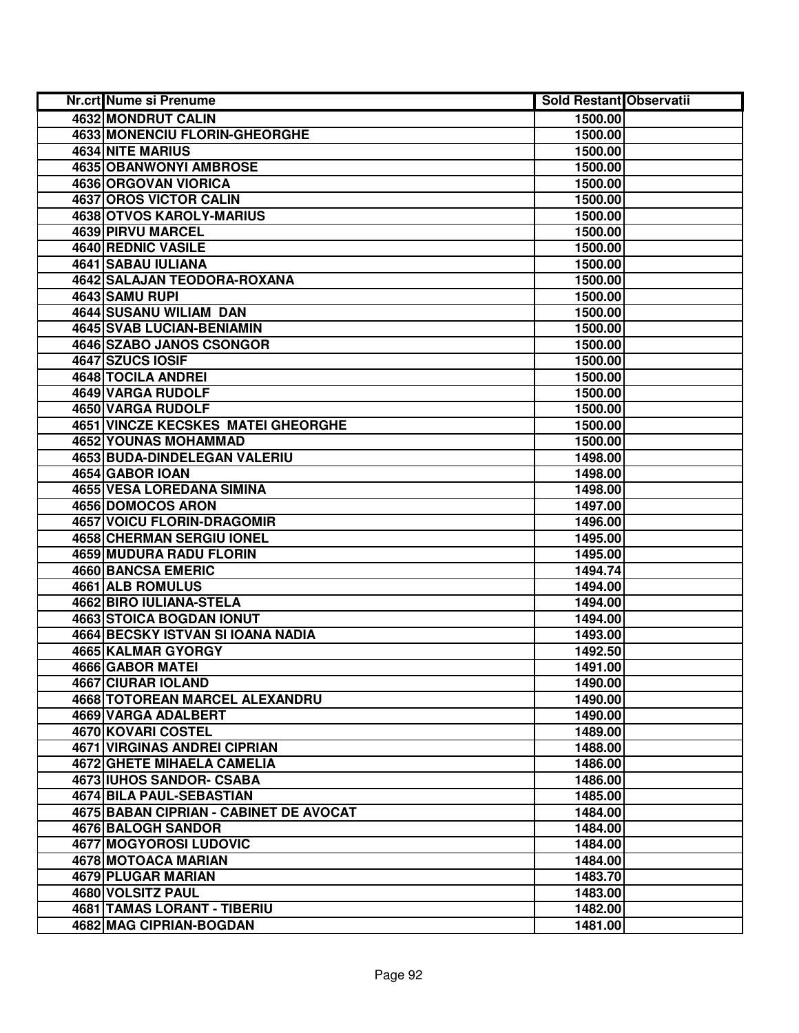| Nr.crt | Nume si Prenume | Sold Restant | Observatii |
|---|---|---|---|
| 4632 | MONDRUT CALIN | 1500.00 | |
| 4633 | MONENCIU FLORIN-GHEORGHE | 1500.00 | |
| 4634 | NITE MARIUS | 1500.00 | |
| 4635 | OBANWONYI AMBROSE | 1500.00 | |
| 4636 | ORGOVAN VIORICA | 1500.00 | |
| 4637 | OROS VICTOR CALIN | 1500.00 | |
| 4638 | OTVOS KAROLY-MARIUS | 1500.00 | |
| 4639 | PIRVU MARCEL | 1500.00 | |
| 4640 | REDNIC VASILE | 1500.00 | |
| 4641 | SABAU IULIANA | 1500.00 | |
| 4642 | SALAJAN TEODORA-ROXANA | 1500.00 | |
| 4643 | SAMU RUPI | 1500.00 | |
| 4644 | SUSANU WILIAM DAN | 1500.00 | |
| 4645 | SVAB LUCIAN-BENIAMIN | 1500.00 | |
| 4646 | SZABO JANOS CSONGOR | 1500.00 | |
| 4647 | SZUCS IOSIF | 1500.00 | |
| 4648 | TOCILA ANDREI | 1500.00 | |
| 4649 | VARGA RUDOLF | 1500.00 | |
| 4650 | VARGA RUDOLF | 1500.00 | |
| 4651 | VINCZE KECSKES MATEI GHEORGHE | 1500.00 | |
| 4652 | YOUNAS MOHAMMAD | 1500.00 | |
| 4653 | BUDA-DINDELEGAN VALERIU | 1498.00 | |
| 4654 | GABOR IOAN | 1498.00 | |
| 4655 | VESA LOREDANA SIMINA | 1498.00 | |
| 4656 | DOMOCOS ARON | 1497.00 | |
| 4657 | VOICU FLORIN-DRAGOMIR | 1496.00 | |
| 4658 | CHERMAN SERGIU IONEL | 1495.00 | |
| 4659 | MUDURA RADU FLORIN | 1495.00 | |
| 4660 | BANCSA EMERIC | 1494.74 | |
| 4661 | ALB ROMULUS | 1494.00 | |
| 4662 | BIRO IULIANA-STELA | 1494.00 | |
| 4663 | STOICA BOGDAN IONUT | 1494.00 | |
| 4664 | BECSKY ISTVAN SI IOANA NADIA | 1493.00 | |
| 4665 | KALMAR GYORGY | 1492.50 | |
| 4666 | GABOR MATEI | 1491.00 | |
| 4667 | CIURAR IOLAND | 1490.00 | |
| 4668 | TOTOREAN MARCEL ALEXANDRU | 1490.00 | |
| 4669 | VARGA ADALBERT | 1490.00 | |
| 4670 | KOVARI COSTEL | 1489.00 | |
| 4671 | VIRGINAS ANDREI CIPRIAN | 1488.00 | |
| 4672 | GHETE MIHAELA CAMELIA | 1486.00 | |
| 4673 | IUHOS SANDOR- CSABA | 1486.00 | |
| 4674 | BILA PAUL-SEBASTIAN | 1485.00 | |
| 4675 | BABAN CIPRIAN - CABINET DE AVOCAT | 1484.00 | |
| 4676 | BALOGH SANDOR | 1484.00 | |
| 4677 | MOGYOROSI LUDOVIC | 1484.00 | |
| 4678 | MOTOACA MARIAN | 1484.00 | |
| 4679 | PLUGAR MARIAN | 1483.70 | |
| 4680 | VOLSITZ PAUL | 1483.00 | |
| 4681 | TAMAS LORANT - TIBERIU | 1482.00 | |
| 4682 | MAG CIPRIAN-BOGDAN | 1481.00 | |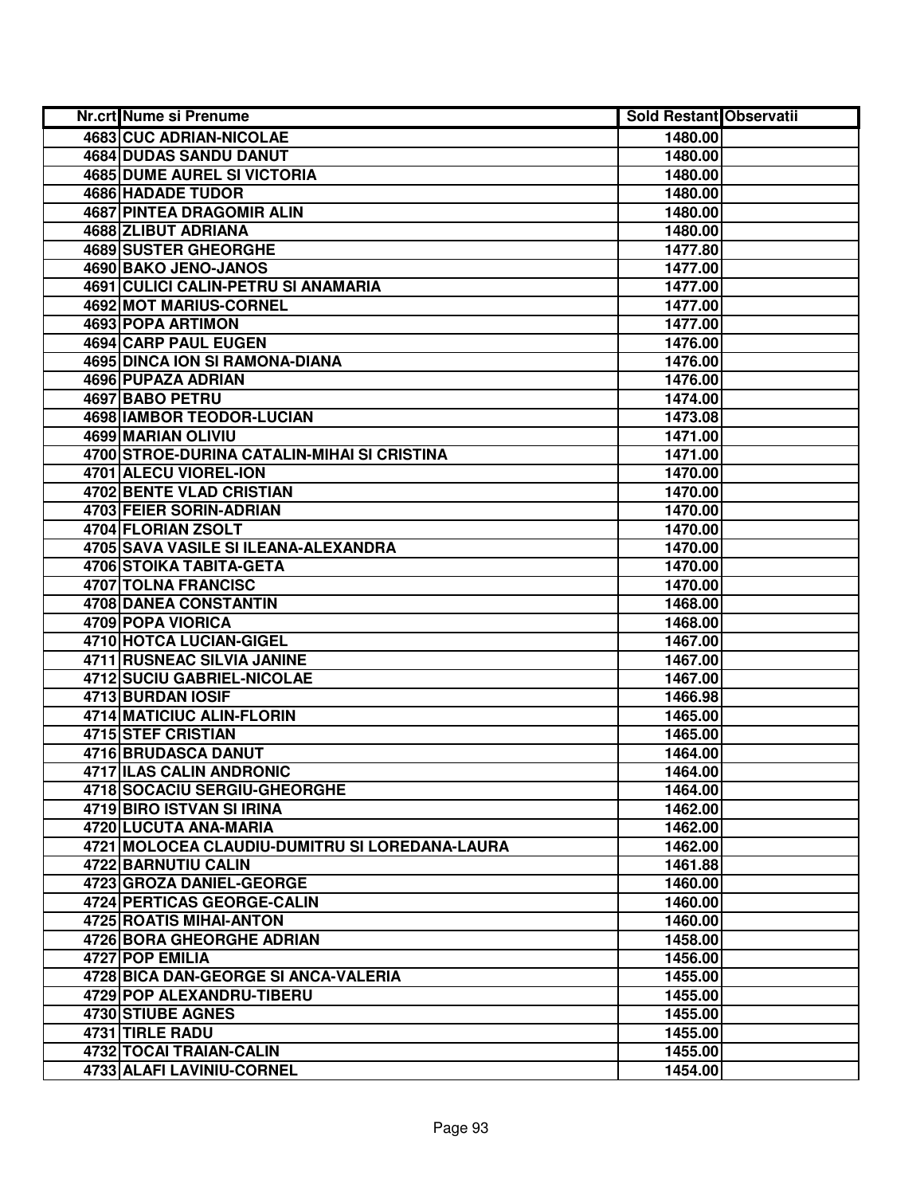| Nr.crt | Nume si Prenume | Sold Restant | Observatii |
|---|---|---|---|
| 4683 | CUC ADRIAN-NICOLAE | 1480.00 | |
| 4684 | DUDAS SANDU DANUT | 1480.00 | |
| 4685 | DUME AUREL SI VICTORIA | 1480.00 | |
| 4686 | HADADE TUDOR | 1480.00 | |
| 4687 | PINTEA DRAGOMIR ALIN | 1480.00 | |
| 4688 | ZLIBUT ADRIANA | 1480.00 | |
| 4689 | SUSTER GHEORGHE | 1477.80 | |
| 4690 | BAKO JENO-JANOS | 1477.00 | |
| 4691 | CULICI CALIN-PETRU SI ANAMARIA | 1477.00 | |
| 4692 | MOT MARIUS-CORNEL | 1477.00 | |
| 4693 | POPA ARTIMON | 1477.00 | |
| 4694 | CARP PAUL EUGEN | 1476.00 | |
| 4695 | DINCA ION SI RAMONA-DIANA | 1476.00 | |
| 4696 | PUPAZA ADRIAN | 1476.00 | |
| 4697 | BABO PETRU | 1474.00 | |
| 4698 | IAMBOR TEODOR-LUCIAN | 1473.08 | |
| 4699 | MARIAN OLIVIU | 1471.00 | |
| 4700 | STROE-DURINA CATALIN-MIHAI SI CRISTINA | 1471.00 | |
| 4701 | ALECU VIOREL-ION | 1470.00 | |
| 4702 | BENTE VLAD CRISTIAN | 1470.00 | |
| 4703 | FEIER SORIN-ADRIAN | 1470.00 | |
| 4704 | FLORIAN ZSOLT | 1470.00 | |
| 4705 | SAVA VASILE SI ILEANA-ALEXANDRA | 1470.00 | |
| 4706 | STOIKA TABITA-GETA | 1470.00 | |
| 4707 | TOLNA FRANCISC | 1470.00 | |
| 4708 | DANEA CONSTANTIN | 1468.00 | |
| 4709 | POPA VIORICA | 1468.00 | |
| 4710 | HOTCA LUCIAN-GIGEL | 1467.00 | |
| 4711 | RUSNEAC SILVIA JANINE | 1467.00 | |
| 4712 | SUCIU GABRIEL-NICOLAE | 1467.00 | |
| 4713 | BURDAN IOSIF | 1466.98 | |
| 4714 | MATICIUC ALIN-FLORIN | 1465.00 | |
| 4715 | STEF CRISTIAN | 1465.00 | |
| 4716 | BRUDASCA DANUT | 1464.00 | |
| 4717 | ILAS CALIN ANDRONIC | 1464.00 | |
| 4718 | SOCACIU SERGIU-GHEORGHE | 1464.00 | |
| 4719 | BIRO ISTVAN SI IRINA | 1462.00 | |
| 4720 | LUCUTA ANA-MARIA | 1462.00 | |
| 4721 | MOLOCEA CLAUDIU-DUMITRU SI LOREDANA-LAURA | 1462.00 | |
| 4722 | BARNUTIU CALIN | 1461.88 | |
| 4723 | GROZA DANIEL-GEORGE | 1460.00 | |
| 4724 | PERTICAS GEORGE-CALIN | 1460.00 | |
| 4725 | ROATIS MIHAI-ANTON | 1460.00 | |
| 4726 | BORA GHEORGHE ADRIAN | 1458.00 | |
| 4727 | POP EMILIA | 1456.00 | |
| 4728 | BICA DAN-GEORGE SI ANCA-VALERIA | 1455.00 | |
| 4729 | POP ALEXANDRU-TIBERU | 1455.00 | |
| 4730 | STIUBE AGNES | 1455.00 | |
| 4731 | TIRLE RADU | 1455.00 | |
| 4732 | TOCAI TRAIAN-CALIN | 1455.00 | |
| 4733 | ALAFI LAVINIU-CORNEL | 1454.00 | |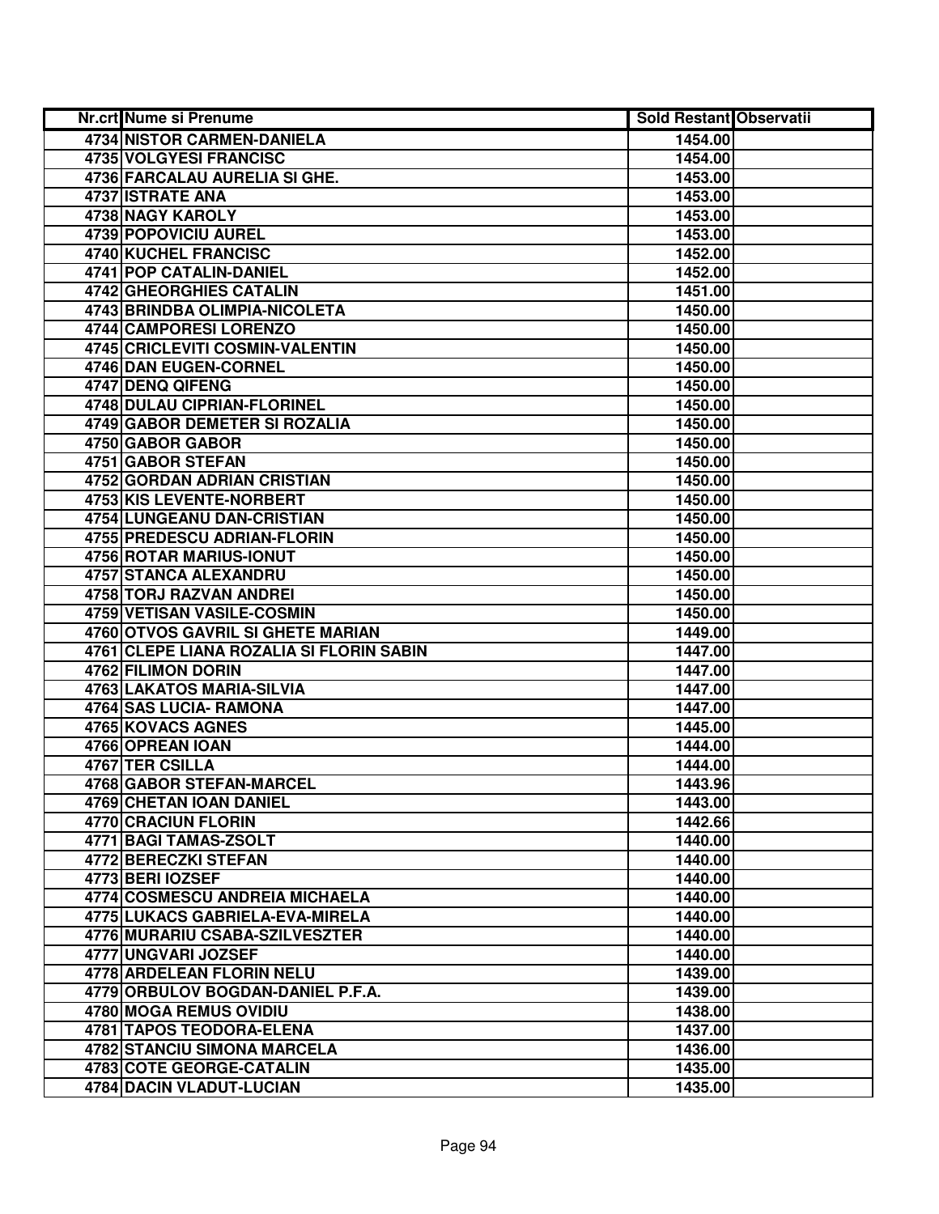| Nr.crt | Nume si Prenume | Sold Restant | Observatii |
|---|---|---|---|
| 4734 | NISTOR CARMEN-DANIELA | 1454.00 | |
| 4735 | VOLGYESI FRANCISC | 1454.00 | |
| 4736 | FARCALAU AURELIA SI GHE. | 1453.00 | |
| 4737 | ISTRATE ANA | 1453.00 | |
| 4738 | NAGY KAROLY | 1453.00 | |
| 4739 | POPOVICIU AUREL | 1453.00 | |
| 4740 | KUCHEL FRANCISC | 1452.00 | |
| 4741 | POP CATALIN-DANIEL | 1452.00 | |
| 4742 | GHEORGHIES CATALIN | 1451.00 | |
| 4743 | BRINDBA OLIMPIA-NICOLETA | 1450.00 | |
| 4744 | CAMPORESI LORENZO | 1450.00 | |
| 4745 | CRICLEVITI COSMIN-VALENTIN | 1450.00 | |
| 4746 | DAN EUGEN-CORNEL | 1450.00 | |
| 4747 | DENQ QIFENG | 1450.00 | |
| 4748 | DULAU CIPRIAN-FLORINEL | 1450.00 | |
| 4749 | GABOR DEMETER SI ROZALIA | 1450.00 | |
| 4750 | GABOR GABOR | 1450.00 | |
| 4751 | GABOR STEFAN | 1450.00 | |
| 4752 | GORDAN ADRIAN CRISTIAN | 1450.00 | |
| 4753 | KIS LEVENTE-NORBERT | 1450.00 | |
| 4754 | LUNGEANU DAN-CRISTIAN | 1450.00 | |
| 4755 | PREDESCU ADRIAN-FLORIN | 1450.00 | |
| 4756 | ROTAR MARIUS-IONUT | 1450.00 | |
| 4757 | STANCA ALEXANDRU | 1450.00 | |
| 4758 | TORJ RAZVAN ANDREI | 1450.00 | |
| 4759 | VETISAN VASILE-COSMIN | 1450.00 | |
| 4760 | OTVOS GAVRIL SI GHETE MARIAN | 1449.00 | |
| 4761 | CLEPE LIANA ROZALIA SI FLORIN SABIN | 1447.00 | |
| 4762 | FILIMON DORIN | 1447.00 | |
| 4763 | LAKATOS MARIA-SILVIA | 1447.00 | |
| 4764 | SAS LUCIA- RAMONA | 1447.00 | |
| 4765 | KOVACS AGNES | 1445.00 | |
| 4766 | OPREAN IOAN | 1444.00 | |
| 4767 | TER CSILLA | 1444.00 | |
| 4768 | GABOR STEFAN-MARCEL | 1443.96 | |
| 4769 | CHETAN IOAN DANIEL | 1443.00 | |
| 4770 | CRACIUN FLORIN | 1442.66 | |
| 4771 | BAGI TAMAS-ZSOLT | 1440.00 | |
| 4772 | BERECZKI STEFAN | 1440.00 | |
| 4773 | BERI IOZSEF | 1440.00 | |
| 4774 | COSMESCU ANDREIA MICHAELA | 1440.00 | |
| 4775 | LUKACS GABRIELA-EVA-MIRELA | 1440.00 | |
| 4776 | MURARIU CSABA-SZILVESZTER | 1440.00 | |
| 4777 | UNGVARI JOZSEF | 1440.00 | |
| 4778 | ARDELEAN FLORIN NELU | 1439.00 | |
| 4779 | ORBULOV BOGDAN-DANIEL P.F.A. | 1439.00 | |
| 4780 | MOGA REMUS OVIDIU | 1438.00 | |
| 4781 | TAPOS TEODORA-ELENA | 1437.00 | |
| 4782 | STANCIU SIMONA MARCELA | 1436.00 | |
| 4783 | COTE GEORGE-CATALIN | 1435.00 | |
| 4784 | DACIN VLADUT-LUCIAN | 1435.00 | |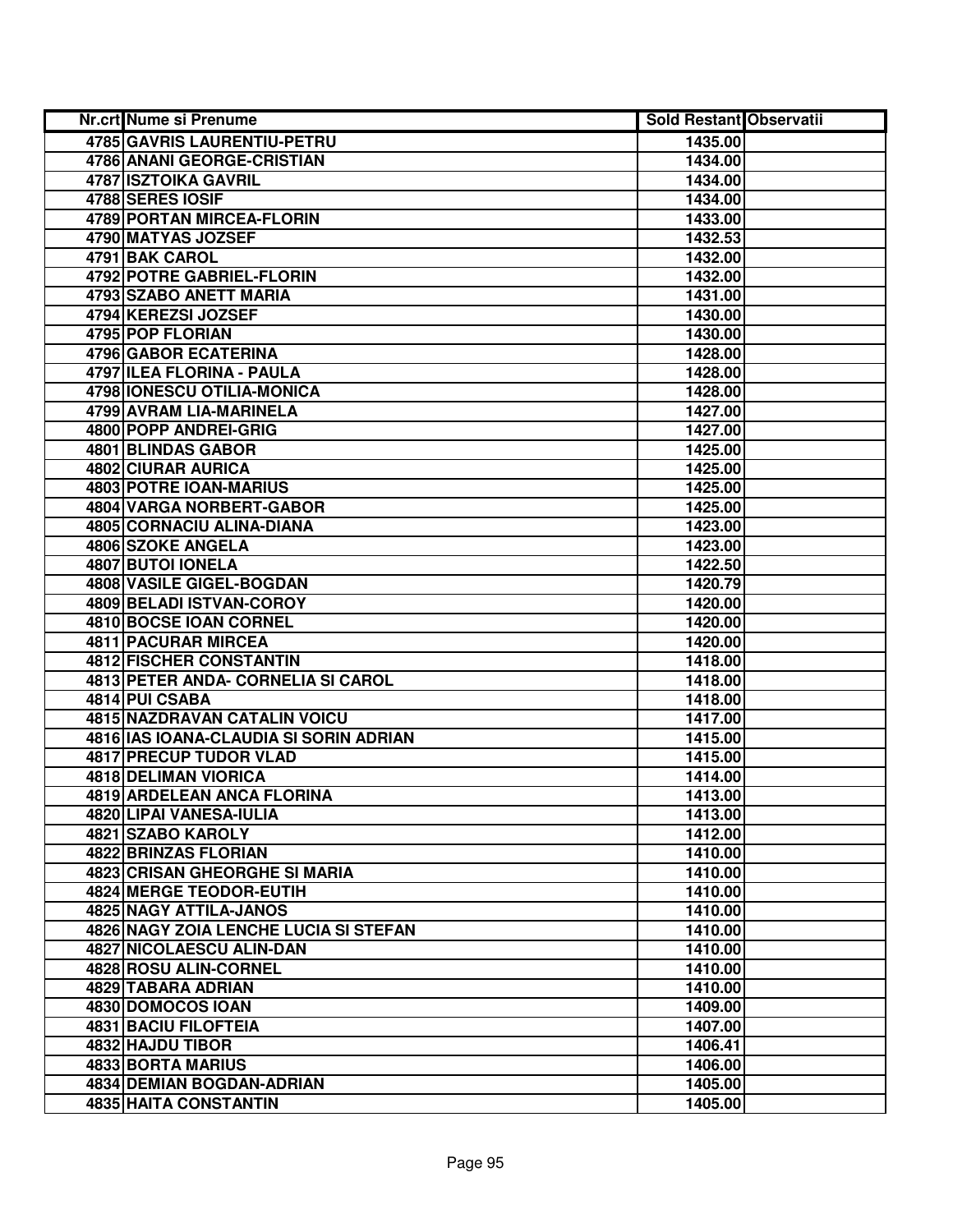| Nr.crt | Nume si Prenume | Sold Restant | Observatii |
|---|---|---|---|
| 4785 | GAVRIS LAURENTIU-PETRU | 1435.00 | |
| 4786 | ANANI GEORGE-CRISTIAN | 1434.00 | |
| 4787 | ISZTOIKA GAVRIL | 1434.00 | |
| 4788 | SERES IOSIF | 1434.00 | |
| 4789 | PORTAN MIRCEA-FLORIN | 1433.00 | |
| 4790 | MATYAS JOZSEF | 1432.53 | |
| 4791 | BAK CAROL | 1432.00 | |
| 4792 | POTRE GABRIEL-FLORIN | 1432.00 | |
| 4793 | SZABO ANETT MARIA | 1431.00 | |
| 4794 | KEREZSI JOZSEF | 1430.00 | |
| 4795 | POP FLORIAN | 1430.00 | |
| 4796 | GABOR ECATERINA | 1428.00 | |
| 4797 | ILEA FLORINA - PAULA | 1428.00 | |
| 4798 | IONESCU OTILIA-MONICA | 1428.00 | |
| 4799 | AVRAM LIA-MARINELA | 1427.00 | |
| 4800 | POPP ANDREI-GRIG | 1427.00 | |
| 4801 | BLINDAS GABOR | 1425.00 | |
| 4802 | CIURAR AURICA | 1425.00 | |
| 4803 | POTRE IOAN-MARIUS | 1425.00 | |
| 4804 | VARGA NORBERT-GABOR | 1425.00 | |
| 4805 | CORNACIU ALINA-DIANA | 1423.00 | |
| 4806 | SZOKE ANGELA | 1423.00 | |
| 4807 | BUTOI IONELA | 1422.50 | |
| 4808 | VASILE GIGEL-BOGDAN | 1420.79 | |
| 4809 | BELADI ISTVAN-COROY | 1420.00 | |
| 4810 | BOCSE IOAN CORNEL | 1420.00 | |
| 4811 | PACURAR MIRCEA | 1420.00 | |
| 4812 | FISCHER CONSTANTIN | 1418.00 | |
| 4813 | PETER ANDA- CORNELIA SI CAROL | 1418.00 | |
| 4814 | PUI CSABA | 1418.00 | |
| 4815 | NAZDRAVAN CATALIN VOICU | 1417.00 | |
| 4816 | IAS IOANA-CLAUDIA SI SORIN ADRIAN | 1415.00 | |
| 4817 | PRECUP TUDOR VLAD | 1415.00 | |
| 4818 | DELIMAN VIORICA | 1414.00 | |
| 4819 | ARDELEAN ANCA FLORINA | 1413.00 | |
| 4820 | LIPAI VANESA-IULIA | 1413.00 | |
| 4821 | SZABO KAROLY | 1412.00 | |
| 4822 | BRINZAS FLORIAN | 1410.00 | |
| 4823 | CRISAN GHEORGHE SI MARIA | 1410.00 | |
| 4824 | MERGE TEODOR-EUTIH | 1410.00 | |
| 4825 | NAGY ATTILA-JANOS | 1410.00 | |
| 4826 | NAGY ZOIA LENCHE LUCIA SI STEFAN | 1410.00 | |
| 4827 | NICOLAESCU ALIN-DAN | 1410.00 | |
| 4828 | ROSU ALIN-CORNEL | 1410.00 | |
| 4829 | TABARA ADRIAN | 1410.00 | |
| 4830 | DOMOCOS IOAN | 1409.00 | |
| 4831 | BACIU FILOFTEIA | 1407.00 | |
| 4832 | HAJDU TIBOR | 1406.41 | |
| 4833 | BORTA MARIUS | 1406.00 | |
| 4834 | DEMIAN BOGDAN-ADRIAN | 1405.00 | |
| 4835 | HAITA CONSTANTIN | 1405.00 | |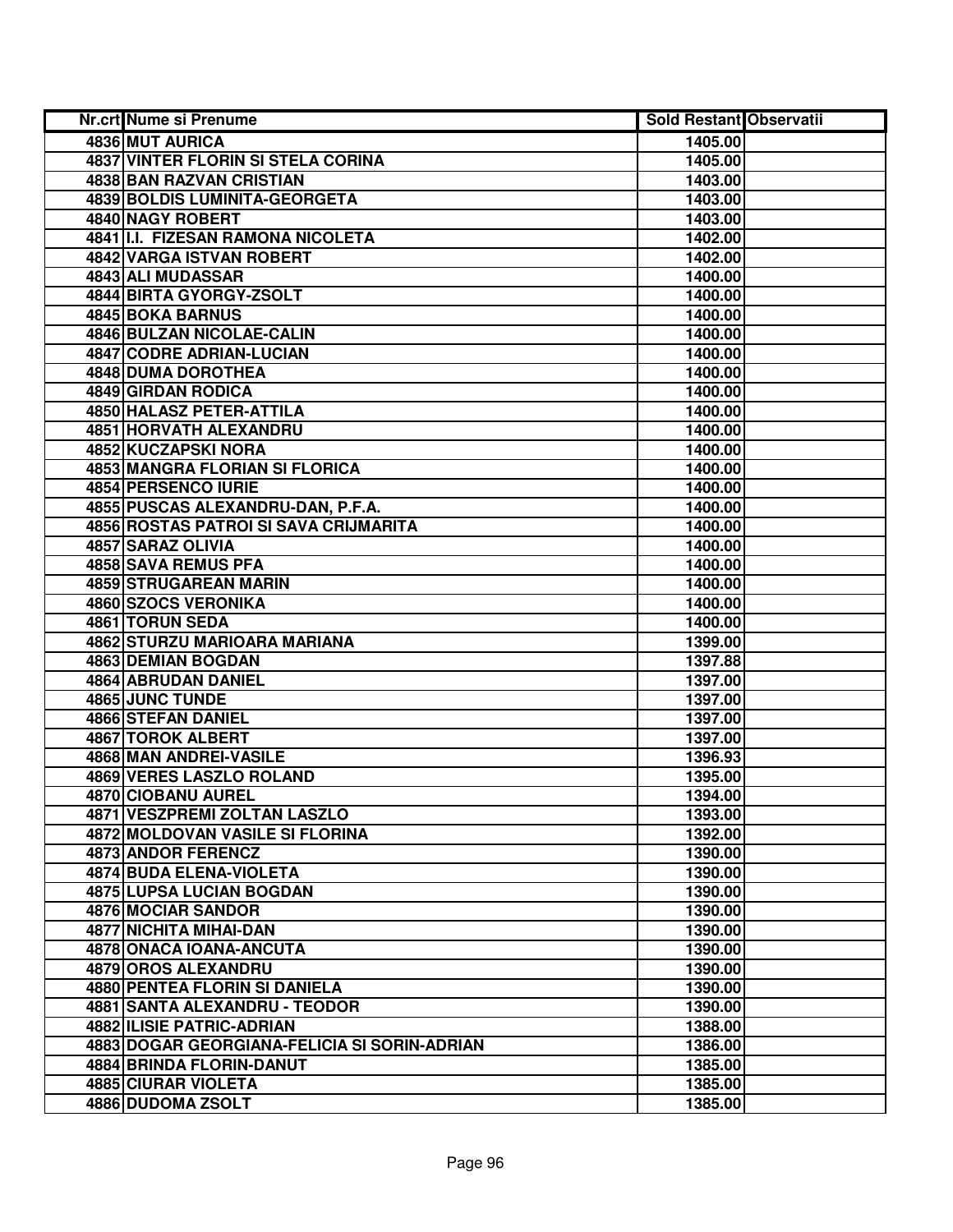| Nr.crt | Nume si Prenume | Sold Restant | Observatii |
|---|---|---|---|
| 4836 | MUT AURICA | 1405.00 | |
| 4837 | VINTER FLORIN SI STELA CORINA | 1405.00 | |
| 4838 | BAN RAZVAN CRISTIAN | 1403.00 | |
| 4839 | BOLDIS LUMINITA-GEORGETA | 1403.00 | |
| 4840 | NAGY ROBERT | 1403.00 | |
| 4841 | I.I. FIZESAN RAMONA NICOLETA | 1402.00 | |
| 4842 | VARGA ISTVAN ROBERT | 1402.00 | |
| 4843 | ALI MUDASSAR | 1400.00 | |
| 4844 | BIRTA GYORGY-ZSOLT | 1400.00 | |
| 4845 | BOKA BARNUS | 1400.00 | |
| 4846 | BULZAN NICOLAE-CALIN | 1400.00 | |
| 4847 | CODRE ADRIAN-LUCIAN | 1400.00 | |
| 4848 | DUMA DOROTHEA | 1400.00 | |
| 4849 | GIRDAN RODICA | 1400.00 | |
| 4850 | HALASZ PETER-ATTILA | 1400.00 | |
| 4851 | HORVATH ALEXANDRU | 1400.00 | |
| 4852 | KUCZAPSKI NORA | 1400.00 | |
| 4853 | MANGRA FLORIAN SI FLORICA | 1400.00 | |
| 4854 | PERSENCO IURIE | 1400.00 | |
| 4855 | PUSCAS ALEXANDRU-DAN, P.F.A. | 1400.00 | |
| 4856 | ROSTAS PATROI SI SAVA CRIJMARITA | 1400.00 | |
| 4857 | SARAZ OLIVIA | 1400.00 | |
| 4858 | SAVA REMUS PFA | 1400.00 | |
| 4859 | STRUGAREAN MARIN | 1400.00 | |
| 4860 | SZOCS VERONIKA | 1400.00 | |
| 4861 | TORUN SEDA | 1400.00 | |
| 4862 | STURZU MARIOARA MARIANA | 1399.00 | |
| 4863 | DEMIAN BOGDAN | 1397.88 | |
| 4864 | ABRUDAN DANIEL | 1397.00 | |
| 4865 | JUNC TUNDE | 1397.00 | |
| 4866 | STEFAN DANIEL | 1397.00 | |
| 4867 | TOROK ALBERT | 1397.00 | |
| 4868 | MAN ANDREI-VASILE | 1396.93 | |
| 4869 | VERES LASZLO ROLAND | 1395.00 | |
| 4870 | CIOBANU AUREL | 1394.00 | |
| 4871 | VESZPREMI ZOLTAN LASZLO | 1393.00 | |
| 4872 | MOLDOVAN VASILE SI FLORINA | 1392.00 | |
| 4873 | ANDOR FERENCZ | 1390.00 | |
| 4874 | BUDA ELENA-VIOLETA | 1390.00 | |
| 4875 | LUPSA LUCIAN BOGDAN | 1390.00 | |
| 4876 | MOCIAR SANDOR | 1390.00 | |
| 4877 | NICHITA MIHAI-DAN | 1390.00 | |
| 4878 | ONACA IOANA-ANCUTA | 1390.00 | |
| 4879 | OROS ALEXANDRU | 1390.00 | |
| 4880 | PENTEA FLORIN SI DANIELA | 1390.00 | |
| 4881 | SANTA ALEXANDRU - TEODOR | 1390.00 | |
| 4882 | ILISIE PATRIC-ADRIAN | 1388.00 | |
| 4883 | DOGAR GEORGIANA-FELICIA SI SORIN-ADRIAN | 1386.00 | |
| 4884 | BRINDA FLORIN-DANUT | 1385.00 | |
| 4885 | CIURAR VIOLETA | 1385.00 | |
| 4886 | DUDOMA ZSOLT | 1385.00 | |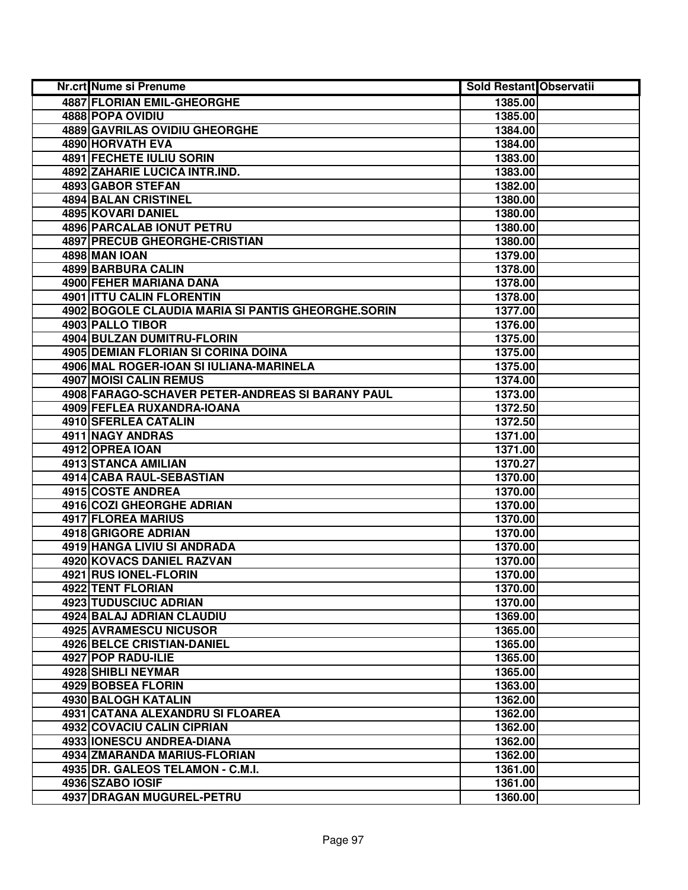| Nr.crt | Nume si Prenume | Sold Restant | Observatii |
|---|---|---|---|
| 4887 | FLORIAN EMIL-GHEORGHE | 1385.00 | |
| 4888 | POPA OVIDIU | 1385.00 | |
| 4889 | GAVRILAS OVIDIU GHEORGHE | 1384.00 | |
| 4890 | HORVATH EVA | 1384.00 | |
| 4891 | FECHETE IULIU SORIN | 1383.00 | |
| 4892 | ZAHARIE LUCICA INTR.IND. | 1383.00 | |
| 4893 | GABOR STEFAN | 1382.00 | |
| 4894 | BALAN CRISTINEL | 1380.00 | |
| 4895 | KOVARI DANIEL | 1380.00 | |
| 4896 | PARCALAB IONUT PETRU | 1380.00 | |
| 4897 | PRECUB GHEORGHE-CRISTIAN | 1380.00 | |
| 4898 | MAN IOAN | 1379.00 | |
| 4899 | BARBURA CALIN | 1378.00 | |
| 4900 | FEHER MARIANA DANA | 1378.00 | |
| 4901 | ITTU CALIN FLORENTIN | 1378.00 | |
| 4902 | BOGOLE CLAUDIA MARIA SI PANTIS GHEORGHE.SORIN | 1377.00 | |
| 4903 | PALLO TIBOR | 1376.00 | |
| 4904 | BULZAN DUMITRU-FLORIN | 1375.00 | |
| 4905 | DEMIAN FLORIAN SI CORINA DOINA | 1375.00 | |
| 4906 | MAL ROGER-IOAN SI IULIANA-MARINELA | 1375.00 | |
| 4907 | MOISI CALIN REMUS | 1374.00 | |
| 4908 | FARAGO-SCHAVER PETER-ANDREAS SI BARANY PAUL | 1373.00 | |
| 4909 | FEFLEA RUXANDRA-IOANA | 1372.50 | |
| 4910 | SFERLEA CATALIN | 1372.50 | |
| 4911 | NAGY ANDRAS | 1371.00 | |
| 4912 | OPREA IOAN | 1371.00 | |
| 4913 | STANCA AMILIAN | 1370.27 | |
| 4914 | CABA RAUL-SEBASTIAN | 1370.00 | |
| 4915 | COSTE ANDREA | 1370.00 | |
| 4916 | COZI GHEORGHE ADRIAN | 1370.00 | |
| 4917 | FLOREA MARIUS | 1370.00 | |
| 4918 | GRIGORE ADRIAN | 1370.00 | |
| 4919 | HANGA LIVIU SI ANDRADA | 1370.00 | |
| 4920 | KOVACS DANIEL RAZVAN | 1370.00 | |
| 4921 | RUS IONEL-FLORIN | 1370.00 | |
| 4922 | TENT FLORIAN | 1370.00 | |
| 4923 | TUDUSCIUC ADRIAN | 1370.00 | |
| 4924 | BALAJ ADRIAN CLAUDIU | 1369.00 | |
| 4925 | AVRAMESCU NICUSOR | 1365.00 | |
| 4926 | BELCE CRISTIAN-DANIEL | 1365.00 | |
| 4927 | POP RADU-ILIE | 1365.00 | |
| 4928 | SHIBLI NEYMAR | 1365.00 | |
| 4929 | BOBSEA FLORIN | 1363.00 | |
| 4930 | BALOGH KATALIN | 1362.00 | |
| 4931 | CATANA ALEXANDRU SI FLOAREA | 1362.00 | |
| 4932 | COVACIU CALIN CIPRIAN | 1362.00 | |
| 4933 | IONESCU ANDREA-DIANA | 1362.00 | |
| 4934 | ZMARANDA MARIUS-FLORIAN | 1362.00 | |
| 4935 | DR. GALEOS TELAMON - C.M.I. | 1361.00 | |
| 4936 | SZABO IOSIF | 1361.00 | |
| 4937 | DRAGAN MUGUREL-PETRU | 1360.00 | |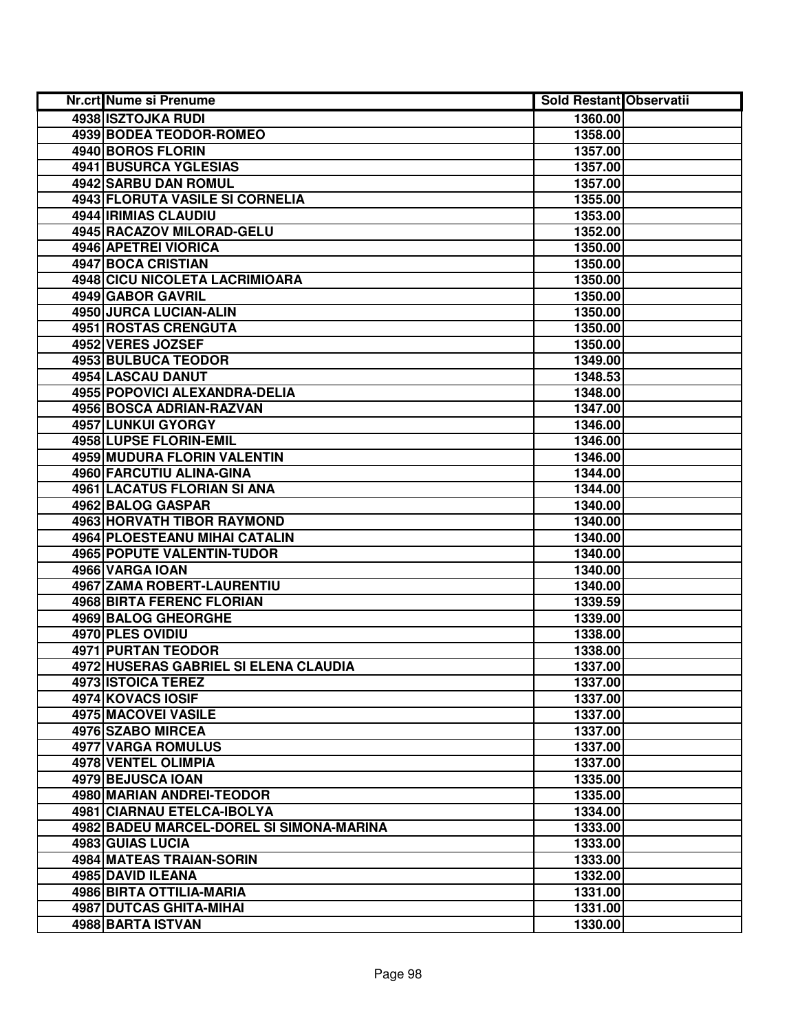| Nr.crt | Nume si Prenume | Sold Restant | Observatii |
|---|---|---|---|
| 4938 | ISZTOJKA RUDI | 1360.00 | |
| 4939 | BODEA TEODOR-ROMEO | 1358.00 | |
| 4940 | BOROS FLORIN | 1357.00 | |
| 4941 | BUSURCA YGLESIAS | 1357.00 | |
| 4942 | SARBU DAN ROMUL | 1357.00 | |
| 4943 | FLORUTA VASILE SI CORNELIA | 1355.00 | |
| 4944 | IRIMIAS CLAUDIU | 1353.00 | |
| 4945 | RACAZOV MILORAD-GELU | 1352.00 | |
| 4946 | APETREI VIORICA | 1350.00 | |
| 4947 | BOCA CRISTIAN | 1350.00 | |
| 4948 | CICU NICOLETA LACRIMIOARA | 1350.00 | |
| 4949 | GABOR GAVRIL | 1350.00 | |
| 4950 | JURCA LUCIAN-ALIN | 1350.00 | |
| 4951 | ROSTAS CRENGUTA | 1350.00 | |
| 4952 | VERES JOZSEF | 1350.00 | |
| 4953 | BULBUCA TEODOR | 1349.00 | |
| 4954 | LASCAU DANUT | 1348.53 | |
| 4955 | POPOVICI ALEXANDRA-DELIA | 1348.00 | |
| 4956 | BOSCA ADRIAN-RAZVAN | 1347.00 | |
| 4957 | LUNKUI GYORGY | 1346.00 | |
| 4958 | LUPSE FLORIN-EMIL | 1346.00 | |
| 4959 | MUDURA FLORIN VALENTIN | 1346.00 | |
| 4960 | FARCUTIU ALINA-GINA | 1344.00 | |
| 4961 | LACATUS FLORIAN SI ANA | 1344.00 | |
| 4962 | BALOG GASPAR | 1340.00 | |
| 4963 | HORVATH TIBOR RAYMOND | 1340.00 | |
| 4964 | PLOESTEANU MIHAI CATALIN | 1340.00 | |
| 4965 | POPUTE VALENTIN-TUDOR | 1340.00 | |
| 4966 | VARGA IOAN | 1340.00 | |
| 4967 | ZAMA ROBERT-LAURENTIU | 1340.00 | |
| 4968 | BIRTA FERENC FLORIAN | 1339.59 | |
| 4969 | BALOG GHEORGHE | 1339.00 | |
| 4970 | PLES OVIDIU | 1338.00 | |
| 4971 | PURTAN TEODOR | 1338.00 | |
| 4972 | HUSERAS GABRIEL SI ELENA CLAUDIA | 1337.00 | |
| 4973 | ISTOICA TEREZ | 1337.00 | |
| 4974 | KOVACS IOSIF | 1337.00 | |
| 4975 | MACOVEI VASILE | 1337.00 | |
| 4976 | SZABO MIRCEA | 1337.00 | |
| 4977 | VARGA ROMULUS | 1337.00 | |
| 4978 | VENTEL OLIMPIA | 1337.00 | |
| 4979 | BEJUSCA IOAN | 1335.00 | |
| 4980 | MARIAN ANDREI-TEODOR | 1335.00 | |
| 4981 | CIARNAU ETELCA-IBOLYA | 1334.00 | |
| 4982 | BADEU MARCEL-DOREL SI SIMONA-MARINA | 1333.00 | |
| 4983 | GUIAS LUCIA | 1333.00 | |
| 4984 | MATEAS TRAIAN-SORIN | 1333.00 | |
| 4985 | DAVID ILEANA | 1332.00 | |
| 4986 | BIRTA OTTILIA-MARIA | 1331.00 | |
| 4987 | DUTCAS GHITA-MIHAI | 1331.00 | |
| 4988 | BARTA ISTVAN | 1330.00 | |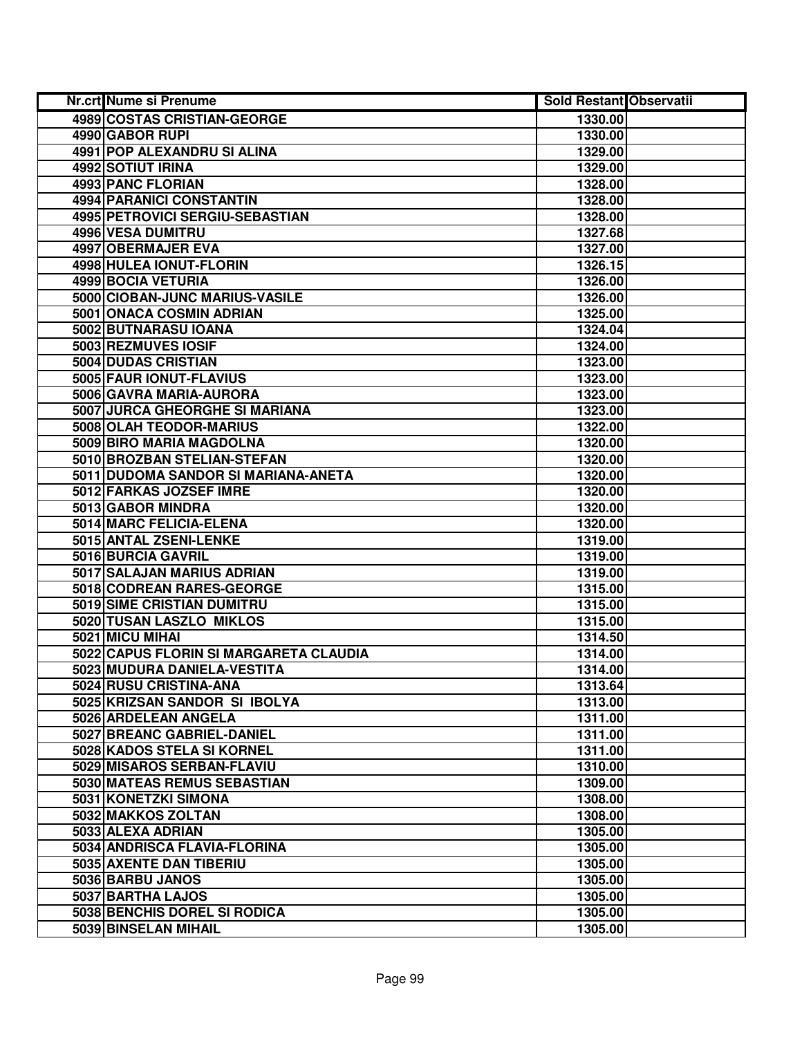| Nr.crt | Nume si Prenume | Sold Restant | Observatii |
|---|---|---|---|
| 4989 | COSTAS CRISTIAN-GEORGE | 1330.00 | |
| 4990 | GABOR RUPI | 1330.00 | |
| 4991 | POP ALEXANDRU SI ALINA | 1329.00 | |
| 4992 | SOTIUT IRINA | 1329.00 | |
| 4993 | PANC FLORIAN | 1328.00 | |
| 4994 | PARANICI CONSTANTIN | 1328.00 | |
| 4995 | PETROVICI SERGIU-SEBASTIAN | 1328.00 | |
| 4996 | VESA DUMITRU | 1327.68 | |
| 4997 | OBERMAJER EVA | 1327.00 | |
| 4998 | HULEA IONUT-FLORIN | 1326.15 | |
| 4999 | BOCIA VETURIA | 1326.00 | |
| 5000 | CIOBAN-JUNC MARIUS-VASILE | 1326.00 | |
| 5001 | ONACA COSMIN ADRIAN | 1325.00 | |
| 5002 | BUTNARASU IOANA | 1324.04 | |
| 5003 | REZMUVES IOSIF | 1324.00 | |
| 5004 | DUDAS CRISTIAN | 1323.00 | |
| 5005 | FAUR IONUT-FLAVIUS | 1323.00 | |
| 5006 | GAVRA MARIA-AURORA | 1323.00 | |
| 5007 | JURCA GHEORGHE SI MARIANA | 1323.00 | |
| 5008 | OLAH TEODOR-MARIUS | 1322.00 | |
| 5009 | BIRO MARIA MAGDOLNA | 1320.00 | |
| 5010 | BROZBAN STELIAN-STEFAN | 1320.00 | |
| 5011 | DUDOMA SANDOR SI MARIANA-ANETA | 1320.00 | |
| 5012 | FARKAS JOZSEF IMRE | 1320.00 | |
| 5013 | GABOR MINDRA | 1320.00 | |
| 5014 | MARC FELICIA-ELENA | 1320.00 | |
| 5015 | ANTAL ZSENI-LENKE | 1319.00 | |
| 5016 | BURCIA GAVRIL | 1319.00 | |
| 5017 | SALAJAN MARIUS ADRIAN | 1319.00 | |
| 5018 | CODREAN RARES-GEORGE | 1315.00 | |
| 5019 | SIME CRISTIAN DUMITRU | 1315.00 | |
| 5020 | TUSAN LASZLO MIKLOS | 1315.00 | |
| 5021 | MICU MIHAI | 1314.50 | |
| 5022 | CAPUS FLORIN SI MARGARETA CLAUDIA | 1314.00 | |
| 5023 | MUDURA DANIELA-VESTITA | 1314.00 | |
| 5024 | RUSU CRISTINA-ANA | 1313.64 | |
| 5025 | KRIZSAN SANDOR SI IBOLYA | 1313.00 | |
| 5026 | ARDELEAN ANGELA | 1311.00 | |
| 5027 | BREANC GABRIEL-DANIEL | 1311.00 | |
| 5028 | KADOS STELA SI KORNEL | 1311.00 | |
| 5029 | MISAROS SERBAN-FLAVIU | 1310.00 | |
| 5030 | MATEAS REMUS SEBASTIAN | 1309.00 | |
| 5031 | KONETZKI SIMONA | 1308.00 | |
| 5032 | MAKKOS ZOLTAN | 1308.00 | |
| 5033 | ALEXA ADRIAN | 1305.00 | |
| 5034 | ANDRISCA FLAVIA-FLORINA | 1305.00 | |
| 5035 | AXENTE DAN TIBERIU | 1305.00 | |
| 5036 | BARBU JANOS | 1305.00 | |
| 5037 | BARTHA LAJOS | 1305.00 | |
| 5038 | BENCHIS DOREL SI RODICA | 1305.00 | |
| 5039 | BINSELAN MIHAIL | 1305.00 | |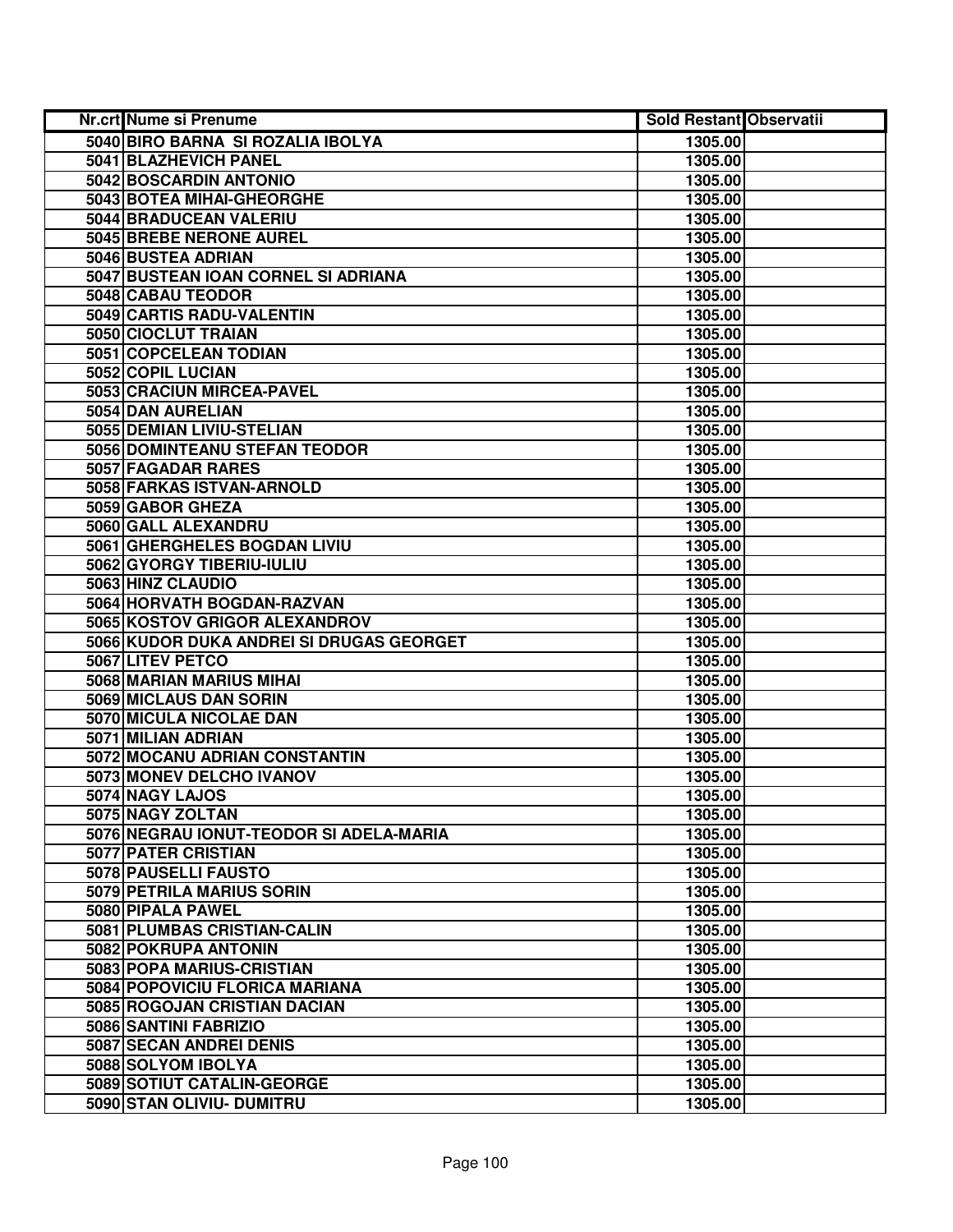| Nr.crt | Nume si Prenume | Sold Restant | Observatii |
|---|---|---|---|
| 5040 | BIRO BARNA SI ROZALIA IBOLYA | 1305.00 | |
| 5041 | BLAZHEVICH PANEL | 1305.00 | |
| 5042 | BOSCARDIN ANTONIO | 1305.00 | |
| 5043 | BOTEA MIHAI-GHEORGHE | 1305.00 | |
| 5044 | BRADUCEAN VALERIU | 1305.00 | |
| 5045 | BREBE NERONE AUREL | 1305.00 | |
| 5046 | BUSTEA ADRIAN | 1305.00 | |
| 5047 | BUSTEAN IOAN CORNEL SI ADRIANA | 1305.00 | |
| 5048 | CABAU TEODOR | 1305.00 | |
| 5049 | CARTIS RADU-VALENTIN | 1305.00 | |
| 5050 | CIOCLUT TRAIAN | 1305.00 | |
| 5051 | COPCELEAN TODIAN | 1305.00 | |
| 5052 | COPIL LUCIAN | 1305.00 | |
| 5053 | CRACIUN MIRCEA-PAVEL | 1305.00 | |
| 5054 | DAN AURELIAN | 1305.00 | |
| 5055 | DEMIAN LIVIU-STELIAN | 1305.00 | |
| 5056 | DOMINTEANU STEFAN TEODOR | 1305.00 | |
| 5057 | FAGADAR RARES | 1305.00 | |
| 5058 | FARKAS ISTVAN-ARNOLD | 1305.00 | |
| 5059 | GABOR GHEZA | 1305.00 | |
| 5060 | GALL ALEXANDRU | 1305.00 | |
| 5061 | GHERGHELES BOGDAN LIVIU | 1305.00 | |
| 5062 | GYORGY TIBERIU-IULIU | 1305.00 | |
| 5063 | HINZ CLAUDIO | 1305.00 | |
| 5064 | HORVATH BOGDAN-RAZVAN | 1305.00 | |
| 5065 | KOSTOV GRIGOR ALEXANDROV | 1305.00 | |
| 5066 | KUDOR DUKA ANDREI SI DRUGAS GEORGET | 1305.00 | |
| 5067 | LITEV PETCO | 1305.00 | |
| 5068 | MARIAN MARIUS MIHAI | 1305.00 | |
| 5069 | MICLAUS DAN SORIN | 1305.00 | |
| 5070 | MICULA NICOLAE DAN | 1305.00 | |
| 5071 | MILIAN ADRIAN | 1305.00 | |
| 5072 | MOCANU ADRIAN CONSTANTIN | 1305.00 | |
| 5073 | MONEV DELCHO IVANOV | 1305.00 | |
| 5074 | NAGY LAJOS | 1305.00 | |
| 5075 | NAGY ZOLTAN | 1305.00 | |
| 5076 | NEGRAU IONUT-TEODOR SI ADELA-MARIA | 1305.00 | |
| 5077 | PATER CRISTIAN | 1305.00 | |
| 5078 | PAUSELLI FAUSTO | 1305.00 | |
| 5079 | PETRILA MARIUS SORIN | 1305.00 | |
| 5080 | PIPALA PAWEL | 1305.00 | |
| 5081 | PLUMBAS CRISTIAN-CALIN | 1305.00 | |
| 5082 | POKRUPA ANTONIN | 1305.00 | |
| 5083 | POPA MARIUS-CRISTIAN | 1305.00 | |
| 5084 | POPOVICIU FLORICA MARIANA | 1305.00 | |
| 5085 | ROGOJAN CRISTIAN DACIAN | 1305.00 | |
| 5086 | SANTINI FABRIZIO | 1305.00 | |
| 5087 | SECAN ANDREI DENIS | 1305.00 | |
| 5088 | SOLYOM IBOLYA | 1305.00 | |
| 5089 | SOTIUT CATALIN-GEORGE | 1305.00 | |
| 5090 | STAN OLIVIU- DUMITRU | 1305.00 | |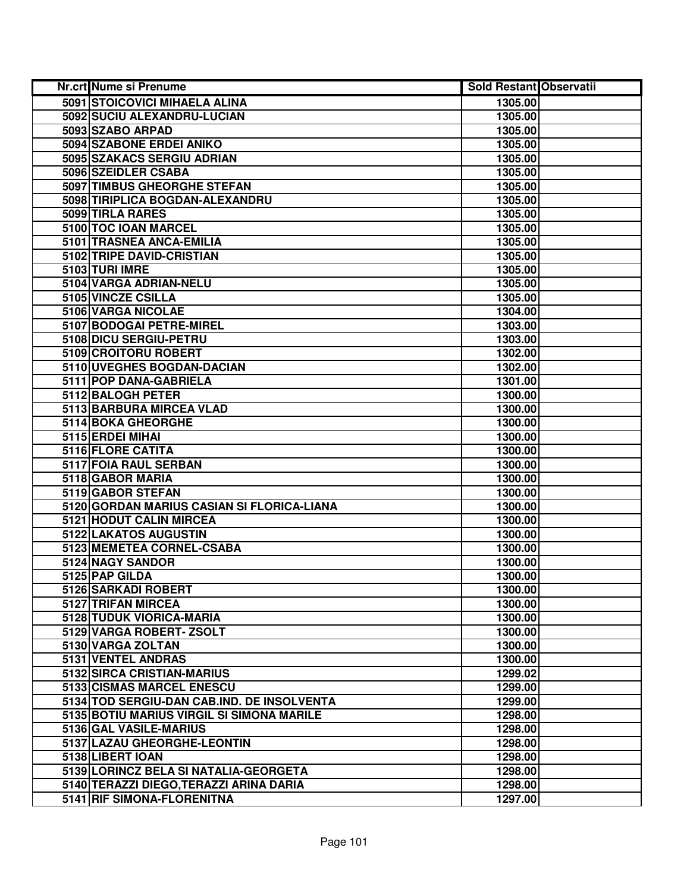| Nr.crt | Nume si Prenume | Sold Restant | Observatii |
|---|---|---|---|
| 5091 | STOICOVICI MIHAELA ALINA | 1305.00 | |
| 5092 | SUCIU ALEXANDRU-LUCIAN | 1305.00 | |
| 5093 | SZABO ARPAD | 1305.00 | |
| 5094 | SZABONE ERDEI ANIKO | 1305.00 | |
| 5095 | SZAKACS SERGIU ADRIAN | 1305.00 | |
| 5096 | SZEIDLER CSABA | 1305.00 | |
| 5097 | TIMBUS GHEORGHE STEFAN | 1305.00 | |
| 5098 | TIRIPLICA BOGDAN-ALEXANDRU | 1305.00 | |
| 5099 | TIRLA RARES | 1305.00 | |
| 5100 | TOC IOAN MARCEL | 1305.00 | |
| 5101 | TRASNEA ANCA-EMILIA | 1305.00 | |
| 5102 | TRIPE DAVID-CRISTIAN | 1305.00 | |
| 5103 | TURI IMRE | 1305.00 | |
| 5104 | VARGA ADRIAN-NELU | 1305.00 | |
| 5105 | VINCZE CSILLA | 1305.00 | |
| 5106 | VARGA NICOLAE | 1304.00 | |
| 5107 | BODOGAI PETRE-MIREL | 1303.00 | |
| 5108 | DICU SERGIU-PETRU | 1303.00 | |
| 5109 | CROITORU ROBERT | 1302.00 | |
| 5110 | UVEGHES BOGDAN-DACIAN | 1302.00 | |
| 5111 | POP DANA-GABRIELA | 1301.00 | |
| 5112 | BALOGH PETER | 1300.00 | |
| 5113 | BARBURA MIRCEA VLAD | 1300.00 | |
| 5114 | BOKA GHEORGHE | 1300.00 | |
| 5115 | ERDEI MIHAI | 1300.00 | |
| 5116 | FLORE CATITA | 1300.00 | |
| 5117 | FOIA RAUL SERBAN | 1300.00 | |
| 5118 | GABOR MARIA | 1300.00 | |
| 5119 | GABOR STEFAN | 1300.00 | |
| 5120 | GORDAN MARIUS CASIAN SI FLORICA-LIANA | 1300.00 | |
| 5121 | HODUT CALIN MIRCEA | 1300.00 | |
| 5122 | LAKATOS AUGUSTIN | 1300.00 | |
| 5123 | MEMETEA CORNEL-CSABA | 1300.00 | |
| 5124 | NAGY SANDOR | 1300.00 | |
| 5125 | PAP GILDA | 1300.00 | |
| 5126 | SARKADI ROBERT | 1300.00 | |
| 5127 | TRIFAN MIRCEA | 1300.00 | |
| 5128 | TUDUK VIORICA-MARIA | 1300.00 | |
| 5129 | VARGA ROBERT- ZSOLT | 1300.00 | |
| 5130 | VARGA ZOLTAN | 1300.00 | |
| 5131 | VENTEL ANDRAS | 1300.00 | |
| 5132 | SIRCA CRISTIAN-MARIUS | 1299.02 | |
| 5133 | CISMAS MARCEL ENESCU | 1299.00 | |
| 5134 | TOD SERGIU-DAN CAB.IND. DE INSOLVENTA | 1299.00 | |
| 5135 | BOTIU MARIUS VIRGIL SI SIMONA MARILE | 1298.00 | |
| 5136 | GAL VASILE-MARIUS | 1298.00 | |
| 5137 | LAZAU GHEORGHE-LEONTIN | 1298.00 | |
| 5138 | LIBERT IOAN | 1298.00 | |
| 5139 | LORINCZ BELA SI NATALIA-GEORGETA | 1298.00 | |
| 5140 | TERAZZI DIEGO,TERAZZI ARINA DARIA | 1298.00 | |
| 5141 | RIF SIMONA-FLORENITNA | 1297.00 | |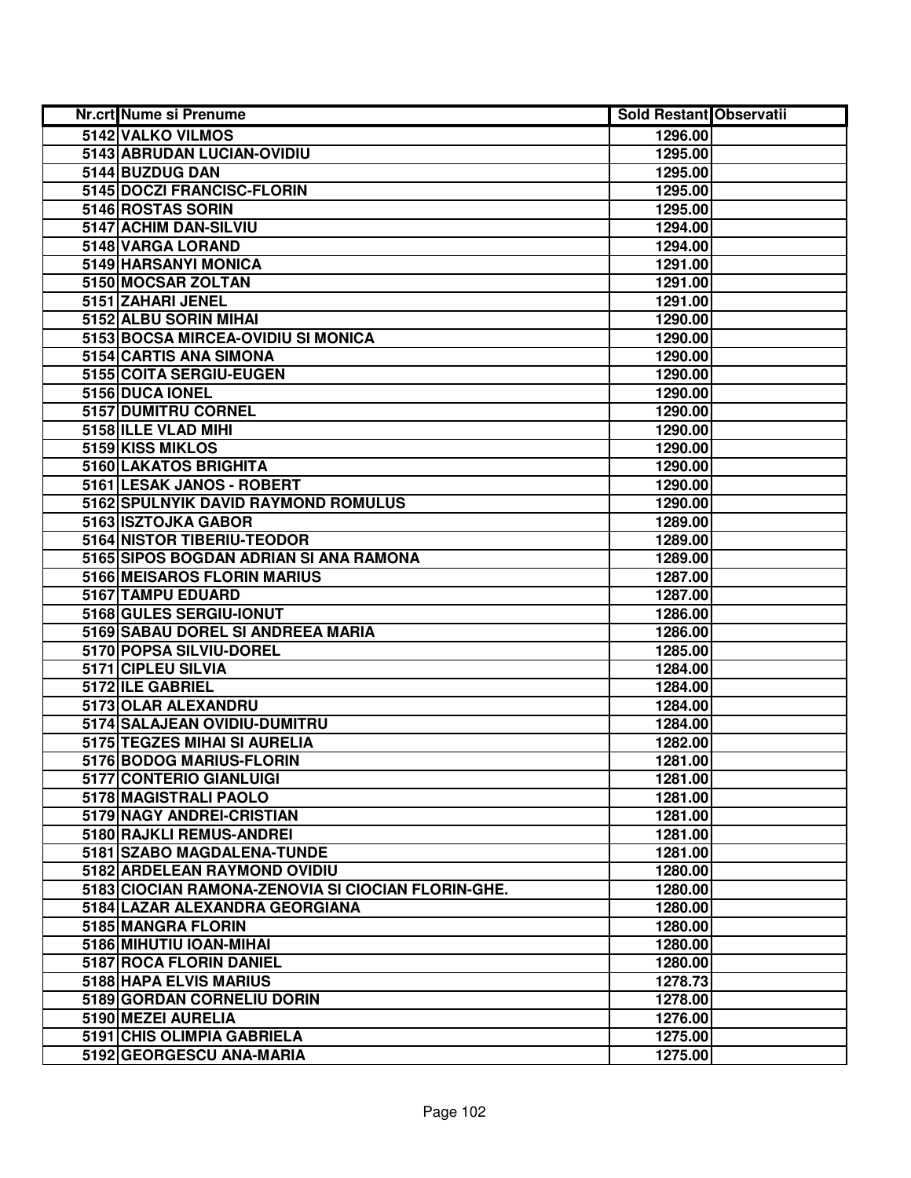| Nr.crt | Nume si Prenume | Sold Restant | Observatii |
|---|---|---|---|
| 5142 | VALKO VILMOS | 1296.00 | |
| 5143 | ABRUDAN LUCIAN-OVIDIU | 1295.00 | |
| 5144 | BUZDUG DAN | 1295.00 | |
| 5145 | DOCZI FRANCISC-FLORIN | 1295.00 | |
| 5146 | ROSTAS SORIN | 1295.00 | |
| 5147 | ACHIM DAN-SILVIU | 1294.00 | |
| 5148 | VARGA LORAND | 1294.00 | |
| 5149 | HARSANYI MONICA | 1291.00 | |
| 5150 | MOCSAR ZOLTAN | 1291.00 | |
| 5151 | ZAHARI JENEL | 1291.00 | |
| 5152 | ALBU SORIN MIHAI | 1290.00 | |
| 5153 | BOCSA MIRCEA-OVIDIU SI MONICA | 1290.00 | |
| 5154 | CARTIS ANA SIMONA | 1290.00 | |
| 5155 | COITA SERGIU-EUGEN | 1290.00 | |
| 5156 | DUCA IONEL | 1290.00 | |
| 5157 | DUMITRU CORNEL | 1290.00 | |
| 5158 | ILLE VLAD MIHI | 1290.00 | |
| 5159 | KISS MIKLOS | 1290.00 | |
| 5160 | LAKATOS BRIGHITA | 1290.00 | |
| 5161 | LESAK JANOS - ROBERT | 1290.00 | |
| 5162 | SPULNYIK DAVID RAYMOND ROMULUS | 1290.00 | |
| 5163 | ISZTOJKA GABOR | 1289.00 | |
| 5164 | NISTOR TIBERIU-TEODOR | 1289.00 | |
| 5165 | SIPOS BOGDAN ADRIAN SI ANA RAMONA | 1289.00 | |
| 5166 | MEISAROS FLORIN MARIUS | 1287.00 | |
| 5167 | TAMPU EDUARD | 1287.00 | |
| 5168 | GULES SERGIU-IONUT | 1286.00 | |
| 5169 | SABAU DOREL SI ANDREEA MARIA | 1286.00 | |
| 5170 | POPSA SILVIU-DOREL | 1285.00 | |
| 5171 | CIPLEU SILVIA | 1284.00 | |
| 5172 | ILE GABRIEL | 1284.00 | |
| 5173 | OLAR ALEXANDRU | 1284.00 | |
| 5174 | SALAJEAN OVIDIU-DUMITRU | 1284.00 | |
| 5175 | TEGZES MIHAI SI AURELIA | 1282.00 | |
| 5176 | BODOG MARIUS-FLORIN | 1281.00 | |
| 5177 | CONTERIO GIANLUIGI | 1281.00 | |
| 5178 | MAGISTRALI PAOLO | 1281.00 | |
| 5179 | NAGY ANDREI-CRISTIAN | 1281.00 | |
| 5180 | RAJKLI REMUS-ANDREI | 1281.00 | |
| 5181 | SZABO MAGDALENA-TUNDE | 1281.00 | |
| 5182 | ARDELEAN RAYMOND OVIDIU | 1280.00 | |
| 5183 | CIOCIAN RAMONA-ZENOVIA SI CIOCIAN FLORIN-GHE. | 1280.00 | |
| 5184 | LAZAR ALEXANDRA GEORGIANA | 1280.00 | |
| 5185 | MANGRA FLORIN | 1280.00 | |
| 5186 | MIHUTIU IOAN-MIHAI | 1280.00 | |
| 5187 | ROCA FLORIN DANIEL | 1280.00 | |
| 5188 | HAPA ELVIS MARIUS | 1278.73 | |
| 5189 | GORDAN CORNELIU DORIN | 1278.00 | |
| 5190 | MEZEI AURELIA | 1276.00 | |
| 5191 | CHIS OLIMPIA GABRIELA | 1275.00 | |
| 5192 | GEORGESCU ANA-MARIA | 1275.00 | |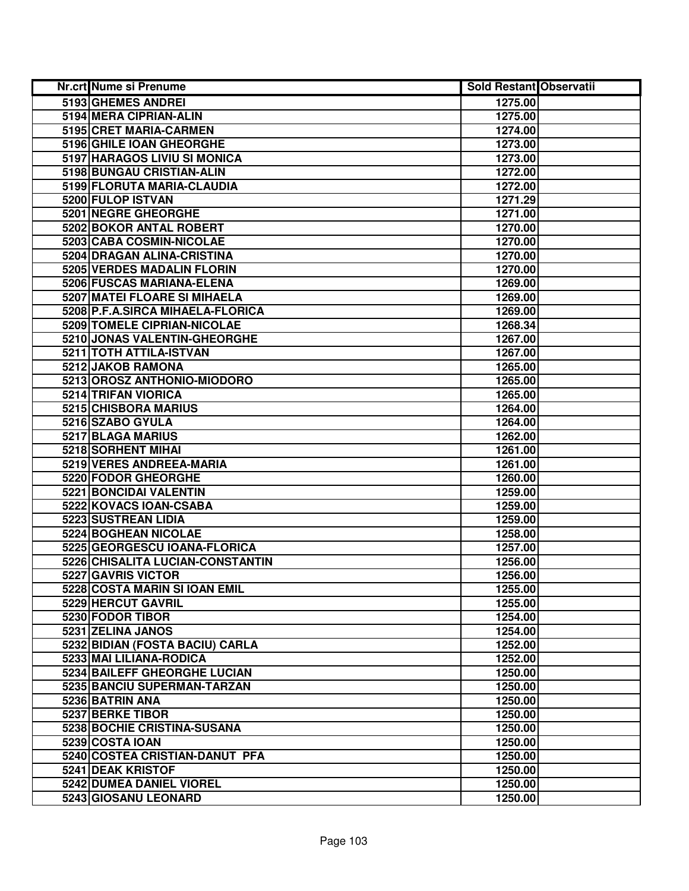| Nr.crt | Nume si Prenume | Sold Restant | Observatii |
|---|---|---|---|
| 5193 | GHEMES ANDREI | 1275.00 | |
| 5194 | MERA CIPRIAN-ALIN | 1275.00 | |
| 5195 | CRET MARIA-CARMEN | 1274.00 | |
| 5196 | GHILE IOAN GHEORGHE | 1273.00 | |
| 5197 | HARAGOS LIVIU SI MONICA | 1273.00 | |
| 5198 | BUNGAU CRISTIAN-ALIN | 1272.00 | |
| 5199 | FLORUTA MARIA-CLAUDIA | 1272.00 | |
| 5200 | FULOP ISTVAN | 1271.29 | |
| 5201 | NEGRE GHEORGHE | 1271.00 | |
| 5202 | BOKOR ANTAL ROBERT | 1270.00 | |
| 5203 | CABA COSMIN-NICOLAE | 1270.00 | |
| 5204 | DRAGAN ALINA-CRISTINA | 1270.00 | |
| 5205 | VERDES MADALIN FLORIN | 1270.00 | |
| 5206 | FUSCAS MARIANA-ELENA | 1269.00 | |
| 5207 | MATEI FLOARE SI MIHAELA | 1269.00 | |
| 5208 | P.F.A.SIRCA MIHAELA-FLORICA | 1269.00 | |
| 5209 | TOMELE CIPRIAN-NICOLAE | 1268.34 | |
| 5210 | JONAS VALENTIN-GHEORGHE | 1267.00 | |
| 5211 | TOTH ATTILA-ISTVAN | 1267.00 | |
| 5212 | JAKOB RAMONA | 1265.00 | |
| 5213 | OROSZ ANTHONIO-MIODORO | 1265.00 | |
| 5214 | TRIFAN VIORICA | 1265.00 | |
| 5215 | CHISBORA MARIUS | 1264.00 | |
| 5216 | SZABO GYULA | 1264.00 | |
| 5217 | BLAGA MARIUS | 1262.00 | |
| 5218 | SORHENT MIHAI | 1261.00 | |
| 5219 | VERES ANDREEA-MARIA | 1261.00 | |
| 5220 | FODOR GHEORGHE | 1260.00 | |
| 5221 | BONCIDAI VALENTIN | 1259.00 | |
| 5222 | KOVACS IOAN-CSABA | 1259.00 | |
| 5223 | SUSTREAN LIDIA | 1259.00 | |
| 5224 | BOGHEAN NICOLAE | 1258.00 | |
| 5225 | GEORGESCU IOANA-FLORICA | 1257.00 | |
| 5226 | CHISALITA LUCIAN-CONSTANTIN | 1256.00 | |
| 5227 | GAVRIS VICTOR | 1256.00 | |
| 5228 | COSTA MARIN SI IOAN EMIL | 1255.00 | |
| 5229 | HERCUT GAVRIL | 1255.00 | |
| 5230 | FODOR TIBOR | 1254.00 | |
| 5231 | ZELINA JANOS | 1254.00 | |
| 5232 | BIDIAN (FOSTA BACIU) CARLA | 1252.00 | |
| 5233 | MAI LILIANA-RODICA | 1252.00 | |
| 5234 | BAILEFF GHEORGHE LUCIAN | 1250.00 | |
| 5235 | BANCIU SUPERMAN-TARZAN | 1250.00 | |
| 5236 | BATRIN ANA | 1250.00 | |
| 5237 | BERKE TIBOR | 1250.00 | |
| 5238 | BOCHIE CRISTINA-SUSANA | 1250.00 | |
| 5239 | COSTA IOAN | 1250.00 | |
| 5240 | COSTEA CRISTIAN-DANUT PFA | 1250.00 | |
| 5241 | DEAK KRISTOF | 1250.00 | |
| 5242 | DUMEA DANIEL VIOREL | 1250.00 | |
| 5243 | GIOSANU LEONARD | 1250.00 | |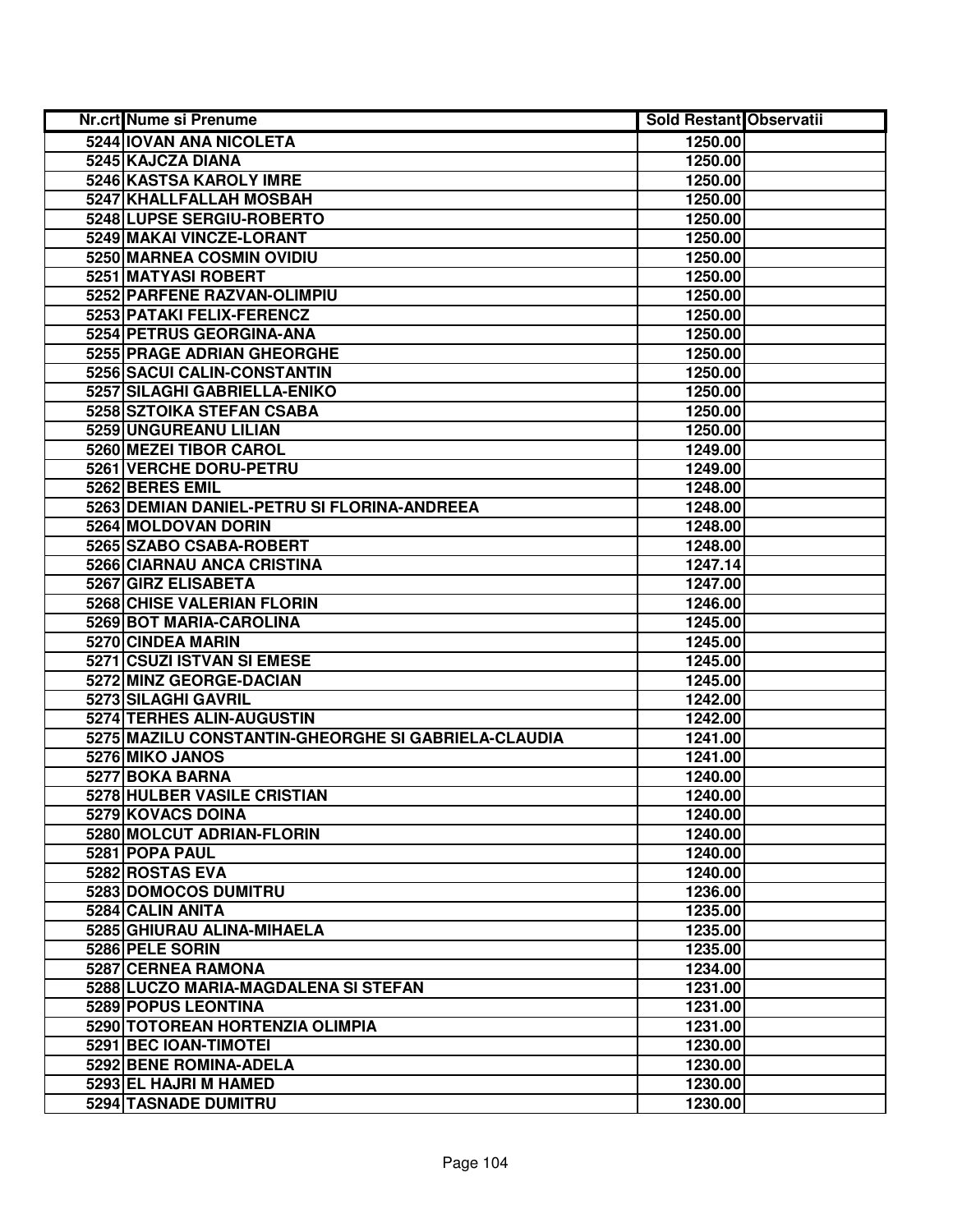| Nr.crt | Nume si Prenume | Sold Restant | Observatii |
|---|---|---|---|
| 5244 | IOVAN ANA NICOLETA | 1250.00 | |
| 5245 | KAJCZA DIANA | 1250.00 | |
| 5246 | KASTSA KAROLY IMRE | 1250.00 | |
| 5247 | KHALLFALLAH MOSBAH | 1250.00 | |
| 5248 | LUPSE SERGIU-ROBERTO | 1250.00 | |
| 5249 | MAKAI VINCZE-LORANT | 1250.00 | |
| 5250 | MARNEA COSMIN OVIDIU | 1250.00 | |
| 5251 | MATYASI ROBERT | 1250.00 | |
| 5252 | PARFENE RAZVAN-OLIMPIU | 1250.00 | |
| 5253 | PATAKI FELIX-FERENCZ | 1250.00 | |
| 5254 | PETRUS GEORGINA-ANA | 1250.00 | |
| 5255 | PRAGE ADRIAN GHEORGHE | 1250.00 | |
| 5256 | SACUI CALIN-CONSTANTIN | 1250.00 | |
| 5257 | SILAGHI GABRIELLA-ENIKO | 1250.00 | |
| 5258 | SZTOIKA STEFAN CSABA | 1250.00 | |
| 5259 | UNGUREANU LILIAN | 1250.00 | |
| 5260 | MEZEI TIBOR CAROL | 1249.00 | |
| 5261 | VERCHE DORU-PETRU | 1249.00 | |
| 5262 | BERES EMIL | 1248.00 | |
| 5263 | DEMIAN DANIEL-PETRU SI FLORINA-ANDREEA | 1248.00 | |
| 5264 | MOLDOVAN DORIN | 1248.00 | |
| 5265 | SZABO CSABA-ROBERT | 1248.00 | |
| 5266 | CIARNAU ANCA CRISTINA | 1247.14 | |
| 5267 | GIRZ ELISABETA | 1247.00 | |
| 5268 | CHISE VALERIAN FLORIN | 1246.00 | |
| 5269 | BOT MARIA-CAROLINA | 1245.00 | |
| 5270 | CINDEA MARIN | 1245.00 | |
| 5271 | CSUZI ISTVAN SI EMESE | 1245.00 | |
| 5272 | MINZ GEORGE-DACIAN | 1245.00 | |
| 5273 | SILAGHI GAVRIL | 1242.00 | |
| 5274 | TERHES ALIN-AUGUSTIN | 1242.00 | |
| 5275 | MAZILU CONSTANTIN-GHEORGHE SI GABRIELA-CLAUDIA | 1241.00 | |
| 5276 | MIKO JANOS | 1241.00 | |
| 5277 | BOKA BARNA | 1240.00 | |
| 5278 | HULBER VASILE CRISTIAN | 1240.00 | |
| 5279 | KOVACS DOINA | 1240.00 | |
| 5280 | MOLCUT ADRIAN-FLORIN | 1240.00 | |
| 5281 | POPA PAUL | 1240.00 | |
| 5282 | ROSTAS EVA | 1240.00 | |
| 5283 | DOMOCOS DUMITRU | 1236.00 | |
| 5284 | CALIN ANITA | 1235.00 | |
| 5285 | GHIURAU ALINA-MIHAELA | 1235.00 | |
| 5286 | PELE SORIN | 1235.00 | |
| 5287 | CERNEA RAMONA | 1234.00 | |
| 5288 | LUCZO MARIA-MAGDALENA SI STEFAN | 1231.00 | |
| 5289 | POPUS LEONTINA | 1231.00 | |
| 5290 | TOTOREAN HORTENZIA OLIMPIA | 1231.00 | |
| 5291 | BEC IOAN-TIMOTEI | 1230.00 | |
| 5292 | BENE ROMINA-ADELA | 1230.00 | |
| 5293 | EL HAJRI M HAMED | 1230.00 | |
| 5294 | TASNADE DUMITRU | 1230.00 | |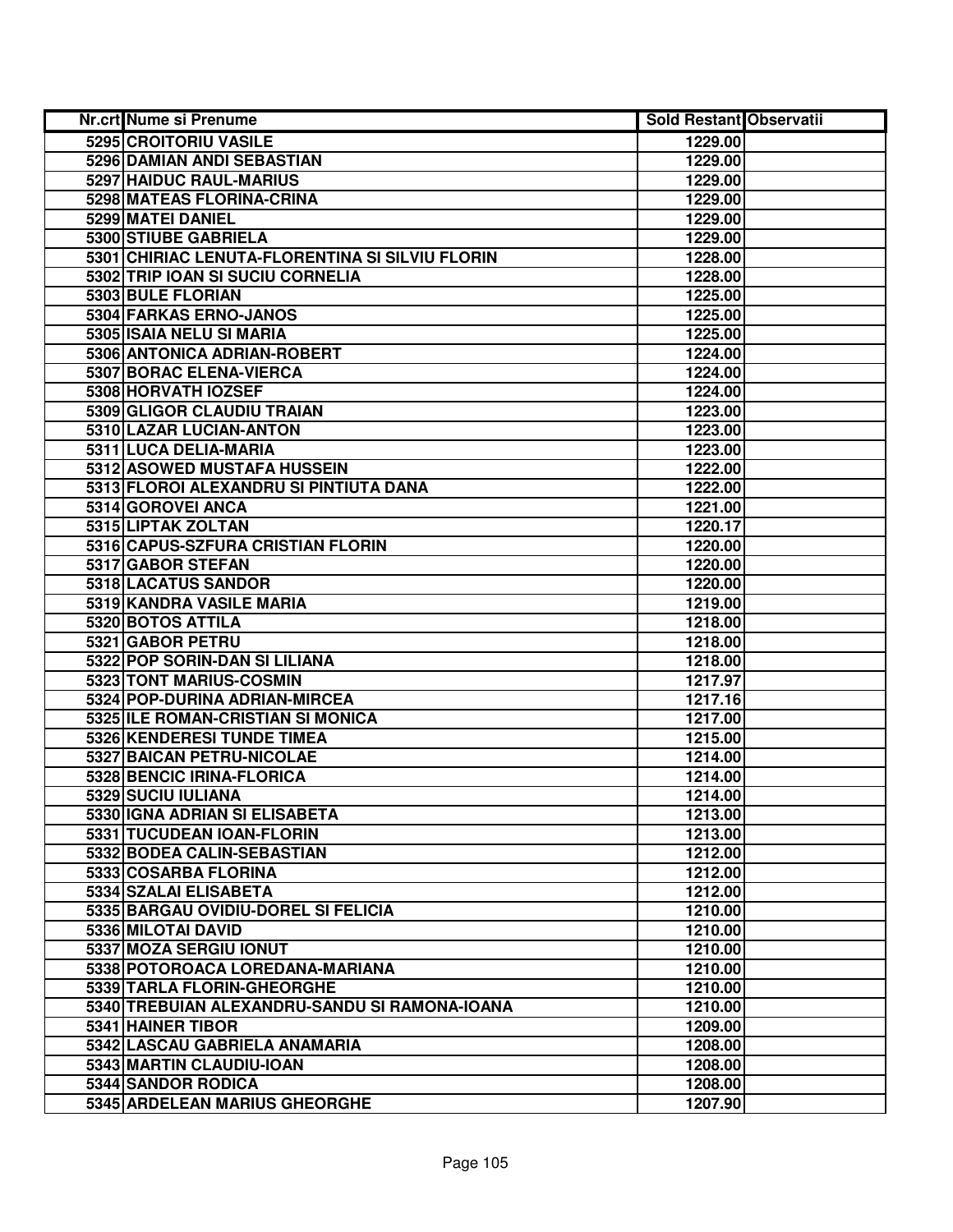| Nr.crt | Nume si Prenume | Sold Restant | Observatii |
|---|---|---|---|
| 5295 | CROITORIU VASILE | 1229.00 | |
| 5296 | DAMIAN ANDI SEBASTIAN | 1229.00 | |
| 5297 | HAIDUC RAUL-MARIUS | 1229.00 | |
| 5298 | MATEAS FLORINA-CRINA | 1229.00 | |
| 5299 | MATEI DANIEL | 1229.00 | |
| 5300 | STIUBE GABRIELA | 1229.00 | |
| 5301 | CHIRIAC LENUTA-FLORENTINA SI SILVIU FLORIN | 1228.00 | |
| 5302 | TRIP IOAN SI SUCIU CORNELIA | 1228.00 | |
| 5303 | BULE FLORIAN | 1225.00 | |
| 5304 | FARKAS ERNO-JANOS | 1225.00 | |
| 5305 | ISAIA NELU SI MARIA | 1225.00 | |
| 5306 | ANTONICA ADRIAN-ROBERT | 1224.00 | |
| 5307 | BORAC ELENA-VIERCA | 1224.00 | |
| 5308 | HORVATH IOZSEF | 1224.00 | |
| 5309 | GLIGOR CLAUDIU TRAIAN | 1223.00 | |
| 5310 | LAZAR LUCIAN-ANTON | 1223.00 | |
| 5311 | LUCA DELIA-MARIA | 1223.00 | |
| 5312 | ASOWED MUSTAFA HUSSEIN | 1222.00 | |
| 5313 | FLOROI ALEXANDRU SI PINTIUTA DANA | 1222.00 | |
| 5314 | GOROVEI ANCA | 1221.00 | |
| 5315 | LIPTAK ZOLTAN | 1220.17 | |
| 5316 | CAPUS-SZFURA CRISTIAN FLORIN | 1220.00 | |
| 5317 | GABOR STEFAN | 1220.00 | |
| 5318 | LACATUS SANDOR | 1220.00 | |
| 5319 | KANDRA VASILE MARIA | 1219.00 | |
| 5320 | BOTOS ATTILA | 1218.00 | |
| 5321 | GABOR PETRU | 1218.00 | |
| 5322 | POP SORIN-DAN SI LILIANA | 1218.00 | |
| 5323 | TONT MARIUS-COSMIN | 1217.97 | |
| 5324 | POP-DURINA ADRIAN-MIRCEA | 1217.16 | |
| 5325 | ILE ROMAN-CRISTIAN SI MONICA | 1217.00 | |
| 5326 | KENDERESI TUNDE TIMEA | 1215.00 | |
| 5327 | BAICAN PETRU-NICOLAE | 1214.00 | |
| 5328 | BENCIC IRINA-FLORICA | 1214.00 | |
| 5329 | SUCIU IULIANA | 1214.00 | |
| 5330 | IGNA ADRIAN SI ELISABETA | 1213.00 | |
| 5331 | TUCUDEAN IOAN-FLORIN | 1213.00 | |
| 5332 | BODEA CALIN-SEBASTIAN | 1212.00 | |
| 5333 | COSARBA FLORINA | 1212.00 | |
| 5334 | SZALAI ELISABETA | 1212.00 | |
| 5335 | BARGAU OVIDIU-DOREL SI FELICIA | 1210.00 | |
| 5336 | MILOTAI DAVID | 1210.00 | |
| 5337 | MOZA SERGIU IONUT | 1210.00 | |
| 5338 | POTOROACA LOREDANA-MARIANA | 1210.00 | |
| 5339 | TARLA FLORIN-GHEORGHE | 1210.00 | |
| 5340 | TREBUIAN ALEXANDRU-SANDU SI RAMONA-IOANA | 1210.00 | |
| 5341 | HAINER TIBOR | 1209.00 | |
| 5342 | LASCAU GABRIELA ANAMARIA | 1208.00 | |
| 5343 | MARTIN CLAUDIU-IOAN | 1208.00 | |
| 5344 | SANDOR RODICA | 1208.00 | |
| 5345 | ARDELEAN MARIUS GHEORGHE | 1207.90 | |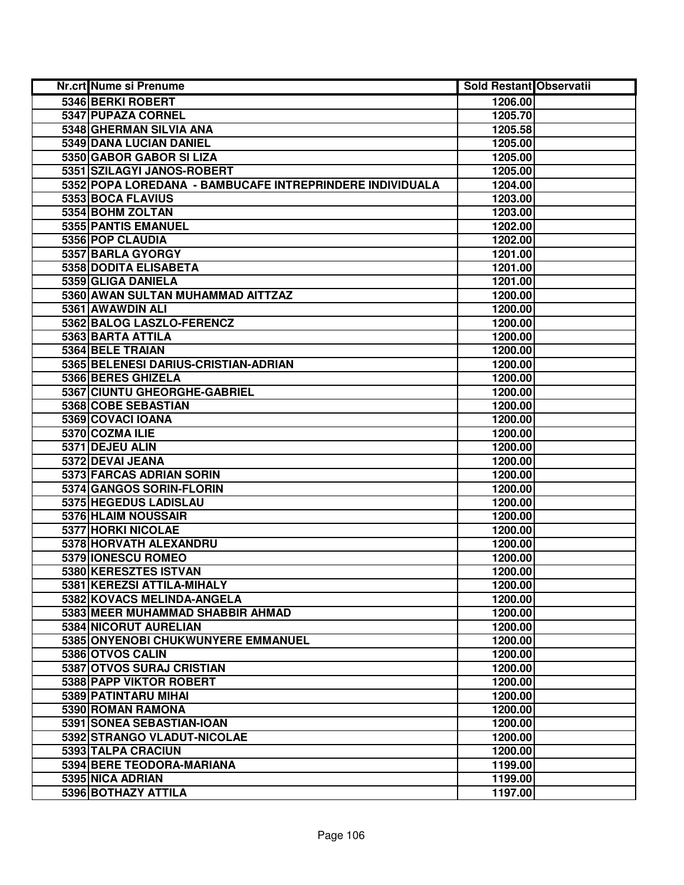| Nr.crt | Nume si Prenume | Sold Restant | Observatii |
|---|---|---|---|
| 5346 | BERKI ROBERT | 1206.00 | |
| 5347 | PUPAZA CORNEL | 1205.70 | |
| 5348 | GHERMAN SILVIA ANA | 1205.58 | |
| 5349 | DANA LUCIAN DANIEL | 1205.00 | |
| 5350 | GABOR GABOR SI LIZA | 1205.00 | |
| 5351 | SZILAGYI JANOS-ROBERT | 1205.00 | |
| 5352 | POPA LOREDANA - BAMBUCAFE INTREPRINDERE INDIVIDUALA | 1204.00 | |
| 5353 | BOCA FLAVIUS | 1203.00 | |
| 5354 | BOHM ZOLTAN | 1203.00 | |
| 5355 | PANTIS EMANUEL | 1202.00 | |
| 5356 | POP CLAUDIA | 1202.00 | |
| 5357 | BARLA GYORGY | 1201.00 | |
| 5358 | DODITA ELISABETA | 1201.00 | |
| 5359 | GLIGA DANIELA | 1201.00 | |
| 5360 | AWAN SULTAN MUHAMMAD AITTZAZ | 1200.00 | |
| 5361 | AWAWDIN ALI | 1200.00 | |
| 5362 | BALOG LASZLO-FERENCZ | 1200.00 | |
| 5363 | BARTA ATTILA | 1200.00 | |
| 5364 | BELE TRAIAN | 1200.00 | |
| 5365 | BELENESI DARIUS-CRISTIAN-ADRIAN | 1200.00 | |
| 5366 | BERES GHIZELA | 1200.00 | |
| 5367 | CIUNTU GHEORGHE-GABRIEL | 1200.00 | |
| 5368 | COBE SEBASTIAN | 1200.00 | |
| 5369 | COVACI IOANA | 1200.00 | |
| 5370 | COZMA ILIE | 1200.00 | |
| 5371 | DEJEU ALIN | 1200.00 | |
| 5372 | DEVAI JEANA | 1200.00 | |
| 5373 | FARCAS ADRIAN SORIN | 1200.00 | |
| 5374 | GANGOS SORIN-FLORIN | 1200.00 | |
| 5375 | HEGEDUS LADISLAU | 1200.00 | |
| 5376 | HLAIM NOUSSAIR | 1200.00 | |
| 5377 | HORKI NICOLAE | 1200.00 | |
| 5378 | HORVATH ALEXANDRU | 1200.00 | |
| 5379 | IONESCU ROMEO | 1200.00 | |
| 5380 | KERESZTES ISTVAN | 1200.00 | |
| 5381 | KEREZSI ATTILA-MIHALY | 1200.00 | |
| 5382 | KOVACS MELINDA-ANGELA | 1200.00 | |
| 5383 | MEER MUHAMMAD SHABBIR AHMAD | 1200.00 | |
| 5384 | NICORUT AURELIAN | 1200.00 | |
| 5385 | ONYENOBI CHUKWUNYERE EMMANUEL | 1200.00 | |
| 5386 | OTVOS CALIN | 1200.00 | |
| 5387 | OTVOS SURAJ CRISTIAN | 1200.00 | |
| 5388 | PAPP VIKTOR ROBERT | 1200.00 | |
| 5389 | PATINTARU MIHAI | 1200.00 | |
| 5390 | ROMAN RAMONA | 1200.00 | |
| 5391 | SONEA SEBASTIAN-IOAN | 1200.00 | |
| 5392 | STRANGO VLADUT-NICOLAE | 1200.00 | |
| 5393 | TALPA CRACIUN | 1200.00 | |
| 5394 | BERE TEODORA-MARIANA | 1199.00 | |
| 5395 | NICA ADRIAN | 1199.00 | |
| 5396 | BOTHAZY ATTILA | 1197.00 | |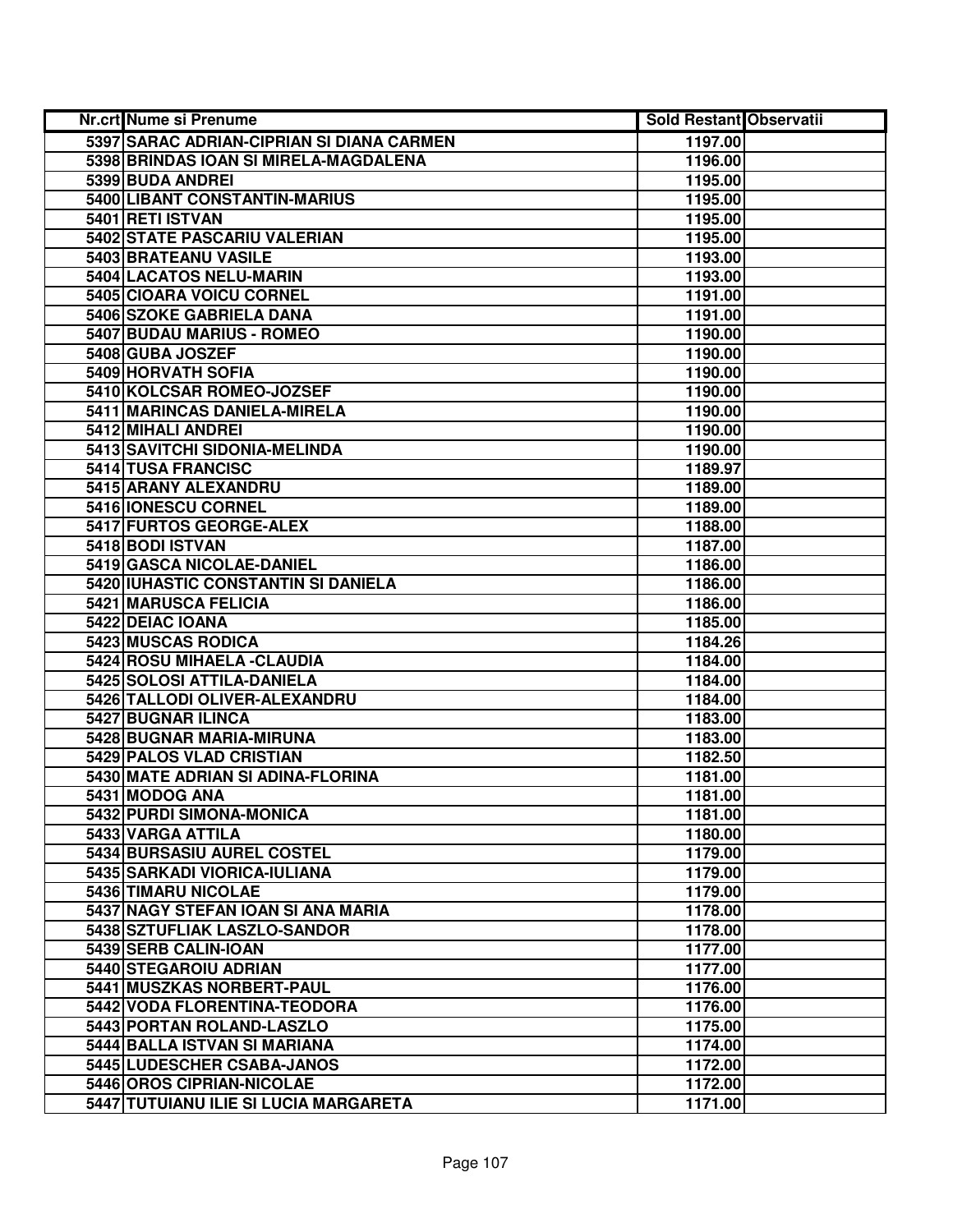| Nr.crt | Nume si Prenume | Sold Restant | Observatii |
|---|---|---|---|
| 5397 | SARAC ADRIAN-CIPRIAN SI DIANA CARMEN | 1197.00 | |
| 5398 | BRINDAS IOAN SI MIRELA-MAGDALENA | 1196.00 | |
| 5399 | BUDA ANDREI | 1195.00 | |
| 5400 | LIBANT CONSTANTIN-MARIUS | 1195.00 | |
| 5401 | RETI ISTVAN | 1195.00 | |
| 5402 | STATE PASCARIU VALERIAN | 1195.00 | |
| 5403 | BRATEANU VASILE | 1193.00 | |
| 5404 | LACATOS NELU-MARIN | 1193.00 | |
| 5405 | CIOARA VOICU CORNEL | 1191.00 | |
| 5406 | SZOKE GABRIELA DANA | 1191.00 | |
| 5407 | BUDAU MARIUS - ROMEO | 1190.00 | |
| 5408 | GUBA JOSZEF | 1190.00 | |
| 5409 | HORVATH SOFIA | 1190.00 | |
| 5410 | KOLCSAR ROMEO-JOZSEF | 1190.00 | |
| 5411 | MARINCAS DANIELA-MIRELA | 1190.00 | |
| 5412 | MIHALI ANDREI | 1190.00 | |
| 5413 | SAVITCHI SIDONIA-MELINDA | 1190.00 | |
| 5414 | TUSA FRANCISC | 1189.97 | |
| 5415 | ARANY ALEXANDRU | 1189.00 | |
| 5416 | IONESCU CORNEL | 1189.00 | |
| 5417 | FURTOS GEORGE-ALEX | 1188.00 | |
| 5418 | BODI ISTVAN | 1187.00 | |
| 5419 | GASCA NICOLAE-DANIEL | 1186.00 | |
| 5420 | IUHASTIC CONSTANTIN SI DANIELA | 1186.00 | |
| 5421 | MARUSCA FELICIA | 1186.00 | |
| 5422 | DEIAC IOANA | 1185.00 | |
| 5423 | MUSCAS RODICA | 1184.26 | |
| 5424 | ROSU MIHAELA -CLAUDIA | 1184.00 | |
| 5425 | SOLOSI ATTILA-DANIELA | 1184.00 | |
| 5426 | TALLODI OLIVER-ALEXANDRU | 1184.00 | |
| 5427 | BUGNAR ILINCA | 1183.00 | |
| 5428 | BUGNAR MARIA-MIRUNA | 1183.00 | |
| 5429 | PALOS VLAD CRISTIAN | 1182.50 | |
| 5430 | MATE ADRIAN SI ADINA-FLORINA | 1181.00 | |
| 5431 | MODOG ANA | 1181.00 | |
| 5432 | PURDI SIMONA-MONICA | 1181.00 | |
| 5433 | VARGA ATTILA | 1180.00 | |
| 5434 | BURSASIU AUREL COSTEL | 1179.00 | |
| 5435 | SARKADI VIORICA-IULIANA | 1179.00 | |
| 5436 | TIMARU NICOLAE | 1179.00 | |
| 5437 | NAGY STEFAN IOAN SI ANA MARIA | 1178.00 | |
| 5438 | SZTUFLIAK LASZLO-SANDOR | 1178.00 | |
| 5439 | SERB CALIN-IOAN | 1177.00 | |
| 5440 | STEGAROIU ADRIAN | 1177.00 | |
| 5441 | MUSZKAS NORBERT-PAUL | 1176.00 | |
| 5442 | VODA FLORENTINA-TEODORA | 1176.00 | |
| 5443 | PORTAN ROLAND-LASZLO | 1175.00 | |
| 5444 | BALLA ISTVAN SI MARIANA | 1174.00 | |
| 5445 | LUDESCHER CSABA-JANOS | 1172.00 | |
| 5446 | OROS CIPRIAN-NICOLAE | 1172.00 | |
| 5447 | TUTUIANU ILIE SI LUCIA MARGARETA | 1171.00 | |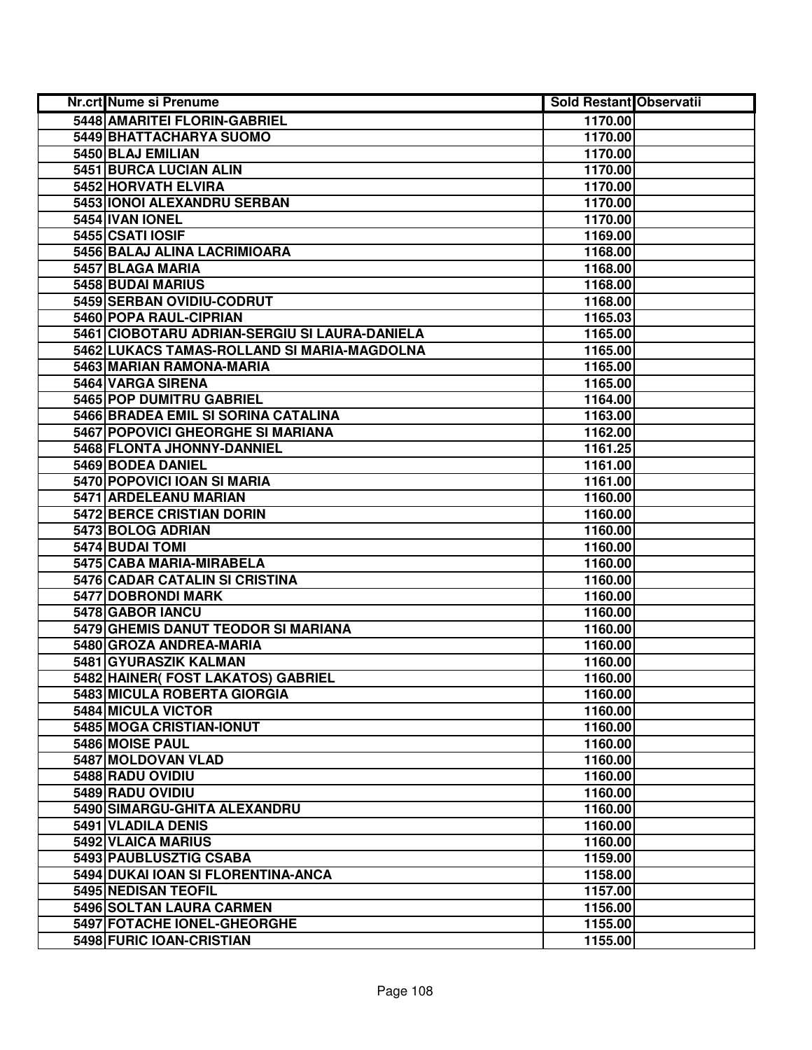| Nr.crt | Nume si Prenume | Sold Restant | Observatii |
|---|---|---|---|
| 5448 | AMARITEI FLORIN-GABRIEL | 1170.00 | |
| 5449 | BHATTACHARYA SUOMO | 1170.00 | |
| 5450 | BLAJ EMILIAN | 1170.00 | |
| 5451 | BURCA LUCIAN ALIN | 1170.00 | |
| 5452 | HORVATH ELVIRA | 1170.00 | |
| 5453 | IONOI ALEXANDRU SERBAN | 1170.00 | |
| 5454 | IVAN IONEL | 1170.00 | |
| 5455 | CSATI IOSIF | 1169.00 | |
| 5456 | BALAJ ALINA LACRIMIOARA | 1168.00 | |
| 5457 | BLAGA MARIA | 1168.00 | |
| 5458 | BUDAI MARIUS | 1168.00 | |
| 5459 | SERBAN OVIDIU-CODRUT | 1168.00 | |
| 5460 | POPA RAUL-CIPRIAN | 1165.03 | |
| 5461 | CIOBOTARU ADRIAN-SERGIU SI LAURA-DANIELA | 1165.00 | |
| 5462 | LUKACS TAMAS-ROLLAND SI MARIA-MAGDOLNA | 1165.00 | |
| 5463 | MARIAN RAMONA-MARIA | 1165.00 | |
| 5464 | VARGA SIRENA | 1165.00 | |
| 5465 | POP DUMITRU GABRIEL | 1164.00 | |
| 5466 | BRADEA EMIL SI SORINA CATALINA | 1163.00 | |
| 5467 | POPOVICI GHEORGHE SI MARIANA | 1162.00 | |
| 5468 | FLONTA JHONNY-DANNIEL | 1161.25 | |
| 5469 | BODEA DANIEL | 1161.00 | |
| 5470 | POPOVICI IOAN SI MARIA | 1161.00 | |
| 5471 | ARDELEANU MARIAN | 1160.00 | |
| 5472 | BERCE CRISTIAN DORIN | 1160.00 | |
| 5473 | BOLOG ADRIAN | 1160.00 | |
| 5474 | BUDAI TOMI | 1160.00 | |
| 5475 | CABA MARIA-MIRABELA | 1160.00 | |
| 5476 | CADAR CATALIN SI CRISTINA | 1160.00 | |
| 5477 | DOBRONDI MARK | 1160.00 | |
| 5478 | GABOR IANCU | 1160.00 | |
| 5479 | GHEMIS DANUT TEODOR SI MARIANA | 1160.00 | |
| 5480 | GROZA ANDREA-MARIA | 1160.00 | |
| 5481 | GYURASZIK KALMAN | 1160.00 | |
| 5482 | HAINER( FOST LAKATOS) GABRIEL | 1160.00 | |
| 5483 | MICULA ROBERTA GIORGIA | 1160.00 | |
| 5484 | MICULA VICTOR | 1160.00 | |
| 5485 | MOGA CRISTIAN-IONUT | 1160.00 | |
| 5486 | MOISE PAUL | 1160.00 | |
| 5487 | MOLDOVAN VLAD | 1160.00 | |
| 5488 | RADU OVIDIU | 1160.00 | |
| 5489 | RADU OVIDIU | 1160.00 | |
| 5490 | SIMARGU-GHITA ALEXANDRU | 1160.00 | |
| 5491 | VLADILA DENIS | 1160.00 | |
| 5492 | VLAICA MARIUS | 1160.00 | |
| 5493 | PAUBLUSZTIG CSABA | 1159.00 | |
| 5494 | DUKAI IOAN SI FLORENTINA-ANCA | 1158.00 | |
| 5495 | NEDISAN TEOFIL | 1157.00 | |
| 5496 | SOLTAN LAURA CARMEN | 1156.00 | |
| 5497 | FOTACHE IONEL-GHEORGHE | 1155.00 | |
| 5498 | FURIC IOAN-CRISTIAN | 1155.00 | |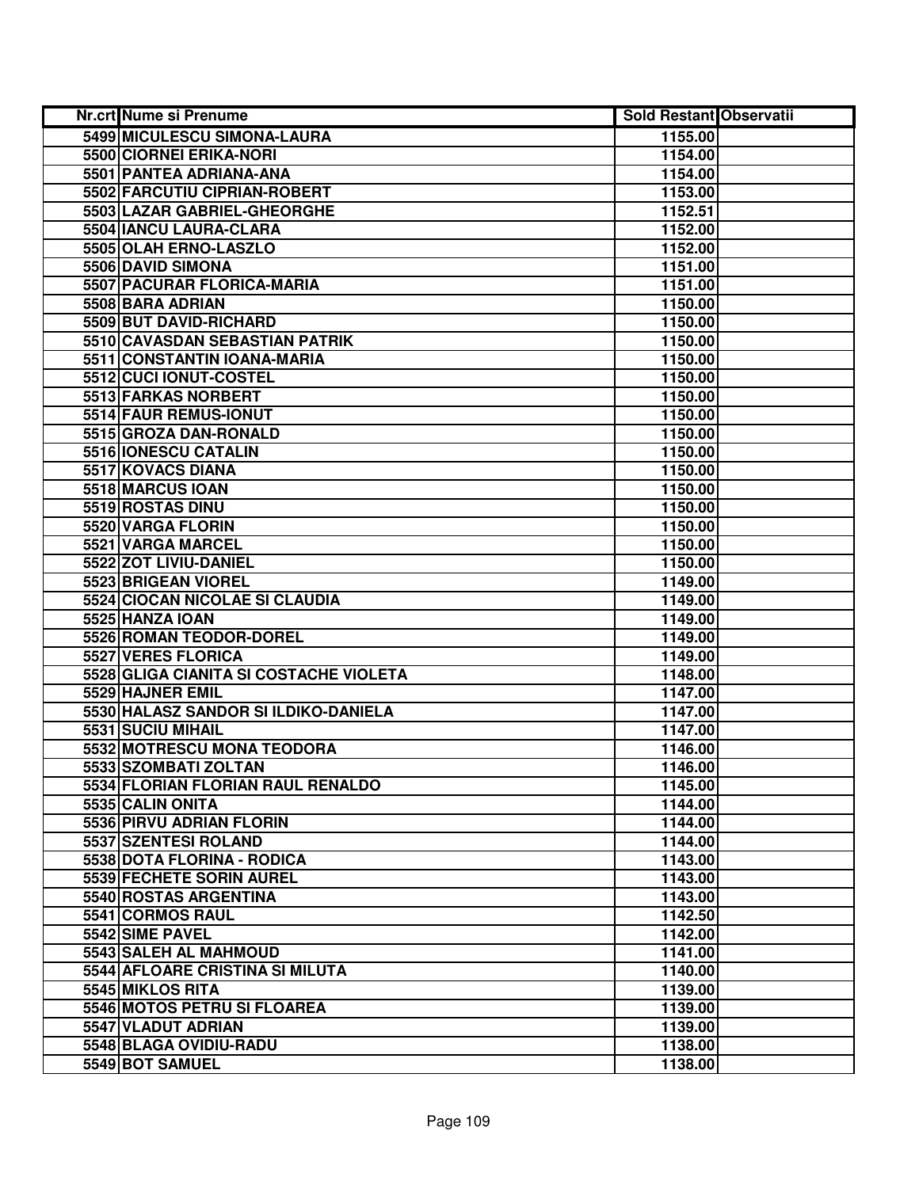| Nr.crt | Nume si Prenume | Sold Restant | Observatii |
|---|---|---|---|
| 5499 | MICULESCU SIMONA-LAURA | 1155.00 | |
| 5500 | CIORNEI ERIKA-NORI | 1154.00 | |
| 5501 | PANTEA ADRIANA-ANA | 1154.00 | |
| 5502 | FARCUTIU CIPRIAN-ROBERT | 1153.00 | |
| 5503 | LAZAR GABRIEL-GHEORGHE | 1152.51 | |
| 5504 | IANCU LAURA-CLARA | 1152.00 | |
| 5505 | OLAH ERNO-LASZLO | 1152.00 | |
| 5506 | DAVID SIMONA | 1151.00 | |
| 5507 | PACURAR FLORICA-MARIA | 1151.00 | |
| 5508 | BARA ADRIAN | 1150.00 | |
| 5509 | BUT DAVID-RICHARD | 1150.00 | |
| 5510 | CAVASDAN SEBASTIAN PATRIK | 1150.00 | |
| 5511 | CONSTANTIN IOANA-MARIA | 1150.00 | |
| 5512 | CUCI IONUT-COSTEL | 1150.00 | |
| 5513 | FARKAS NORBERT | 1150.00 | |
| 5514 | FAUR REMUS-IONUT | 1150.00 | |
| 5515 | GROZA DAN-RONALD | 1150.00 | |
| 5516 | IONESCU CATALIN | 1150.00 | |
| 5517 | KOVACS DIANA | 1150.00 | |
| 5518 | MARCUS IOAN | 1150.00 | |
| 5519 | ROSTAS DINU | 1150.00 | |
| 5520 | VARGA FLORIN | 1150.00 | |
| 5521 | VARGA MARCEL | 1150.00 | |
| 5522 | ZOT LIVIU-DANIEL | 1150.00 | |
| 5523 | BRIGEAN VIOREL | 1149.00 | |
| 5524 | CIOCAN NICOLAE SI CLAUDIA | 1149.00 | |
| 5525 | HANZA IOAN | 1149.00 | |
| 5526 | ROMAN TEODOR-DOREL | 1149.00 | |
| 5527 | VERES FLORICA | 1149.00 | |
| 5528 | GLIGA CIANITA SI COSTACHE VIOLETA | 1148.00 | |
| 5529 | HAJNER EMIL | 1147.00 | |
| 5530 | HALASZ SANDOR SI ILDIKO-DANIELA | 1147.00 | |
| 5531 | SUCIU MIHAIL | 1147.00 | |
| 5532 | MOTRESCU MONA TEODORA | 1146.00 | |
| 5533 | SZOMBATI ZOLTAN | 1146.00 | |
| 5534 | FLORIAN FLORIAN RAUL RENALDO | 1145.00 | |
| 5535 | CALIN ONITA | 1144.00 | |
| 5536 | PIRVU ADRIAN FLORIN | 1144.00 | |
| 5537 | SZENTESI ROLAND | 1144.00 | |
| 5538 | DOTA FLORINA - RODICA | 1143.00 | |
| 5539 | FECHETE SORIN AUREL | 1143.00 | |
| 5540 | ROSTAS ARGENTINA | 1143.00 | |
| 5541 | CORMOS RAUL | 1142.50 | |
| 5542 | SIME PAVEL | 1142.00 | |
| 5543 | SALEH AL MAHMOUD | 1141.00 | |
| 5544 | AFLOARE CRISTINA SI MILUTA | 1140.00 | |
| 5545 | MIKLOS RITA | 1139.00 | |
| 5546 | MOTOS PETRU SI FLOAREA | 1139.00 | |
| 5547 | VLADUT ADRIAN | 1139.00 | |
| 5548 | BLAGA OVIDIU-RADU | 1138.00 | |
| 5549 | BOT SAMUEL | 1138.00 | |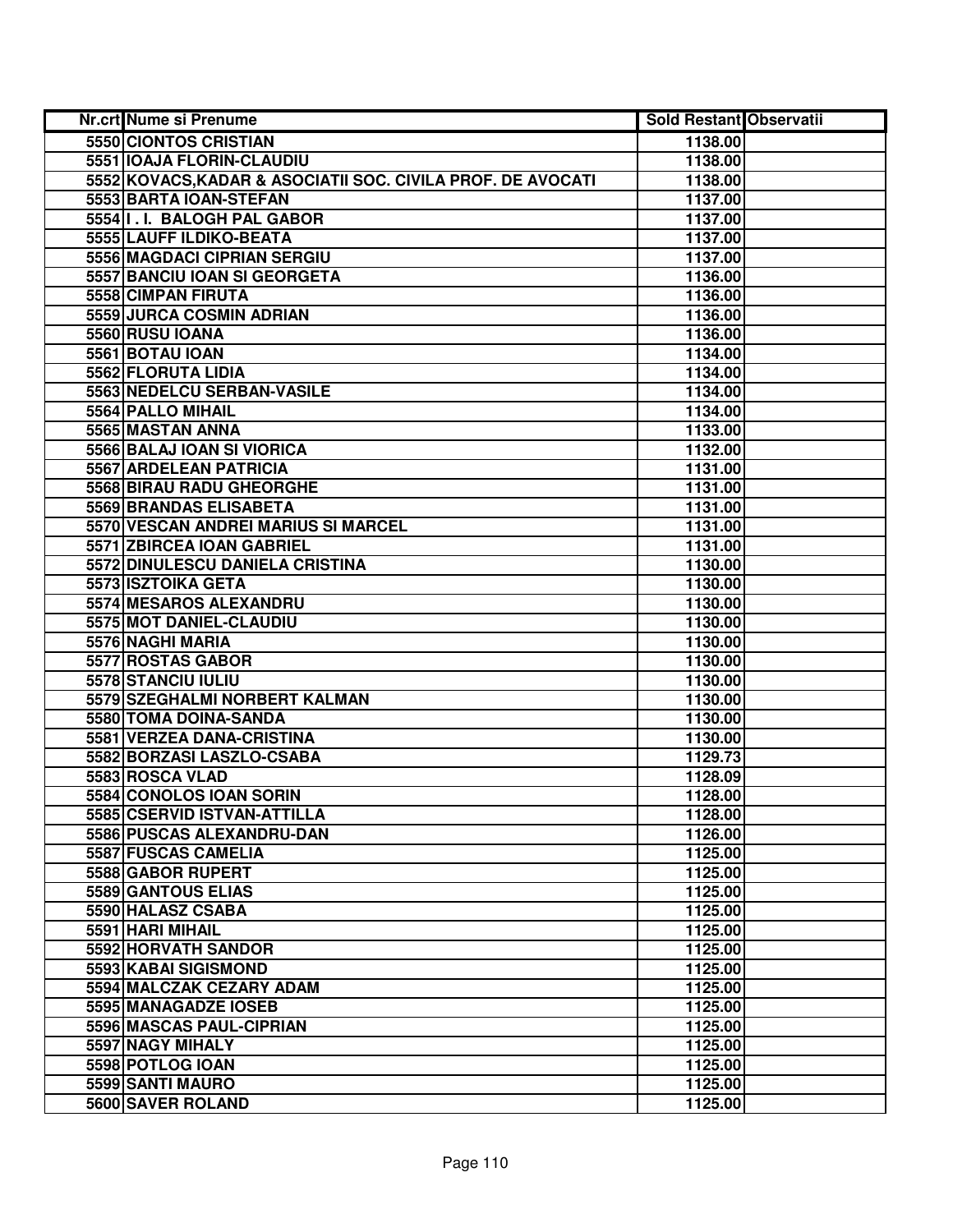| Nr.crt | Nume si Prenume | Sold Restant | Observatii |
|---|---|---|---|
| 5550 | CIONTOS CRISTIAN | 1138.00 | |
| 5551 | IOAJA FLORIN-CLAUDIU | 1138.00 | |
| 5552 | KOVACS,KADAR & ASOCIATII SOC. CIVILA PROF. DE AVOCATI | 1138.00 | |
| 5553 | BARTA IOAN-STEFAN | 1137.00 | |
| 5554 | I . I. BALOGH PAL GABOR | 1137.00 | |
| 5555 | LAUFF ILDIKO-BEATA | 1137.00 | |
| 5556 | MAGDACI CIPRIAN SERGIU | 1137.00 | |
| 5557 | BANCIU IOAN SI GEORGETA | 1136.00 | |
| 5558 | CIMPAN FIRUTA | 1136.00 | |
| 5559 | JURCA COSMIN ADRIAN | 1136.00 | |
| 5560 | RUSU IOANA | 1136.00 | |
| 5561 | BOTAU IOAN | 1134.00 | |
| 5562 | FLORUTA LIDIA | 1134.00 | |
| 5563 | NEDELCU SERBAN-VASILE | 1134.00 | |
| 5564 | PALLO MIHAIL | 1134.00 | |
| 5565 | MASTAN ANNA | 1133.00 | |
| 5566 | BALAJ IOAN SI VIORICA | 1132.00 | |
| 5567 | ARDELEAN PATRICIA | 1131.00 | |
| 5568 | BIRAU RADU GHEORGHE | 1131.00 | |
| 5569 | BRANDAS ELISABETA | 1131.00 | |
| 5570 | VESCAN ANDREI MARIUS SI MARCEL | 1131.00 | |
| 5571 | ZBIRCEA IOAN GABRIEL | 1131.00 | |
| 5572 | DINULESCU DANIELA CRISTINA | 1130.00 | |
| 5573 | ISZTOIKA GETA | 1130.00 | |
| 5574 | MESAROS ALEXANDRU | 1130.00 | |
| 5575 | MOT DANIEL-CLAUDIU | 1130.00 | |
| 5576 | NAGHI MARIA | 1130.00 | |
| 5577 | ROSTAS GABOR | 1130.00 | |
| 5578 | STANCIU IULIU | 1130.00 | |
| 5579 | SZEGHALMI NORBERT KALMAN | 1130.00 | |
| 5580 | TOMA DOINA-SANDA | 1130.00 | |
| 5581 | VERZEA DANA-CRISTINA | 1130.00 | |
| 5582 | BORZASI LASZLO-CSABA | 1129.73 | |
| 5583 | ROSCA VLAD | 1128.09 | |
| 5584 | CONOLOS IOAN SORIN | 1128.00 | |
| 5585 | CSERVID ISTVAN-ATTILLA | 1128.00 | |
| 5586 | PUSCAS ALEXANDRU-DAN | 1126.00 | |
| 5587 | FUSCAS CAMELIA | 1125.00 | |
| 5588 | GABOR RUPERT | 1125.00 | |
| 5589 | GANTOUS ELIAS | 1125.00 | |
| 5590 | HALASZ CSABA | 1125.00 | |
| 5591 | HARI MIHAIL | 1125.00 | |
| 5592 | HORVATH SANDOR | 1125.00 | |
| 5593 | KABAI SIGISMOND | 1125.00 | |
| 5594 | MALCZAK CEZARY ADAM | 1125.00 | |
| 5595 | MANAGADZE IOSEB | 1125.00 | |
| 5596 | MASCAS PAUL-CIPRIAN | 1125.00 | |
| 5597 | NAGY MIHALY | 1125.00 | |
| 5598 | POTLOG IOAN | 1125.00 | |
| 5599 | SANTI MAURO | 1125.00 | |
| 5600 | SAVER ROLAND | 1125.00 | |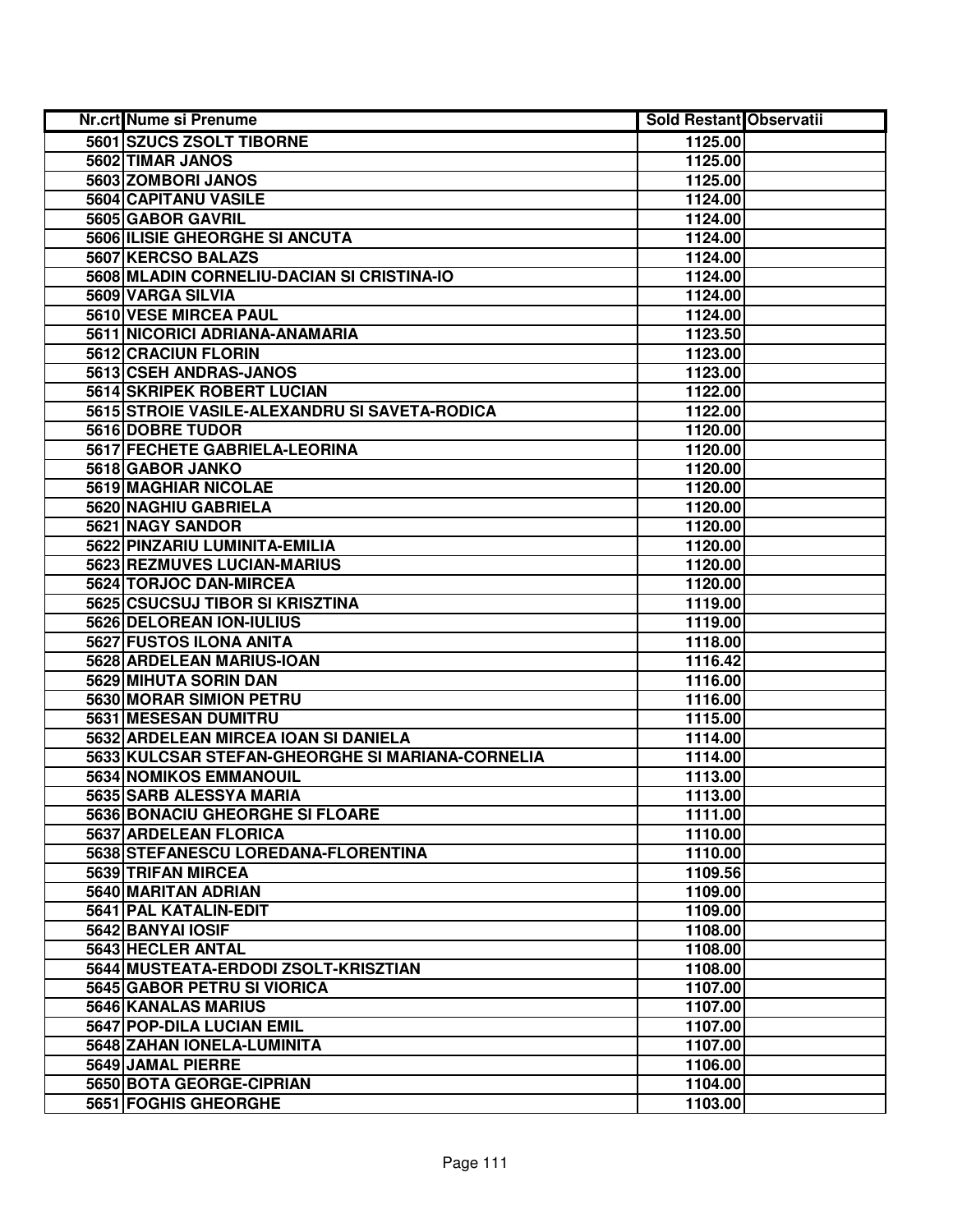| Nr.crt | Nume si Prenume | Sold Restant | Observatii |
|---|---|---|---|
| 5601 | SZUCS ZSOLT TIBORNE | 1125.00 | |
| 5602 | TIMAR JANOS | 1125.00 | |
| 5603 | ZOMBORI JANOS | 1125.00 | |
| 5604 | CAPITANU VASILE | 1124.00 | |
| 5605 | GABOR GAVRIL | 1124.00 | |
| 5606 | ILISIE GHEORGHE SI ANCUTA | 1124.00 | |
| 5607 | KERCSO BALAZS | 1124.00 | |
| 5608 | MLADIN CORNELIU-DACIAN SI CRISTINA-IO | 1124.00 | |
| 5609 | VARGA SILVIA | 1124.00 | |
| 5610 | VESE MIRCEA PAUL | 1124.00 | |
| 5611 | NICORICI ADRIANA-ANAMARIA | 1123.50 | |
| 5612 | CRACIUN FLORIN | 1123.00 | |
| 5613 | CSEH ANDRAS-JANOS | 1123.00 | |
| 5614 | SKRIPEK ROBERT LUCIAN | 1122.00 | |
| 5615 | STROIE VASILE-ALEXANDRU SI SAVETA-RODICA | 1122.00 | |
| 5616 | DOBRE TUDOR | 1120.00 | |
| 5617 | FECHETE GABRIELA-LEORINA | 1120.00 | |
| 5618 | GABOR JANKO | 1120.00 | |
| 5619 | MAGHIAR NICOLAE | 1120.00 | |
| 5620 | NAGHIU GABRIELA | 1120.00 | |
| 5621 | NAGY SANDOR | 1120.00 | |
| 5622 | PINZARIU LUMINITA-EMILIA | 1120.00 | |
| 5623 | REZMUVES LUCIAN-MARIUS | 1120.00 | |
| 5624 | TORJOC DAN-MIRCEA | 1120.00 | |
| 5625 | CSUCSUJ TIBOR SI KRISZTINA | 1119.00 | |
| 5626 | DELOREAN ION-IULIUS | 1119.00 | |
| 5627 | FUSTOS ILONA ANITA | 1118.00 | |
| 5628 | ARDELEAN MARIUS-IOAN | 1116.42 | |
| 5629 | MIHUTA SORIN DAN | 1116.00 | |
| 5630 | MORAR SIMION PETRU | 1116.00 | |
| 5631 | MESESAN DUMITRU | 1115.00 | |
| 5632 | ARDELEAN MIRCEA IOAN SI DANIELA | 1114.00 | |
| 5633 | KULCSAR STEFAN-GHEORGHE SI MARIANA-CORNELIA | 1114.00 | |
| 5634 | NOMIKOS EMMANOUIL | 1113.00 | |
| 5635 | SARB ALESSYA MARIA | 1113.00 | |
| 5636 | BONACIU GHEORGHE SI FLOARE | 1111.00 | |
| 5637 | ARDELEAN FLORICA | 1110.00 | |
| 5638 | STEFANESCU LOREDANA-FLORENTINA | 1110.00 | |
| 5639 | TRIFAN MIRCEA | 1109.56 | |
| 5640 | MARITAN ADRIAN | 1109.00 | |
| 5641 | PAL KATALIN-EDIT | 1109.00 | |
| 5642 | BANYAI IOSIF | 1108.00 | |
| 5643 | HECLER ANTAL | 1108.00 | |
| 5644 | MUSTEATA-ERDODI ZSOLT-KRISZTIAN | 1108.00 | |
| 5645 | GABOR PETRU SI VIORICA | 1107.00 | |
| 5646 | KANALAS MARIUS | 1107.00 | |
| 5647 | POP-DILA LUCIAN EMIL | 1107.00 | |
| 5648 | ZAHAN IONELA-LUMINITA | 1107.00 | |
| 5649 | JAMAL PIERRE | 1106.00 | |
| 5650 | BOTA GEORGE-CIPRIAN | 1104.00 | |
| 5651 | FOGHIS GHEORGHE | 1103.00 | |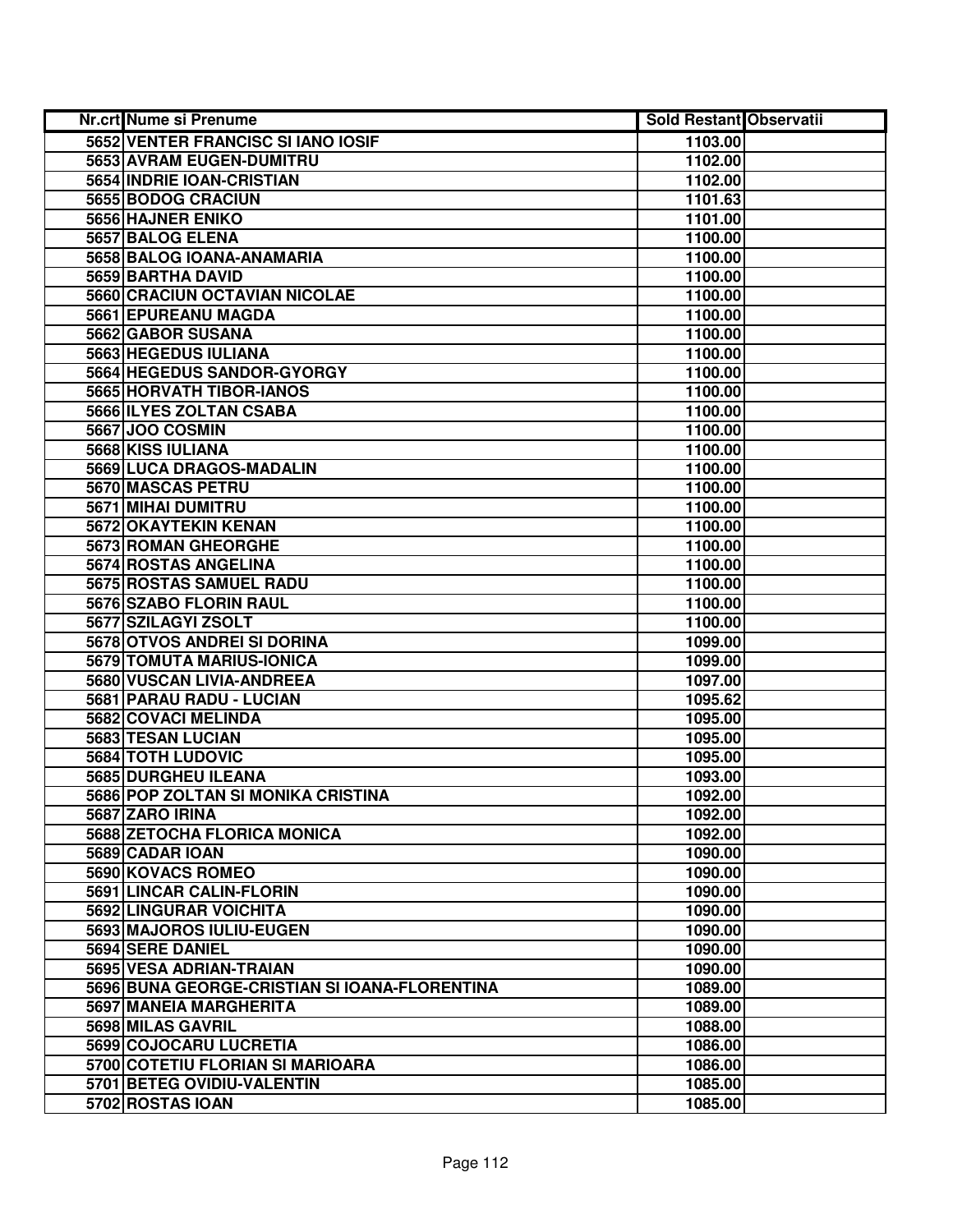| Nr.crt | Nume si Prenume | Sold Restant | Observatii |
|---|---|---|---|
| 5652 | VENTER FRANCISC SI IANO IOSIF | 1103.00 | |
| 5653 | AVRAM EUGEN-DUMITRU | 1102.00 | |
| 5654 | INDRIE IOAN-CRISTIAN | 1102.00 | |
| 5655 | BODOG CRACIUN | 1101.63 | |
| 5656 | HAJNER ENIKO | 1101.00 | |
| 5657 | BALOG ELENA | 1100.00 | |
| 5658 | BALOG IOANA-ANAMARIA | 1100.00 | |
| 5659 | BARTHA DAVID | 1100.00 | |
| 5660 | CRACIUN OCTAVIAN NICOLAE | 1100.00 | |
| 5661 | EPUREANU MAGDA | 1100.00 | |
| 5662 | GABOR SUSANA | 1100.00 | |
| 5663 | HEGEDUS IULIANA | 1100.00 | |
| 5664 | HEGEDUS SANDOR-GYORGY | 1100.00 | |
| 5665 | HORVATH TIBOR-IANOS | 1100.00 | |
| 5666 | ILYES ZOLTAN CSABA | 1100.00 | |
| 5667 | JOO COSMIN | 1100.00 | |
| 5668 | KISS IULIANA | 1100.00 | |
| 5669 | LUCA DRAGOS-MADALIN | 1100.00 | |
| 5670 | MASCAS PETRU | 1100.00 | |
| 5671 | MIHAI DUMITRU | 1100.00 | |
| 5672 | OKAYTEKIN KENAN | 1100.00 | |
| 5673 | ROMAN GHEORGHE | 1100.00 | |
| 5674 | ROSTAS ANGELINA | 1100.00 | |
| 5675 | ROSTAS SAMUEL RADU | 1100.00 | |
| 5676 | SZABO FLORIN RAUL | 1100.00 | |
| 5677 | SZILAGYI ZSOLT | 1100.00 | |
| 5678 | OTVOS ANDREI SI DORINA | 1099.00 | |
| 5679 | TOMUTA MARIUS-IONICA | 1099.00 | |
| 5680 | VUSCAN LIVIA-ANDREEA | 1097.00 | |
| 5681 | PARAU RADU - LUCIAN | 1095.62 | |
| 5682 | COVACI MELINDA | 1095.00 | |
| 5683 | TESAN LUCIAN | 1095.00 | |
| 5684 | TOTH LUDOVIC | 1095.00 | |
| 5685 | DURGHEU ILEANA | 1093.00 | |
| 5686 | POP ZOLTAN SI MONIKA CRISTINA | 1092.00 | |
| 5687 | ZARO IRINA | 1092.00 | |
| 5688 | ZETOCHA FLORICA MONICA | 1092.00 | |
| 5689 | CADAR IOAN | 1090.00 | |
| 5690 | KOVACS ROMEO | 1090.00 | |
| 5691 | LINCAR CALIN-FLORIN | 1090.00 | |
| 5692 | LINGURAR VOICHITA | 1090.00 | |
| 5693 | MAJOROS IULIU-EUGEN | 1090.00 | |
| 5694 | SERE DANIEL | 1090.00 | |
| 5695 | VESA ADRIAN-TRAIAN | 1090.00 | |
| 5696 | BUNA GEORGE-CRISTIAN SI IOANA-FLORENTINA | 1089.00 | |
| 5697 | MANEIA MARGHERITA | 1089.00 | |
| 5698 | MILAS GAVRIL | 1088.00 | |
| 5699 | COJOCARU LUCRETIA | 1086.00 | |
| 5700 | COTETIU FLORIAN SI MARIOARA | 1086.00 | |
| 5701 | BETEG OVIDIU-VALENTIN | 1085.00 | |
| 5702 | ROSTAS IOAN | 1085.00 | |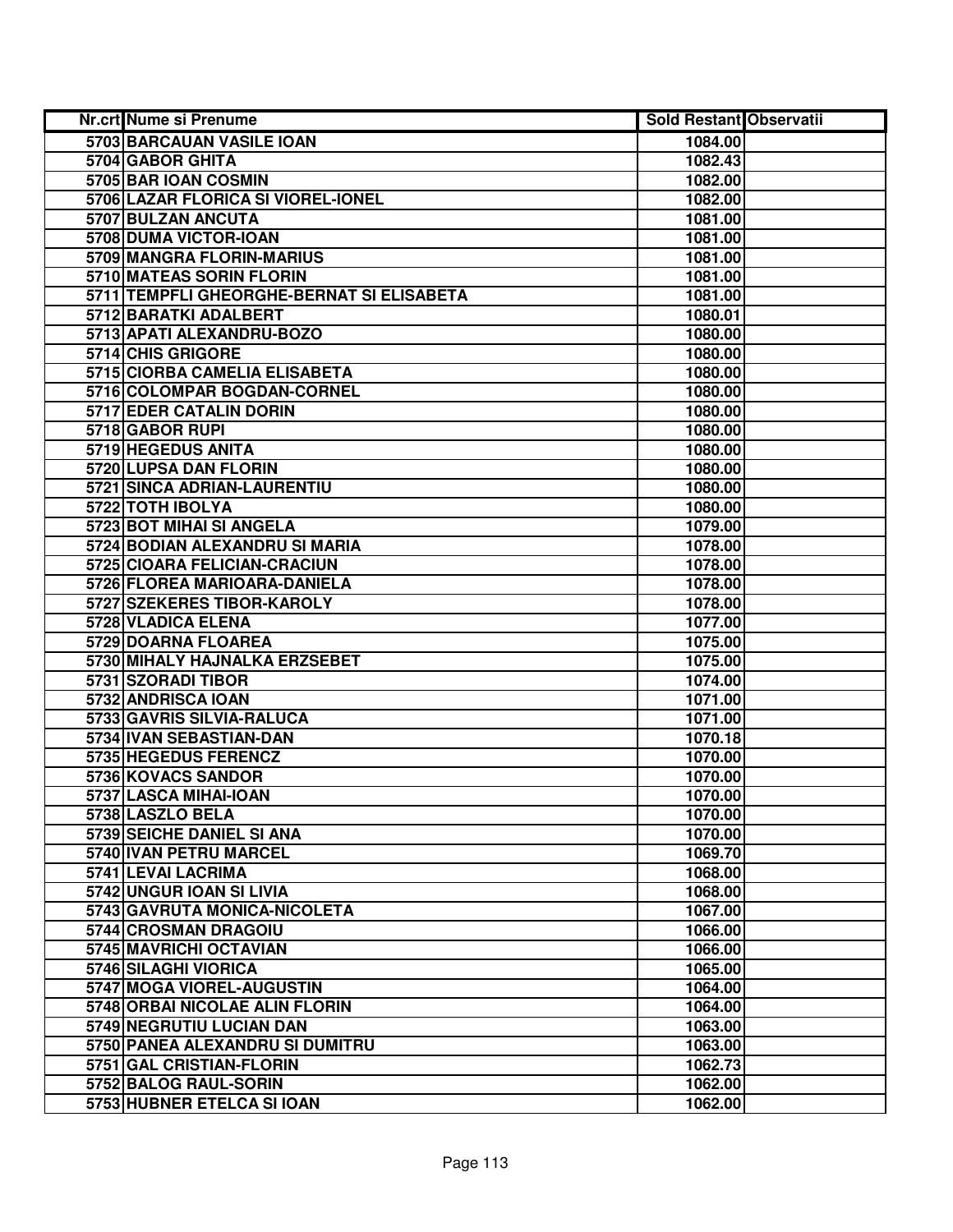| Nr.crt | Nume si Prenume | Sold Restant | Observatii |
|---|---|---|---|
| 5703 | BARCAUAN VASILE IOAN | 1084.00 | |
| 5704 | GABOR GHITA | 1082.43 | |
| 5705 | BAR IOAN COSMIN | 1082.00 | |
| 5706 | LAZAR FLORICA SI VIOREL-IONEL | 1082.00 | |
| 5707 | BULZAN ANCUTA | 1081.00 | |
| 5708 | DUMA VICTOR-IOAN | 1081.00 | |
| 5709 | MANGRA FLORIN-MARIUS | 1081.00 | |
| 5710 | MATEAS SORIN FLORIN | 1081.00 | |
| 5711 | TEMPFLI GHEORGHE-BERNAT SI ELISABETA | 1081.00 | |
| 5712 | BARATKI ADALBERT | 1080.01 | |
| 5713 | APATI ALEXANDRU-BOZO | 1080.00 | |
| 5714 | CHIS GRIGORE | 1080.00 | |
| 5715 | CIORBA CAMELIA ELISABETA | 1080.00 | |
| 5716 | COLOMPAR BOGDAN-CORNEL | 1080.00 | |
| 5717 | EDER CATALIN DORIN | 1080.00 | |
| 5718 | GABOR RUPI | 1080.00 | |
| 5719 | HEGEDUS ANITA | 1080.00 | |
| 5720 | LUPSA DAN FLORIN | 1080.00 | |
| 5721 | SINCA ADRIAN-LAURENTIU | 1080.00 | |
| 5722 | TOTH IBOLYA | 1080.00 | |
| 5723 | BOT MIHAI SI ANGELA | 1079.00 | |
| 5724 | BODIAN ALEXANDRU SI MARIA | 1078.00 | |
| 5725 | CIOARA FELICIAN-CRACIUN | 1078.00 | |
| 5726 | FLOREA MARIOARA-DANIELA | 1078.00 | |
| 5727 | SZEKERES TIBOR-KAROLY | 1078.00 | |
| 5728 | VLADICA ELENA | 1077.00 | |
| 5729 | DOARNA FLOAREA | 1075.00 | |
| 5730 | MIHALY HAJNALKA ERZSEBET | 1075.00 | |
| 5731 | SZORADI TIBOR | 1074.00 | |
| 5732 | ANDRISCA IOAN | 1071.00 | |
| 5733 | GAVRIS SILVIA-RALUCA | 1071.00 | |
| 5734 | IVAN SEBASTIAN-DAN | 1070.18 | |
| 5735 | HEGEDUS FERENCZ | 1070.00 | |
| 5736 | KOVACS SANDOR | 1070.00 | |
| 5737 | LASCA MIHAI-IOAN | 1070.00 | |
| 5738 | LASZLO BELA | 1070.00 | |
| 5739 | SEICHE DANIEL SI ANA | 1070.00 | |
| 5740 | IVAN PETRU MARCEL | 1069.70 | |
| 5741 | LEVAI LACRIMA | 1068.00 | |
| 5742 | UNGUR IOAN SI LIVIA | 1068.00 | |
| 5743 | GAVRUTA MONICA-NICOLETA | 1067.00 | |
| 5744 | CROSMAN DRAGOIU | 1066.00 | |
| 5745 | MAVRICHI OCTAVIAN | 1066.00 | |
| 5746 | SILAGHI VIORICA | 1065.00 | |
| 5747 | MOGA VIOREL-AUGUSTIN | 1064.00 | |
| 5748 | ORBAI NICOLAE ALIN FLORIN | 1064.00 | |
| 5749 | NEGRUTIU LUCIAN DAN | 1063.00 | |
| 5750 | PANEA ALEXANDRU SI DUMITRU | 1063.00 | |
| 5751 | GAL CRISTIAN-FLORIN | 1062.73 | |
| 5752 | BALOG RAUL-SORIN | 1062.00 | |
| 5753 | HUBNER ETELCA SI IOAN | 1062.00 | |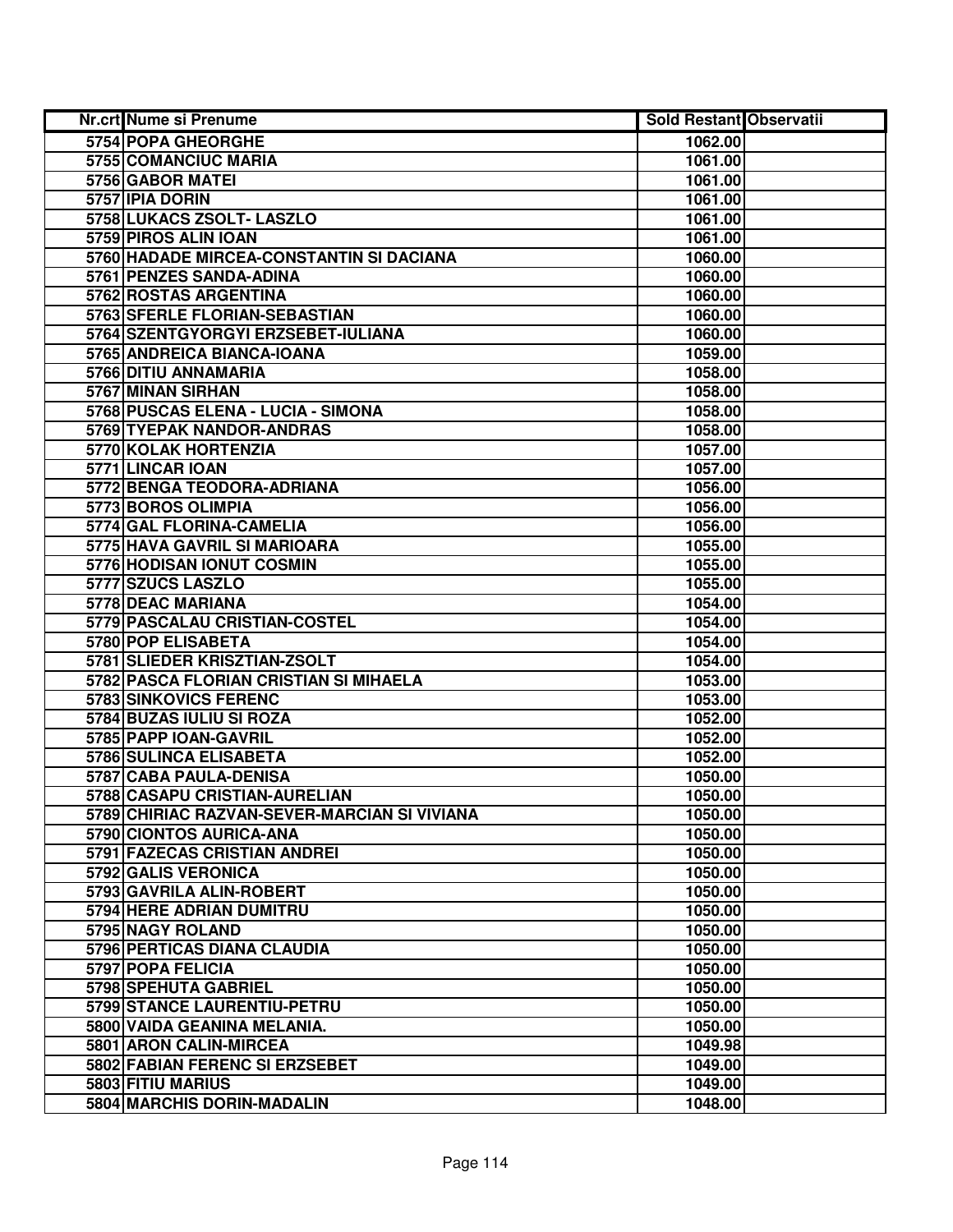| Nr.crt | Nume si Prenume | Sold Restant | Observatii |
|---|---|---|---|
| 5754 | POPA GHEORGHE | 1062.00 | |
| 5755 | COMANCIUC MARIA | 1061.00 | |
| 5756 | GABOR MATEI | 1061.00 | |
| 5757 | IPIA DORIN | 1061.00 | |
| 5758 | LUKACS ZSOLT- LASZLO | 1061.00 | |
| 5759 | PIROS ALIN IOAN | 1061.00 | |
| 5760 | HADADE MIRCEA-CONSTANTIN SI DACIANA | 1060.00 | |
| 5761 | PENZES SANDA-ADINA | 1060.00 | |
| 5762 | ROSTAS ARGENTINA | 1060.00 | |
| 5763 | SFERLE FLORIAN-SEBASTIAN | 1060.00 | |
| 5764 | SZENTGYORGYI ERZSEBET-IULIANA | 1060.00 | |
| 5765 | ANDREICA BIANCA-IOANA | 1059.00 | |
| 5766 | DITIU ANNAMARIA | 1058.00 | |
| 5767 | MINAN SIRHAN | 1058.00 | |
| 5768 | PUSCAS ELENA - LUCIA - SIMONA | 1058.00 | |
| 5769 | TYEPAK NANDOR-ANDRAS | 1058.00 | |
| 5770 | KOLAK HORTENZIA | 1057.00 | |
| 5771 | LINCAR IOAN | 1057.00 | |
| 5772 | BENGA TEODORA-ADRIANA | 1056.00 | |
| 5773 | BOROS OLIMPIA | 1056.00 | |
| 5774 | GAL FLORINA-CAMELIA | 1056.00 | |
| 5775 | HAVA GAVRIL SI MARIOARA | 1055.00 | |
| 5776 | HODISAN IONUT COSMIN | 1055.00 | |
| 5777 | SZUCS LASZLO | 1055.00 | |
| 5778 | DEAC MARIANA | 1054.00 | |
| 5779 | PASCALAU CRISTIAN-COSTEL | 1054.00 | |
| 5780 | POP ELISABETA | 1054.00 | |
| 5781 | SLIEDER KRISZTIAN-ZSOLT | 1054.00 | |
| 5782 | PASCA FLORIAN CRISTIAN SI MIHAELA | 1053.00 | |
| 5783 | SINKOVICS FERENC | 1053.00 | |
| 5784 | BUZAS IULIU SI ROZA | 1052.00 | |
| 5785 | PAPP IOAN-GAVRIL | 1052.00 | |
| 5786 | SULINCA ELISABETA | 1052.00 | |
| 5787 | CABA PAULA-DENISA | 1050.00 | |
| 5788 | CASAPU CRISTIAN-AURELIAN | 1050.00 | |
| 5789 | CHIRIAC RAZVAN-SEVER-MARCIAN SI VIVIANA | 1050.00 | |
| 5790 | CIONTOS AURICA-ANA | 1050.00 | |
| 5791 | FAZECAS CRISTIAN ANDREI | 1050.00 | |
| 5792 | GALIS VERONICA | 1050.00 | |
| 5793 | GAVRILA ALIN-ROBERT | 1050.00 | |
| 5794 | HERE ADRIAN DUMITRU | 1050.00 | |
| 5795 | NAGY ROLAND | 1050.00 | |
| 5796 | PERTICAS DIANA CLAUDIA | 1050.00 | |
| 5797 | POPA FELICIA | 1050.00 | |
| 5798 | SPEHUTA GABRIEL | 1050.00 | |
| 5799 | STANCE LAURENTIU-PETRU | 1050.00 | |
| 5800 | VAIDA GEANINA MELANIA. | 1050.00 | |
| 5801 | ARON CALIN-MIRCEA | 1049.98 | |
| 5802 | FABIAN FERENC SI ERZSEBET | 1049.00 | |
| 5803 | FITIU MARIUS | 1049.00 | |
| 5804 | MARCHIS DORIN-MADALIN | 1048.00 | |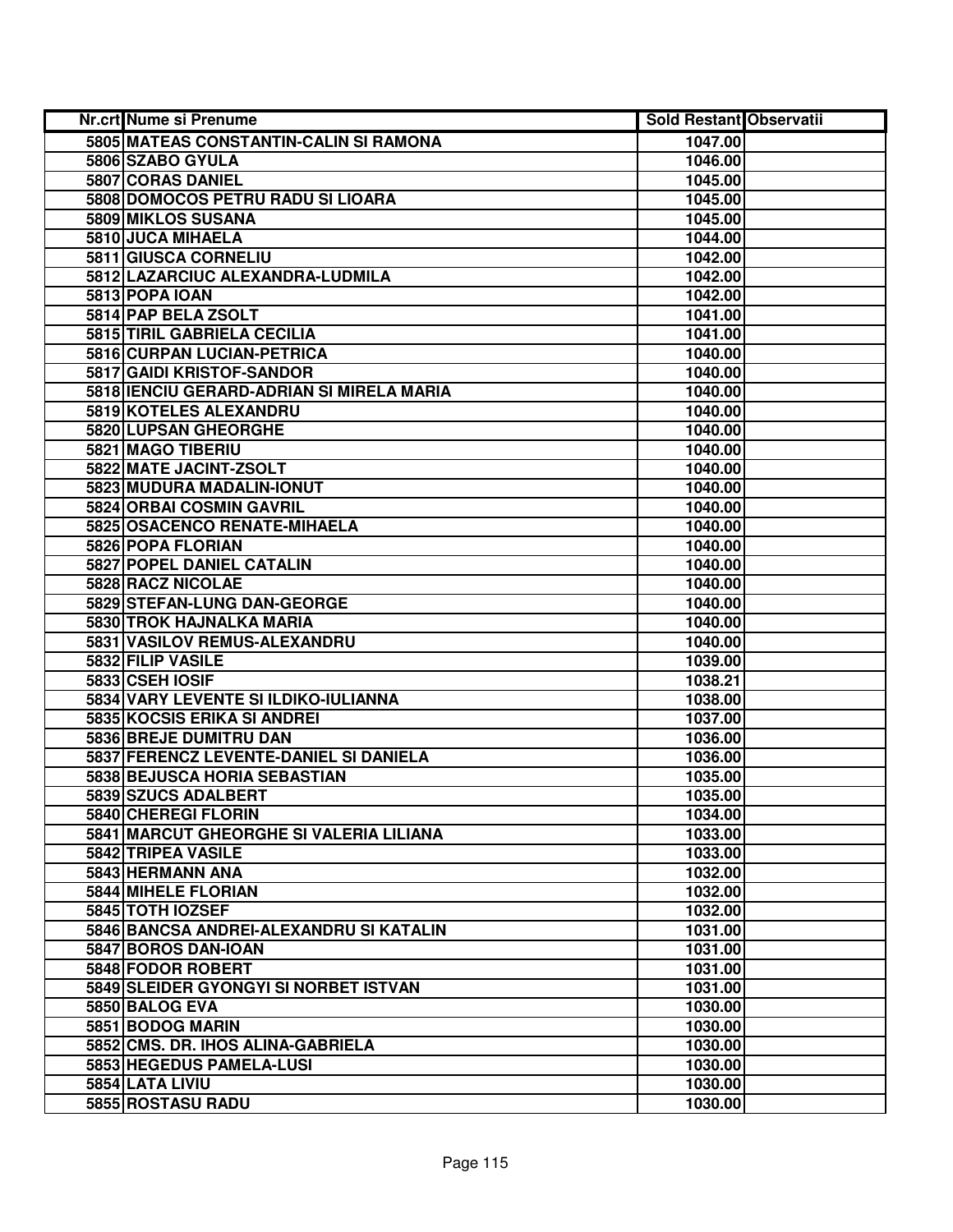| Nr.crt | Nume si Prenume | Sold Restant | Observatii |
|---|---|---|---|
| 5805 | MATEAS CONSTANTIN-CALIN SI RAMONA | 1047.00 | |
| 5806 | SZABO GYULA | 1046.00 | |
| 5807 | CORAS DANIEL | 1045.00 | |
| 5808 | DOMOCOS PETRU RADU SI LIOARA | 1045.00 | |
| 5809 | MIKLOS SUSANA | 1045.00 | |
| 5810 | JUCA MIHAELA | 1044.00 | |
| 5811 | GIUSCA CORNELIU | 1042.00 | |
| 5812 | LAZARCIUC ALEXANDRA-LUDMILA | 1042.00 | |
| 5813 | POPA IOAN | 1042.00 | |
| 5814 | PAP BELA ZSOLT | 1041.00 | |
| 5815 | TIRIL GABRIELA CECILIA | 1041.00 | |
| 5816 | CURPAN LUCIAN-PETRICA | 1040.00 | |
| 5817 | GAIDI KRISTOF-SANDOR | 1040.00 | |
| 5818 | IENCIU GERARD-ADRIAN SI MIRELA MARIA | 1040.00 | |
| 5819 | KOTELES ALEXANDRU | 1040.00 | |
| 5820 | LUPSAN GHEORGHE | 1040.00 | |
| 5821 | MAGO TIBERIU | 1040.00 | |
| 5822 | MATE JACINT-ZSOLT | 1040.00 | |
| 5823 | MUDURA MADALIN-IONUT | 1040.00 | |
| 5824 | ORBAI COSMIN GAVRIL | 1040.00 | |
| 5825 | OSACENCO RENATE-MIHAELA | 1040.00 | |
| 5826 | POPA FLORIAN | 1040.00 | |
| 5827 | POPEL DANIEL CATALIN | 1040.00 | |
| 5828 | RACZ NICOLAE | 1040.00 | |
| 5829 | STEFAN-LUNG DAN-GEORGE | 1040.00 | |
| 5830 | TROK HAJNALKA MARIA | 1040.00 | |
| 5831 | VASILOV REMUS-ALEXANDRU | 1040.00 | |
| 5832 | FILIP VASILE | 1039.00 | |
| 5833 | CSEH IOSIF | 1038.21 | |
| 5834 | VARY LEVENTE SI ILDIKO-IULIANNA | 1038.00 | |
| 5835 | KOCSIS ERIKA SI ANDREI | 1037.00 | |
| 5836 | BREJE DUMITRU DAN | 1036.00 | |
| 5837 | FERENCZ LEVENTE-DANIEL SI DANIELA | 1036.00 | |
| 5838 | BEJUSCA HORIA SEBASTIAN | 1035.00 | |
| 5839 | SZUCS ADALBERT | 1035.00 | |
| 5840 | CHEREGI FLORIN | 1034.00 | |
| 5841 | MARCUT GHEORGHE SI VALERIA LILIANA | 1033.00 | |
| 5842 | TRIPEA VASILE | 1033.00 | |
| 5843 | HERMANN ANA | 1032.00 | |
| 5844 | MIHELE FLORIAN | 1032.00 | |
| 5845 | TOTH IOZSEF | 1032.00 | |
| 5846 | BANCSA ANDREI-ALEXANDRU SI KATALIN | 1031.00 | |
| 5847 | BOROS DAN-IOAN | 1031.00 | |
| 5848 | FODOR ROBERT | 1031.00 | |
| 5849 | SLEIDER GYONGYI SI NORBET ISTVAN | 1031.00 | |
| 5850 | BALOG EVA | 1030.00 | |
| 5851 | BODOG MARIN | 1030.00 | |
| 5852 | CMS. DR. IHOS ALINA-GABRIELA | 1030.00 | |
| 5853 | HEGEDUS PAMELA-LUSI | 1030.00 | |
| 5854 | LATA LIVIU | 1030.00 | |
| 5855 | ROSTASU RADU | 1030.00 | |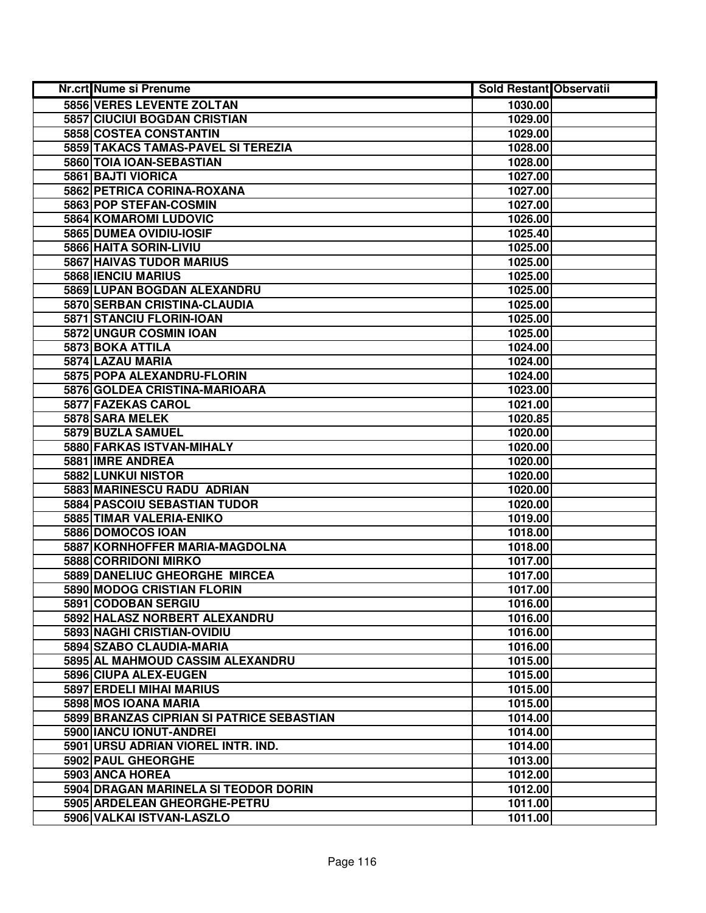| Nr.crt | Nume si Prenume | Sold Restant | Observatii |
|---|---|---|---|
| 5856 | VERES LEVENTE ZOLTAN | 1030.00 | |
| 5857 | CIUCIUI BOGDAN CRISTIAN | 1029.00 | |
| 5858 | COSTEA CONSTANTIN | 1029.00 | |
| 5859 | TAKACS TAMAS-PAVEL SI TEREZIA | 1028.00 | |
| 5860 | TOIA IOAN-SEBASTIAN | 1028.00 | |
| 5861 | BAJTI VIORICA | 1027.00 | |
| 5862 | PETRICA CORINA-ROXANA | 1027.00 | |
| 5863 | POP STEFAN-COSMIN | 1027.00 | |
| 5864 | KOMAROMI LUDOVIC | 1026.00 | |
| 5865 | DUMEA OVIDIU-IOSIF | 1025.40 | |
| 5866 | HAITA SORIN-LIVIU | 1025.00 | |
| 5867 | HAIVAS TUDOR MARIUS | 1025.00 | |
| 5868 | IENCIU MARIUS | 1025.00 | |
| 5869 | LUPAN BOGDAN ALEXANDRU | 1025.00 | |
| 5870 | SERBAN CRISTINA-CLAUDIA | 1025.00 | |
| 5871 | STANCIU FLORIN-IOAN | 1025.00 | |
| 5872 | UNGUR COSMIN IOAN | 1025.00 | |
| 5873 | BOKA ATTILA | 1024.00 | |
| 5874 | LAZAU MARIA | 1024.00 | |
| 5875 | POPA ALEXANDRU-FLORIN | 1024.00 | |
| 5876 | GOLDEA CRISTINA-MARIOARA | 1023.00 | |
| 5877 | FAZEKAS CAROL | 1021.00 | |
| 5878 | SARA MELEK | 1020.85 | |
| 5879 | BUZLA SAMUEL | 1020.00 | |
| 5880 | FARKAS ISTVAN-MIHALY | 1020.00 | |
| 5881 | IMRE ANDREA | 1020.00 | |
| 5882 | LUNKUI NISTOR | 1020.00 | |
| 5883 | MARINESCU RADU ADRIAN | 1020.00 | |
| 5884 | PASCOIU SEBASTIAN TUDOR | 1020.00 | |
| 5885 | TIMAR VALERIA-ENIKO | 1019.00 | |
| 5886 | DOMOCOS IOAN | 1018.00 | |
| 5887 | KORNHOFFER MARIA-MAGDOLNA | 1018.00 | |
| 5888 | CORRIDONI MIRKO | 1017.00 | |
| 5889 | DANELIUC GHEORGHE MIRCEA | 1017.00 | |
| 5890 | MODOG CRISTIAN FLORIN | 1017.00 | |
| 5891 | CODOBAN SERGIU | 1016.00 | |
| 5892 | HALASZ NORBERT ALEXANDRU | 1016.00 | |
| 5893 | NAGHI CRISTIAN-OVIDIU | 1016.00 | |
| 5894 | SZABO CLAUDIA-MARIA | 1016.00 | |
| 5895 | AL MAHMOUD CASSIM ALEXANDRU | 1015.00 | |
| 5896 | CIUPA ALEX-EUGEN | 1015.00 | |
| 5897 | ERDELI MIHAI MARIUS | 1015.00 | |
| 5898 | MOS IOANA MARIA | 1015.00 | |
| 5899 | BRANZAS CIPRIAN SI PATRICE SEBASTIAN | 1014.00 | |
| 5900 | IANCU IONUT-ANDREI | 1014.00 | |
| 5901 | URSU ADRIAN VIOREL INTR. IND. | 1014.00 | |
| 5902 | PAUL GHEORGHE | 1013.00 | |
| 5903 | ANCA HOREA | 1012.00 | |
| 5904 | DRAGAN MARINELA SI TEODOR DORIN | 1012.00 | |
| 5905 | ARDELEAN GHEORGHE-PETRU | 1011.00 | |
| 5906 | VALKAI ISTVAN-LASZLO | 1011.00 | |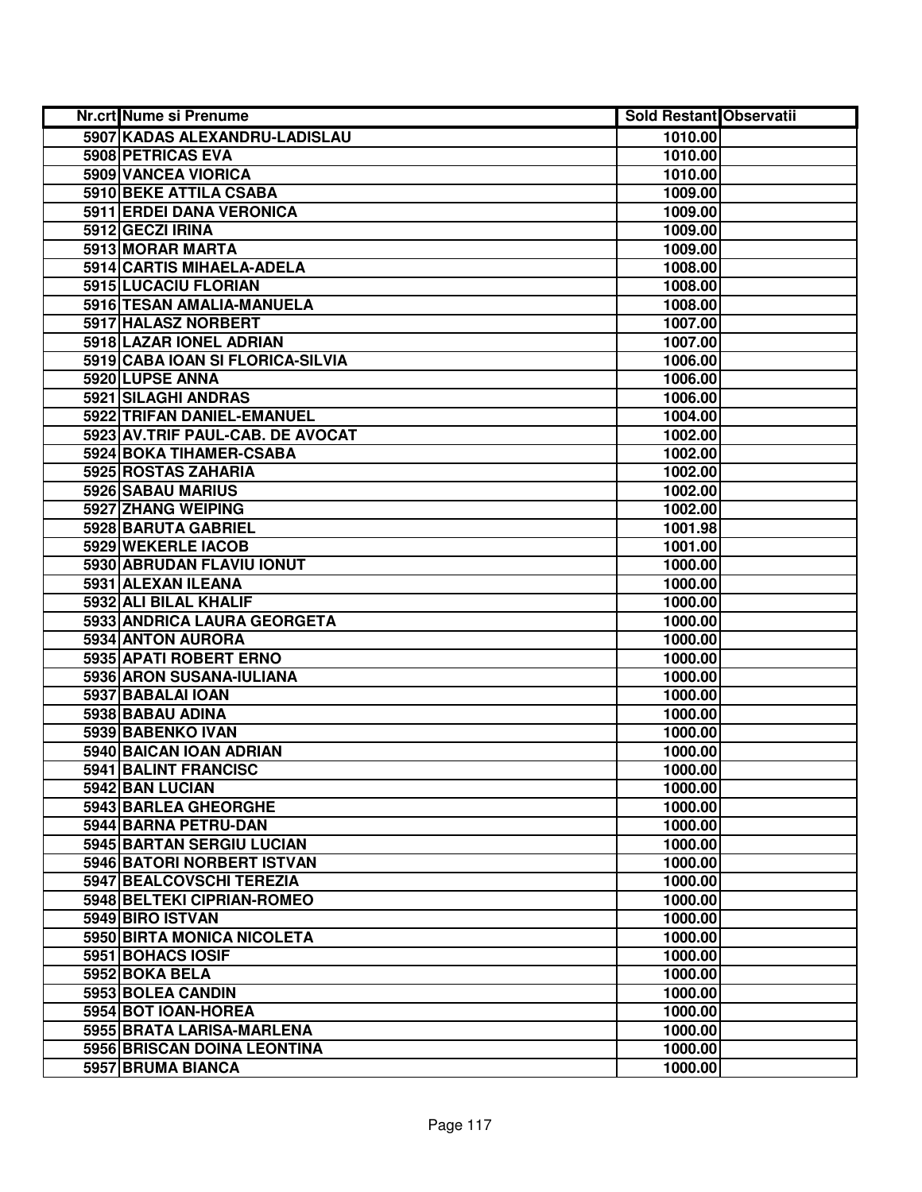| Nr.crt | Nume si Prenume | Sold Restant | Observatii |
|---|---|---|---|
| 5907 | KADAS ALEXANDRU-LADISLAU | 1010.00 | |
| 5908 | PETRICAS EVA | 1010.00 | |
| 5909 | VANCEA VIORICA | 1010.00 | |
| 5910 | BEKE ATTILA CSABA | 1009.00 | |
| 5911 | ERDEI DANA VERONICA | 1009.00 | |
| 5912 | GECZI IRINA | 1009.00 | |
| 5913 | MORAR MARTA | 1009.00 | |
| 5914 | CARTIS MIHAELA-ADELA | 1008.00 | |
| 5915 | LUCACIU FLORIAN | 1008.00 | |
| 5916 | TESAN AMALIA-MANUELA | 1008.00 | |
| 5917 | HALASZ NORBERT | 1007.00 | |
| 5918 | LAZAR IONEL ADRIAN | 1007.00 | |
| 5919 | CABA IOAN SI FLORICA-SILVIA | 1006.00 | |
| 5920 | LUPSE ANNA | 1006.00 | |
| 5921 | SILAGHI ANDRAS | 1006.00 | |
| 5922 | TRIFAN DANIEL-EMANUEL | 1004.00 | |
| 5923 | AV.TRIF PAUL-CAB. DE AVOCAT | 1002.00 | |
| 5924 | BOKA TIHAMER-CSABA | 1002.00 | |
| 5925 | ROSTAS ZAHARIA | 1002.00 | |
| 5926 | SABAU MARIUS | 1002.00 | |
| 5927 | ZHANG WEIPING | 1002.00 | |
| 5928 | BARUTA GABRIEL | 1001.98 | |
| 5929 | WEKERLE IACOB | 1001.00 | |
| 5930 | ABRUDAN FLAVIU IONUT | 1000.00 | |
| 5931 | ALEXAN ILEANA | 1000.00 | |
| 5932 | ALI BILAL KHALIF | 1000.00 | |
| 5933 | ANDRICA LAURA GEORGETA | 1000.00 | |
| 5934 | ANTON AURORA | 1000.00 | |
| 5935 | APATI ROBERT ERNO | 1000.00 | |
| 5936 | ARON SUSANA-IULIANA | 1000.00 | |
| 5937 | BABALAI IOAN | 1000.00 | |
| 5938 | BABAU ADINA | 1000.00 | |
| 5939 | BABENKO IVAN | 1000.00 | |
| 5940 | BAICAN IOAN ADRIAN | 1000.00 | |
| 5941 | BALINT FRANCISC | 1000.00 | |
| 5942 | BAN LUCIAN | 1000.00 | |
| 5943 | BARLEA GHEORGHE | 1000.00 | |
| 5944 | BARNA PETRU-DAN | 1000.00 | |
| 5945 | BARTAN SERGIU LUCIAN | 1000.00 | |
| 5946 | BATORI NORBERT ISTVAN | 1000.00 | |
| 5947 | BEALCOVSCHI TEREZIA | 1000.00 | |
| 5948 | BELTEKI CIPRIAN-ROMEO | 1000.00 | |
| 5949 | BIRO ISTVAN | 1000.00 | |
| 5950 | BIRTA MONICA NICOLETA | 1000.00 | |
| 5951 | BOHACS IOSIF | 1000.00 | |
| 5952 | BOKA BELA | 1000.00 | |
| 5953 | BOLEA CANDIN | 1000.00 | |
| 5954 | BOT IOAN-HOREA | 1000.00 | |
| 5955 | BRATA LARISA-MARLENA | 1000.00 | |
| 5956 | BRISCAN DOINA LEONTINA | 1000.00 | |
| 5957 | BRUMA BIANCA | 1000.00 | |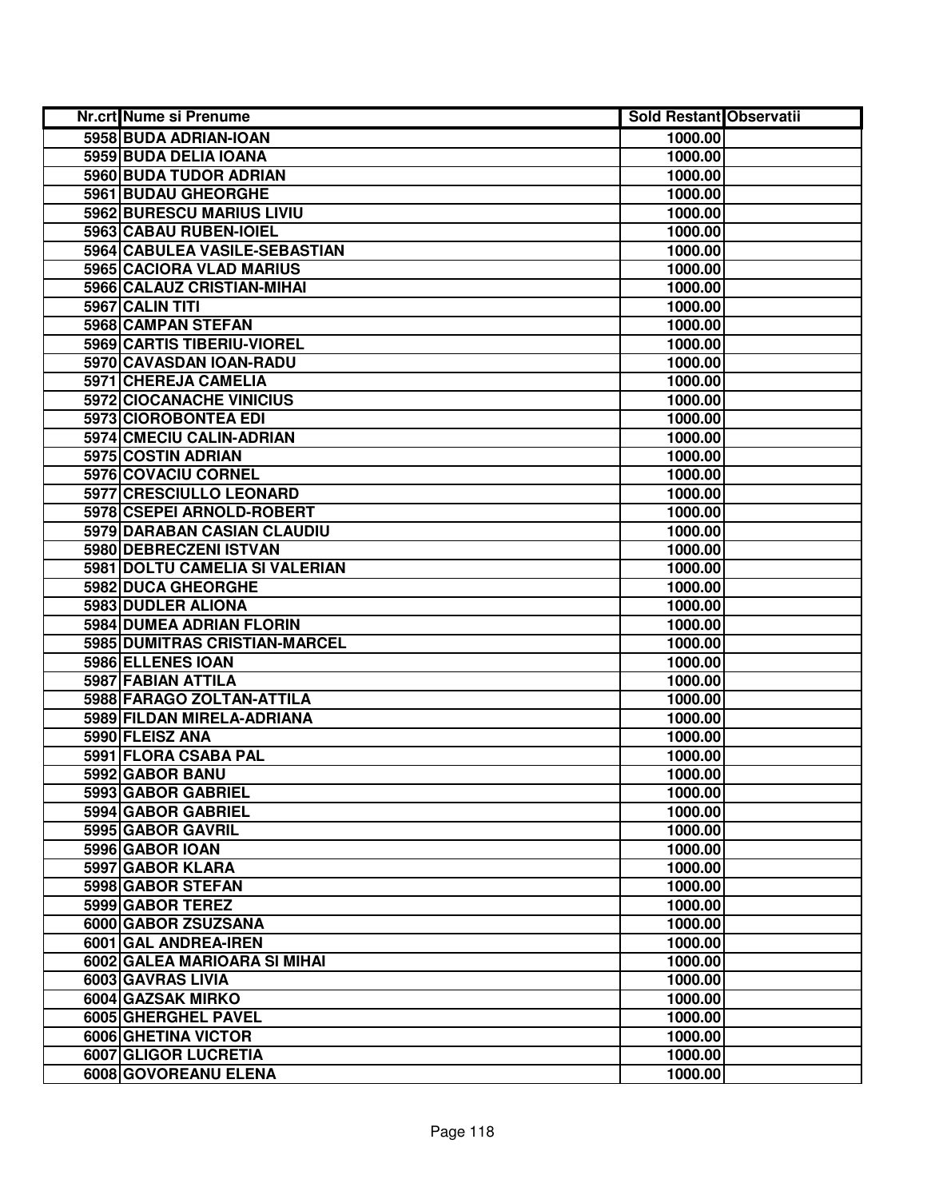| Nr.crt | Nume si Prenume | Sold Restant | Observatii |
|---|---|---|---|
| 5958 | BUDA ADRIAN-IOAN | 1000.00 | |
| 5959 | BUDA DELIA IOANA | 1000.00 | |
| 5960 | BUDA TUDOR ADRIAN | 1000.00 | |
| 5961 | BUDAU GHEORGHE | 1000.00 | |
| 5962 | BURESCU MARIUS LIVIU | 1000.00 | |
| 5963 | CABAU RUBEN-IOIEL | 1000.00 | |
| 5964 | CABULEA VASILE-SEBASTIAN | 1000.00 | |
| 5965 | CACIORA VLAD MARIUS | 1000.00 | |
| 5966 | CALAUZ CRISTIAN-MIHAI | 1000.00 | |
| 5967 | CALIN TITI | 1000.00 | |
| 5968 | CAMPAN STEFAN | 1000.00 | |
| 5969 | CARTIS TIBERIU-VIOREL | 1000.00 | |
| 5970 | CAVASDAN IOAN-RADU | 1000.00 | |
| 5971 | CHEREJA CAMELIA | 1000.00 | |
| 5972 | CIOCANACHE VINICIUS | 1000.00 | |
| 5973 | CIOROBONTEA EDI | 1000.00 | |
| 5974 | CMECIU CALIN-ADRIAN | 1000.00 | |
| 5975 | COSTIN ADRIAN | 1000.00 | |
| 5976 | COVACIU CORNEL | 1000.00 | |
| 5977 | CRESCIULLO LEONARD | 1000.00 | |
| 5978 | CSEPEI ARNOLD-ROBERT | 1000.00 | |
| 5979 | DARABAN CASIAN CLAUDIU | 1000.00 | |
| 5980 | DEBRECZENI ISTVAN | 1000.00 | |
| 5981 | DOLTU CAMELIA SI VALERIAN | 1000.00 | |
| 5982 | DUCA GHEORGHE | 1000.00 | |
| 5983 | DUDLER ALIONA | 1000.00 | |
| 5984 | DUMEA ADRIAN FLORIN | 1000.00 | |
| 5985 | DUMITRAS CRISTIAN-MARCEL | 1000.00 | |
| 5986 | ELLENES IOAN | 1000.00 | |
| 5987 | FABIAN ATTILA | 1000.00 | |
| 5988 | FARAGO ZOLTAN-ATTILA | 1000.00 | |
| 5989 | FILDAN MIRELA-ADRIANA | 1000.00 | |
| 5990 | FLEISZ ANA | 1000.00 | |
| 5991 | FLORA CSABA PAL | 1000.00 | |
| 5992 | GABOR BANU | 1000.00 | |
| 5993 | GABOR GABRIEL | 1000.00 | |
| 5994 | GABOR GABRIEL | 1000.00 | |
| 5995 | GABOR GAVRIL | 1000.00 | |
| 5996 | GABOR IOAN | 1000.00 | |
| 5997 | GABOR KLARA | 1000.00 | |
| 5998 | GABOR STEFAN | 1000.00 | |
| 5999 | GABOR TEREZ | 1000.00 | |
| 6000 | GABOR ZSUZSANA | 1000.00 | |
| 6001 | GAL ANDREA-IREN | 1000.00 | |
| 6002 | GALEA MARIOARA SI MIHAI | 1000.00 | |
| 6003 | GAVRAS LIVIA | 1000.00 | |
| 6004 | GAZSAK MIRKO | 1000.00 | |
| 6005 | GHERGHEL PAVEL | 1000.00 | |
| 6006 | GHETINA VICTOR | 1000.00 | |
| 6007 | GLIGOR LUCRETIA | 1000.00 | |
| 6008 | GOVOREANU ELENA | 1000.00 | |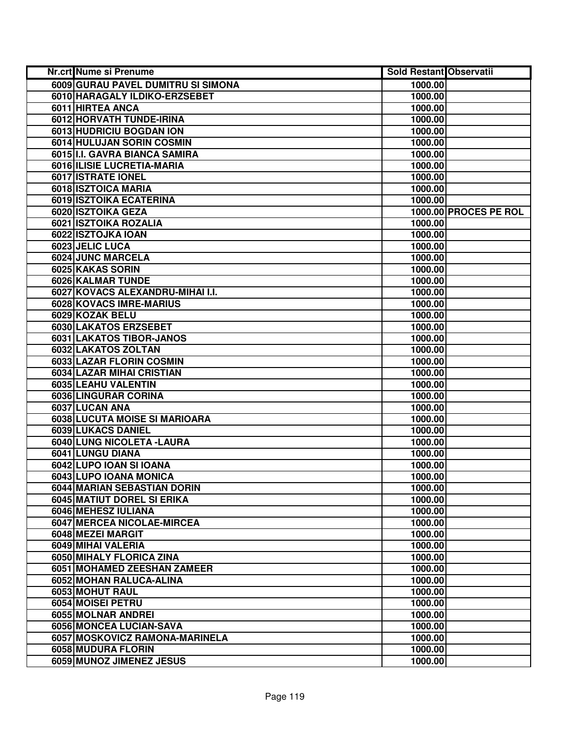| Nr.crt | Nume si Prenume | Sold Restant | Observatii |
|---|---|---|---|
| 6009 | GURAU PAVEL DUMITRU SI SIMONA | 1000.00 | |
| 6010 | HARAGALY ILDIKO-ERZSEBET | 1000.00 | |
| 6011 | HIRTEA ANCA | 1000.00 | |
| 6012 | HORVATH TUNDE-IRINA | 1000.00 | |
| 6013 | HUDRICIU BOGDAN ION | 1000.00 | |
| 6014 | HULUJAN SORIN COSMIN | 1000.00 | |
| 6015 | I.I. GAVRA BIANCA SAMIRA | 1000.00 | |
| 6016 | ILISIE LUCRETIA-MARIA | 1000.00 | |
| 6017 | ISTRATE IONEL | 1000.00 | |
| 6018 | ISZTOICA MARIA | 1000.00 | |
| 6019 | ISZTOIKA ECATERINA | 1000.00 | |
| 6020 | ISZTOIKA GEZA | 1000.00 | PROCES PE ROL |
| 6021 | ISZTOIKA ROZALIA | 1000.00 | |
| 6022 | ISZTOJKA IOAN | 1000.00 | |
| 6023 | JELIC LUCA | 1000.00 | |
| 6024 | JUNC MARCELA | 1000.00 | |
| 6025 | KAKAS SORIN | 1000.00 | |
| 6026 | KALMAR TUNDE | 1000.00 | |
| 6027 | KOVACS ALEXANDRU-MIHAI I.I. | 1000.00 | |
| 6028 | KOVACS IMRE-MARIUS | 1000.00 | |
| 6029 | KOZAK BELU | 1000.00 | |
| 6030 | LAKATOS ERZSEBET | 1000.00 | |
| 6031 | LAKATOS TIBOR-JANOS | 1000.00 | |
| 6032 | LAKATOS ZOLTAN | 1000.00 | |
| 6033 | LAZAR FLORIN COSMIN | 1000.00 | |
| 6034 | LAZAR MIHAI CRISTIAN | 1000.00 | |
| 6035 | LEAHU VALENTIN | 1000.00 | |
| 6036 | LINGURAR CORINA | 1000.00 | |
| 6037 | LUCAN ANA | 1000.00 | |
| 6038 | LUCUTA MOISE SI MARIOARA | 1000.00 | |
| 6039 | LUKACS DANIEL | 1000.00 | |
| 6040 | LUNG NICOLETA -LAURA | 1000.00 | |
| 6041 | LUNGU DIANA | 1000.00 | |
| 6042 | LUPO IOAN SI IOANA | 1000.00 | |
| 6043 | LUPO IOANA MONICA | 1000.00 | |
| 6044 | MARIAN SEBASTIAN DORIN | 1000.00 | |
| 6045 | MATIUT DOREL SI ERIKA | 1000.00 | |
| 6046 | MEHESZ IULIANA | 1000.00 | |
| 6047 | MERCEA NICOLAE-MIRCEA | 1000.00 | |
| 6048 | MEZEI MARGIT | 1000.00 | |
| 6049 | MIHAI VALERIA | 1000.00 | |
| 6050 | MIHALY FLORICA ZINA | 1000.00 | |
| 6051 | MOHAMED ZEESHAN ZAMEER | 1000.00 | |
| 6052 | MOHAN RALUCA-ALINA | 1000.00 | |
| 6053 | MOHUT RAUL | 1000.00 | |
| 6054 | MOISEI PETRU | 1000.00 | |
| 6055 | MOLNAR ANDREI | 1000.00 | |
| 6056 | MONCEA LUCIAN-SAVA | 1000.00 | |
| 6057 | MOSKOVICZ RAMONA-MARINELA | 1000.00 | |
| 6058 | MUDURA FLORIN | 1000.00 | |
| 6059 | MUNOZ JIMENEZ JESUS | 1000.00 | |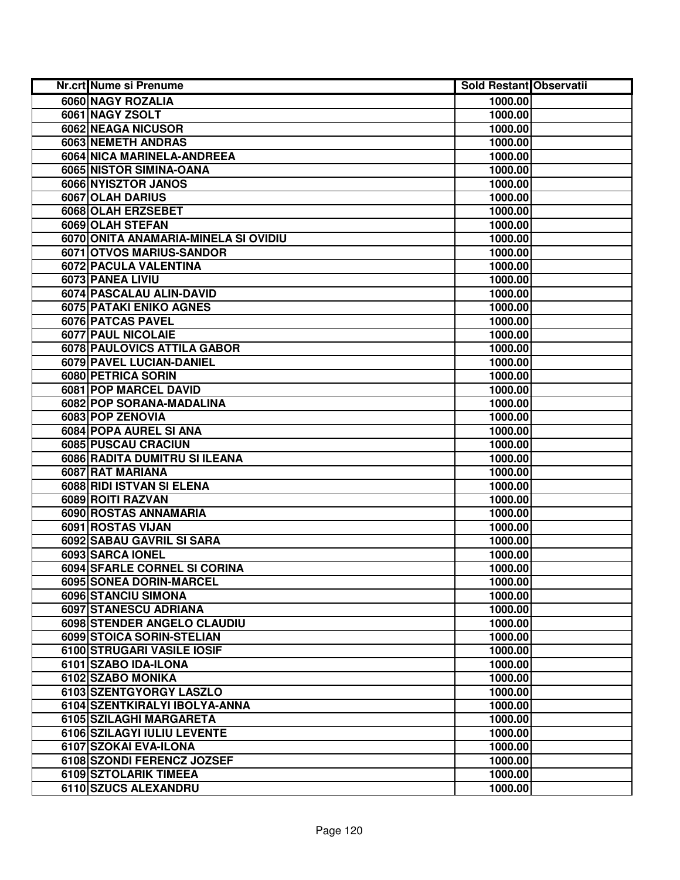| Nr.crt | Nume si Prenume | Sold Restant | Observatii |
|---|---|---|---|
| 6060 | NAGY ROZALIA | 1000.00 | |
| 6061 | NAGY ZSOLT | 1000.00 | |
| 6062 | NEAGA NICUSOR | 1000.00 | |
| 6063 | NEMETH ANDRAS | 1000.00 | |
| 6064 | NICA MARINELA-ANDREEA | 1000.00 | |
| 6065 | NISTOR SIMINA-OANA | 1000.00 | |
| 6066 | NYISZTOR JANOS | 1000.00 | |
| 6067 | OLAH DARIUS | 1000.00 | |
| 6068 | OLAH ERZSEBET | 1000.00 | |
| 6069 | OLAH STEFAN | 1000.00 | |
| 6070 | ONITA ANAMARIA-MINELA SI OVIDIU | 1000.00 | |
| 6071 | OTVOS MARIUS-SANDOR | 1000.00 | |
| 6072 | PACULA VALENTINA | 1000.00 | |
| 6073 | PANEA LIVIU | 1000.00 | |
| 6074 | PASCALAU ALIN-DAVID | 1000.00 | |
| 6075 | PATAKI ENIKO AGNES | 1000.00 | |
| 6076 | PATCAS PAVEL | 1000.00 | |
| 6077 | PAUL NICOLAIE | 1000.00 | |
| 6078 | PAULOVICS ATTILA GABOR | 1000.00 | |
| 6079 | PAVEL LUCIAN-DANIEL | 1000.00 | |
| 6080 | PETRICA SORIN | 1000.00 | |
| 6081 | POP MARCEL DAVID | 1000.00 | |
| 6082 | POP SORANA-MADALINA | 1000.00 | |
| 6083 | POP ZENOVIA | 1000.00 | |
| 6084 | POPA AUREL SI ANA | 1000.00 | |
| 6085 | PUSCAU CRACIUN | 1000.00 | |
| 6086 | RADITA DUMITRU SI ILEANA | 1000.00 | |
| 6087 | RAT MARIANA | 1000.00 | |
| 6088 | RIDI ISTVAN SI ELENA | 1000.00 | |
| 6089 | ROITI RAZVAN | 1000.00 | |
| 6090 | ROSTAS ANNAMARIA | 1000.00 | |
| 6091 | ROSTAS VIJAN | 1000.00 | |
| 6092 | SABAU GAVRIL SI SARA | 1000.00 | |
| 6093 | SARCA IONEL | 1000.00 | |
| 6094 | SFARLE CORNEL SI CORINA | 1000.00 | |
| 6095 | SONEA DORIN-MARCEL | 1000.00 | |
| 6096 | STANCIU SIMONA | 1000.00 | |
| 6097 | STANESCU ADRIANA | 1000.00 | |
| 6098 | STENDER ANGELO CLAUDIU | 1000.00 | |
| 6099 | STOICA SORIN-STELIAN | 1000.00 | |
| 6100 | STRUGARI VASILE IOSIF | 1000.00 | |
| 6101 | SZABO IDA-ILONA | 1000.00 | |
| 6102 | SZABO MONIKA | 1000.00 | |
| 6103 | SZENTGYORGY LASZLO | 1000.00 | |
| 6104 | SZENTKIRALYI IBOLYA-ANNA | 1000.00 | |
| 6105 | SZILAGHI MARGARETA | 1000.00 | |
| 6106 | SZILAGYI IULIU LEVENTE | 1000.00 | |
| 6107 | SZOKAI EVA-ILONA | 1000.00 | |
| 6108 | SZONDI FERENCZ JOZSEF | 1000.00 | |
| 6109 | SZTOLARIK TIMEEA | 1000.00 | |
| 6110 | SZUCS ALEXANDRU | 1000.00 | |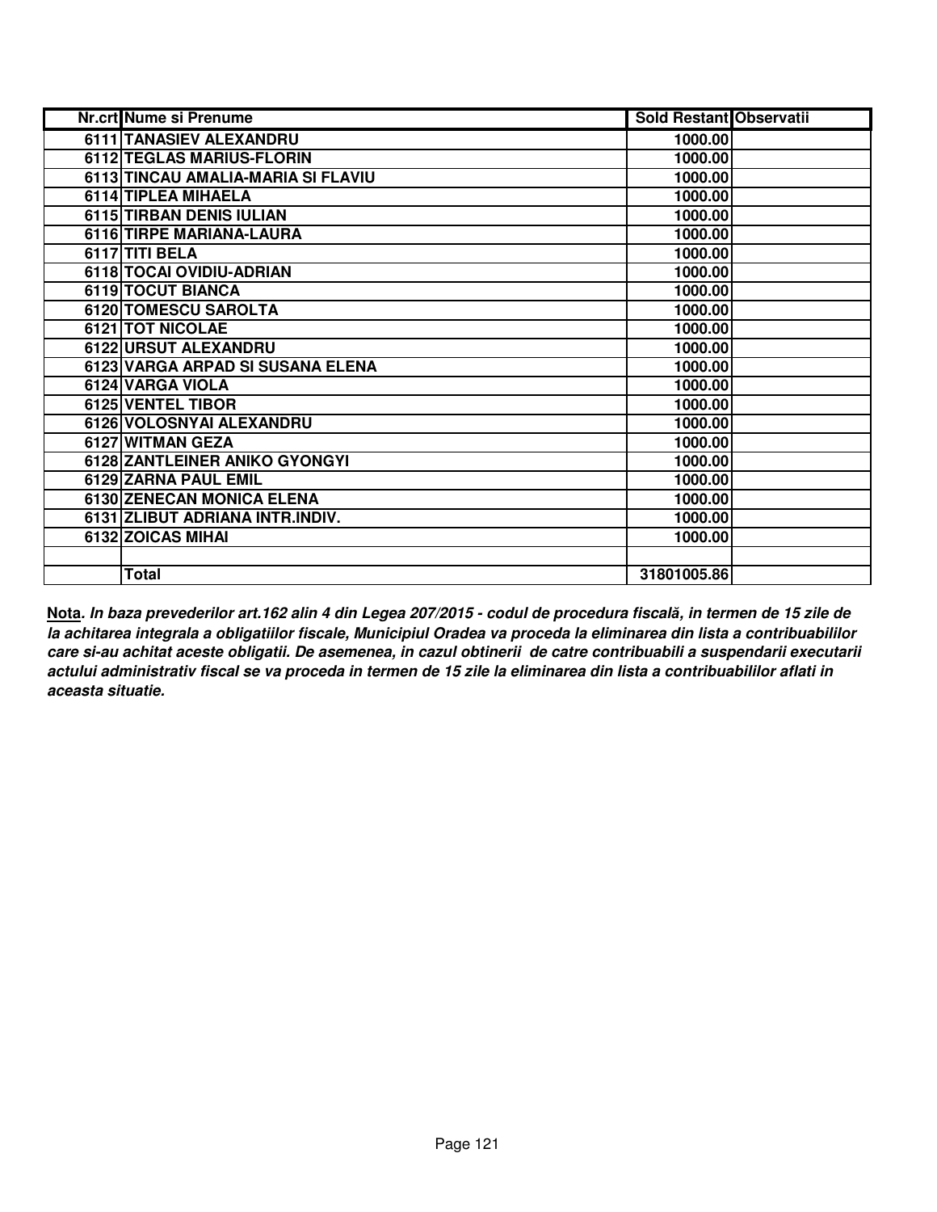| Nr.crt | Nume si Prenume | Sold Restant | Observatii |
|---|---|---|---|
| 6111 | TANASIEV ALEXANDRU | 1000.00 | |
| 6112 | TEGLAS MARIUS-FLORIN | 1000.00 | |
| 6113 | TINCAU AMALIA-MARIA SI FLAVIU | 1000.00 | |
| 6114 | TIPLEA MIHAELA | 1000.00 | |
| 6115 | TIRBAN DENIS IULIAN | 1000.00 | |
| 6116 | TIRPE MARIANA-LAURA | 1000.00 | |
| 6117 | TITI BELA | 1000.00 | |
| 6118 | TOCAI OVIDIU-ADRIAN | 1000.00 | |
| 6119 | TOCUT BIANCA | 1000.00 | |
| 6120 | TOMESCU SAROLTA | 1000.00 | |
| 6121 | TOT NICOLAE | 1000.00 | |
| 6122 | URSUT ALEXANDRU | 1000.00 | |
| 6123 | VARGA ARPAD SI SUSANA ELENA | 1000.00 | |
| 6124 | VARGA VIOLA | 1000.00 | |
| 6125 | VENTEL TIBOR | 1000.00 | |
| 6126 | VOLOSNYAI ALEXANDRU | 1000.00 | |
| 6127 | WITMAN GEZA | 1000.00 | |
| 6128 | ZANTLEINER ANIKO GYONGYI | 1000.00 | |
| 6129 | ZARNA PAUL EMIL | 1000.00 | |
| 6130 | ZENECAN MONICA ELENA | 1000.00 | |
| 6131 | ZLIBUT ADRIANA INTR.INDIV. | 1000.00 | |
| 6132 | ZOICAS MIHAI | 1000.00 | |
| | | | |
| | Total | 31801005.86 | |

**Nota**. ***In baza prevederilor art.162 alin 4 din Legea 207/2015 - codul de procedura fiscală, in termen de 15 zile de la achitarea integrala a obligatiilor fiscale, Municipiul Oradea va proceda la eliminarea din lista a contribuabililor care si-au achitat aceste obligatii. De asemenea, in cazul obtinerii de catre contribuabili a suspendarii executarii actului administrativ fiscal se va proceda in termen de 15 zile la eliminarea din lista a contribuabililor aflati in aceasta situatie.***